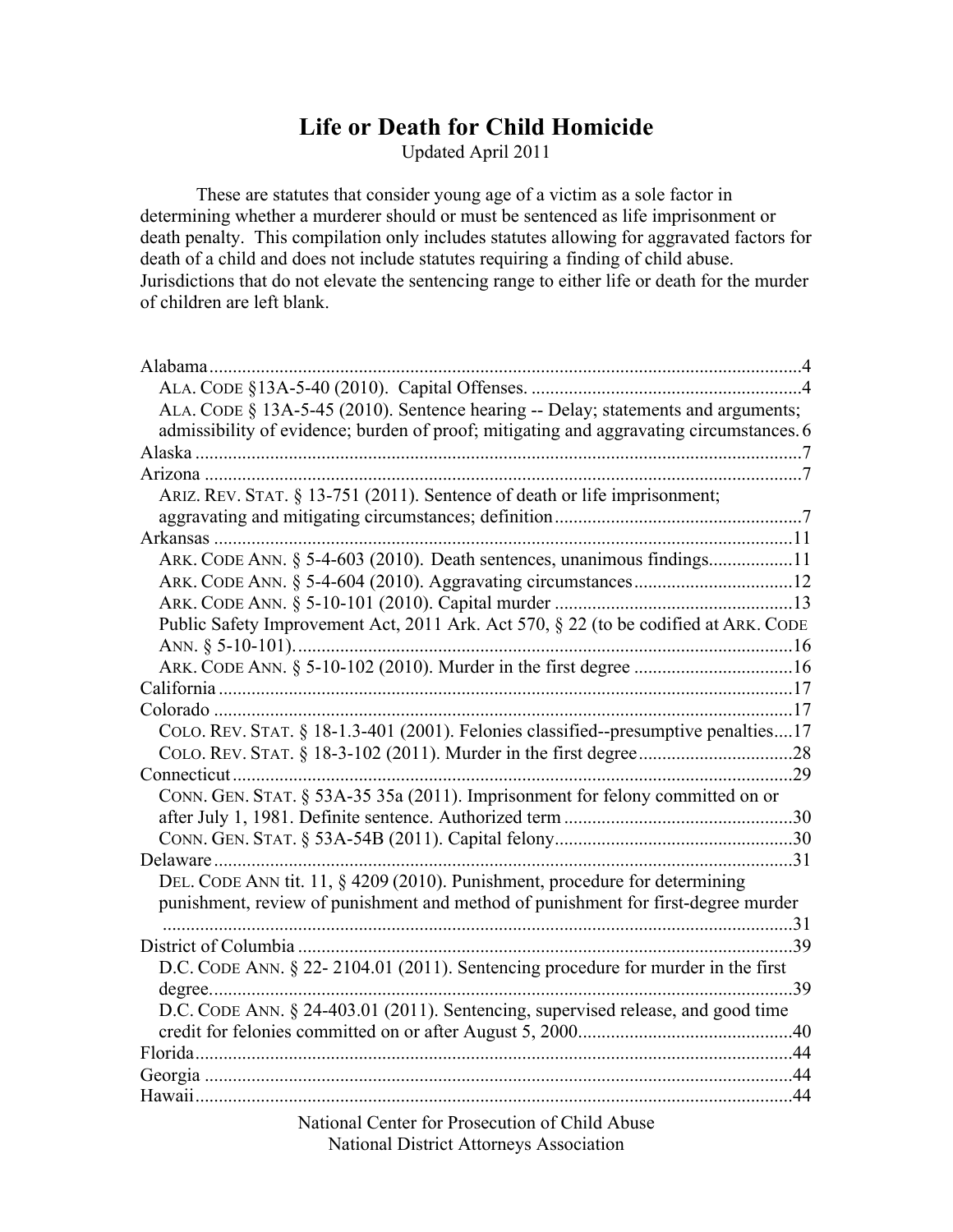# Life or Death for Child Homicide

Updated April 2011

These are statutes that consider young age of a victim as a sole factor in determining whether a murderer should or must be sentenced as life imprisonment or death penalty. This compilation only includes statutes allowing for aggravated factors for death of a child and does not include statutes requiring a finding of child abuse. Jurisdictions that do not elevate the sentencing range to either life or death for the murder of children are left blank.

- Alabama ..... 4
  - ALA. CODE §13A-5-40 (2010). Capital Offenses. ..... 4
  - ALA. CODE § 13A-5-45 (2010). Sentence hearing -- Delay; statements and arguments; admissibility of evidence; burden of proof; mitigating and aggravating circumstances. 6
- Alaska ..... 7
- Arizona ..... 7
  - ARIZ. REV. STAT. § 13-751 (2011). Sentence of death or life imprisonment; aggravating and mitigating circumstances; definition ..... 7
- Arkansas ..... 11
  - ARK. CODE ANN. § 5-4-603 (2010). Death sentences, unanimous findings ..... 11
  - ARK. CODE ANN. § 5-4-604 (2010). Aggravating circumstances ..... 12
  - ARK. CODE ANN. § 5-10-101 (2010). Capital murder ..... 13
  - Public Safety Improvement Act, 2011 Ark. Act 570, § 22 (to be codified at ARK. CODE ANN. § 5-10-101). ..... 16
  - ARK. CODE ANN. § 5-10-102 (2010). Murder in the first degree ..... 16
- California ..... 17
- Colorado ..... 17
  - COLO. REV. STAT. § 18-1.3-401 (2001). Felonies classified--presumptive penalties.... 17
  - COLO. REV. STAT. § 18-3-102 (2011). Murder in the first degree ..... 28
- Connecticut ..... 29
  - CONN. GEN. STAT. § 53A-35 35a (2011). Imprisonment for felony committed on or after July 1, 1981. Definite sentence. Authorized term ..... 30
  - CONN. GEN. STAT. § 53A-54B (2011). Capital felony ..... 30
- Delaware ..... 31
  - DEL. CODE ANN tit. 11, § 4209 (2010). Punishment, procedure for determining punishment, review of punishment and method of punishment for first-degree murder ..... 31
- District of Columbia ..... 39
  - D.C. CODE ANN. § 22- 2104.01 (2011). Sentencing procedure for murder in the first degree. ..... 39
  - D.C. CODE ANN. § 24-403.01 (2011). Sentencing, supervised release, and good time credit for felonies committed on or after August 5, 2000 ..... 40
- Florida ..... 44
- Georgia ..... 44
- Hawaii ..... 44

National Center for Prosecution of Child Abuse
National District Attorneys Association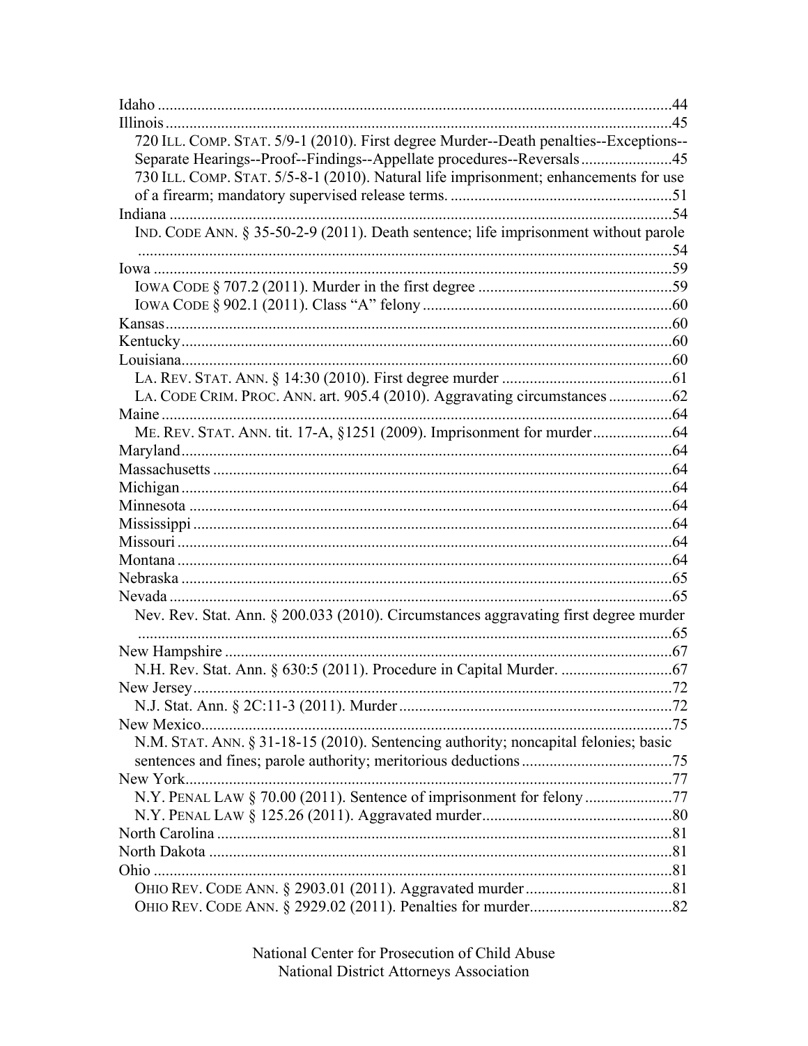Idaho ....................................................................................................................44
Illinois ..................................................................................................................45
  720 ILL. COMP. STAT. 5/9-1 (2010). First degree Murder--Death penalties--Exceptions--Separate Hearings--Proof--Findings--Appellate procedures--Reversals .......................45
  730 ILL. COMP. STAT. 5/5-8-1 (2010). Natural life imprisonment; enhancements for use of a firearm; mandatory supervised release terms. ........................................................51
Indiana ..................................................................................................................54
  IND. CODE ANN. § 35-50-2-9 (2011). Death sentence; life imprisonment without parole ......................................................................................................................54
Iowa ......................................................................................................................59
  IOWA CODE § 707.2 (2011). Murder in the first degree ................................................59
  IOWA CODE § 902.1 (2011). Class "A" felony ..............................................................60
Kansas ...................................................................................................................60
Kentucky ................................................................................................................60
Louisiana ................................................................................................................60
  LA. REV. STAT. ANN. § 14:30 (2010). First degree murder ...........................................61
  LA. CODE CRIM. PROC. ANN. art. 905.4 (2010). Aggravating circumstances ................62
Maine .....................................................................................................................64
  ME. REV. STAT. ANN. tit. 17-A, §1251 (2009). Imprisonment for murder ....................64
Maryland ................................................................................................................64
Massachusetts .........................................................................................................64
Michigan .................................................................................................................64
Minnesota ...............................................................................................................64
Mississippi ..............................................................................................................64
Missouri ..................................................................................................................64
Montana ..................................................................................................................64
Nebraska .................................................................................................................65
Nevada ....................................................................................................................65
  Nev. Rev. Stat. Ann. § 200.033 (2010). Circumstances aggravating first degree murder ......................................................................................................................65
New Hampshire .......................................................................................................67
  N.H. Rev. Stat. Ann. § 630:5 (2011). Procedure in Capital Murder. ............................67
New Jersey ..............................................................................................................72
  N.J. Stat. Ann. § 2C:11-3 (2011). Murder ....................................................................72
New Mexico .............................................................................................................75
  N.M. STAT. ANN. § 31-18-15 (2010). Sentencing authority; noncapital felonies; basic sentences and fines; parole authority; meritorious deductions ......................................75
New York .................................................................................................................77
  N.Y. PENAL LAW § 70.00 (2011). Sentence of imprisonment for felony ......................77
  N.Y. PENAL LAW § 125.26 (2011). Aggravated murder ...............................................80
North Carolina .........................................................................................................81
North Dakota ...........................................................................................................81
Ohio ........................................................................................................................81
  OHIO REV. CODE ANN. § 2903.01 (2011). Aggravated murder .....................................81
  OHIO REV. CODE ANN. § 2929.02 (2011). Penalties for murder ...................................82

National Center for Prosecution of Child Abuse
National District Attorneys Association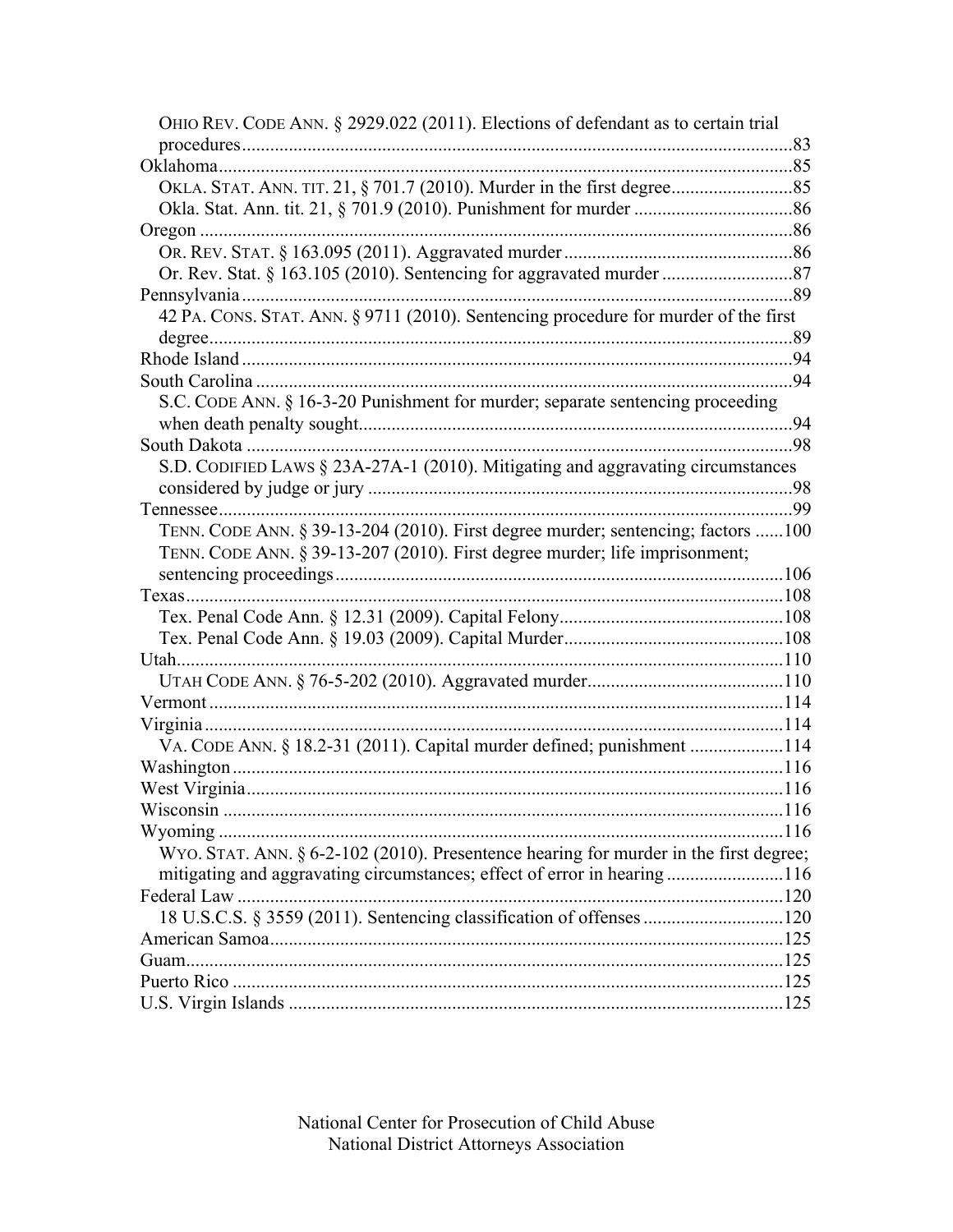OHIO REV. CODE ANN. § 2929.022 (2011). Elections of defendant as to certain trial procedures....83

Oklahoma....85

OKLA. STAT. ANN. TIT. 21, § 701.7 (2010). Murder in the first degree....85

Okla. Stat. Ann. tit. 21, § 701.9 (2010). Punishment for murder....86

Oregon....86

OR. REV. STAT. § 163.095 (2011). Aggravated murder....86

Or. Rev. Stat. § 163.105 (2010). Sentencing for aggravated murder....87

Pennsylvania....89

42 PA. CONS. STAT. ANN. § 9711 (2010). Sentencing procedure for murder of the first degree....89

Rhode Island....94

South Carolina....94

S.C. CODE ANN. § 16-3-20 Punishment for murder; separate sentencing proceeding when death penalty sought....94

South Dakota....98

S.D. CODIFIED LAWS § 23A-27A-1 (2010). Mitigating and aggravating circumstances considered by judge or jury....98

Tennessee....99

TENN. CODE ANN. § 39-13-204 (2010). First degree murder; sentencing; factors....100

TENN. CODE ANN. § 39-13-207 (2010). First degree murder; life imprisonment; sentencing proceedings....106

Texas....108

Tex. Penal Code Ann. § 12.31 (2009). Capital Felony....108

Tex. Penal Code Ann. § 19.03 (2009). Capital Murder....108

Utah....110

UTAH CODE ANN. § 76-5-202 (2010). Aggravated murder....110

Vermont....114

Virginia....114

VA. CODE ANN. § 18.2-31 (2011). Capital murder defined; punishment....114

Washington....116

West Virginia....116

Wisconsin....116

Wyoming....116

WYO. STAT. ANN. § 6-2-102 (2010). Presentence hearing for murder in the first degree; mitigating and aggravating circumstances; effect of error in hearing....116

Federal Law....120

18 U.S.C.S. § 3559 (2011). Sentencing classification of offenses....120

American Samoa....125

Guam....125

Puerto Rico....125

U.S. Virgin Islands....125

National Center for Prosecution of Child Abuse
National District Attorneys Association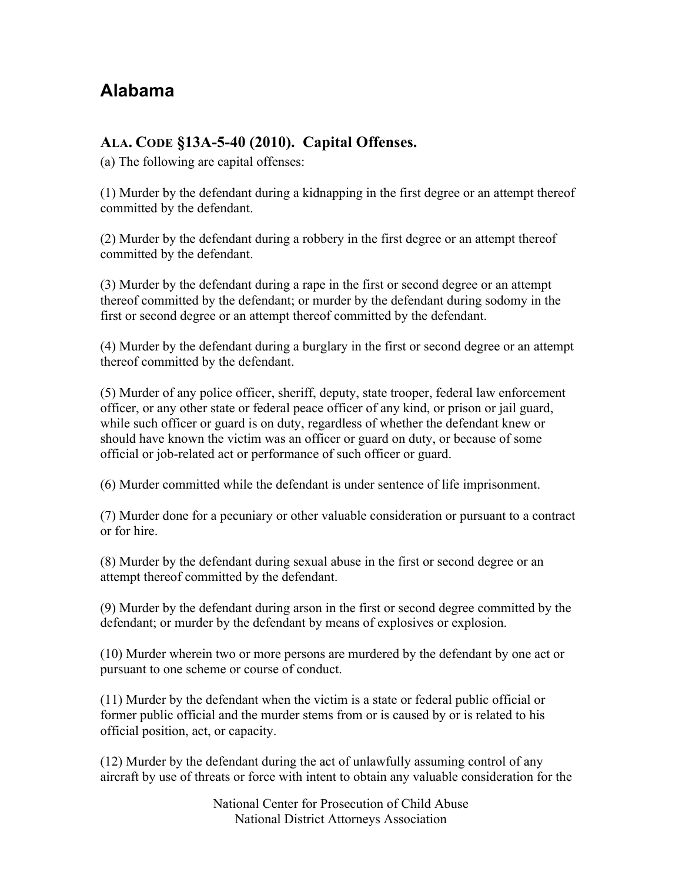# Alabama

## ALA. CODE §13A-5-40 (2010). Capital Offenses.

(a) The following are capital offenses:

(1) Murder by the defendant during a kidnapping in the first degree or an attempt thereof committed by the defendant.

(2) Murder by the defendant during a robbery in the first degree or an attempt thereof committed by the defendant.

(3) Murder by the defendant during a rape in the first or second degree or an attempt thereof committed by the defendant; or murder by the defendant during sodomy in the first or second degree or an attempt thereof committed by the defendant.

(4) Murder by the defendant during a burglary in the first or second degree or an attempt thereof committed by the defendant.

(5) Murder of any police officer, sheriff, deputy, state trooper, federal law enforcement officer, or any other state or federal peace officer of any kind, or prison or jail guard, while such officer or guard is on duty, regardless of whether the defendant knew or should have known the victim was an officer or guard on duty, or because of some official or job-related act or performance of such officer or guard.

(6) Murder committed while the defendant is under sentence of life imprisonment.

(7) Murder done for a pecuniary or other valuable consideration or pursuant to a contract or for hire.

(8) Murder by the defendant during sexual abuse in the first or second degree or an attempt thereof committed by the defendant.

(9) Murder by the defendant during arson in the first or second degree committed by the defendant; or murder by the defendant by means of explosives or explosion.

(10) Murder wherein two or more persons are murdered by the defendant by one act or pursuant to one scheme or course of conduct.

(11) Murder by the defendant when the victim is a state or federal public official or former public official and the murder stems from or is caused by or is related to his official position, act, or capacity.

(12) Murder by the defendant during the act of unlawfully assuming control of any aircraft by use of threats or force with intent to obtain any valuable consideration for the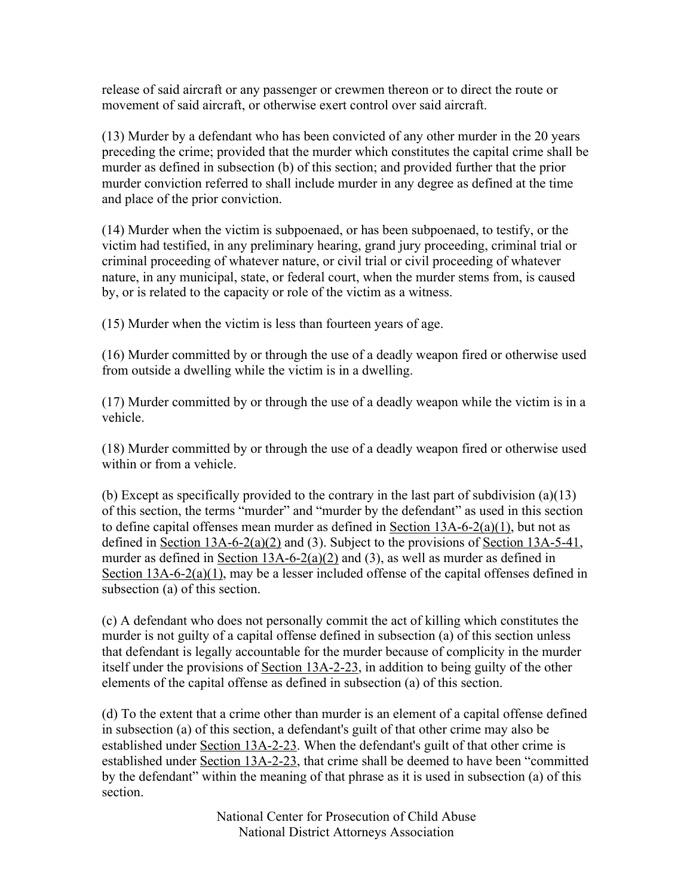release of said aircraft or any passenger or crewmen thereon or to direct the route or movement of said aircraft, or otherwise exert control over said aircraft.

(13) Murder by a defendant who has been convicted of any other murder in the 20 years preceding the crime; provided that the murder which constitutes the capital crime shall be murder as defined in subsection (b) of this section; and provided further that the prior murder conviction referred to shall include murder in any degree as defined at the time and place of the prior conviction.

(14) Murder when the victim is subpoenaed, or has been subpoenaed, to testify, or the victim had testified, in any preliminary hearing, grand jury proceeding, criminal trial or criminal proceeding of whatever nature, or civil trial or civil proceeding of whatever nature, in any municipal, state, or federal court, when the murder stems from, is caused by, or is related to the capacity or role of the victim as a witness.

(15) Murder when the victim is less than fourteen years of age.

(16) Murder committed by or through the use of a deadly weapon fired or otherwise used from outside a dwelling while the victim is in a dwelling.

(17) Murder committed by or through the use of a deadly weapon while the victim is in a vehicle.

(18) Murder committed by or through the use of a deadly weapon fired or otherwise used within or from a vehicle.

(b) Except as specifically provided to the contrary in the last part of subdivision (a)(13) of this section, the terms "murder" and "murder by the defendant" as used in this section to define capital offenses mean murder as defined in Section 13A-6-2(a)(1), but not as defined in Section 13A-6-2(a)(2) and (3). Subject to the provisions of Section 13A-5-41, murder as defined in Section 13A-6-2(a)(2) and (3), as well as murder as defined in Section 13A-6-2(a)(1), may be a lesser included offense of the capital offenses defined in subsection (a) of this section.

(c) A defendant who does not personally commit the act of killing which constitutes the murder is not guilty of a capital offense defined in subsection (a) of this section unless that defendant is legally accountable for the murder because of complicity in the murder itself under the provisions of Section 13A-2-23, in addition to being guilty of the other elements of the capital offense as defined in subsection (a) of this section.

(d) To the extent that a crime other than murder is an element of a capital offense defined in subsection (a) of this section, a defendant's guilt of that other crime may also be established under Section 13A-2-23. When the defendant's guilt of that other crime is established under Section 13A-2-23, that crime shall be deemed to have been "committed by the defendant" within the meaning of that phrase as it is used in subsection (a) of this section.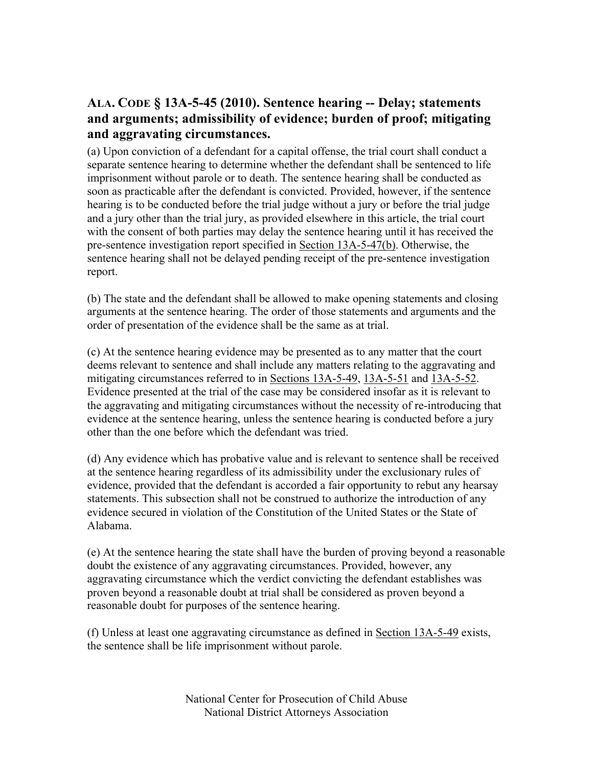## ALA. CODE § 13A-5-45 (2010). Sentence hearing -- Delay; statements and arguments; admissibility of evidence; burden of proof; mitigating and aggravating circumstances.

(a) Upon conviction of a defendant for a capital offense, the trial court shall conduct a separate sentence hearing to determine whether the defendant shall be sentenced to life imprisonment without parole or to death. The sentence hearing shall be conducted as soon as practicable after the defendant is convicted. Provided, however, if the sentence hearing is to be conducted before the trial judge without a jury or before the trial judge and a jury other than the trial jury, as provided elsewhere in this article, the trial court with the consent of both parties may delay the sentence hearing until it has received the pre-sentence investigation report specified in Section 13A-5-47(b). Otherwise, the sentence hearing shall not be delayed pending receipt of the pre-sentence investigation report.

(b) The state and the defendant shall be allowed to make opening statements and closing arguments at the sentence hearing. The order of those statements and arguments and the order of presentation of the evidence shall be the same as at trial.

(c) At the sentence hearing evidence may be presented as to any matter that the court deems relevant to sentence and shall include any matters relating to the aggravating and mitigating circumstances referred to in Sections 13A-5-49, 13A-5-51 and 13A-5-52. Evidence presented at the trial of the case may be considered insofar as it is relevant to the aggravating and mitigating circumstances without the necessity of re-introducing that evidence at the sentence hearing, unless the sentence hearing is conducted before a jury other than the one before which the defendant was tried.

(d) Any evidence which has probative value and is relevant to sentence shall be received at the sentence hearing regardless of its admissibility under the exclusionary rules of evidence, provided that the defendant is accorded a fair opportunity to rebut any hearsay statements. This subsection shall not be construed to authorize the introduction of any evidence secured in violation of the Constitution of the United States or the State of Alabama.

(e) At the sentence hearing the state shall have the burden of proving beyond a reasonable doubt the existence of any aggravating circumstances. Provided, however, any aggravating circumstance which the verdict convicting the defendant establishes was proven beyond a reasonable doubt at trial shall be considered as proven beyond a reasonable doubt for purposes of the sentence hearing.

(f) Unless at least one aggravating circumstance as defined in Section 13A-5-49 exists, the sentence shall be life imprisonment without parole.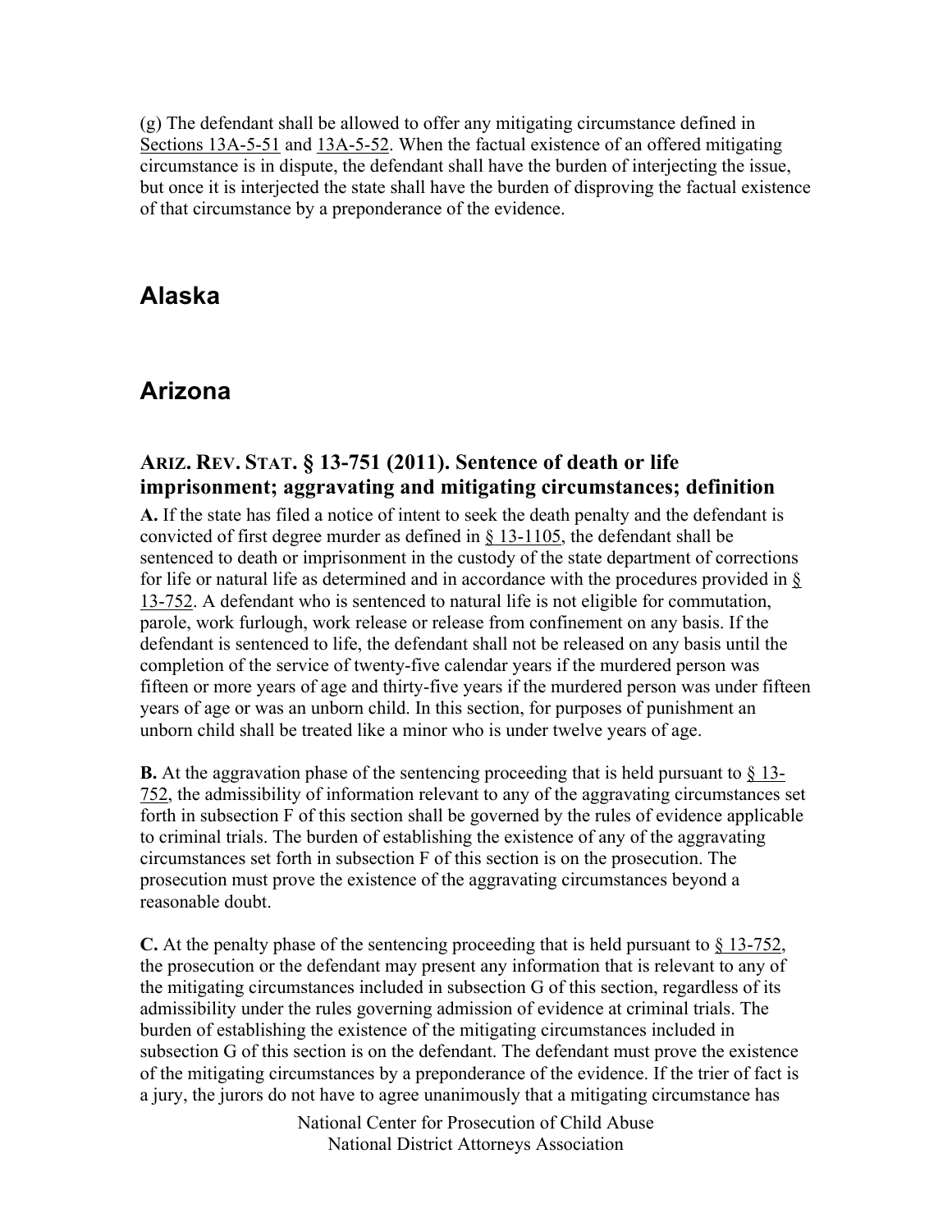(g) The defendant shall be allowed to offer any mitigating circumstance defined in Sections 13A-5-51 and 13A-5-52. When the factual existence of an offered mitigating circumstance is in dispute, the defendant shall have the burden of interjecting the issue, but once it is interjected the state shall have the burden of disproving the factual existence of that circumstance by a preponderance of the evidence.

## Alaska

## Arizona

### ARIZ. REV. STAT. § 13-751 (2011). Sentence of death or life imprisonment; aggravating and mitigating circumstances; definition

**A.** If the state has filed a notice of intent to seek the death penalty and the defendant is convicted of first degree murder as defined in § 13-1105, the defendant shall be sentenced to death or imprisonment in the custody of the state department of corrections for life or natural life as determined and in accordance with the procedures provided in § 13-752. A defendant who is sentenced to natural life is not eligible for commutation, parole, work furlough, work release or release from confinement on any basis. If the defendant is sentenced to life, the defendant shall not be released on any basis until the completion of the service of twenty-five calendar years if the murdered person was fifteen or more years of age and thirty-five years if the murdered person was under fifteen years of age or was an unborn child. In this section, for purposes of punishment an unborn child shall be treated like a minor who is under twelve years of age.

**B.** At the aggravation phase of the sentencing proceeding that is held pursuant to § 13-752, the admissibility of information relevant to any of the aggravating circumstances set forth in subsection F of this section shall be governed by the rules of evidence applicable to criminal trials. The burden of establishing the existence of any of the aggravating circumstances set forth in subsection F of this section is on the prosecution. The prosecution must prove the existence of the aggravating circumstances beyond a reasonable doubt.

**C.** At the penalty phase of the sentencing proceeding that is held pursuant to § 13-752, the prosecution or the defendant may present any information that is relevant to any of the mitigating circumstances included in subsection G of this section, regardless of its admissibility under the rules governing admission of evidence at criminal trials. The burden of establishing the existence of the mitigating circumstances included in subsection G of this section is on the defendant. The defendant must prove the existence of the mitigating circumstances by a preponderance of the evidence. If the trier of fact is a jury, the jurors do not have to agree unanimously that a mitigating circumstance has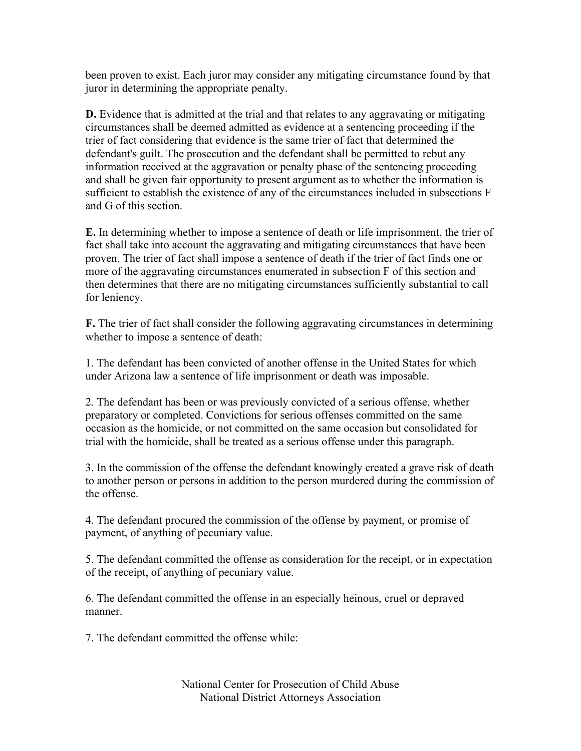been proven to exist. Each juror may consider any mitigating circumstance found by that juror in determining the appropriate penalty.

**D.** Evidence that is admitted at the trial and that relates to any aggravating or mitigating circumstances shall be deemed admitted as evidence at a sentencing proceeding if the trier of fact considering that evidence is the same trier of fact that determined the defendant's guilt. The prosecution and the defendant shall be permitted to rebut any information received at the aggravation or penalty phase of the sentencing proceeding and shall be given fair opportunity to present argument as to whether the information is sufficient to establish the existence of any of the circumstances included in subsections F and G of this section.

**E.** In determining whether to impose a sentence of death or life imprisonment, the trier of fact shall take into account the aggravating and mitigating circumstances that have been proven. The trier of fact shall impose a sentence of death if the trier of fact finds one or more of the aggravating circumstances enumerated in subsection F of this section and then determines that there are no mitigating circumstances sufficiently substantial to call for leniency.

**F.** The trier of fact shall consider the following aggravating circumstances in determining whether to impose a sentence of death:

1. The defendant has been convicted of another offense in the United States for which under Arizona law a sentence of life imprisonment or death was imposable.

2. The defendant has been or was previously convicted of a serious offense, whether preparatory or completed. Convictions for serious offenses committed on the same occasion as the homicide, or not committed on the same occasion but consolidated for trial with the homicide, shall be treated as a serious offense under this paragraph.

3. In the commission of the offense the defendant knowingly created a grave risk of death to another person or persons in addition to the person murdered during the commission of the offense.

4. The defendant procured the commission of the offense by payment, or promise of payment, of anything of pecuniary value.

5. The defendant committed the offense as consideration for the receipt, or in expectation of the receipt, of anything of pecuniary value.

6. The defendant committed the offense in an especially heinous, cruel or depraved manner.

7. The defendant committed the offense while: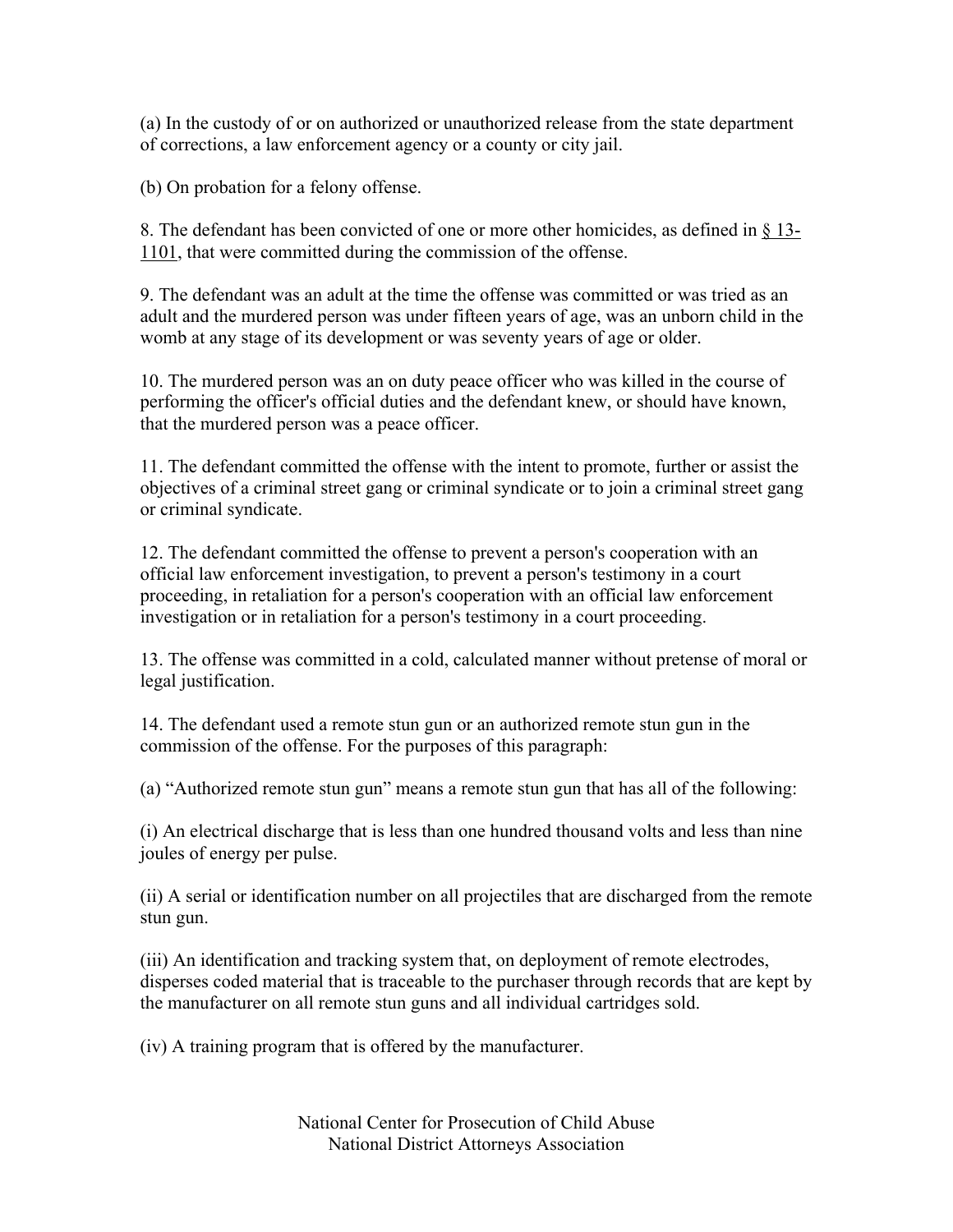(a) In the custody of or on authorized or unauthorized release from the state department of corrections, a law enforcement agency or a county or city jail.

(b) On probation for a felony offense.

8. The defendant has been convicted of one or more other homicides, as defined in § 13-1101, that were committed during the commission of the offense.

9. The defendant was an adult at the time the offense was committed or was tried as an adult and the murdered person was under fifteen years of age, was an unborn child in the womb at any stage of its development or was seventy years of age or older.

10. The murdered person was an on duty peace officer who was killed in the course of performing the officer's official duties and the defendant knew, or should have known, that the murdered person was a peace officer.

11. The defendant committed the offense with the intent to promote, further or assist the objectives of a criminal street gang or criminal syndicate or to join a criminal street gang or criminal syndicate.

12. The defendant committed the offense to prevent a person's cooperation with an official law enforcement investigation, to prevent a person's testimony in a court proceeding, in retaliation for a person's cooperation with an official law enforcement investigation or in retaliation for a person's testimony in a court proceeding.

13. The offense was committed in a cold, calculated manner without pretense of moral or legal justification.

14. The defendant used a remote stun gun or an authorized remote stun gun in the commission of the offense. For the purposes of this paragraph:

(a) "Authorized remote stun gun" means a remote stun gun that has all of the following:

(i) An electrical discharge that is less than one hundred thousand volts and less than nine joules of energy per pulse.

(ii) A serial or identification number on all projectiles that are discharged from the remote stun gun.

(iii) An identification and tracking system that, on deployment of remote electrodes, disperses coded material that is traceable to the purchaser through records that are kept by the manufacturer on all remote stun guns and all individual cartridges sold.

(iv) A training program that is offered by the manufacturer.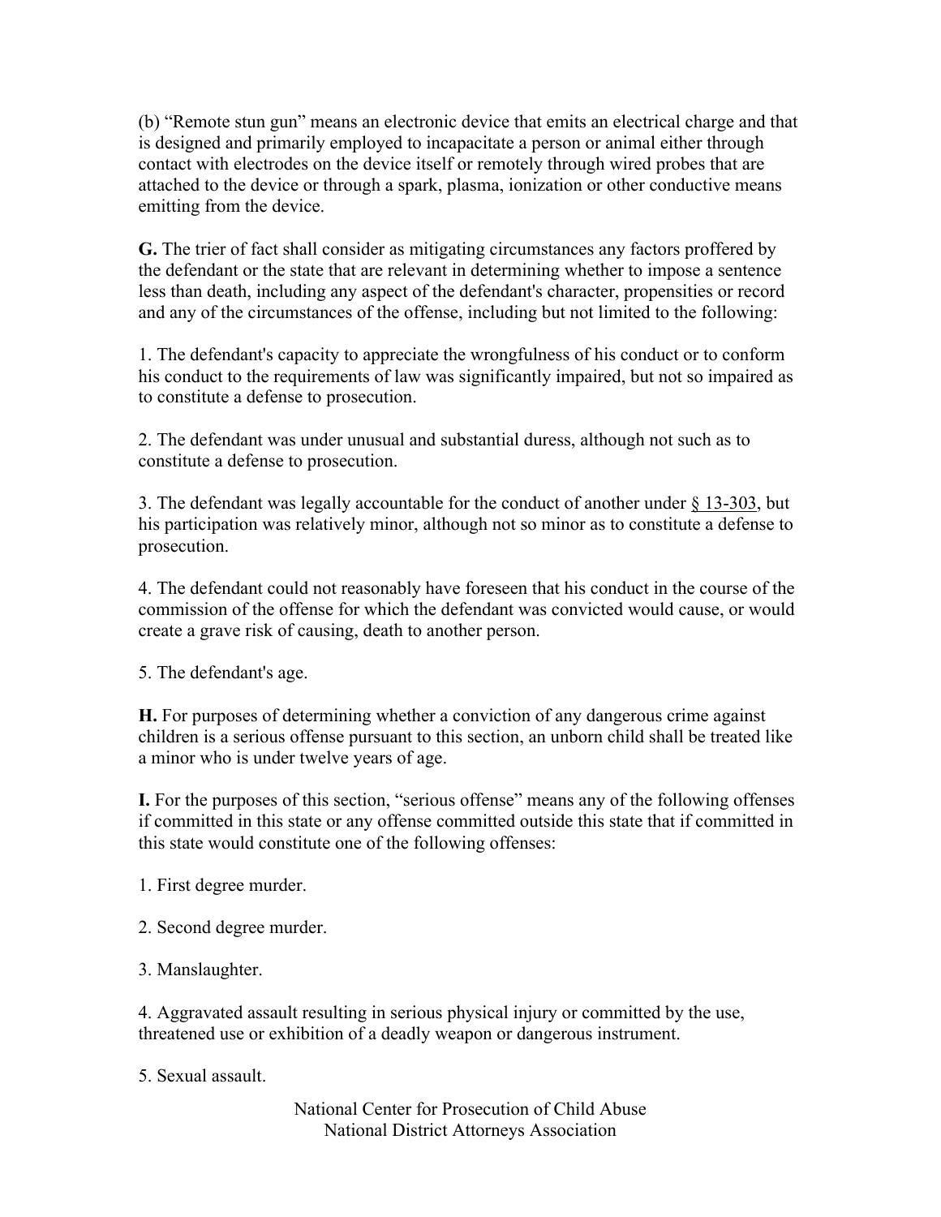(b) “Remote stun gun” means an electronic device that emits an electrical charge and that is designed and primarily employed to incapacitate a person or animal either through contact with electrodes on the device itself or remotely through wired probes that are attached to the device or through a spark, plasma, ionization or other conductive means emitting from the device.

**G.** The trier of fact shall consider as mitigating circumstances any factors proffered by the defendant or the state that are relevant in determining whether to impose a sentence less than death, including any aspect of the defendant's character, propensities or record and any of the circumstances of the offense, including but not limited to the following:

1. The defendant's capacity to appreciate the wrongfulness of his conduct or to conform his conduct to the requirements of law was significantly impaired, but not so impaired as to constitute a defense to prosecution.

2. The defendant was under unusual and substantial duress, although not such as to constitute a defense to prosecution.

3. The defendant was legally accountable for the conduct of another under § 13-303, but his participation was relatively minor, although not so minor as to constitute a defense to prosecution.

4. The defendant could not reasonably have foreseen that his conduct in the course of the commission of the offense for which the defendant was convicted would cause, or would create a grave risk of causing, death to another person.

5. The defendant's age.

**H.** For purposes of determining whether a conviction of any dangerous crime against children is a serious offense pursuant to this section, an unborn child shall be treated like a minor who is under twelve years of age.

**I.** For the purposes of this section, “serious offense” means any of the following offenses if committed in this state or any offense committed outside this state that if committed in this state would constitute one of the following offenses:

1. First degree murder.

2. Second degree murder.

3. Manslaughter.

4. Aggravated assault resulting in serious physical injury or committed by the use, threatened use or exhibition of a deadly weapon or dangerous instrument.

5. Sexual assault.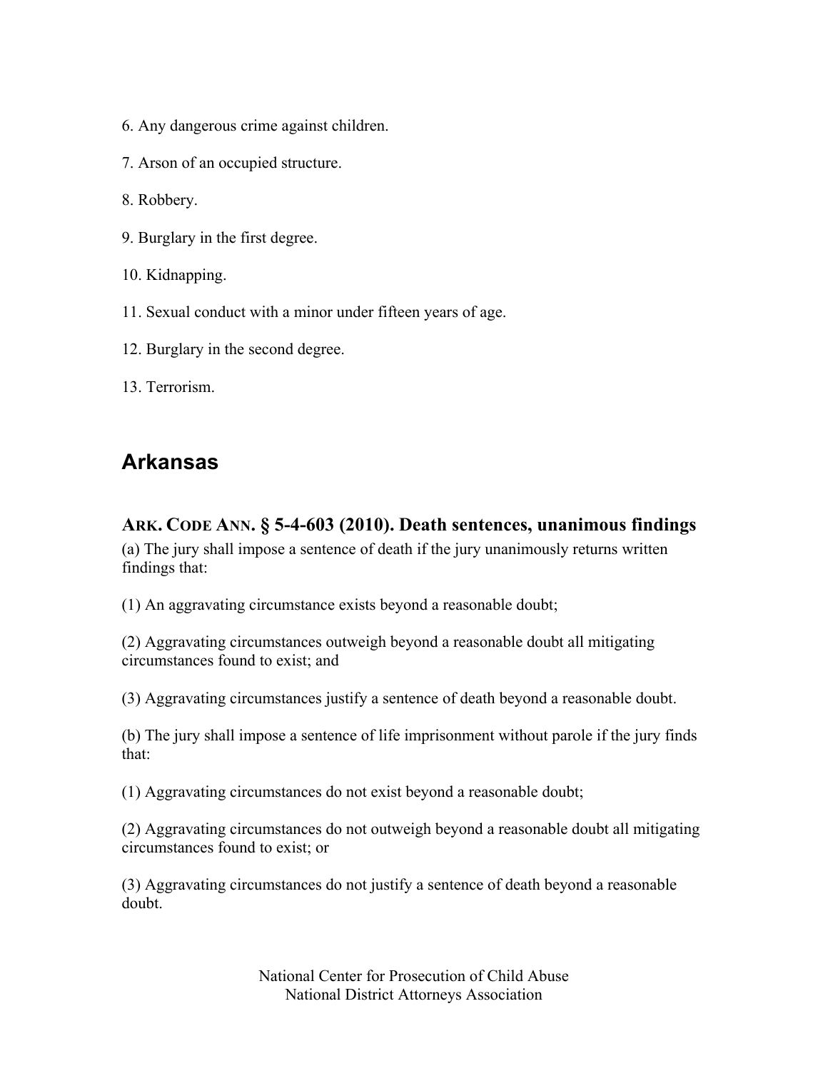6. Any dangerous crime against children.

7. Arson of an occupied structure.

8. Robbery.

9. Burglary in the first degree.

10. Kidnapping.

11. Sexual conduct with a minor under fifteen years of age.

12. Burglary in the second degree.

13. Terrorism.

## Arkansas

### ARK. CODE ANN. § 5-4-603 (2010). Death sentences, unanimous findings

(a) The jury shall impose a sentence of death if the jury unanimously returns written findings that:

(1) An aggravating circumstance exists beyond a reasonable doubt;

(2) Aggravating circumstances outweigh beyond a reasonable doubt all mitigating circumstances found to exist; and

(3) Aggravating circumstances justify a sentence of death beyond a reasonable doubt.

(b) The jury shall impose a sentence of life imprisonment without parole if the jury finds that:

(1) Aggravating circumstances do not exist beyond a reasonable doubt;

(2) Aggravating circumstances do not outweigh beyond a reasonable doubt all mitigating circumstances found to exist; or

(3) Aggravating circumstances do not justify a sentence of death beyond a reasonable doubt.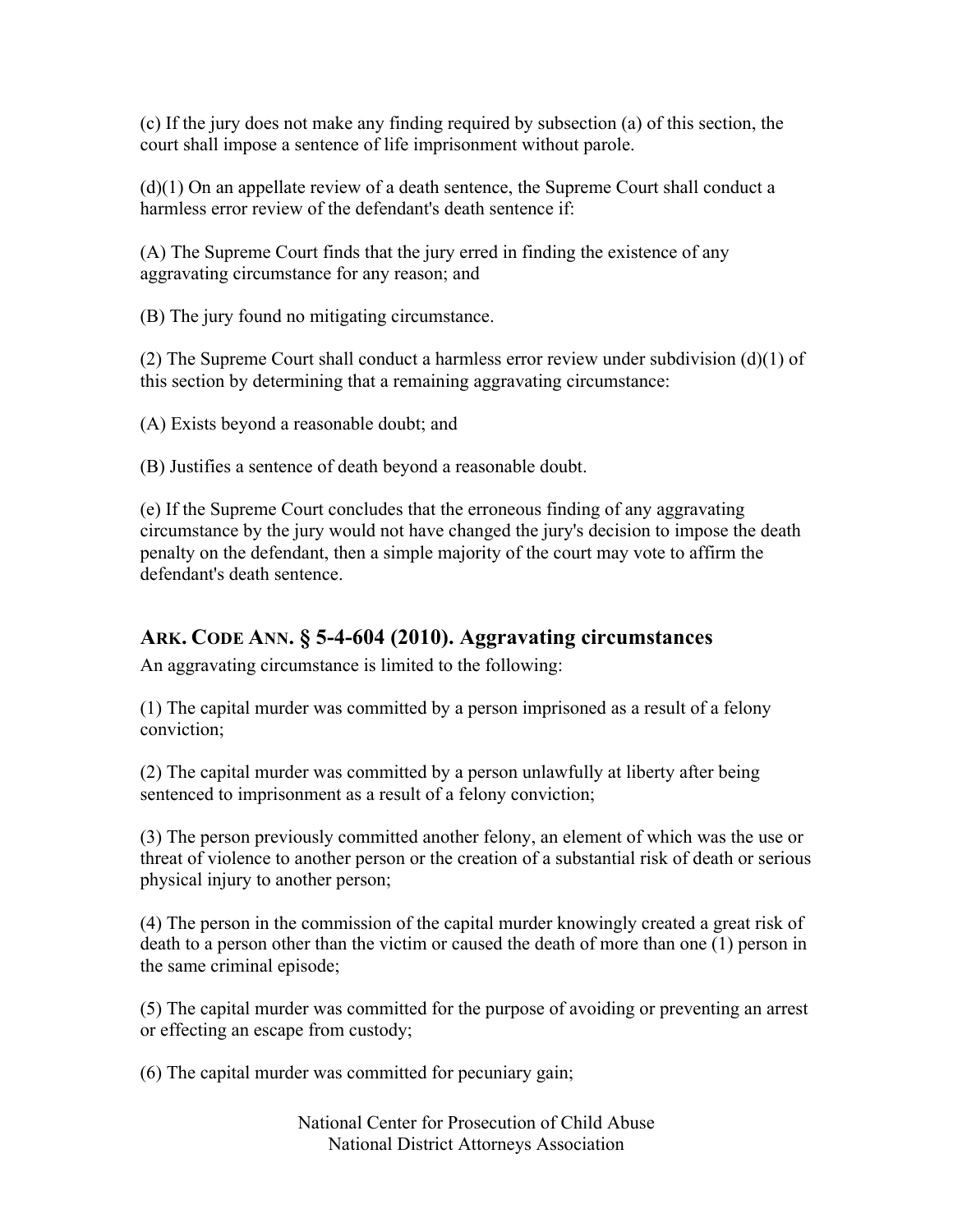(c) If the jury does not make any finding required by subsection (a) of this section, the court shall impose a sentence of life imprisonment without parole.

(d)(1) On an appellate review of a death sentence, the Supreme Court shall conduct a harmless error review of the defendant's death sentence if:

(A) The Supreme Court finds that the jury erred in finding the existence of any aggravating circumstance for any reason; and

(B) The jury found no mitigating circumstance.

(2) The Supreme Court shall conduct a harmless error review under subdivision (d)(1) of this section by determining that a remaining aggravating circumstance:

(A) Exists beyond a reasonable doubt; and

(B) Justifies a sentence of death beyond a reasonable doubt.

(e) If the Supreme Court concludes that the erroneous finding of any aggravating circumstance by the jury would not have changed the jury's decision to impose the death penalty on the defendant, then a simple majority of the court may vote to affirm the defendant's death sentence.

## ARK. CODE ANN. § 5-4-604 (2010). Aggravating circumstances

An aggravating circumstance is limited to the following:

(1) The capital murder was committed by a person imprisoned as a result of a felony conviction;

(2) The capital murder was committed by a person unlawfully at liberty after being sentenced to imprisonment as a result of a felony conviction;

(3) The person previously committed another felony, an element of which was the use or threat of violence to another person or the creation of a substantial risk of death or serious physical injury to another person;

(4) The person in the commission of the capital murder knowingly created a great risk of death to a person other than the victim or caused the death of more than one (1) person in the same criminal episode;

(5) The capital murder was committed for the purpose of avoiding or preventing an arrest or effecting an escape from custody;

(6) The capital murder was committed for pecuniary gain;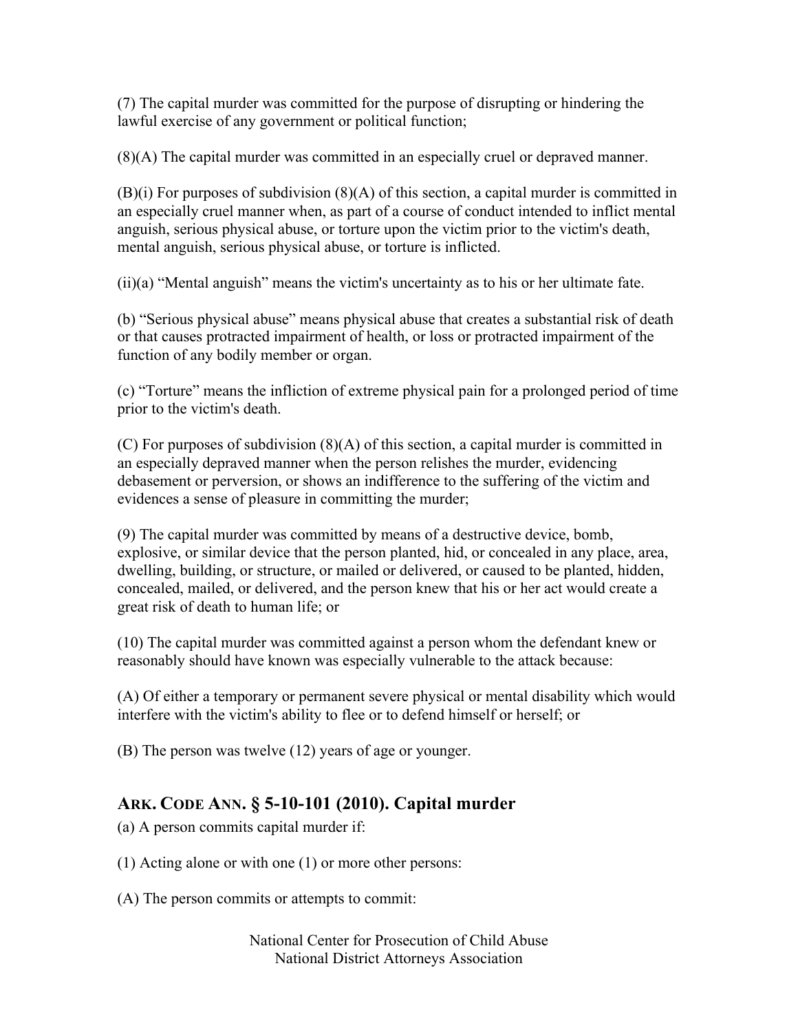(7) The capital murder was committed for the purpose of disrupting or hindering the lawful exercise of any government or political function;

(8)(A) The capital murder was committed in an especially cruel or depraved manner.

(B)(i) For purposes of subdivision (8)(A) of this section, a capital murder is committed in an especially cruel manner when, as part of a course of conduct intended to inflict mental anguish, serious physical abuse, or torture upon the victim prior to the victim's death, mental anguish, serious physical abuse, or torture is inflicted.

(ii)(a) "Mental anguish" means the victim's uncertainty as to his or her ultimate fate.

(b) "Serious physical abuse" means physical abuse that creates a substantial risk of death or that causes protracted impairment of health, or loss or protracted impairment of the function of any bodily member or organ.

(c) "Torture" means the infliction of extreme physical pain for a prolonged period of time prior to the victim's death.

(C) For purposes of subdivision (8)(A) of this section, a capital murder is committed in an especially depraved manner when the person relishes the murder, evidencing debasement or perversion, or shows an indifference to the suffering of the victim and evidences a sense of pleasure in committing the murder;

(9) The capital murder was committed by means of a destructive device, bomb, explosive, or similar device that the person planted, hid, or concealed in any place, area, dwelling, building, or structure, or mailed or delivered, or caused to be planted, hidden, concealed, mailed, or delivered, and the person knew that his or her act would create a great risk of death to human life; or

(10) The capital murder was committed against a person whom the defendant knew or reasonably should have known was especially vulnerable to the attack because:

(A) Of either a temporary or permanent severe physical or mental disability which would interfere with the victim's ability to flee or to defend himself or herself; or

(B) The person was twelve (12) years of age or younger.

## ARK. CODE ANN. § 5-10-101 (2010). Capital murder

(a) A person commits capital murder if:

(1) Acting alone or with one (1) or more other persons:

(A) The person commits or attempts to commit: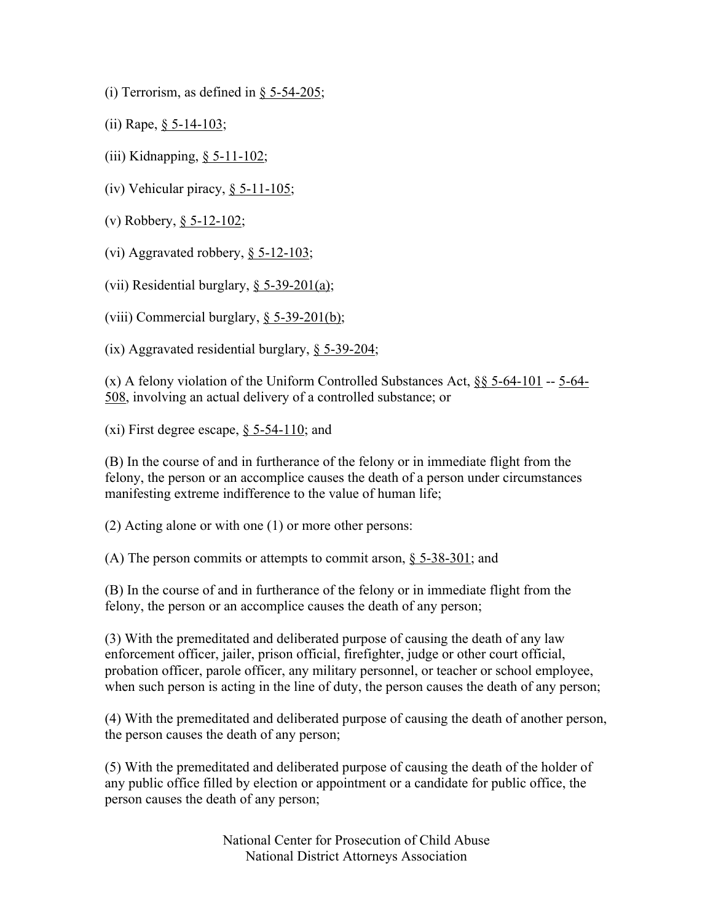(i) Terrorism, as defined in § 5-54-205;

(ii) Rape, § 5-14-103;

(iii) Kidnapping, § 5-11-102;

(iv) Vehicular piracy, § 5-11-105;

(v) Robbery, § 5-12-102;

(vi) Aggravated robbery, § 5-12-103;

(vii) Residential burglary, § 5-39-201(a);

(viii) Commercial burglary, § 5-39-201(b);

(ix) Aggravated residential burglary, § 5-39-204;

(x) A felony violation of the Uniform Controlled Substances Act, §§ 5-64-101 -- 5-64-508, involving an actual delivery of a controlled substance; or

(xi) First degree escape, § 5-54-110; and

(B) In the course of and in furtherance of the felony or in immediate flight from the felony, the person or an accomplice causes the death of a person under circumstances manifesting extreme indifference to the value of human life;

(2) Acting alone or with one (1) or more other persons:

(A) The person commits or attempts to commit arson, § 5-38-301; and

(B) In the course of and in furtherance of the felony or in immediate flight from the felony, the person or an accomplice causes the death of any person;

(3) With the premeditated and deliberated purpose of causing the death of any law enforcement officer, jailer, prison official, firefighter, judge or other court official, probation officer, parole officer, any military personnel, or teacher or school employee, when such person is acting in the line of duty, the person causes the death of any person;

(4) With the premeditated and deliberated purpose of causing the death of another person, the person causes the death of any person;

(5) With the premeditated and deliberated purpose of causing the death of the holder of any public office filled by election or appointment or a candidate for public office, the person causes the death of any person;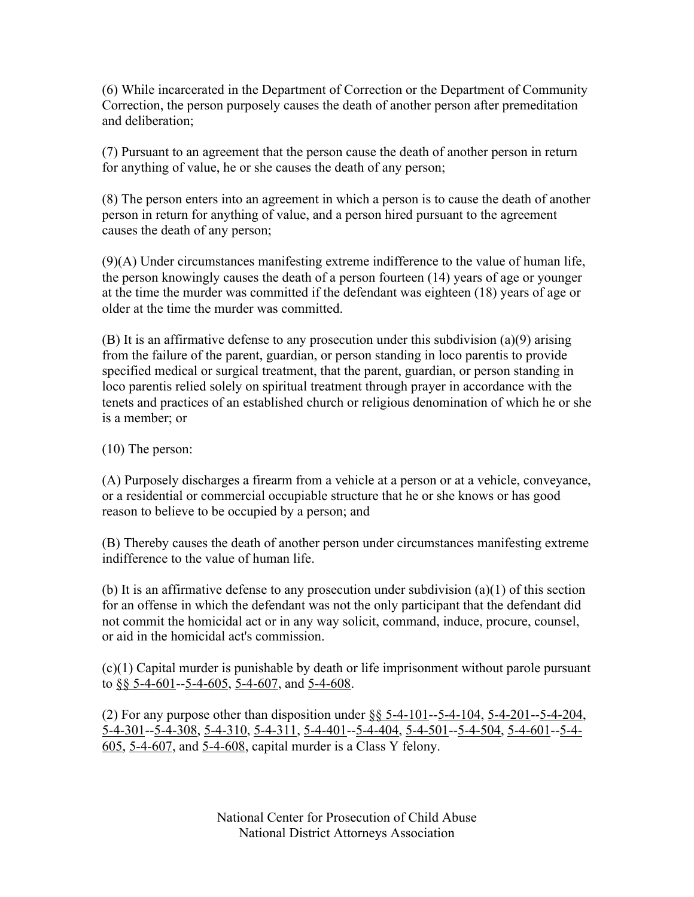(6) While incarcerated in the Department of Correction or the Department of Community Correction, the person purposely causes the death of another person after premeditation and deliberation;

(7) Pursuant to an agreement that the person cause the death of another person in return for anything of value, he or she causes the death of any person;

(8) The person enters into an agreement in which a person is to cause the death of another person in return for anything of value, and a person hired pursuant to the agreement causes the death of any person;

(9)(A) Under circumstances manifesting extreme indifference to the value of human life, the person knowingly causes the death of a person fourteen (14) years of age or younger at the time the murder was committed if the defendant was eighteen (18) years of age or older at the time the murder was committed.

(B) It is an affirmative defense to any prosecution under this subdivision (a)(9) arising from the failure of the parent, guardian, or person standing in loco parentis to provide specified medical or surgical treatment, that the parent, guardian, or person standing in loco parentis relied solely on spiritual treatment through prayer in accordance with the tenets and practices of an established church or religious denomination of which he or she is a member; or

(10) The person:

(A) Purposely discharges a firearm from a vehicle at a person or at a vehicle, conveyance, or a residential or commercial occupiable structure that he or she knows or has good reason to believe to be occupied by a person; and

(B) Thereby causes the death of another person under circumstances manifesting extreme indifference to the value of human life.

(b) It is an affirmative defense to any prosecution under subdivision (a)(1) of this section for an offense in which the defendant was not the only participant that the defendant did not commit the homicidal act or in any way solicit, command, induce, procure, counsel, or aid in the homicidal act's commission.

(c)(1) Capital murder is punishable by death or life imprisonment without parole pursuant to §§ 5-4-601--5-4-605, 5-4-607, and 5-4-608.

(2) For any purpose other than disposition under §§ 5-4-101--5-4-104, 5-4-201--5-4-204, 5-4-301--5-4-308, 5-4-310, 5-4-311, 5-4-401--5-4-404, 5-4-501--5-4-504, 5-4-601--5-4-605, 5-4-607, and 5-4-608, capital murder is a Class Y felony.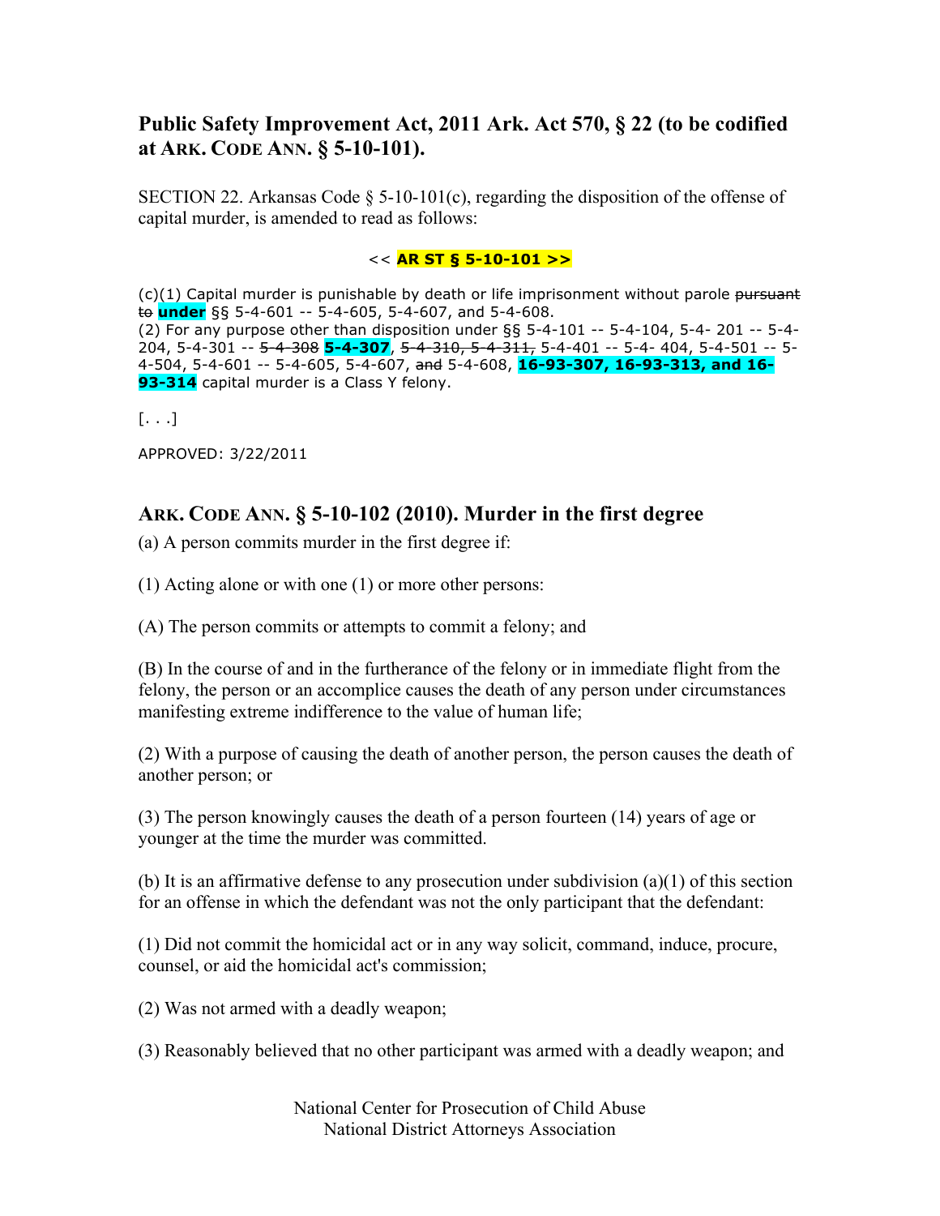## Public Safety Improvement Act, 2011 Ark. Act 570, § 22 (to be codified at ARK. CODE ANN. § 5-10-101).

SECTION 22. Arkansas Code § 5-10-101(c), regarding the disposition of the offense of capital murder, is amended to read as follows:

<< **AR ST § 5-10-101 >>**

(c)(1) Capital murder is punishable by death or life imprisonment without parole ~~pursuant to~~ **under** §§ 5-4-601 -- 5-4-605, 5-4-607, and 5-4-608.
(2) For any purpose other than disposition under §§ 5-4-101 -- 5-4-104, 5-4- 201 -- 5-4-204, 5-4-301 -- ~~5-4-308~~ **5-4-307**, ~~5-4-310, 5-4-311,~~ 5-4-401 -- 5-4- 404, 5-4-501 -- 5-4-504, 5-4-601 -- 5-4-605, 5-4-607, ~~and~~ 5-4-608, **16-93-307, 16-93-313, and 16-93-314** capital murder is a Class Y felony.

[. . .]

APPROVED: 3/22/2011

## ARK. CODE ANN. § 5-10-102 (2010). Murder in the first degree

(a) A person commits murder in the first degree if:

(1) Acting alone or with one (1) or more other persons:

(A) The person commits or attempts to commit a felony; and

(B) In the course of and in the furtherance of the felony or in immediate flight from the felony, the person or an accomplice causes the death of any person under circumstances manifesting extreme indifference to the value of human life;

(2) With a purpose of causing the death of another person, the person causes the death of another person; or

(3) The person knowingly causes the death of a person fourteen (14) years of age or younger at the time the murder was committed.

(b) It is an affirmative defense to any prosecution under subdivision (a)(1) of this section for an offense in which the defendant was not the only participant that the defendant:

(1) Did not commit the homicidal act or in any way solicit, command, induce, procure, counsel, or aid the homicidal act's commission;

(2) Was not armed with a deadly weapon;

(3) Reasonably believed that no other participant was armed with a deadly weapon; and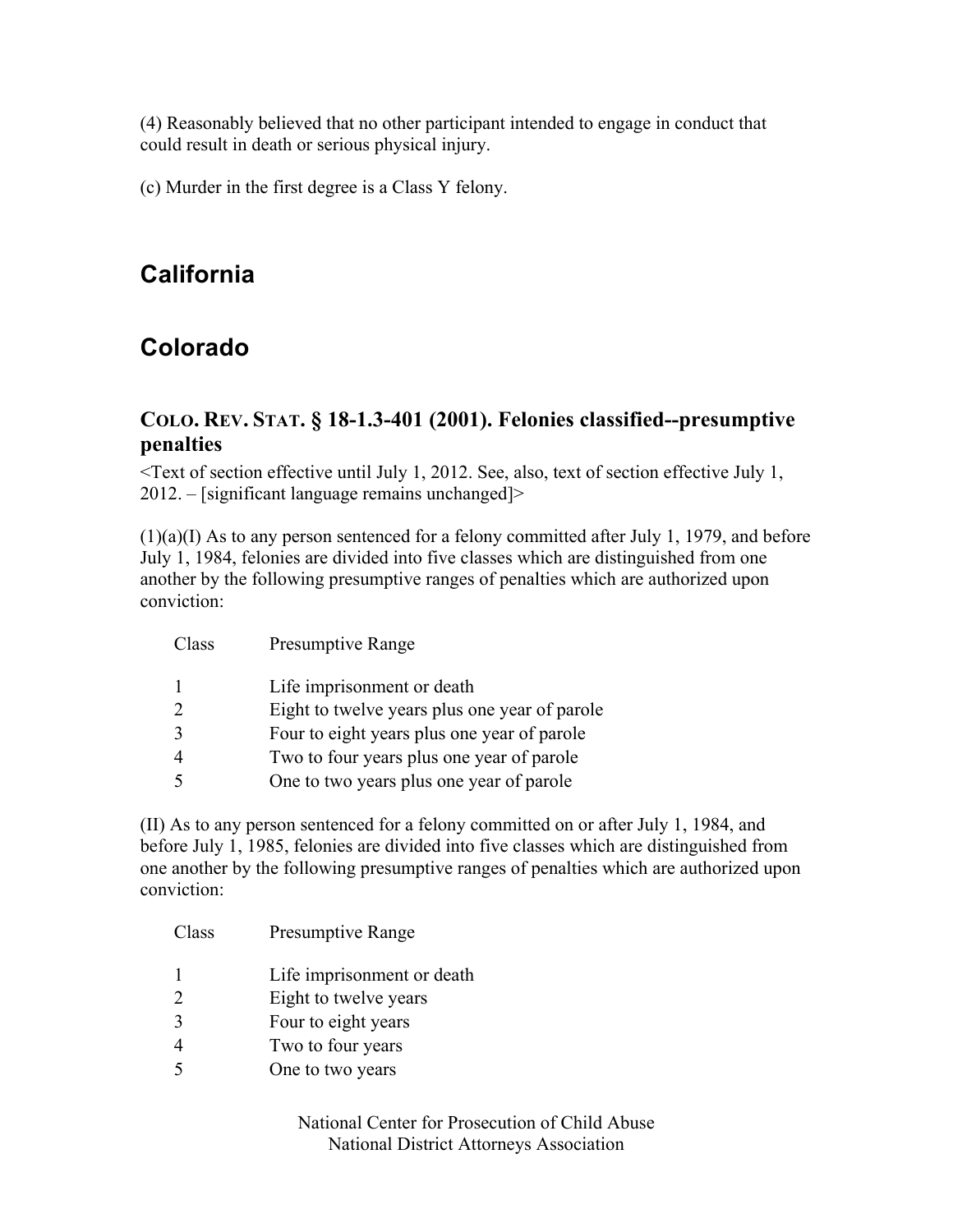(4) Reasonably believed that no other participant intended to engage in conduct that could result in death or serious physical injury.

(c) Murder in the first degree is a Class Y felony.

# California

# Colorado

### COLO. REV. STAT. § 18-1.3-401 (2001). Felonies classified--presumptive penalties

<Text of section effective until July 1, 2012. See, also, text of section effective July 1, 2012. – [significant language remains unchanged]>

(1)(a)(I) As to any person sentenced for a felony committed after July 1, 1979, and before July 1, 1984, felonies are divided into five classes which are distinguished from one another by the following presumptive ranges of penalties which are authorized upon conviction:

| Class | Presumptive Range |
|---|---|
| 1 | Life imprisonment or death |
| 2 | Eight to twelve years plus one year of parole |
| 3 | Four to eight years plus one year of parole |
| 4 | Two to four years plus one year of parole |
| 5 | One to two years plus one year of parole |

(II) As to any person sentenced for a felony committed on or after July 1, 1984, and before July 1, 1985, felonies are divided into five classes which are distinguished from one another by the following presumptive ranges of penalties which are authorized upon conviction:

| Class | Presumptive Range |
|---|---|
| 1 | Life imprisonment or death |
| 2 | Eight to twelve years |
| 3 | Four to eight years |
| 4 | Two to four years |
| 5 | One to two years |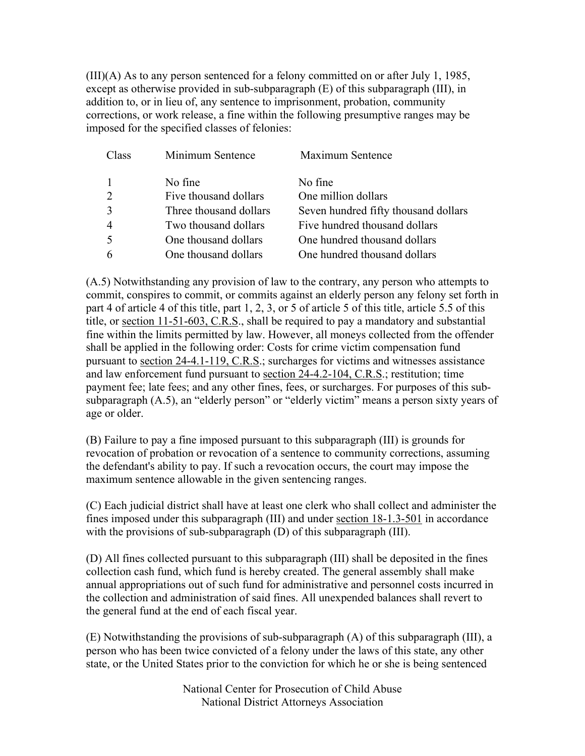(III)(A) As to any person sentenced for a felony committed on or after July 1, 1985, except as otherwise provided in sub-subparagraph (E) of this subparagraph (III), in addition to, or in lieu of, any sentence to imprisonment, probation, community corrections, or work release, a fine within the following presumptive ranges may be imposed for the specified classes of felonies:

| Class | Minimum Sentence | Maximum Sentence |
|---|---|---|
| 1 | No fine | No fine |
| 2 | Five thousand dollars | One million dollars |
| 3 | Three thousand dollars | Seven hundred fifty thousand dollars |
| 4 | Two thousand dollars | Five hundred thousand dollars |
| 5 | One thousand dollars | One hundred thousand dollars |
| 6 | One thousand dollars | One hundred thousand dollars |

(A.5) Notwithstanding any provision of law to the contrary, any person who attempts to commit, conspires to commit, or commits against an elderly person any felony set forth in part 4 of article 4 of this title, part 1, 2, 3, or 5 of article 5 of this title, article 5.5 of this title, or section 11-51-603, C.R.S., shall be required to pay a mandatory and substantial fine within the limits permitted by law. However, all moneys collected from the offender shall be applied in the following order: Costs for crime victim compensation fund pursuant to section 24-4.1-119, C.R.S.; surcharges for victims and witnesses assistance and law enforcement fund pursuant to section 24-4.2-104, C.R.S.; restitution; time payment fee; late fees; and any other fines, fees, or surcharges. For purposes of this sub-subparagraph (A.5), an "elderly person" or "elderly victim" means a person sixty years of age or older.

(B) Failure to pay a fine imposed pursuant to this subparagraph (III) is grounds for revocation of probation or revocation of a sentence to community corrections, assuming the defendant's ability to pay. If such a revocation occurs, the court may impose the maximum sentence allowable in the given sentencing ranges.

(C) Each judicial district shall have at least one clerk who shall collect and administer the fines imposed under this subparagraph (III) and under section 18-1.3-501 in accordance with the provisions of sub-subparagraph (D) of this subparagraph (III).

(D) All fines collected pursuant to this subparagraph (III) shall be deposited in the fines collection cash fund, which fund is hereby created. The general assembly shall make annual appropriations out of such fund for administrative and personnel costs incurred in the collection and administration of said fines. All unexpended balances shall revert to the general fund at the end of each fiscal year.

(E) Notwithstanding the provisions of sub-subparagraph (A) of this subparagraph (III), a person who has been twice convicted of a felony under the laws of this state, any other state, or the United States prior to the conviction for which he or she is being sentenced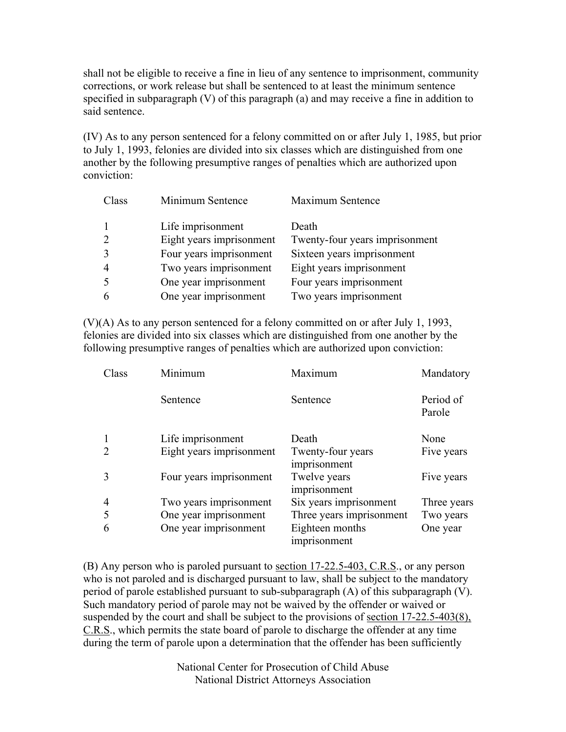shall not be eligible to receive a fine in lieu of any sentence to imprisonment, community corrections, or work release but shall be sentenced to at least the minimum sentence specified in subparagraph (V) of this paragraph (a) and may receive a fine in addition to said sentence.

(IV) As to any person sentenced for a felony committed on or after July 1, 1985, but prior to July 1, 1993, felonies are divided into six classes which are distinguished from one another by the following presumptive ranges of penalties which are authorized upon conviction:

| Class | Minimum Sentence | Maximum Sentence |
|---|---|---|
| 1 | Life imprisonment | Death |
| 2 | Eight years imprisonment | Twenty-four years imprisonment |
| 3 | Four years imprisonment | Sixteen years imprisonment |
| 4 | Two years imprisonment | Eight years imprisonment |
| 5 | One year imprisonment | Four years imprisonment |
| 6 | One year imprisonment | Two years imprisonment |

(V)(A) As to any person sentenced for a felony committed on or after July 1, 1993, felonies are divided into six classes which are distinguished from one another by the following presumptive ranges of penalties which are authorized upon conviction:

| Class | Minimum Sentence | Maximum Sentence | Mandatory Period of Parole |
|---|---|---|---|
| 1 | Life imprisonment | Death | None |
| 2 | Eight years imprisonment | Twenty-four years imprisonment | Five years |
| 3 | Four years imprisonment | Twelve years imprisonment | Five years |
| 4 | Two years imprisonment | Six years imprisonment | Three years |
| 5 | One year imprisonment | Three years imprisonment | Two years |
| 6 | One year imprisonment | Eighteen months imprisonment | One year |

(B) Any person who is paroled pursuant to section 17-22.5-403, C.R.S., or any person who is not paroled and is discharged pursuant to law, shall be subject to the mandatory period of parole established pursuant to sub-subparagraph (A) of this subparagraph (V). Such mandatory period of parole may not be waived by the offender or waived or suspended by the court and shall be subject to the provisions of section 17-22.5-403(8), C.R.S., which permits the state board of parole to discharge the offender at any time during the term of parole upon a determination that the offender has been sufficiently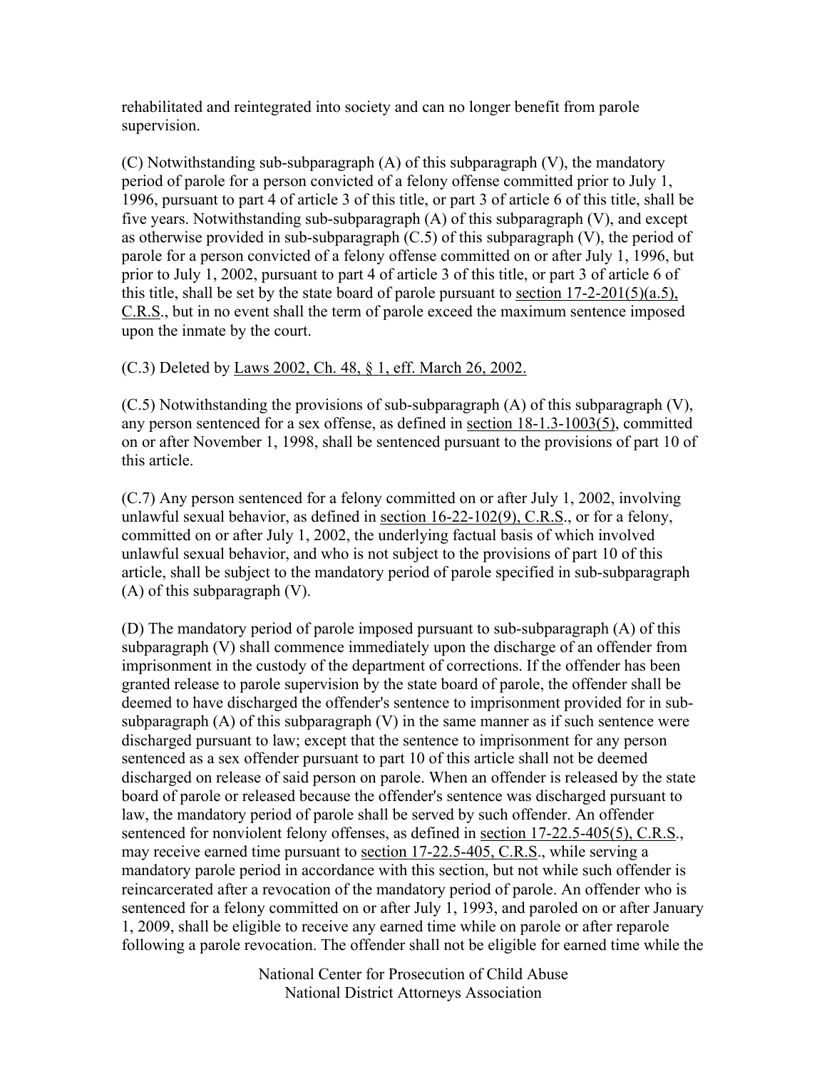rehabilitated and reintegrated into society and can no longer benefit from parole supervision.

(C) Notwithstanding sub-subparagraph (A) of this subparagraph (V), the mandatory period of parole for a person convicted of a felony offense committed prior to July 1, 1996, pursuant to part 4 of article 3 of this title, or part 3 of article 6 of this title, shall be five years. Notwithstanding sub-subparagraph (A) of this subparagraph (V), and except as otherwise provided in sub-subparagraph (C.5) of this subparagraph (V), the period of parole for a person convicted of a felony offense committed on or after July 1, 1996, but prior to July 1, 2002, pursuant to part 4 of article 3 of this title, or part 3 of article 6 of this title, shall be set by the state board of parole pursuant to section 17-2-201(5)(a.5), C.R.S., but in no event shall the term of parole exceed the maximum sentence imposed upon the inmate by the court.

(C.3) Deleted by Laws 2002, Ch. 48, § 1, eff. March 26, 2002.

(C.5) Notwithstanding the provisions of sub-subparagraph (A) of this subparagraph (V), any person sentenced for a sex offense, as defined in section 18-1.3-1003(5), committed on or after November 1, 1998, shall be sentenced pursuant to the provisions of part 10 of this article.

(C.7) Any person sentenced for a felony committed on or after July 1, 2002, involving unlawful sexual behavior, as defined in section 16-22-102(9), C.R.S., or for a felony, committed on or after July 1, 2002, the underlying factual basis of which involved unlawful sexual behavior, and who is not subject to the provisions of part 10 of this article, shall be subject to the mandatory period of parole specified in sub-subparagraph (A) of this subparagraph (V).

(D) The mandatory period of parole imposed pursuant to sub-subparagraph (A) of this subparagraph (V) shall commence immediately upon the discharge of an offender from imprisonment in the custody of the department of corrections. If the offender has been granted release to parole supervision by the state board of parole, the offender shall be deemed to have discharged the offender's sentence to imprisonment provided for in sub-subparagraph (A) of this subparagraph (V) in the same manner as if such sentence were discharged pursuant to law; except that the sentence to imprisonment for any person sentenced as a sex offender pursuant to part 10 of this article shall not be deemed discharged on release of said person on parole. When an offender is released by the state board of parole or released because the offender's sentence was discharged pursuant to law, the mandatory period of parole shall be served by such offender. An offender sentenced for nonviolent felony offenses, as defined in section 17-22.5-405(5), C.R.S., may receive earned time pursuant to section 17-22.5-405, C.R.S., while serving a mandatory parole period in accordance with this section, but not while such offender is reincarcerated after a revocation of the mandatory period of parole. An offender who is sentenced for a felony committed on or after July 1, 1993, and paroled on or after January 1, 2009, shall be eligible to receive any earned time while on parole or after reparole following a parole revocation. The offender shall not be eligible for earned time while the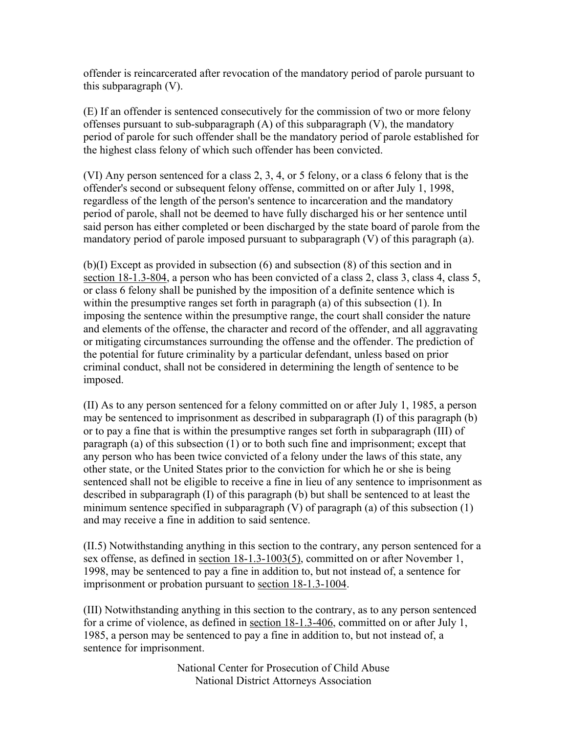offender is reincarcerated after revocation of the mandatory period of parole pursuant to this subparagraph (V).

(E) If an offender is sentenced consecutively for the commission of two or more felony offenses pursuant to sub-subparagraph (A) of this subparagraph (V), the mandatory period of parole for such offender shall be the mandatory period of parole established for the highest class felony of which such offender has been convicted.

(VI) Any person sentenced for a class 2, 3, 4, or 5 felony, or a class 6 felony that is the offender's second or subsequent felony offense, committed on or after July 1, 1998, regardless of the length of the person's sentence to incarceration and the mandatory period of parole, shall not be deemed to have fully discharged his or her sentence until said person has either completed or been discharged by the state board of parole from the mandatory period of parole imposed pursuant to subparagraph (V) of this paragraph (a).

(b)(I) Except as provided in subsection (6) and subsection (8) of this section and in section 18-1.3-804, a person who has been convicted of a class 2, class 3, class 4, class 5, or class 6 felony shall be punished by the imposition of a definite sentence which is within the presumptive ranges set forth in paragraph (a) of this subsection (1). In imposing the sentence within the presumptive range, the court shall consider the nature and elements of the offense, the character and record of the offender, and all aggravating or mitigating circumstances surrounding the offense and the offender. The prediction of the potential for future criminality by a particular defendant, unless based on prior criminal conduct, shall not be considered in determining the length of sentence to be imposed.

(II) As to any person sentenced for a felony committed on or after July 1, 1985, a person may be sentenced to imprisonment as described in subparagraph (I) of this paragraph (b) or to pay a fine that is within the presumptive ranges set forth in subparagraph (III) of paragraph (a) of this subsection (1) or to both such fine and imprisonment; except that any person who has been twice convicted of a felony under the laws of this state, any other state, or the United States prior to the conviction for which he or she is being sentenced shall not be eligible to receive a fine in lieu of any sentence to imprisonment as described in subparagraph (I) of this paragraph (b) but shall be sentenced to at least the minimum sentence specified in subparagraph (V) of paragraph (a) of this subsection (1) and may receive a fine in addition to said sentence.

(II.5) Notwithstanding anything in this section to the contrary, any person sentenced for a sex offense, as defined in section 18-1.3-1003(5), committed on or after November 1, 1998, may be sentenced to pay a fine in addition to, but not instead of, a sentence for imprisonment or probation pursuant to section 18-1.3-1004.

(III) Notwithstanding anything in this section to the contrary, as to any person sentenced for a crime of violence, as defined in section 18-1.3-406, committed on or after July 1, 1985, a person may be sentenced to pay a fine in addition to, but not instead of, a sentence for imprisonment.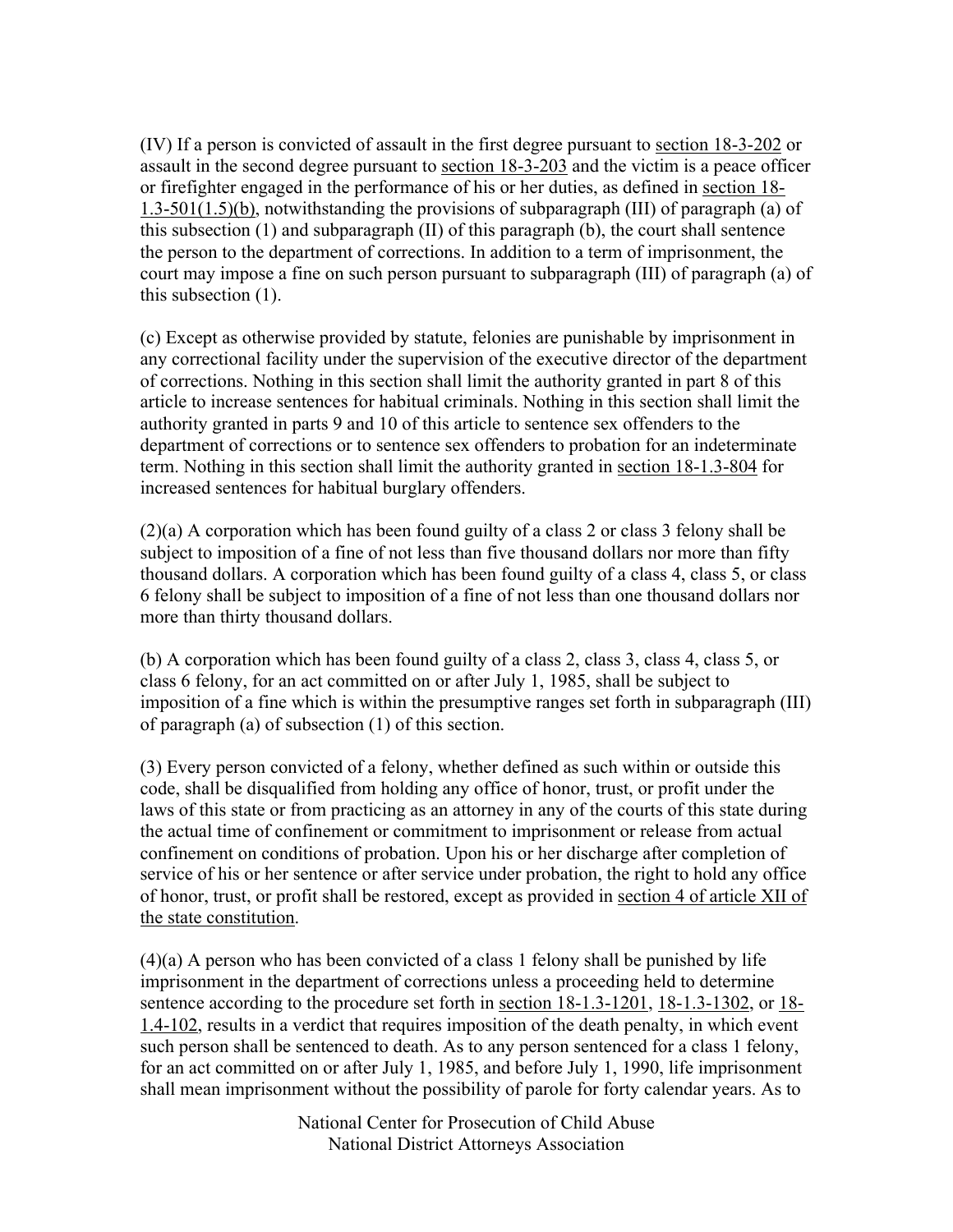(IV) If a person is convicted of assault in the first degree pursuant to section 18-3-202 or assault in the second degree pursuant to section 18-3-203 and the victim is a peace officer or firefighter engaged in the performance of his or her duties, as defined in section 18-1.3-501(1.5)(b), notwithstanding the provisions of subparagraph (III) of paragraph (a) of this subsection (1) and subparagraph (II) of this paragraph (b), the court shall sentence the person to the department of corrections. In addition to a term of imprisonment, the court may impose a fine on such person pursuant to subparagraph (III) of paragraph (a) of this subsection (1).

(c) Except as otherwise provided by statute, felonies are punishable by imprisonment in any correctional facility under the supervision of the executive director of the department of corrections. Nothing in this section shall limit the authority granted in part 8 of this article to increase sentences for habitual criminals. Nothing in this section shall limit the authority granted in parts 9 and 10 of this article to sentence sex offenders to the department of corrections or to sentence sex offenders to probation for an indeterminate term. Nothing in this section shall limit the authority granted in section 18-1.3-804 for increased sentences for habitual burglary offenders.

(2)(a) A corporation which has been found guilty of a class 2 or class 3 felony shall be subject to imposition of a fine of not less than five thousand dollars nor more than fifty thousand dollars. A corporation which has been found guilty of a class 4, class 5, or class 6 felony shall be subject to imposition of a fine of not less than one thousand dollars nor more than thirty thousand dollars.

(b) A corporation which has been found guilty of a class 2, class 3, class 4, class 5, or class 6 felony, for an act committed on or after July 1, 1985, shall be subject to imposition of a fine which is within the presumptive ranges set forth in subparagraph (III) of paragraph (a) of subsection (1) of this section.

(3) Every person convicted of a felony, whether defined as such within or outside this code, shall be disqualified from holding any office of honor, trust, or profit under the laws of this state or from practicing as an attorney in any of the courts of this state during the actual time of confinement or commitment to imprisonment or release from actual confinement on conditions of probation. Upon his or her discharge after completion of service of his or her sentence or after service under probation, the right to hold any office of honor, trust, or profit shall be restored, except as provided in section 4 of article XII of the state constitution.

(4)(a) A person who has been convicted of a class 1 felony shall be punished by life imprisonment in the department of corrections unless a proceeding held to determine sentence according to the procedure set forth in section 18-1.3-1201, 18-1.3-1302, or 18-1.4-102, results in a verdict that requires imposition of the death penalty, in which event such person shall be sentenced to death. As to any person sentenced for a class 1 felony, for an act committed on or after July 1, 1985, and before July 1, 1990, life imprisonment shall mean imprisonment without the possibility of parole for forty calendar years. As to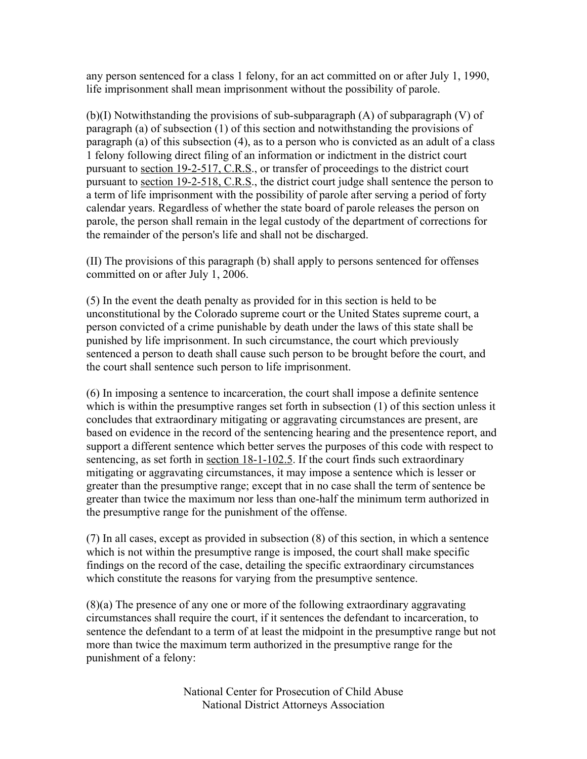any person sentenced for a class 1 felony, for an act committed on or after July 1, 1990, life imprisonment shall mean imprisonment without the possibility of parole.

(b)(I) Notwithstanding the provisions of sub-subparagraph (A) of subparagraph (V) of paragraph (a) of subsection (1) of this section and notwithstanding the provisions of paragraph (a) of this subsection (4), as to a person who is convicted as an adult of a class 1 felony following direct filing of an information or indictment in the district court pursuant to section 19-2-517, C.R.S., or transfer of proceedings to the district court pursuant to section 19-2-518, C.R.S., the district court judge shall sentence the person to a term of life imprisonment with the possibility of parole after serving a period of forty calendar years. Regardless of whether the state board of parole releases the person on parole, the person shall remain in the legal custody of the department of corrections for the remainder of the person's life and shall not be discharged.

(II) The provisions of this paragraph (b) shall apply to persons sentenced for offenses committed on or after July 1, 2006.

(5) In the event the death penalty as provided for in this section is held to be unconstitutional by the Colorado supreme court or the United States supreme court, a person convicted of a crime punishable by death under the laws of this state shall be punished by life imprisonment. In such circumstance, the court which previously sentenced a person to death shall cause such person to be brought before the court, and the court shall sentence such person to life imprisonment.

(6) In imposing a sentence to incarceration, the court shall impose a definite sentence which is within the presumptive ranges set forth in subsection (1) of this section unless it concludes that extraordinary mitigating or aggravating circumstances are present, are based on evidence in the record of the sentencing hearing and the presentence report, and support a different sentence which better serves the purposes of this code with respect to sentencing, as set forth in section 18-1-102.5. If the court finds such extraordinary mitigating or aggravating circumstances, it may impose a sentence which is lesser or greater than the presumptive range; except that in no case shall the term of sentence be greater than twice the maximum nor less than one-half the minimum term authorized in the presumptive range for the punishment of the offense.

(7) In all cases, except as provided in subsection (8) of this section, in which a sentence which is not within the presumptive range is imposed, the court shall make specific findings on the record of the case, detailing the specific extraordinary circumstances which constitute the reasons for varying from the presumptive sentence.

(8)(a) The presence of any one or more of the following extraordinary aggravating circumstances shall require the court, if it sentences the defendant to incarceration, to sentence the defendant to a term of at least the midpoint in the presumptive range but not more than twice the maximum term authorized in the presumptive range for the punishment of a felony: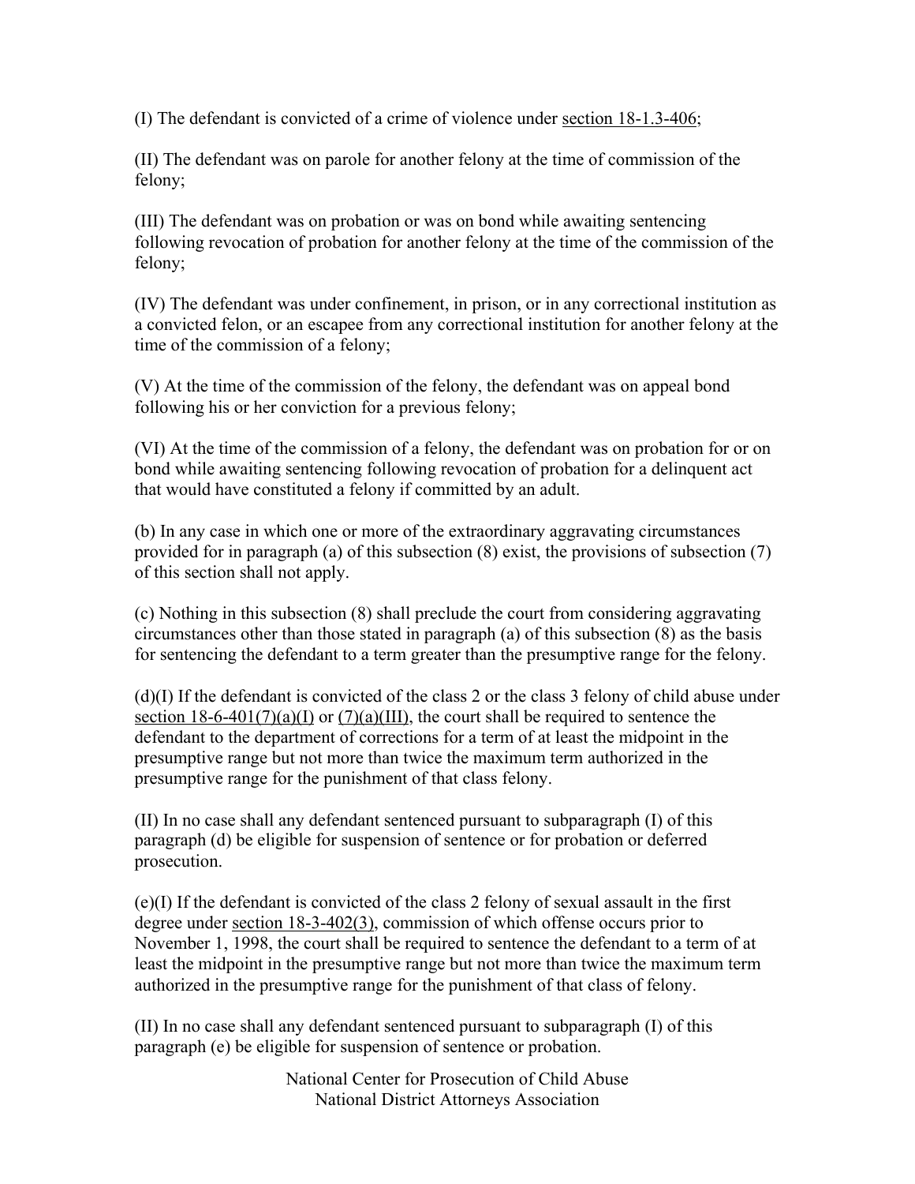(I) The defendant is convicted of a crime of violence under section 18-1.3-406;

(II) The defendant was on parole for another felony at the time of commission of the felony;

(III) The defendant was on probation or was on bond while awaiting sentencing following revocation of probation for another felony at the time of the commission of the felony;

(IV) The defendant was under confinement, in prison, or in any correctional institution as a convicted felon, or an escapee from any correctional institution for another felony at the time of the commission of a felony;

(V) At the time of the commission of the felony, the defendant was on appeal bond following his or her conviction for a previous felony;

(VI) At the time of the commission of a felony, the defendant was on probation for or on bond while awaiting sentencing following revocation of probation for a delinquent act that would have constituted a felony if committed by an adult.

(b) In any case in which one or more of the extraordinary aggravating circumstances provided for in paragraph (a) of this subsection (8) exist, the provisions of subsection (7) of this section shall not apply.

(c) Nothing in this subsection (8) shall preclude the court from considering aggravating circumstances other than those stated in paragraph (a) of this subsection (8) as the basis for sentencing the defendant to a term greater than the presumptive range for the felony.

(d)(I) If the defendant is convicted of the class 2 or the class 3 felony of child abuse under section 18-6-401(7)(a)(I) or (7)(a)(III), the court shall be required to sentence the defendant to the department of corrections for a term of at least the midpoint in the presumptive range but not more than twice the maximum term authorized in the presumptive range for the punishment of that class felony.

(II) In no case shall any defendant sentenced pursuant to subparagraph (I) of this paragraph (d) be eligible for suspension of sentence or for probation or deferred prosecution.

(e)(I) If the defendant is convicted of the class 2 felony of sexual assault in the first degree under section 18-3-402(3), commission of which offense occurs prior to November 1, 1998, the court shall be required to sentence the defendant to a term of at least the midpoint in the presumptive range but not more than twice the maximum term authorized in the presumptive range for the punishment of that class of felony.

(II) In no case shall any defendant sentenced pursuant to subparagraph (I) of this paragraph (e) be eligible for suspension of sentence or probation.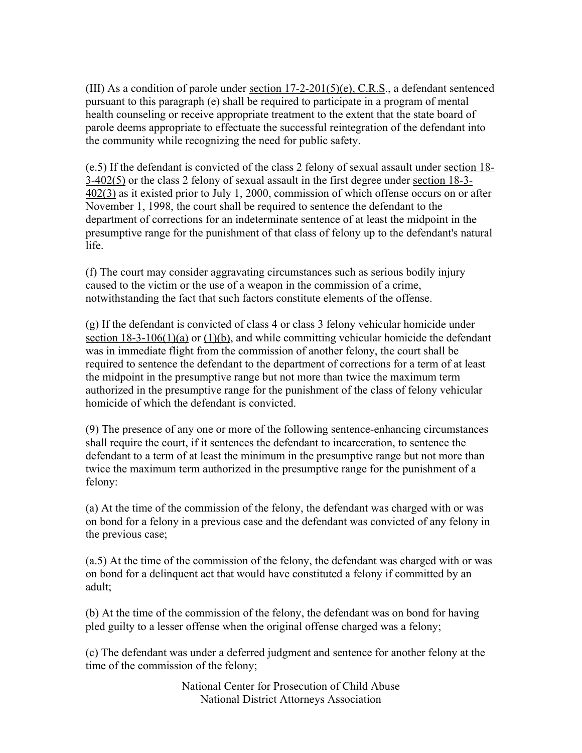(III) As a condition of parole under section 17-2-201(5)(e), C.R.S., a defendant sentenced pursuant to this paragraph (e) shall be required to participate in a program of mental health counseling or receive appropriate treatment to the extent that the state board of parole deems appropriate to effectuate the successful reintegration of the defendant into the community while recognizing the need for public safety.

(e.5) If the defendant is convicted of the class 2 felony of sexual assault under section 18-3-402(5) or the class 2 felony of sexual assault in the first degree under section 18-3-402(3) as it existed prior to July 1, 2000, commission of which offense occurs on or after November 1, 1998, the court shall be required to sentence the defendant to the department of corrections for an indeterminate sentence of at least the midpoint in the presumptive range for the punishment of that class of felony up to the defendant's natural life.

(f) The court may consider aggravating circumstances such as serious bodily injury caused to the victim or the use of a weapon in the commission of a crime, notwithstanding the fact that such factors constitute elements of the offense.

(g) If the defendant is convicted of class 4 or class 3 felony vehicular homicide under section 18-3-106(1)(a) or (1)(b), and while committing vehicular homicide the defendant was in immediate flight from the commission of another felony, the court shall be required to sentence the defendant to the department of corrections for a term of at least the midpoint in the presumptive range but not more than twice the maximum term authorized in the presumptive range for the punishment of the class of felony vehicular homicide of which the defendant is convicted.

(9) The presence of any one or more of the following sentence-enhancing circumstances shall require the court, if it sentences the defendant to incarceration, to sentence the defendant to a term of at least the minimum in the presumptive range but not more than twice the maximum term authorized in the presumptive range for the punishment of a felony:

(a) At the time of the commission of the felony, the defendant was charged with or was on bond for a felony in a previous case and the defendant was convicted of any felony in the previous case;

(a.5) At the time of the commission of the felony, the defendant was charged with or was on bond for a delinquent act that would have constituted a felony if committed by an adult;

(b) At the time of the commission of the felony, the defendant was on bond for having pled guilty to a lesser offense when the original offense charged was a felony;

(c) The defendant was under a deferred judgment and sentence for another felony at the time of the commission of the felony;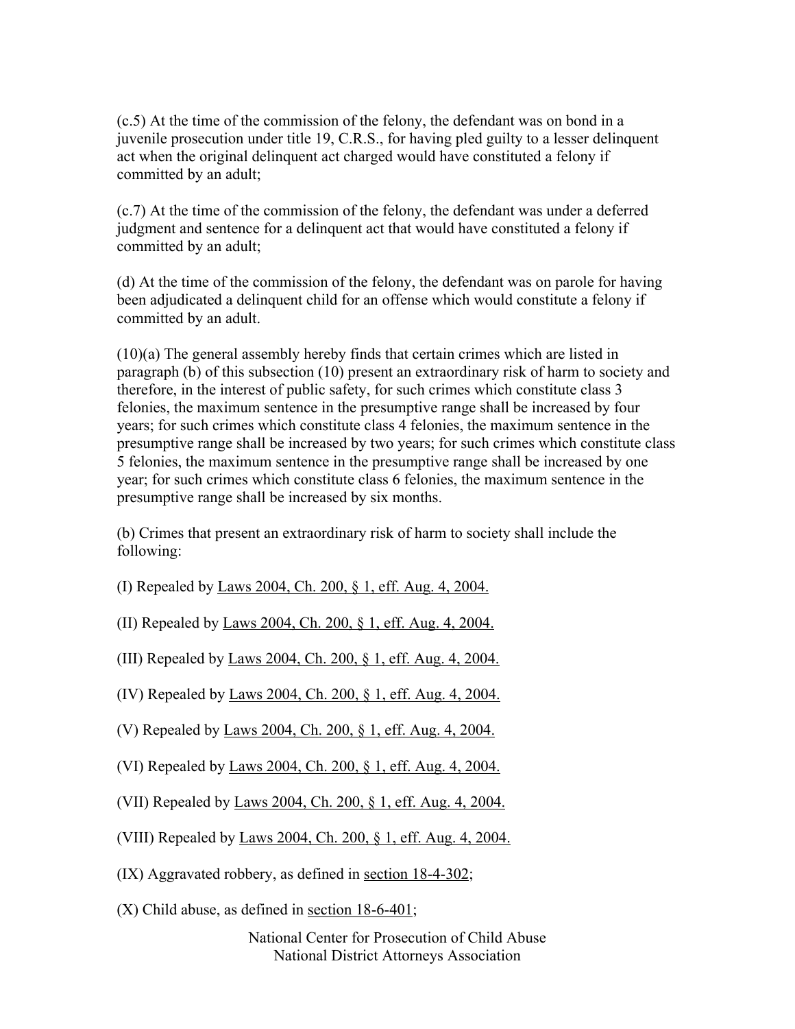(c.5) At the time of the commission of the felony, the defendant was on bond in a juvenile prosecution under title 19, C.R.S., for having pled guilty to a lesser delinquent act when the original delinquent act charged would have constituted a felony if committed by an adult;

(c.7) At the time of the commission of the felony, the defendant was under a deferred judgment and sentence for a delinquent act that would have constituted a felony if committed by an adult;

(d) At the time of the commission of the felony, the defendant was on parole for having been adjudicated a delinquent child for an offense which would constitute a felony if committed by an adult.

(10)(a) The general assembly hereby finds that certain crimes which are listed in paragraph (b) of this subsection (10) present an extraordinary risk of harm to society and therefore, in the interest of public safety, for such crimes which constitute class 3 felonies, the maximum sentence in the presumptive range shall be increased by four years; for such crimes which constitute class 4 felonies, the maximum sentence in the presumptive range shall be increased by two years; for such crimes which constitute class 5 felonies, the maximum sentence in the presumptive range shall be increased by one year; for such crimes which constitute class 6 felonies, the maximum sentence in the presumptive range shall be increased by six months.

(b) Crimes that present an extraordinary risk of harm to society shall include the following:

(I) Repealed by Laws 2004, Ch. 200, § 1, eff. Aug. 4, 2004.

(II) Repealed by Laws 2004, Ch. 200, § 1, eff. Aug. 4, 2004.

(III) Repealed by Laws 2004, Ch. 200, § 1, eff. Aug. 4, 2004.

(IV) Repealed by Laws 2004, Ch. 200, § 1, eff. Aug. 4, 2004.

(V) Repealed by Laws 2004, Ch. 200, § 1, eff. Aug. 4, 2004.

(VI) Repealed by Laws 2004, Ch. 200, § 1, eff. Aug. 4, 2004.

(VII) Repealed by Laws 2004, Ch. 200, § 1, eff. Aug. 4, 2004.

(VIII) Repealed by Laws 2004, Ch. 200, § 1, eff. Aug. 4, 2004.

(IX) Aggravated robbery, as defined in section 18-4-302;

(X) Child abuse, as defined in section 18-6-401;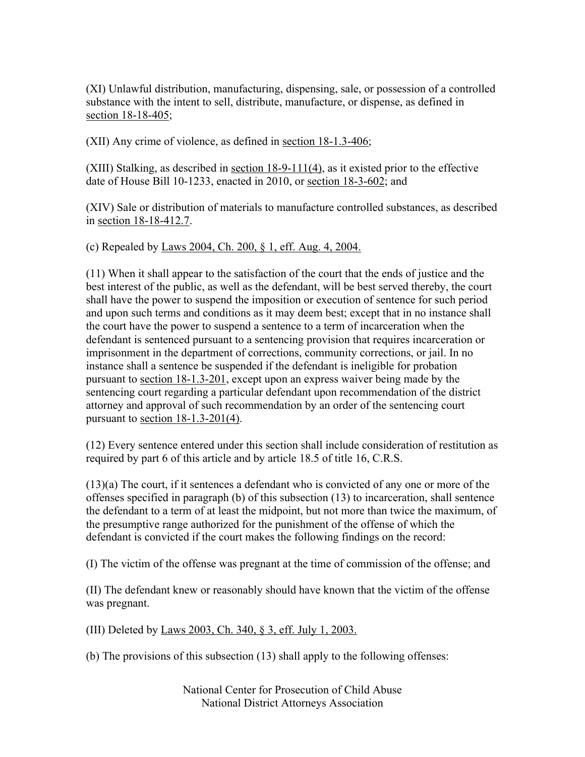(XI) Unlawful distribution, manufacturing, dispensing, sale, or possession of a controlled substance with the intent to sell, distribute, manufacture, or dispense, as defined in section 18-18-405;

(XII) Any crime of violence, as defined in section 18-1.3-406;

(XIII) Stalking, as described in section 18-9-111(4), as it existed prior to the effective date of House Bill 10-1233, enacted in 2010, or section 18-3-602; and

(XIV) Sale or distribution of materials to manufacture controlled substances, as described in section 18-18-412.7.

(c) Repealed by Laws 2004, Ch. 200, § 1, eff. Aug. 4, 2004.

(11) When it shall appear to the satisfaction of the court that the ends of justice and the best interest of the public, as well as the defendant, will be best served thereby, the court shall have the power to suspend the imposition or execution of sentence for such period and upon such terms and conditions as it may deem best; except that in no instance shall the court have the power to suspend a sentence to a term of incarceration when the defendant is sentenced pursuant to a sentencing provision that requires incarceration or imprisonment in the department of corrections, community corrections, or jail. In no instance shall a sentence be suspended if the defendant is ineligible for probation pursuant to section 18-1.3-201, except upon an express waiver being made by the sentencing court regarding a particular defendant upon recommendation of the district attorney and approval of such recommendation by an order of the sentencing court pursuant to section 18-1.3-201(4).

(12) Every sentence entered under this section shall include consideration of restitution as required by part 6 of this article and by article 18.5 of title 16, C.R.S.

(13)(a) The court, if it sentences a defendant who is convicted of any one or more of the offenses specified in paragraph (b) of this subsection (13) to incarceration, shall sentence the defendant to a term of at least the midpoint, but not more than twice the maximum, of the presumptive range authorized for the punishment of the offense of which the defendant is convicted if the court makes the following findings on the record:

(I) The victim of the offense was pregnant at the time of commission of the offense; and

(II) The defendant knew or reasonably should have known that the victim of the offense was pregnant.

(III) Deleted by Laws 2003, Ch. 340, § 3, eff. July 1, 2003.

(b) The provisions of this subsection (13) shall apply to the following offenses: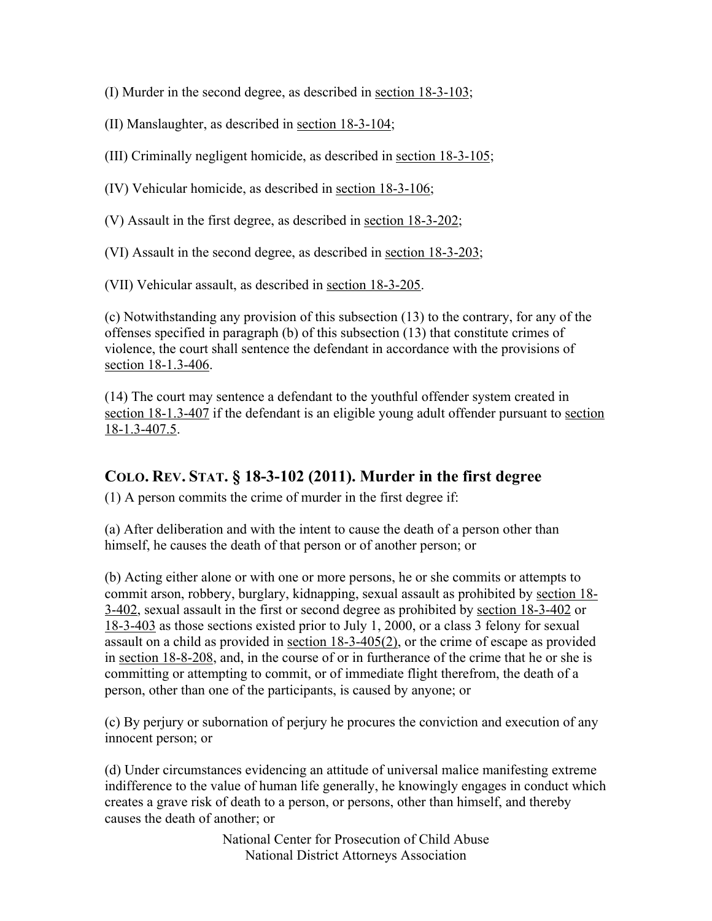(I) Murder in the second degree, as described in section 18-3-103;

(II) Manslaughter, as described in section 18-3-104;

(III) Criminally negligent homicide, as described in section 18-3-105;

(IV) Vehicular homicide, as described in section 18-3-106;

(V) Assault in the first degree, as described in section 18-3-202;

(VI) Assault in the second degree, as described in section 18-3-203;

(VII) Vehicular assault, as described in section 18-3-205.

(c) Notwithstanding any provision of this subsection (13) to the contrary, for any of the offenses specified in paragraph (b) of this subsection (13) that constitute crimes of violence, the court shall sentence the defendant in accordance with the provisions of section 18-1.3-406.

(14) The court may sentence a defendant to the youthful offender system created in section 18-1.3-407 if the defendant is an eligible young adult offender pursuant to section 18-1.3-407.5.

## COLO. REV. STAT. § 18-3-102 (2011). Murder in the first degree

(1) A person commits the crime of murder in the first degree if:

(a) After deliberation and with the intent to cause the death of a person other than himself, he causes the death of that person or of another person; or

(b) Acting either alone or with one or more persons, he or she commits or attempts to commit arson, robbery, burglary, kidnapping, sexual assault as prohibited by section 18-3-402, sexual assault in the first or second degree as prohibited by section 18-3-402 or 18-3-403 as those sections existed prior to July 1, 2000, or a class 3 felony for sexual assault on a child as provided in section 18-3-405(2), or the crime of escape as provided in section 18-8-208, and, in the course of or in furtherance of the crime that he or she is committing or attempting to commit, or of immediate flight therefrom, the death of a person, other than one of the participants, is caused by anyone; or

(c) By perjury or subornation of perjury he procures the conviction and execution of any innocent person; or

(d) Under circumstances evidencing an attitude of universal malice manifesting extreme indifference to the value of human life generally, he knowingly engages in conduct which creates a grave risk of death to a person, or persons, other than himself, and thereby causes the death of another; or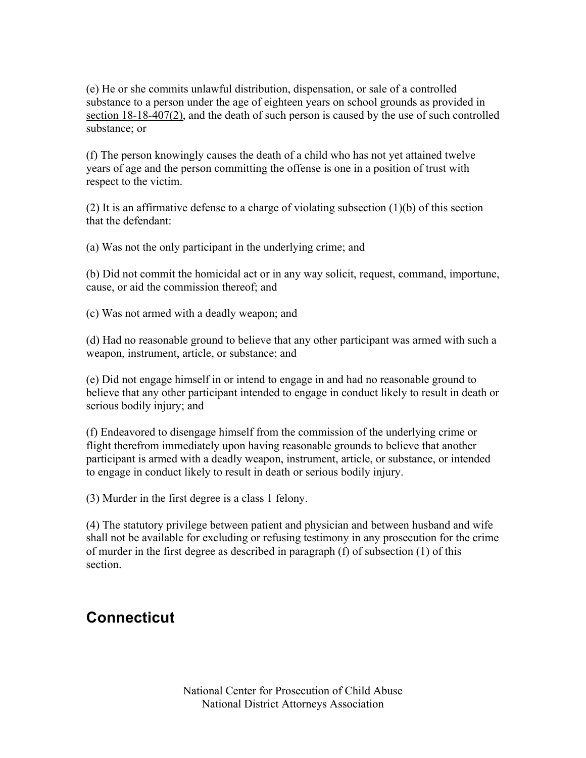(e) He or she commits unlawful distribution, dispensation, or sale of a controlled substance to a person under the age of eighteen years on school grounds as provided in section 18-18-407(2), and the death of such person is caused by the use of such controlled substance; or

(f) The person knowingly causes the death of a child who has not yet attained twelve years of age and the person committing the offense is one in a position of trust with respect to the victim.

(2) It is an affirmative defense to a charge of violating subsection (1)(b) of this section that the defendant:

(a) Was not the only participant in the underlying crime; and

(b) Did not commit the homicidal act or in any way solicit, request, command, importune, cause, or aid the commission thereof; and

(c) Was not armed with a deadly weapon; and

(d) Had no reasonable ground to believe that any other participant was armed with such a weapon, instrument, article, or substance; and

(e) Did not engage himself in or intend to engage in and had no reasonable ground to believe that any other participant intended to engage in conduct likely to result in death or serious bodily injury; and

(f) Endeavored to disengage himself from the commission of the underlying crime or flight therefrom immediately upon having reasonable grounds to believe that another participant is armed with a deadly weapon, instrument, article, or substance, or intended to engage in conduct likely to result in death or serious bodily injury.

(3) Murder in the first degree is a class 1 felony.

(4) The statutory privilege between patient and physician and between husband and wife shall not be available for excluding or refusing testimony in any prosecution for the crime of murder in the first degree as described in paragraph (f) of subsection (1) of this section.

## Connecticut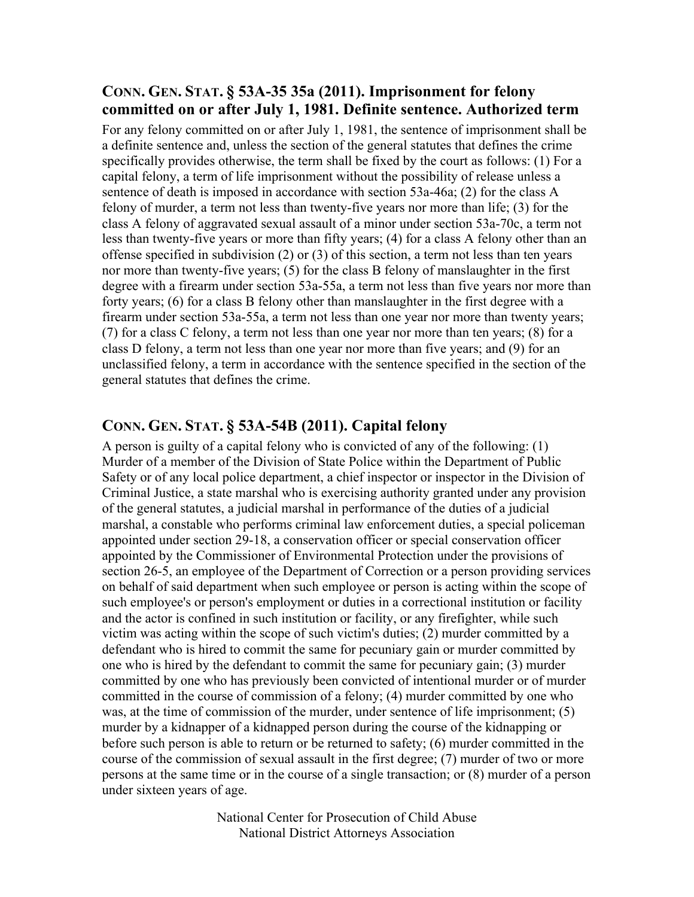## CONN. GEN. STAT. § 53A-35 35a (2011). Imprisonment for felony committed on or after July 1, 1981. Definite sentence. Authorized term

For any felony committed on or after July 1, 1981, the sentence of imprisonment shall be a definite sentence and, unless the section of the general statutes that defines the crime specifically provides otherwise, the term shall be fixed by the court as follows: (1) For a capital felony, a term of life imprisonment without the possibility of release unless a sentence of death is imposed in accordance with section 53a-46a; (2) for the class A felony of murder, a term not less than twenty-five years nor more than life; (3) for the class A felony of aggravated sexual assault of a minor under section 53a-70c, a term not less than twenty-five years or more than fifty years; (4) for a class A felony other than an offense specified in subdivision (2) or (3) of this section, a term not less than ten years nor more than twenty-five years; (5) for the class B felony of manslaughter in the first degree with a firearm under section 53a-55a, a term not less than five years nor more than forty years; (6) for a class B felony other than manslaughter in the first degree with a firearm under section 53a-55a, a term not less than one year nor more than twenty years; (7) for a class C felony, a term not less than one year nor more than ten years; (8) for a class D felony, a term not less than one year nor more than five years; and (9) for an unclassified felony, a term in accordance with the sentence specified in the section of the general statutes that defines the crime.

## CONN. GEN. STAT. § 53A-54B (2011). Capital felony

A person is guilty of a capital felony who is convicted of any of the following: (1) Murder of a member of the Division of State Police within the Department of Public Safety or of any local police department, a chief inspector or inspector in the Division of Criminal Justice, a state marshal who is exercising authority granted under any provision of the general statutes, a judicial marshal in performance of the duties of a judicial marshal, a constable who performs criminal law enforcement duties, a special policeman appointed under section 29-18, a conservation officer or special conservation officer appointed by the Commissioner of Environmental Protection under the provisions of section 26-5, an employee of the Department of Correction or a person providing services on behalf of said department when such employee or person is acting within the scope of such employee's or person's employment or duties in a correctional institution or facility and the actor is confined in such institution or facility, or any firefighter, while such victim was acting within the scope of such victim's duties; (2) murder committed by a defendant who is hired to commit the same for pecuniary gain or murder committed by one who is hired by the defendant to commit the same for pecuniary gain; (3) murder committed by one who has previously been convicted of intentional murder or of murder committed in the course of commission of a felony; (4) murder committed by one who was, at the time of commission of the murder, under sentence of life imprisonment; (5) murder by a kidnapper of a kidnapped person during the course of the kidnapping or before such person is able to return or be returned to safety; (6) murder committed in the course of the commission of sexual assault in the first degree; (7) murder of two or more persons at the same time or in the course of a single transaction; or (8) murder of a person under sixteen years of age.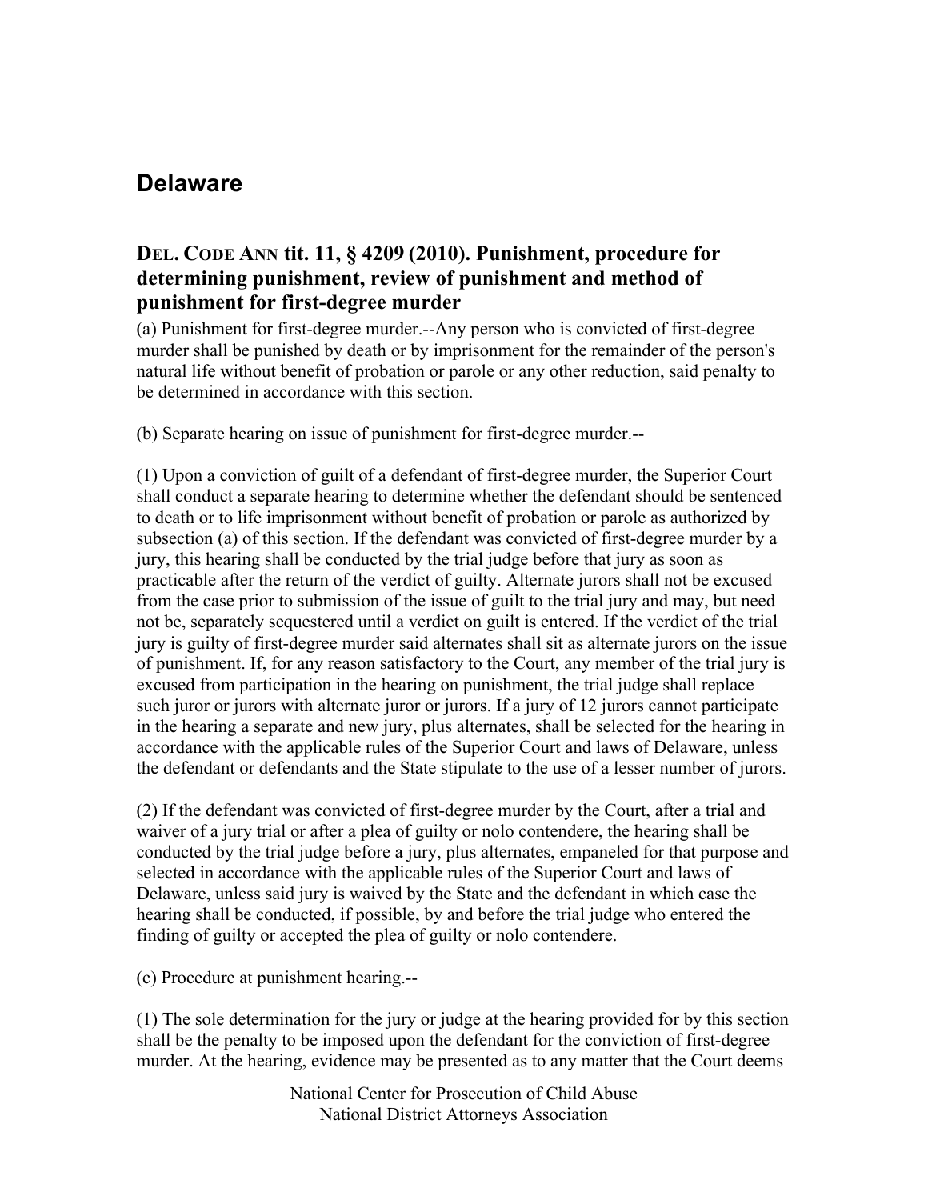## Delaware

### DEL. CODE ANN tit. 11, § 4209 (2010). Punishment, procedure for determining punishment, review of punishment and method of punishment for first-degree murder

(a) Punishment for first-degree murder.--Any person who is convicted of first-degree murder shall be punished by death or by imprisonment for the remainder of the person's natural life without benefit of probation or parole or any other reduction, said penalty to be determined in accordance with this section.

(b) Separate hearing on issue of punishment for first-degree murder.--

(1) Upon a conviction of guilt of a defendant of first-degree murder, the Superior Court shall conduct a separate hearing to determine whether the defendant should be sentenced to death or to life imprisonment without benefit of probation or parole as authorized by subsection (a) of this section. If the defendant was convicted of first-degree murder by a jury, this hearing shall be conducted by the trial judge before that jury as soon as practicable after the return of the verdict of guilty. Alternate jurors shall not be excused from the case prior to submission of the issue of guilt to the trial jury and may, but need not be, separately sequestered until a verdict on guilt is entered. If the verdict of the trial jury is guilty of first-degree murder said alternates shall sit as alternate jurors on the issue of punishment. If, for any reason satisfactory to the Court, any member of the trial jury is excused from participation in the hearing on punishment, the trial judge shall replace such juror or jurors with alternate juror or jurors. If a jury of 12 jurors cannot participate in the hearing a separate and new jury, plus alternates, shall be selected for the hearing in accordance with the applicable rules of the Superior Court and laws of Delaware, unless the defendant or defendants and the State stipulate to the use of a lesser number of jurors.

(2) If the defendant was convicted of first-degree murder by the Court, after a trial and waiver of a jury trial or after a plea of guilty or nolo contendere, the hearing shall be conducted by the trial judge before a jury, plus alternates, empaneled for that purpose and selected in accordance with the applicable rules of the Superior Court and laws of Delaware, unless said jury is waived by the State and the defendant in which case the hearing shall be conducted, if possible, by and before the trial judge who entered the finding of guilty or accepted the plea of guilty or nolo contendere.

(c) Procedure at punishment hearing.--

(1) The sole determination for the jury or judge at the hearing provided for by this section shall be the penalty to be imposed upon the defendant for the conviction of first-degree murder. At the hearing, evidence may be presented as to any matter that the Court deems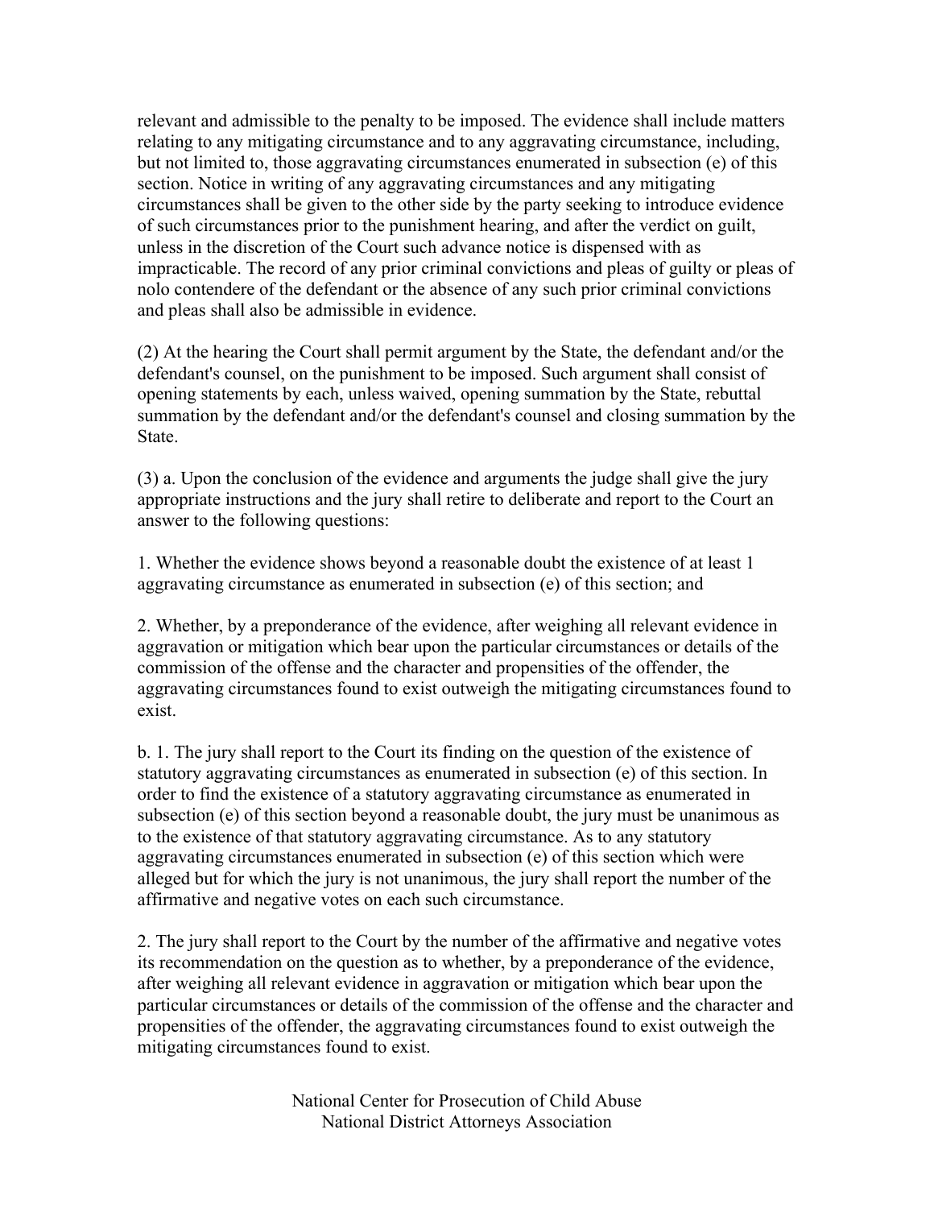relevant and admissible to the penalty to be imposed. The evidence shall include matters relating to any mitigating circumstance and to any aggravating circumstance, including, but not limited to, those aggravating circumstances enumerated in subsection (e) of this section. Notice in writing of any aggravating circumstances and any mitigating circumstances shall be given to the other side by the party seeking to introduce evidence of such circumstances prior to the punishment hearing, and after the verdict on guilt, unless in the discretion of the Court such advance notice is dispensed with as impracticable. The record of any prior criminal convictions and pleas of guilty or pleas of nolo contendere of the defendant or the absence of any such prior criminal convictions and pleas shall also be admissible in evidence.

(2) At the hearing the Court shall permit argument by the State, the defendant and/or the defendant's counsel, on the punishment to be imposed. Such argument shall consist of opening statements by each, unless waived, opening summation by the State, rebuttal summation by the defendant and/or the defendant's counsel and closing summation by the State.

(3) a. Upon the conclusion of the evidence and arguments the judge shall give the jury appropriate instructions and the jury shall retire to deliberate and report to the Court an answer to the following questions:

1. Whether the evidence shows beyond a reasonable doubt the existence of at least 1 aggravating circumstance as enumerated in subsection (e) of this section; and

2. Whether, by a preponderance of the evidence, after weighing all relevant evidence in aggravation or mitigation which bear upon the particular circumstances or details of the commission of the offense and the character and propensities of the offender, the aggravating circumstances found to exist outweigh the mitigating circumstances found to exist.

b. 1. The jury shall report to the Court its finding on the question of the existence of statutory aggravating circumstances as enumerated in subsection (e) of this section. In order to find the existence of a statutory aggravating circumstance as enumerated in subsection (e) of this section beyond a reasonable doubt, the jury must be unanimous as to the existence of that statutory aggravating circumstance. As to any statutory aggravating circumstances enumerated in subsection (e) of this section which were alleged but for which the jury is not unanimous, the jury shall report the number of the affirmative and negative votes on each such circumstance.

2. The jury shall report to the Court by the number of the affirmative and negative votes its recommendation on the question as to whether, by a preponderance of the evidence, after weighing all relevant evidence in aggravation or mitigation which bear upon the particular circumstances or details of the commission of the offense and the character and propensities of the offender, the aggravating circumstances found to exist outweigh the mitigating circumstances found to exist.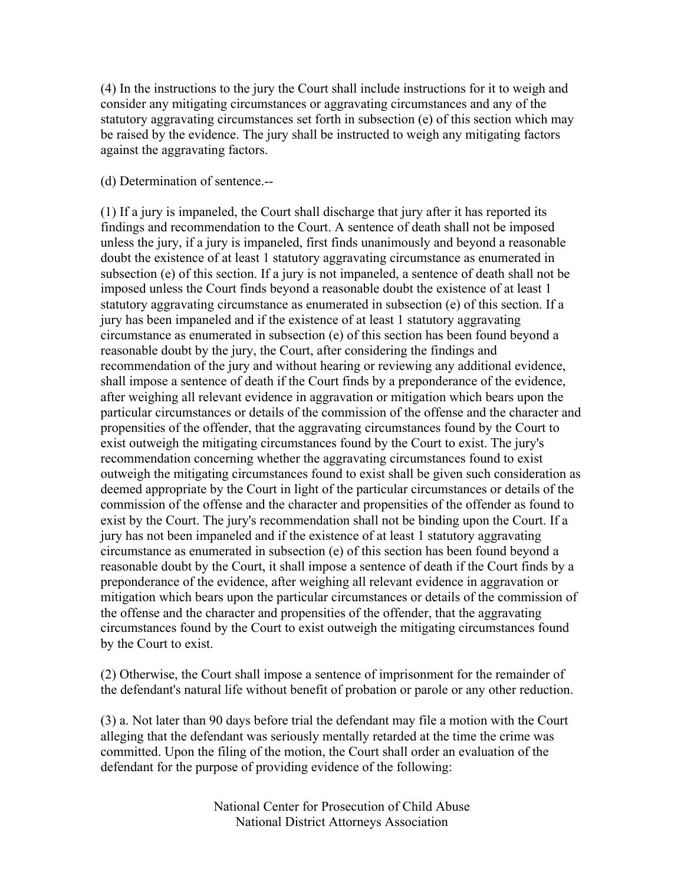(4) In the instructions to the jury the Court shall include instructions for it to weigh and consider any mitigating circumstances or aggravating circumstances and any of the statutory aggravating circumstances set forth in subsection (e) of this section which may be raised by the evidence. The jury shall be instructed to weigh any mitigating factors against the aggravating factors.

(d) Determination of sentence.--

(1) If a jury is impaneled, the Court shall discharge that jury after it has reported its findings and recommendation to the Court. A sentence of death shall not be imposed unless the jury, if a jury is impaneled, first finds unanimously and beyond a reasonable doubt the existence of at least 1 statutory aggravating circumstance as enumerated in subsection (e) of this section. If a jury is not impaneled, a sentence of death shall not be imposed unless the Court finds beyond a reasonable doubt the existence of at least 1 statutory aggravating circumstance as enumerated in subsection (e) of this section. If a jury has been impaneled and if the existence of at least 1 statutory aggravating circumstance as enumerated in subsection (e) of this section has been found beyond a reasonable doubt by the jury, the Court, after considering the findings and recommendation of the jury and without hearing or reviewing any additional evidence, shall impose a sentence of death if the Court finds by a preponderance of the evidence, after weighing all relevant evidence in aggravation or mitigation which bears upon the particular circumstances or details of the commission of the offense and the character and propensities of the offender, that the aggravating circumstances found by the Court to exist outweigh the mitigating circumstances found by the Court to exist. The jury's recommendation concerning whether the aggravating circumstances found to exist outweigh the mitigating circumstances found to exist shall be given such consideration as deemed appropriate by the Court in light of the particular circumstances or details of the commission of the offense and the character and propensities of the offender as found to exist by the Court. The jury's recommendation shall not be binding upon the Court. If a jury has not been impaneled and if the existence of at least 1 statutory aggravating circumstance as enumerated in subsection (e) of this section has been found beyond a reasonable doubt by the Court, it shall impose a sentence of death if the Court finds by a preponderance of the evidence, after weighing all relevant evidence in aggravation or mitigation which bears upon the particular circumstances or details of the commission of the offense and the character and propensities of the offender, that the aggravating circumstances found by the Court to exist outweigh the mitigating circumstances found by the Court to exist.

(2) Otherwise, the Court shall impose a sentence of imprisonment for the remainder of the defendant's natural life without benefit of probation or parole or any other reduction.

(3) a. Not later than 90 days before trial the defendant may file a motion with the Court alleging that the defendant was seriously mentally retarded at the time the crime was committed. Upon the filing of the motion, the Court shall order an evaluation of the defendant for the purpose of providing evidence of the following: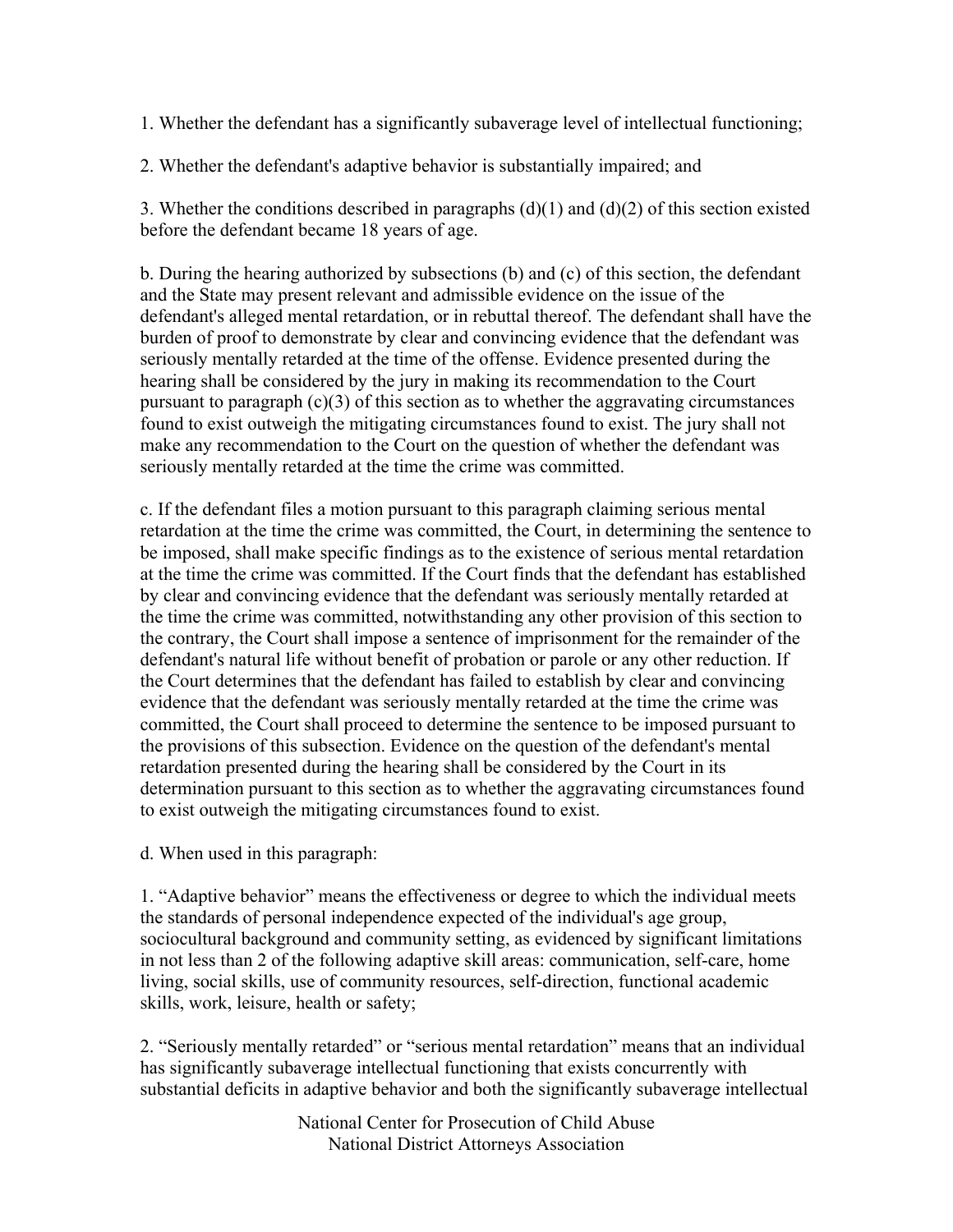1. Whether the defendant has a significantly subaverage level of intellectual functioning;

2. Whether the defendant's adaptive behavior is substantially impaired; and

3. Whether the conditions described in paragraphs (d)(1) and (d)(2) of this section existed before the defendant became 18 years of age.

b. During the hearing authorized by subsections (b) and (c) of this section, the defendant and the State may present relevant and admissible evidence on the issue of the defendant's alleged mental retardation, or in rebuttal thereof. The defendant shall have the burden of proof to demonstrate by clear and convincing evidence that the defendant was seriously mentally retarded at the time of the offense. Evidence presented during the hearing shall be considered by the jury in making its recommendation to the Court pursuant to paragraph (c)(3) of this section as to whether the aggravating circumstances found to exist outweigh the mitigating circumstances found to exist. The jury shall not make any recommendation to the Court on the question of whether the defendant was seriously mentally retarded at the time the crime was committed.

c. If the defendant files a motion pursuant to this paragraph claiming serious mental retardation at the time the crime was committed, the Court, in determining the sentence to be imposed, shall make specific findings as to the existence of serious mental retardation at the time the crime was committed. If the Court finds that the defendant has established by clear and convincing evidence that the defendant was seriously mentally retarded at the time the crime was committed, notwithstanding any other provision of this section to the contrary, the Court shall impose a sentence of imprisonment for the remainder of the defendant's natural life without benefit of probation or parole or any other reduction. If the Court determines that the defendant has failed to establish by clear and convincing evidence that the defendant was seriously mentally retarded at the time the crime was committed, the Court shall proceed to determine the sentence to be imposed pursuant to the provisions of this subsection. Evidence on the question of the defendant's mental retardation presented during the hearing shall be considered by the Court in its determination pursuant to this section as to whether the aggravating circumstances found to exist outweigh the mitigating circumstances found to exist.

d. When used in this paragraph:

1. "Adaptive behavior" means the effectiveness or degree to which the individual meets the standards of personal independence expected of the individual's age group, sociocultural background and community setting, as evidenced by significant limitations in not less than 2 of the following adaptive skill areas: communication, self-care, home living, social skills, use of community resources, self-direction, functional academic skills, work, leisure, health or safety;

2. "Seriously mentally retarded" or "serious mental retardation" means that an individual has significantly subaverage intellectual functioning that exists concurrently with substantial deficits in adaptive behavior and both the significantly subaverage intellectual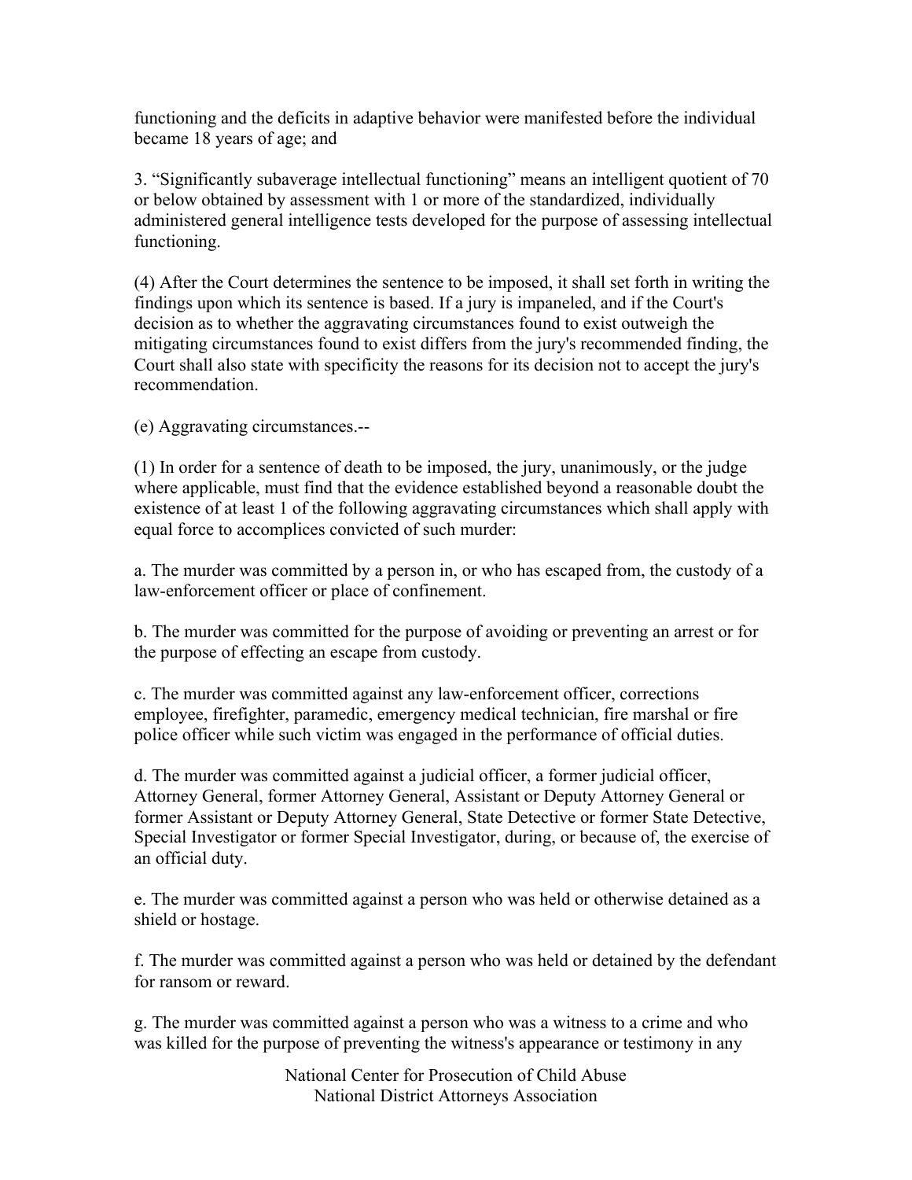functioning and the deficits in adaptive behavior were manifested before the individual became 18 years of age; and

3. "Significantly subaverage intellectual functioning" means an intelligent quotient of 70 or below obtained by assessment with 1 or more of the standardized, individually administered general intelligence tests developed for the purpose of assessing intellectual functioning.

(4) After the Court determines the sentence to be imposed, it shall set forth in writing the findings upon which its sentence is based. If a jury is impaneled, and if the Court's decision as to whether the aggravating circumstances found to exist outweigh the mitigating circumstances found to exist differs from the jury's recommended finding, the Court shall also state with specificity the reasons for its decision not to accept the jury's recommendation.

(e) Aggravating circumstances.--

(1) In order for a sentence of death to be imposed, the jury, unanimously, or the judge where applicable, must find that the evidence established beyond a reasonable doubt the existence of at least 1 of the following aggravating circumstances which shall apply with equal force to accomplices convicted of such murder:

a. The murder was committed by a person in, or who has escaped from, the custody of a law-enforcement officer or place of confinement.

b. The murder was committed for the purpose of avoiding or preventing an arrest or for the purpose of effecting an escape from custody.

c. The murder was committed against any law-enforcement officer, corrections employee, firefighter, paramedic, emergency medical technician, fire marshal or fire police officer while such victim was engaged in the performance of official duties.

d. The murder was committed against a judicial officer, a former judicial officer, Attorney General, former Attorney General, Assistant or Deputy Attorney General or former Assistant or Deputy Attorney General, State Detective or former State Detective, Special Investigator or former Special Investigator, during, or because of, the exercise of an official duty.

e. The murder was committed against a person who was held or otherwise detained as a shield or hostage.

f. The murder was committed against a person who was held or detained by the defendant for ransom or reward.

g. The murder was committed against a person who was a witness to a crime and who was killed for the purpose of preventing the witness's appearance or testimony in any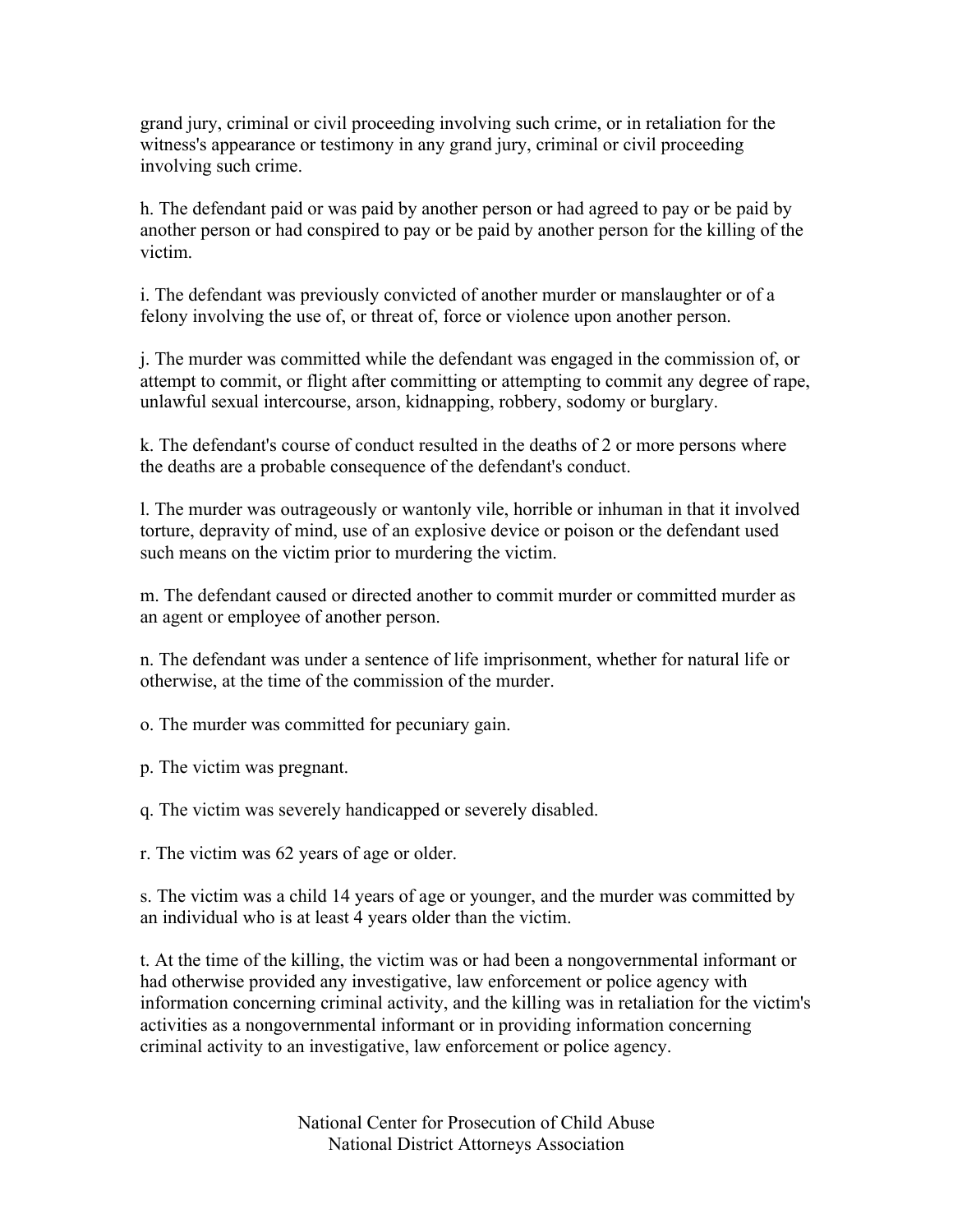grand jury, criminal or civil proceeding involving such crime, or in retaliation for the witness's appearance or testimony in any grand jury, criminal or civil proceeding involving such crime.

h. The defendant paid or was paid by another person or had agreed to pay or be paid by another person or had conspired to pay or be paid by another person for the killing of the victim.

i. The defendant was previously convicted of another murder or manslaughter or of a felony involving the use of, or threat of, force or violence upon another person.

j. The murder was committed while the defendant was engaged in the commission of, or attempt to commit, or flight after committing or attempting to commit any degree of rape, unlawful sexual intercourse, arson, kidnapping, robbery, sodomy or burglary.

k. The defendant's course of conduct resulted in the deaths of 2 or more persons where the deaths are a probable consequence of the defendant's conduct.

l. The murder was outrageously or wantonly vile, horrible or inhuman in that it involved torture, depravity of mind, use of an explosive device or poison or the defendant used such means on the victim prior to murdering the victim.

m. The defendant caused or directed another to commit murder or committed murder as an agent or employee of another person.

n. The defendant was under a sentence of life imprisonment, whether for natural life or otherwise, at the time of the commission of the murder.

o. The murder was committed for pecuniary gain.

p. The victim was pregnant.

q. The victim was severely handicapped or severely disabled.

r. The victim was 62 years of age or older.

s. The victim was a child 14 years of age or younger, and the murder was committed by an individual who is at least 4 years older than the victim.

t. At the time of the killing, the victim was or had been a nongovernmental informant or had otherwise provided any investigative, law enforcement or police agency with information concerning criminal activity, and the killing was in retaliation for the victim's activities as a nongovernmental informant or in providing information concerning criminal activity to an investigative, law enforcement or police agency.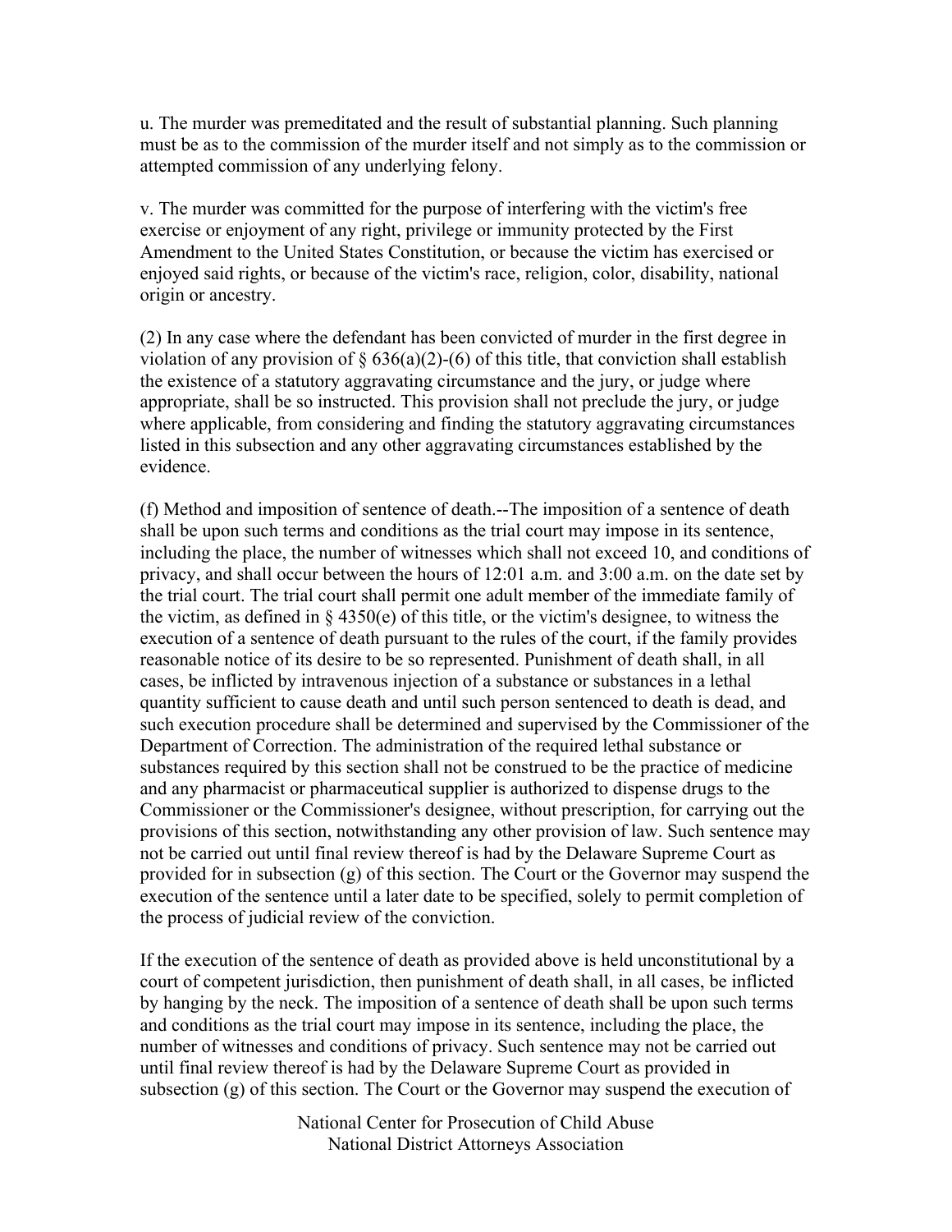u. The murder was premeditated and the result of substantial planning. Such planning must be as to the commission of the murder itself and not simply as to the commission or attempted commission of any underlying felony.

v. The murder was committed for the purpose of interfering with the victim's free exercise or enjoyment of any right, privilege or immunity protected by the First Amendment to the United States Constitution, or because the victim has exercised or enjoyed said rights, or because of the victim's race, religion, color, disability, national origin or ancestry.

(2) In any case where the defendant has been convicted of murder in the first degree in violation of any provision of § 636(a)(2)-(6) of this title, that conviction shall establish the existence of a statutory aggravating circumstance and the jury, or judge where appropriate, shall be so instructed. This provision shall not preclude the jury, or judge where applicable, from considering and finding the statutory aggravating circumstances listed in this subsection and any other aggravating circumstances established by the evidence.

(f) Method and imposition of sentence of death.--The imposition of a sentence of death shall be upon such terms and conditions as the trial court may impose in its sentence, including the place, the number of witnesses which shall not exceed 10, and conditions of privacy, and shall occur between the hours of 12:01 a.m. and 3:00 a.m. on the date set by the trial court. The trial court shall permit one adult member of the immediate family of the victim, as defined in § 4350(e) of this title, or the victim's designee, to witness the execution of a sentence of death pursuant to the rules of the court, if the family provides reasonable notice of its desire to be so represented. Punishment of death shall, in all cases, be inflicted by intravenous injection of a substance or substances in a lethal quantity sufficient to cause death and until such person sentenced to death is dead, and such execution procedure shall be determined and supervised by the Commissioner of the Department of Correction. The administration of the required lethal substance or substances required by this section shall not be construed to be the practice of medicine and any pharmacist or pharmaceutical supplier is authorized to dispense drugs to the Commissioner or the Commissioner's designee, without prescription, for carrying out the provisions of this section, notwithstanding any other provision of law. Such sentence may not be carried out until final review thereof is had by the Delaware Supreme Court as provided for in subsection (g) of this section. The Court or the Governor may suspend the execution of the sentence until a later date to be specified, solely to permit completion of the process of judicial review of the conviction.

If the execution of the sentence of death as provided above is held unconstitutional by a court of competent jurisdiction, then punishment of death shall, in all cases, be inflicted by hanging by the neck. The imposition of a sentence of death shall be upon such terms and conditions as the trial court may impose in its sentence, including the place, the number of witnesses and conditions of privacy. Such sentence may not be carried out until final review thereof is had by the Delaware Supreme Court as provided in subsection (g) of this section. The Court or the Governor may suspend the execution of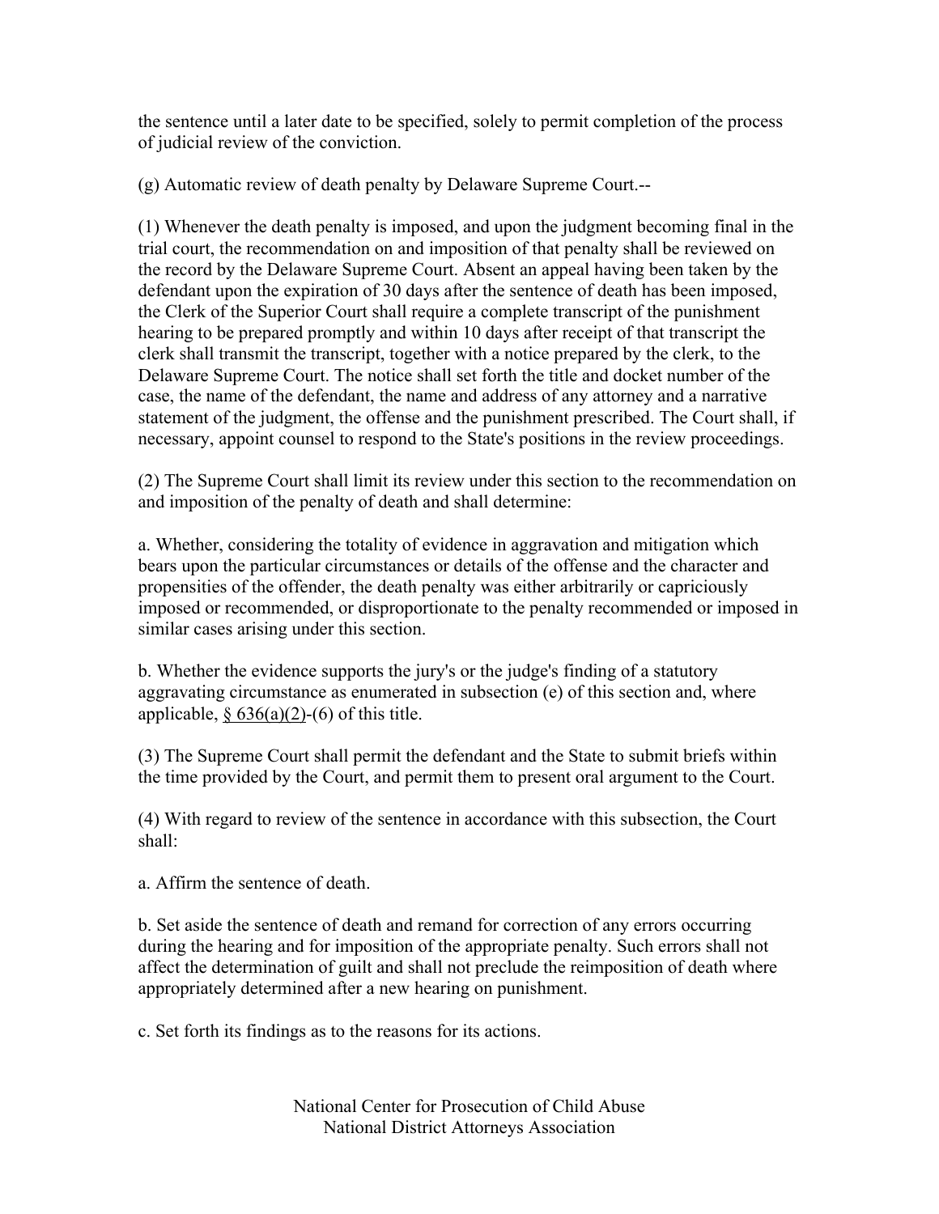the sentence until a later date to be specified, solely to permit completion of the process of judicial review of the conviction.

(g) Automatic review of death penalty by Delaware Supreme Court.--

(1) Whenever the death penalty is imposed, and upon the judgment becoming final in the trial court, the recommendation on and imposition of that penalty shall be reviewed on the record by the Delaware Supreme Court. Absent an appeal having been taken by the defendant upon the expiration of 30 days after the sentence of death has been imposed, the Clerk of the Superior Court shall require a complete transcript of the punishment hearing to be prepared promptly and within 10 days after receipt of that transcript the clerk shall transmit the transcript, together with a notice prepared by the clerk, to the Delaware Supreme Court. The notice shall set forth the title and docket number of the case, the name of the defendant, the name and address of any attorney and a narrative statement of the judgment, the offense and the punishment prescribed. The Court shall, if necessary, appoint counsel to respond to the State's positions in the review proceedings.

(2) The Supreme Court shall limit its review under this section to the recommendation on and imposition of the penalty of death and shall determine:

a. Whether, considering the totality of evidence in aggravation and mitigation which bears upon the particular circumstances or details of the offense and the character and propensities of the offender, the death penalty was either arbitrarily or capriciously imposed or recommended, or disproportionate to the penalty recommended or imposed in similar cases arising under this section.

b. Whether the evidence supports the jury's or the judge's finding of a statutory aggravating circumstance as enumerated in subsection (e) of this section and, where applicable, § 636(a)(2)-(6) of this title.

(3) The Supreme Court shall permit the defendant and the State to submit briefs within the time provided by the Court, and permit them to present oral argument to the Court.

(4) With regard to review of the sentence in accordance with this subsection, the Court shall:

a. Affirm the sentence of death.

b. Set aside the sentence of death and remand for correction of any errors occurring during the hearing and for imposition of the appropriate penalty. Such errors shall not affect the determination of guilt and shall not preclude the reimposition of death where appropriately determined after a new hearing on punishment.

c. Set forth its findings as to the reasons for its actions.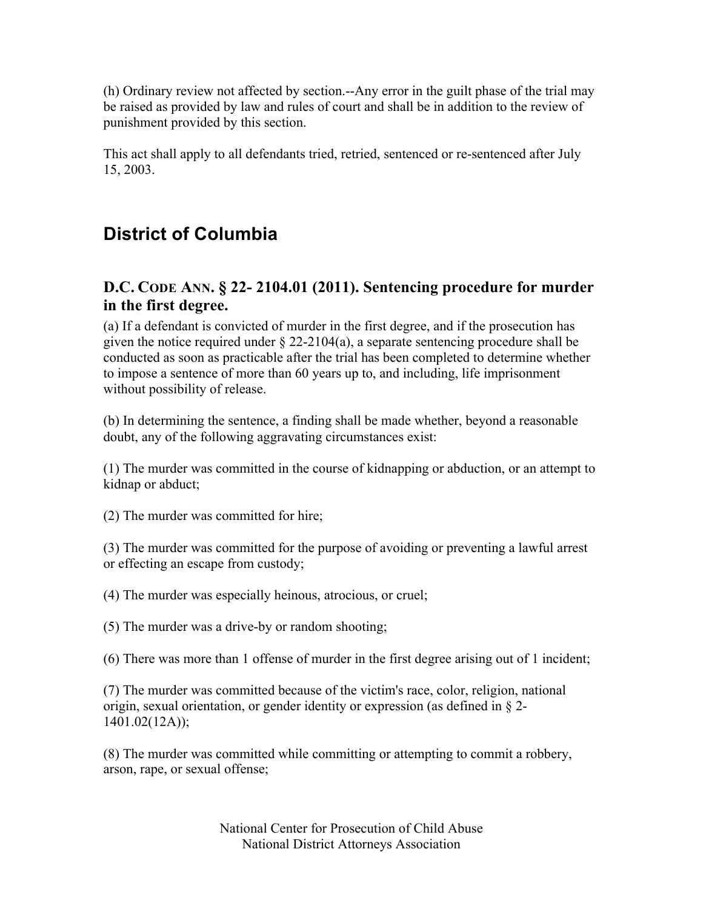(h) Ordinary review not affected by section.--Any error in the guilt phase of the trial may be raised as provided by law and rules of court and shall be in addition to the review of punishment provided by this section.

This act shall apply to all defendants tried, retried, sentenced or re-sentenced after July 15, 2003.

# District of Columbia

### D.C. CODE ANN. § 22- 2104.01 (2011). Sentencing procedure for murder in the first degree.

(a) If a defendant is convicted of murder in the first degree, and if the prosecution has given the notice required under § 22-2104(a), a separate sentencing procedure shall be conducted as soon as practicable after the trial has been completed to determine whether to impose a sentence of more than 60 years up to, and including, life imprisonment without possibility of release.

(b) In determining the sentence, a finding shall be made whether, beyond a reasonable doubt, any of the following aggravating circumstances exist:

(1) The murder was committed in the course of kidnapping or abduction, or an attempt to kidnap or abduct;

(2) The murder was committed for hire;

(3) The murder was committed for the purpose of avoiding or preventing a lawful arrest or effecting an escape from custody;

(4) The murder was especially heinous, atrocious, or cruel;

(5) The murder was a drive-by or random shooting;

(6) There was more than 1 offense of murder in the first degree arising out of 1 incident;

(7) The murder was committed because of the victim's race, color, religion, national origin, sexual orientation, or gender identity or expression (as defined in § 2-1401.02(12A));

(8) The murder was committed while committing or attempting to commit a robbery, arson, rape, or sexual offense;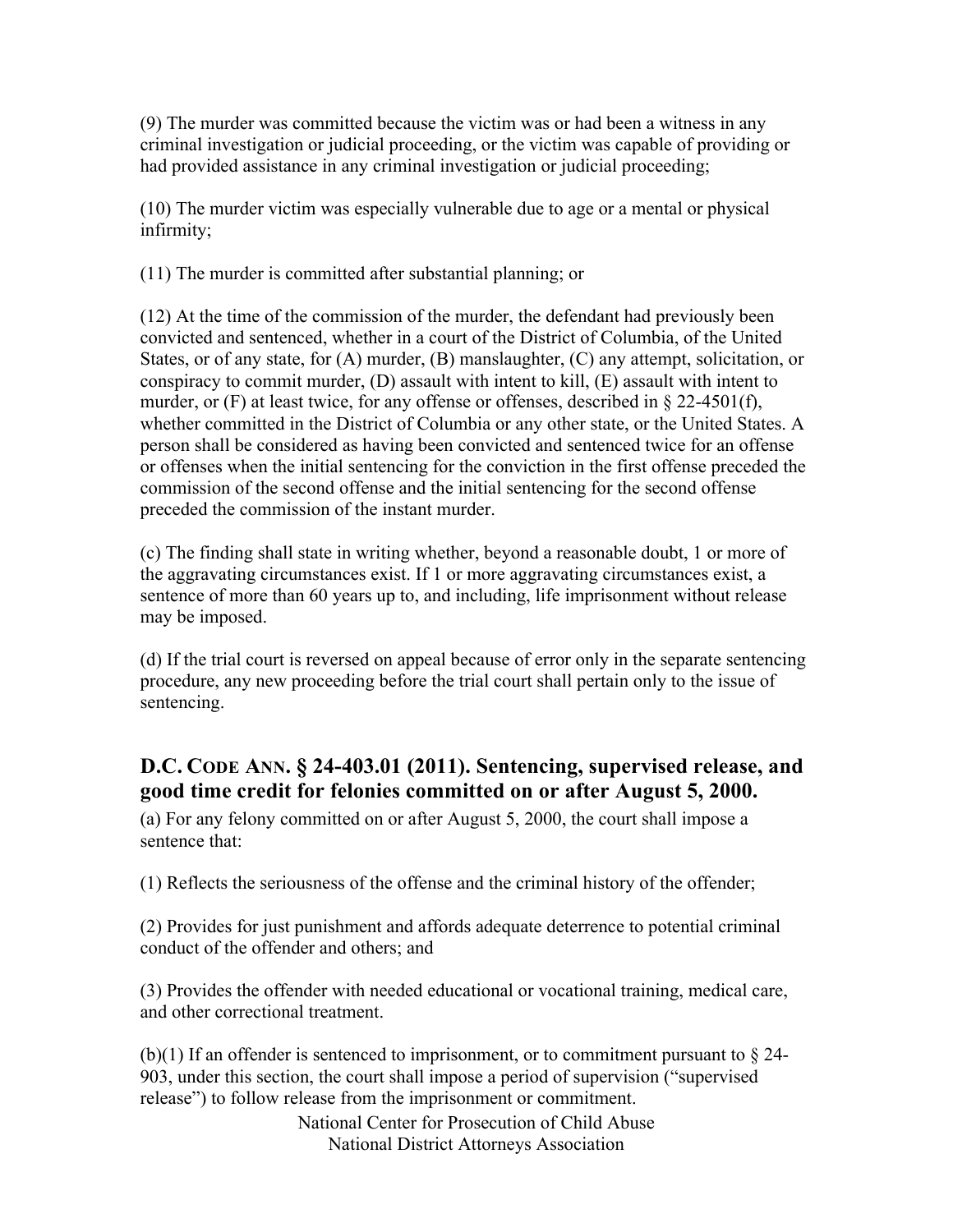(9) The murder was committed because the victim was or had been a witness in any criminal investigation or judicial proceeding, or the victim was capable of providing or had provided assistance in any criminal investigation or judicial proceeding;

(10) The murder victim was especially vulnerable due to age or a mental or physical infirmity;

(11) The murder is committed after substantial planning; or

(12) At the time of the commission of the murder, the defendant had previously been convicted and sentenced, whether in a court of the District of Columbia, of the United States, or of any state, for (A) murder, (B) manslaughter, (C) any attempt, solicitation, or conspiracy to commit murder, (D) assault with intent to kill, (E) assault with intent to murder, or (F) at least twice, for any offense or offenses, described in § 22-4501(f), whether committed in the District of Columbia or any other state, or the United States. A person shall be considered as having been convicted and sentenced twice for an offense or offenses when the initial sentencing for the conviction in the first offense preceded the commission of the second offense and the initial sentencing for the second offense preceded the commission of the instant murder.

(c) The finding shall state in writing whether, beyond a reasonable doubt, 1 or more of the aggravating circumstances exist. If 1 or more aggravating circumstances exist, a sentence of more than 60 years up to, and including, life imprisonment without release may be imposed.

(d) If the trial court is reversed on appeal because of error only in the separate sentencing procedure, any new proceeding before the trial court shall pertain only to the issue of sentencing.

## D.C. CODE ANN. § 24-403.01 (2011). Sentencing, supervised release, and good time credit for felonies committed on or after August 5, 2000.

(a) For any felony committed on or after August 5, 2000, the court shall impose a sentence that:

(1) Reflects the seriousness of the offense and the criminal history of the offender;

(2) Provides for just punishment and affords adequate deterrence to potential criminal conduct of the offender and others; and

(3) Provides the offender with needed educational or vocational training, medical care, and other correctional treatment.

(b)(1) If an offender is sentenced to imprisonment, or to commitment pursuant to § 24-903, under this section, the court shall impose a period of supervision ("supervised release") to follow release from the imprisonment or commitment.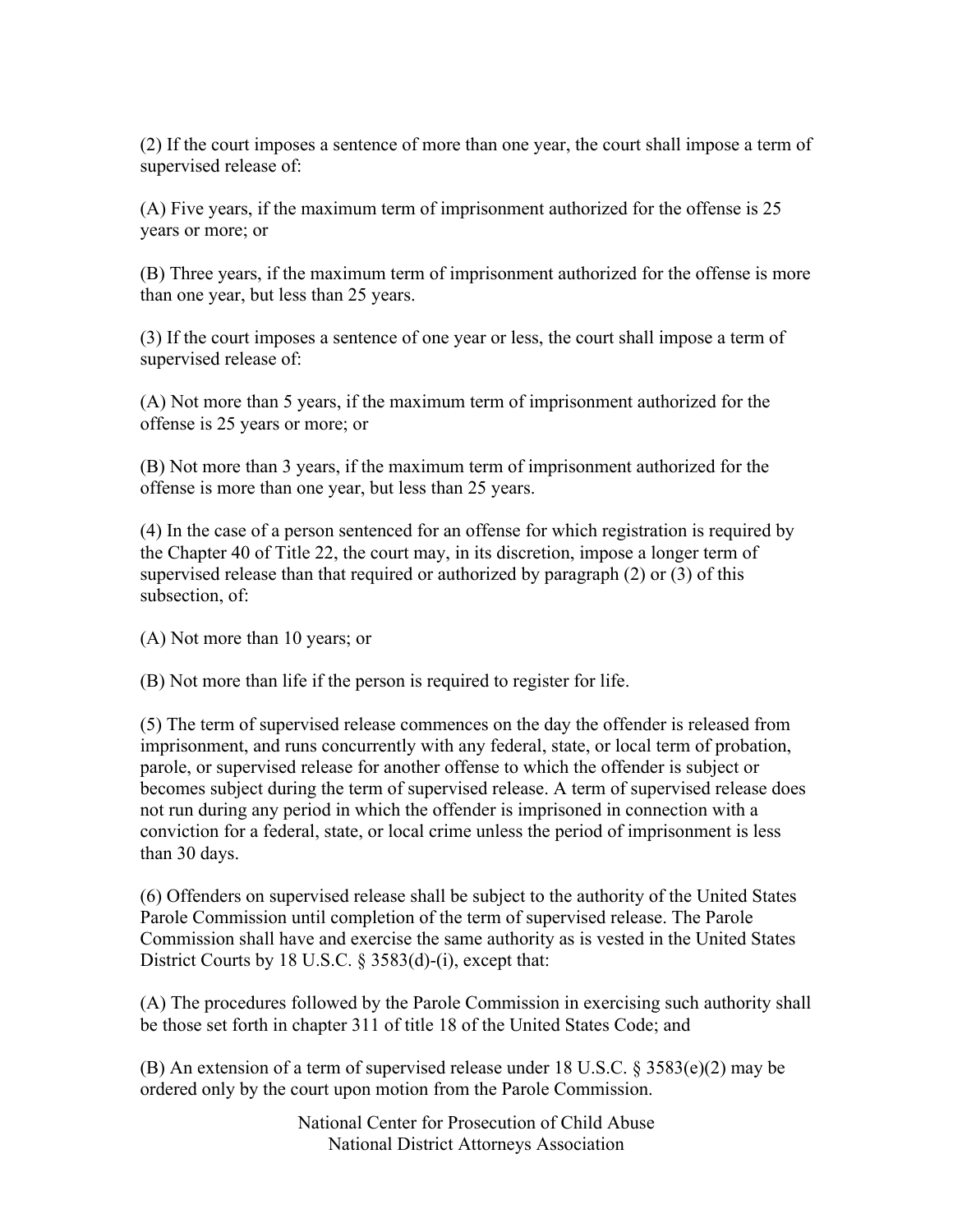(2) If the court imposes a sentence of more than one year, the court shall impose a term of supervised release of:

(A) Five years, if the maximum term of imprisonment authorized for the offense is 25 years or more; or

(B) Three years, if the maximum term of imprisonment authorized for the offense is more than one year, but less than 25 years.

(3) If the court imposes a sentence of one year or less, the court shall impose a term of supervised release of:

(A) Not more than 5 years, if the maximum term of imprisonment authorized for the offense is 25 years or more; or

(B) Not more than 3 years, if the maximum term of imprisonment authorized for the offense is more than one year, but less than 25 years.

(4) In the case of a person sentenced for an offense for which registration is required by the Chapter 40 of Title 22, the court may, in its discretion, impose a longer term of supervised release than that required or authorized by paragraph (2) or (3) of this subsection, of:

(A) Not more than 10 years; or

(B) Not more than life if the person is required to register for life.

(5) The term of supervised release commences on the day the offender is released from imprisonment, and runs concurrently with any federal, state, or local term of probation, parole, or supervised release for another offense to which the offender is subject or becomes subject during the term of supervised release. A term of supervised release does not run during any period in which the offender is imprisoned in connection with a conviction for a federal, state, or local crime unless the period of imprisonment is less than 30 days.

(6) Offenders on supervised release shall be subject to the authority of the United States Parole Commission until completion of the term of supervised release. The Parole Commission shall have and exercise the same authority as is vested in the United States District Courts by 18 U.S.C. § 3583(d)-(i), except that:

(A) The procedures followed by the Parole Commission in exercising such authority shall be those set forth in chapter 311 of title 18 of the United States Code; and

(B) An extension of a term of supervised release under 18 U.S.C. § 3583(e)(2) may be ordered only by the court upon motion from the Parole Commission.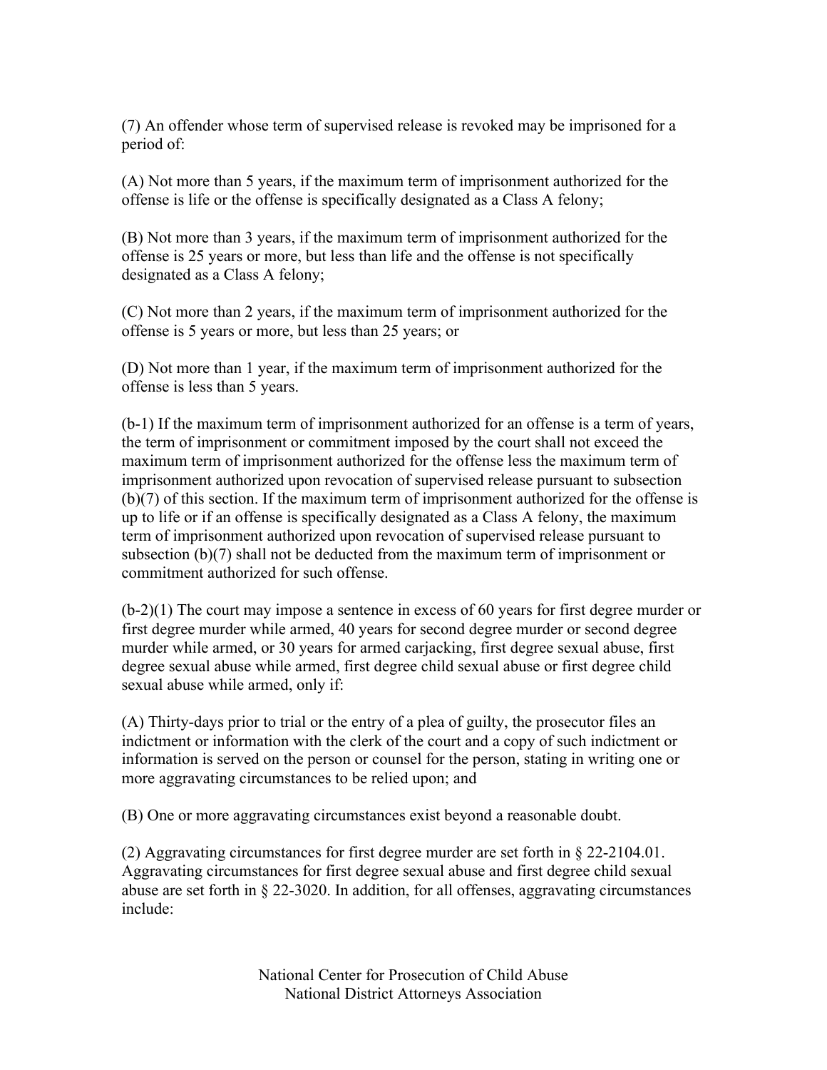(7) An offender whose term of supervised release is revoked may be imprisoned for a period of:

(A) Not more than 5 years, if the maximum term of imprisonment authorized for the offense is life or the offense is specifically designated as a Class A felony;

(B) Not more than 3 years, if the maximum term of imprisonment authorized for the offense is 25 years or more, but less than life and the offense is not specifically designated as a Class A felony;

(C) Not more than 2 years, if the maximum term of imprisonment authorized for the offense is 5 years or more, but less than 25 years; or

(D) Not more than 1 year, if the maximum term of imprisonment authorized for the offense is less than 5 years.

(b-1) If the maximum term of imprisonment authorized for an offense is a term of years, the term of imprisonment or commitment imposed by the court shall not exceed the maximum term of imprisonment authorized for the offense less the maximum term of imprisonment authorized upon revocation of supervised release pursuant to subsection (b)(7) of this section. If the maximum term of imprisonment authorized for the offense is up to life or if an offense is specifically designated as a Class A felony, the maximum term of imprisonment authorized upon revocation of supervised release pursuant to subsection (b)(7) shall not be deducted from the maximum term of imprisonment or commitment authorized for such offense.

(b-2)(1) The court may impose a sentence in excess of 60 years for first degree murder or first degree murder while armed, 40 years for second degree murder or second degree murder while armed, or 30 years for armed carjacking, first degree sexual abuse, first degree sexual abuse while armed, first degree child sexual abuse or first degree child sexual abuse while armed, only if:

(A) Thirty-days prior to trial or the entry of a plea of guilty, the prosecutor files an indictment or information with the clerk of the court and a copy of such indictment or information is served on the person or counsel for the person, stating in writing one or more aggravating circumstances to be relied upon; and

(B) One or more aggravating circumstances exist beyond a reasonable doubt.

(2) Aggravating circumstances for first degree murder are set forth in § 22-2104.01. Aggravating circumstances for first degree sexual abuse and first degree child sexual abuse are set forth in § 22-3020. In addition, for all offenses, aggravating circumstances include: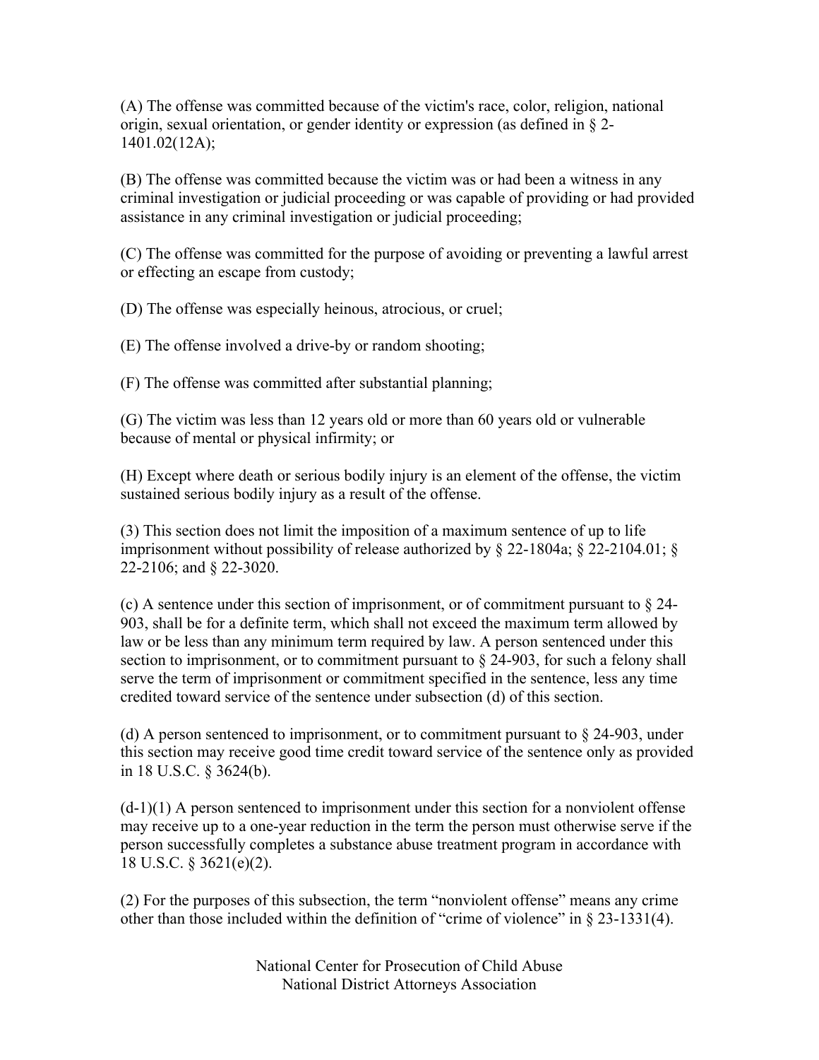(A) The offense was committed because of the victim's race, color, religion, national origin, sexual orientation, or gender identity or expression (as defined in § 2-1401.02(12A);

(B) The offense was committed because the victim was or had been a witness in any criminal investigation or judicial proceeding or was capable of providing or had provided assistance in any criminal investigation or judicial proceeding;

(C) The offense was committed for the purpose of avoiding or preventing a lawful arrest or effecting an escape from custody;

(D) The offense was especially heinous, atrocious, or cruel;

(E) The offense involved a drive-by or random shooting;

(F) The offense was committed after substantial planning;

(G) The victim was less than 12 years old or more than 60 years old or vulnerable because of mental or physical infirmity; or

(H) Except where death or serious bodily injury is an element of the offense, the victim sustained serious bodily injury as a result of the offense.

(3) This section does not limit the imposition of a maximum sentence of up to life imprisonment without possibility of release authorized by § 22-1804a; § 22-2104.01; § 22-2106; and § 22-3020.

(c) A sentence under this section of imprisonment, or of commitment pursuant to § 24-903, shall be for a definite term, which shall not exceed the maximum term allowed by law or be less than any minimum term required by law. A person sentenced under this section to imprisonment, or to commitment pursuant to § 24-903, for such a felony shall serve the term of imprisonment or commitment specified in the sentence, less any time credited toward service of the sentence under subsection (d) of this section.

(d) A person sentenced to imprisonment, or to commitment pursuant to § 24-903, under this section may receive good time credit toward service of the sentence only as provided in 18 U.S.C. § 3624(b).

(d-1)(1) A person sentenced to imprisonment under this section for a nonviolent offense may receive up to a one-year reduction in the term the person must otherwise serve if the person successfully completes a substance abuse treatment program in accordance with 18 U.S.C. § 3621(e)(2).

(2) For the purposes of this subsection, the term "nonviolent offense" means any crime other than those included within the definition of "crime of violence" in § 23-1331(4).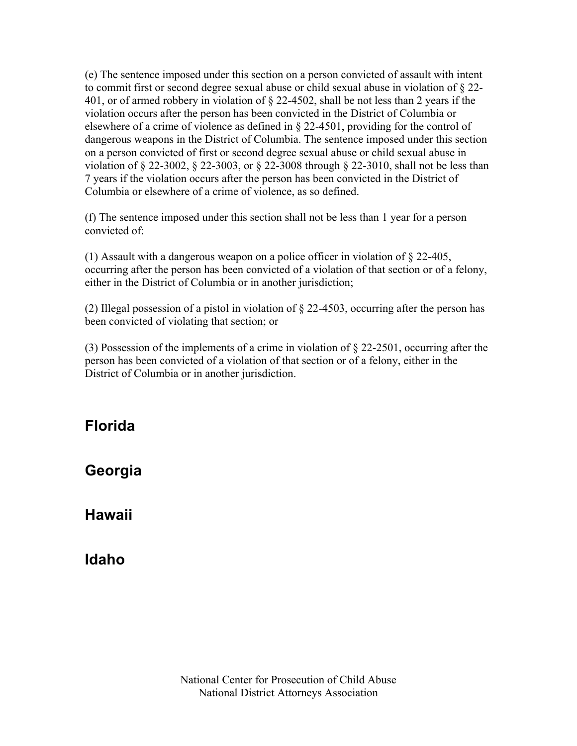(e) The sentence imposed under this section on a person convicted of assault with intent to commit first or second degree sexual abuse or child sexual abuse in violation of § 22-401, or of armed robbery in violation of § 22-4502, shall be not less than 2 years if the violation occurs after the person has been convicted in the District of Columbia or elsewhere of a crime of violence as defined in § 22-4501, providing for the control of dangerous weapons in the District of Columbia. The sentence imposed under this section on a person convicted of first or second degree sexual abuse or child sexual abuse in violation of § 22-3002, § 22-3003, or § 22-3008 through § 22-3010, shall not be less than 7 years if the violation occurs after the person has been convicted in the District of Columbia or elsewhere of a crime of violence, as so defined.

(f) The sentence imposed under this section shall not be less than 1 year for a person convicted of:

(1) Assault with a dangerous weapon on a police officer in violation of § 22-405, occurring after the person has been convicted of a violation of that section or of a felony, either in the District of Columbia or in another jurisdiction;

(2) Illegal possession of a pistol in violation of § 22-4503, occurring after the person has been convicted of violating that section; or

(3) Possession of the implements of a crime in violation of § 22-2501, occurring after the person has been convicted of a violation of that section or of a felony, either in the District of Columbia or in another jurisdiction.

## Florida

## Georgia

## Hawaii

## Idaho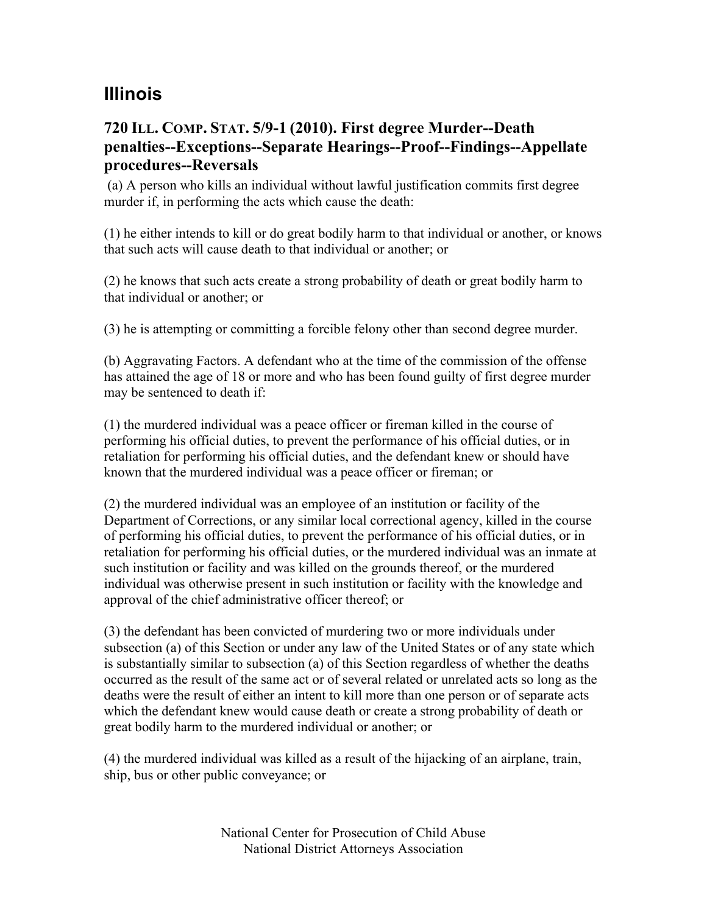## Illinois

### 720 ILL. COMP. STAT. 5/9-1 (2010). First degree Murder--Death penalties--Exceptions--Separate Hearings--Proof--Findings--Appellate procedures--Reversals

(a) A person who kills an individual without lawful justification commits first degree murder if, in performing the acts which cause the death:

(1) he either intends to kill or do great bodily harm to that individual or another, or knows that such acts will cause death to that individual or another; or

(2) he knows that such acts create a strong probability of death or great bodily harm to that individual or another; or

(3) he is attempting or committing a forcible felony other than second degree murder.

(b) Aggravating Factors. A defendant who at the time of the commission of the offense has attained the age of 18 or more and who has been found guilty of first degree murder may be sentenced to death if:

(1) the murdered individual was a peace officer or fireman killed in the course of performing his official duties, to prevent the performance of his official duties, or in retaliation for performing his official duties, and the defendant knew or should have known that the murdered individual was a peace officer or fireman; or

(2) the murdered individual was an employee of an institution or facility of the Department of Corrections, or any similar local correctional agency, killed in the course of performing his official duties, to prevent the performance of his official duties, or in retaliation for performing his official duties, or the murdered individual was an inmate at such institution or facility and was killed on the grounds thereof, or the murdered individual was otherwise present in such institution or facility with the knowledge and approval of the chief administrative officer thereof; or

(3) the defendant has been convicted of murdering two or more individuals under subsection (a) of this Section or under any law of the United States or of any state which is substantially similar to subsection (a) of this Section regardless of whether the deaths occurred as the result of the same act or of several related or unrelated acts so long as the deaths were the result of either an intent to kill more than one person or of separate acts which the defendant knew would cause death or create a strong probability of death or great bodily harm to the murdered individual or another; or

(4) the murdered individual was killed as a result of the hijacking of an airplane, train, ship, bus or other public conveyance; or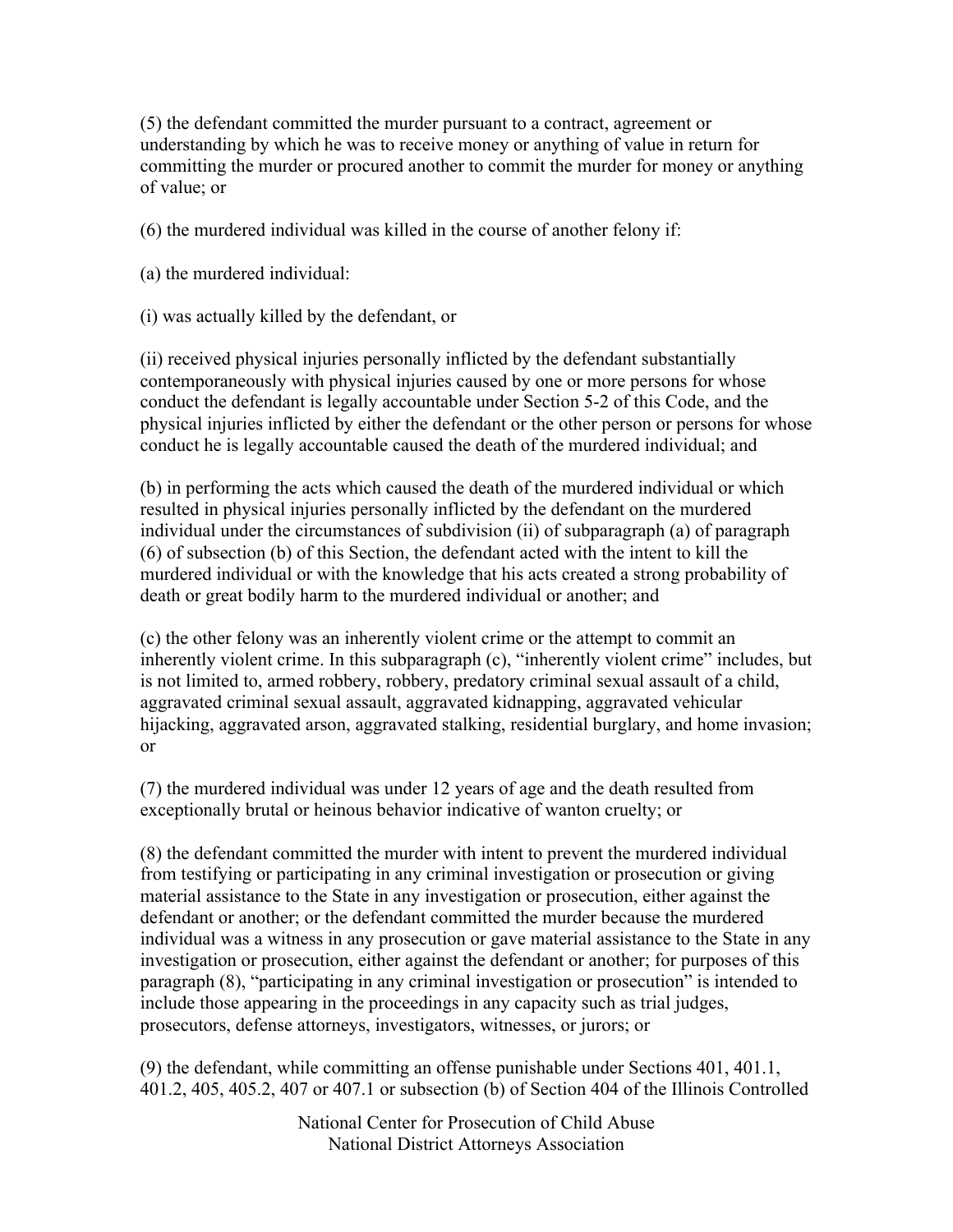(5) the defendant committed the murder pursuant to a contract, agreement or understanding by which he was to receive money or anything of value in return for committing the murder or procured another to commit the murder for money or anything of value; or

(6) the murdered individual was killed in the course of another felony if:

(a) the murdered individual:

(i) was actually killed by the defendant, or

(ii) received physical injuries personally inflicted by the defendant substantially contemporaneously with physical injuries caused by one or more persons for whose conduct the defendant is legally accountable under Section 5-2 of this Code, and the physical injuries inflicted by either the defendant or the other person or persons for whose conduct he is legally accountable caused the death of the murdered individual; and

(b) in performing the acts which caused the death of the murdered individual or which resulted in physical injuries personally inflicted by the defendant on the murdered individual under the circumstances of subdivision (ii) of subparagraph (a) of paragraph (6) of subsection (b) of this Section, the defendant acted with the intent to kill the murdered individual or with the knowledge that his acts created a strong probability of death or great bodily harm to the murdered individual or another; and

(c) the other felony was an inherently violent crime or the attempt to commit an inherently violent crime. In this subparagraph (c), "inherently violent crime" includes, but is not limited to, armed robbery, robbery, predatory criminal sexual assault of a child, aggravated criminal sexual assault, aggravated kidnapping, aggravated vehicular hijacking, aggravated arson, aggravated stalking, residential burglary, and home invasion; or

(7) the murdered individual was under 12 years of age and the death resulted from exceptionally brutal or heinous behavior indicative of wanton cruelty; or

(8) the defendant committed the murder with intent to prevent the murdered individual from testifying or participating in any criminal investigation or prosecution or giving material assistance to the State in any investigation or prosecution, either against the defendant or another; or the defendant committed the murder because the murdered individual was a witness in any prosecution or gave material assistance to the State in any investigation or prosecution, either against the defendant or another; for purposes of this paragraph (8), "participating in any criminal investigation or prosecution" is intended to include those appearing in the proceedings in any capacity such as trial judges, prosecutors, defense attorneys, investigators, witnesses, or jurors; or

(9) the defendant, while committing an offense punishable under Sections 401, 401.1, 401.2, 405, 405.2, 407 or 407.1 or subsection (b) of Section 404 of the Illinois Controlled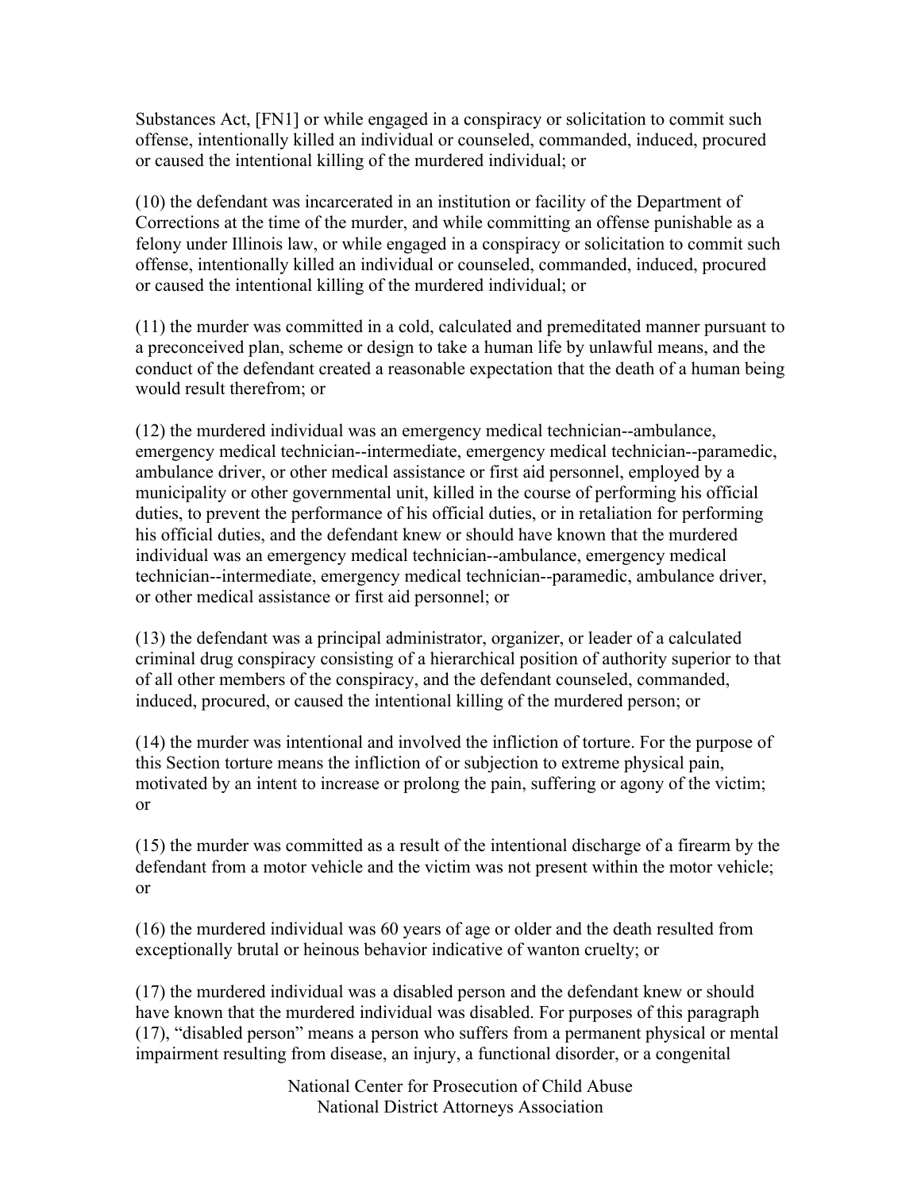Substances Act, [FN1] or while engaged in a conspiracy or solicitation to commit such offense, intentionally killed an individual or counseled, commanded, induced, procured or caused the intentional killing of the murdered individual; or

(10) the defendant was incarcerated in an institution or facility of the Department of Corrections at the time of the murder, and while committing an offense punishable as a felony under Illinois law, or while engaged in a conspiracy or solicitation to commit such offense, intentionally killed an individual or counseled, commanded, induced, procured or caused the intentional killing of the murdered individual; or

(11) the murder was committed in a cold, calculated and premeditated manner pursuant to a preconceived plan, scheme or design to take a human life by unlawful means, and the conduct of the defendant created a reasonable expectation that the death of a human being would result therefrom; or

(12) the murdered individual was an emergency medical technician--ambulance, emergency medical technician--intermediate, emergency medical technician--paramedic, ambulance driver, or other medical assistance or first aid personnel, employed by a municipality or other governmental unit, killed in the course of performing his official duties, to prevent the performance of his official duties, or in retaliation for performing his official duties, and the defendant knew or should have known that the murdered individual was an emergency medical technician--ambulance, emergency medical technician--intermediate, emergency medical technician--paramedic, ambulance driver, or other medical assistance or first aid personnel; or

(13) the defendant was a principal administrator, organizer, or leader of a calculated criminal drug conspiracy consisting of a hierarchical position of authority superior to that of all other members of the conspiracy, and the defendant counseled, commanded, induced, procured, or caused the intentional killing of the murdered person; or

(14) the murder was intentional and involved the infliction of torture. For the purpose of this Section torture means the infliction of or subjection to extreme physical pain, motivated by an intent to increase or prolong the pain, suffering or agony of the victim; or

(15) the murder was committed as a result of the intentional discharge of a firearm by the defendant from a motor vehicle and the victim was not present within the motor vehicle; or

(16) the murdered individual was 60 years of age or older and the death resulted from exceptionally brutal or heinous behavior indicative of wanton cruelty; or

(17) the murdered individual was a disabled person and the defendant knew or should have known that the murdered individual was disabled. For purposes of this paragraph (17), "disabled person" means a person who suffers from a permanent physical or mental impairment resulting from disease, an injury, a functional disorder, or a congenital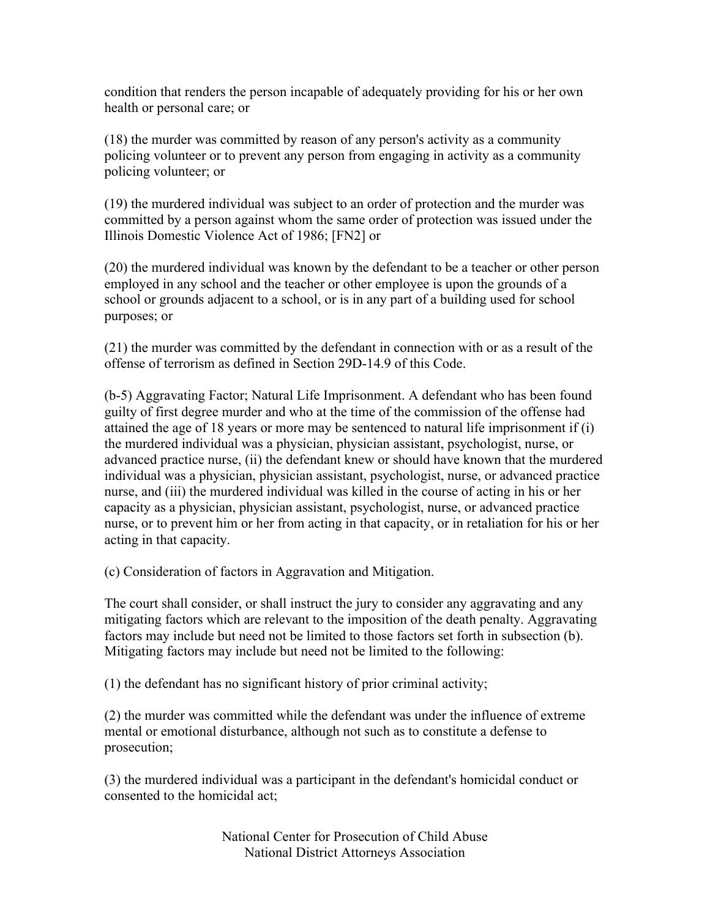condition that renders the person incapable of adequately providing for his or her own health or personal care; or

(18) the murder was committed by reason of any person's activity as a community policing volunteer or to prevent any person from engaging in activity as a community policing volunteer; or

(19) the murdered individual was subject to an order of protection and the murder was committed by a person against whom the same order of protection was issued under the Illinois Domestic Violence Act of 1986; [FN2] or

(20) the murdered individual was known by the defendant to be a teacher or other person employed in any school and the teacher or other employee is upon the grounds of a school or grounds adjacent to a school, or is in any part of a building used for school purposes; or

(21) the murder was committed by the defendant in connection with or as a result of the offense of terrorism as defined in Section 29D-14.9 of this Code.

(b-5) Aggravating Factor; Natural Life Imprisonment. A defendant who has been found guilty of first degree murder and who at the time of the commission of the offense had attained the age of 18 years or more may be sentenced to natural life imprisonment if (i) the murdered individual was a physician, physician assistant, psychologist, nurse, or advanced practice nurse, (ii) the defendant knew or should have known that the murdered individual was a physician, physician assistant, psychologist, nurse, or advanced practice nurse, and (iii) the murdered individual was killed in the course of acting in his or her capacity as a physician, physician assistant, psychologist, nurse, or advanced practice nurse, or to prevent him or her from acting in that capacity, or in retaliation for his or her acting in that capacity.

(c) Consideration of factors in Aggravation and Mitigation.

The court shall consider, or shall instruct the jury to consider any aggravating and any mitigating factors which are relevant to the imposition of the death penalty. Aggravating factors may include but need not be limited to those factors set forth in subsection (b). Mitigating factors may include but need not be limited to the following:

(1) the defendant has no significant history of prior criminal activity;

(2) the murder was committed while the defendant was under the influence of extreme mental or emotional disturbance, although not such as to constitute a defense to prosecution;

(3) the murdered individual was a participant in the defendant's homicidal conduct or consented to the homicidal act;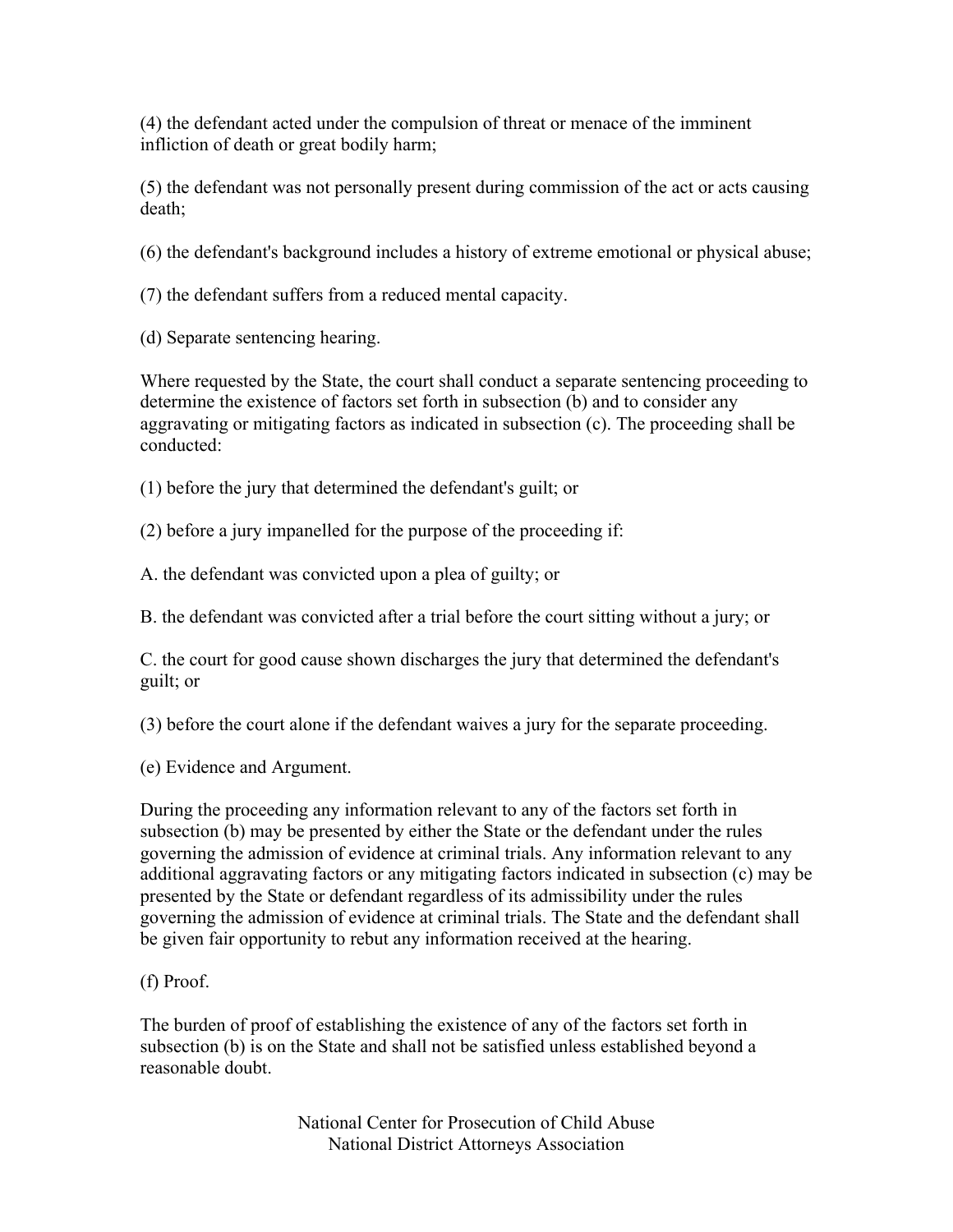(4) the defendant acted under the compulsion of threat or menace of the imminent infliction of death or great bodily harm;

(5) the defendant was not personally present during commission of the act or acts causing death;

(6) the defendant's background includes a history of extreme emotional or physical abuse;

(7) the defendant suffers from a reduced mental capacity.

(d) Separate sentencing hearing.

Where requested by the State, the court shall conduct a separate sentencing proceeding to determine the existence of factors set forth in subsection (b) and to consider any aggravating or mitigating factors as indicated in subsection (c). The proceeding shall be conducted:

(1) before the jury that determined the defendant's guilt; or

(2) before a jury impanelled for the purpose of the proceeding if:

A. the defendant was convicted upon a plea of guilty; or

B. the defendant was convicted after a trial before the court sitting without a jury; or

C. the court for good cause shown discharges the jury that determined the defendant's guilt; or

(3) before the court alone if the defendant waives a jury for the separate proceeding.

(e) Evidence and Argument.

During the proceeding any information relevant to any of the factors set forth in subsection (b) may be presented by either the State or the defendant under the rules governing the admission of evidence at criminal trials. Any information relevant to any additional aggravating factors or any mitigating factors indicated in subsection (c) may be presented by the State or defendant regardless of its admissibility under the rules governing the admission of evidence at criminal trials. The State and the defendant shall be given fair opportunity to rebut any information received at the hearing.

(f) Proof.

The burden of proof of establishing the existence of any of the factors set forth in subsection (b) is on the State and shall not be satisfied unless established beyond a reasonable doubt.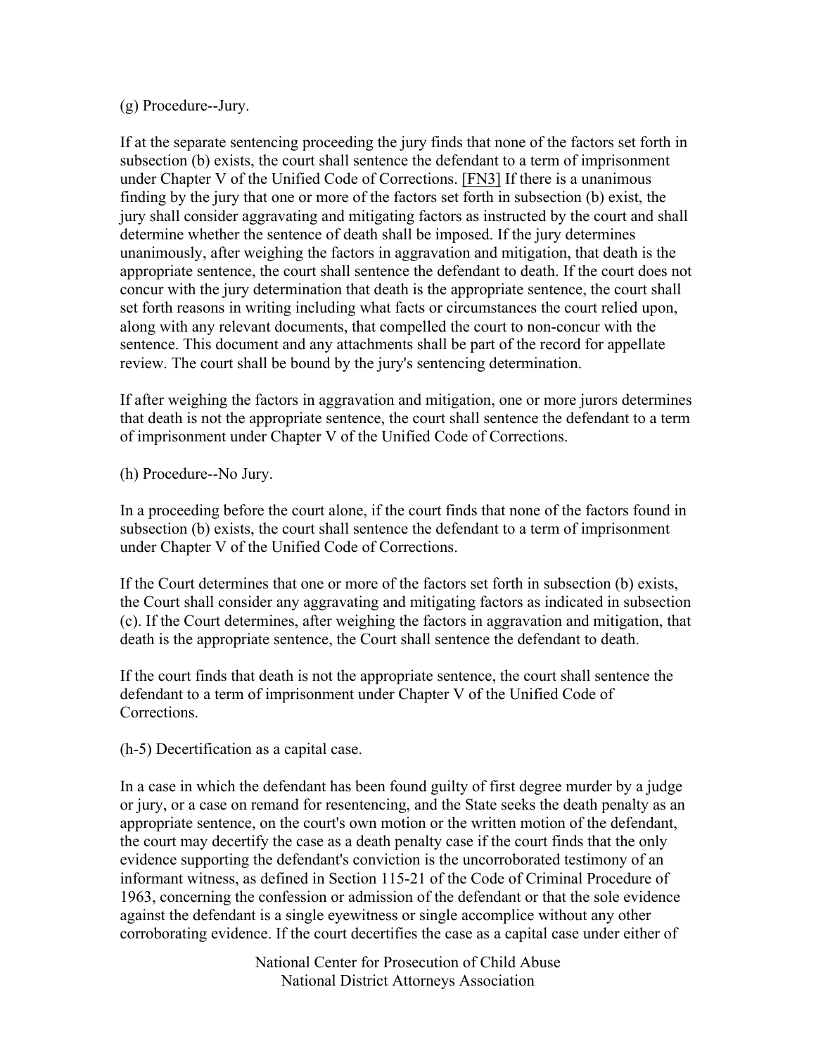(g) Procedure--Jury.

If at the separate sentencing proceeding the jury finds that none of the factors set forth in subsection (b) exists, the court shall sentence the defendant to a term of imprisonment under Chapter V of the Unified Code of Corrections. [FN3] If there is a unanimous finding by the jury that one or more of the factors set forth in subsection (b) exist, the jury shall consider aggravating and mitigating factors as instructed by the court and shall determine whether the sentence of death shall be imposed. If the jury determines unanimously, after weighing the factors in aggravation and mitigation, that death is the appropriate sentence, the court shall sentence the defendant to death. If the court does not concur with the jury determination that death is the appropriate sentence, the court shall set forth reasons in writing including what facts or circumstances the court relied upon, along with any relevant documents, that compelled the court to non-concur with the sentence. This document and any attachments shall be part of the record for appellate review. The court shall be bound by the jury's sentencing determination.

If after weighing the factors in aggravation and mitigation, one or more jurors determines that death is not the appropriate sentence, the court shall sentence the defendant to a term of imprisonment under Chapter V of the Unified Code of Corrections.

(h) Procedure--No Jury.

In a proceeding before the court alone, if the court finds that none of the factors found in subsection (b) exists, the court shall sentence the defendant to a term of imprisonment under Chapter V of the Unified Code of Corrections.

If the Court determines that one or more of the factors set forth in subsection (b) exists, the Court shall consider any aggravating and mitigating factors as indicated in subsection (c). If the Court determines, after weighing the factors in aggravation and mitigation, that death is the appropriate sentence, the Court shall sentence the defendant to death.

If the court finds that death is not the appropriate sentence, the court shall sentence the defendant to a term of imprisonment under Chapter V of the Unified Code of Corrections.

(h-5) Decertification as a capital case.

In a case in which the defendant has been found guilty of first degree murder by a judge or jury, or a case on remand for resentencing, and the State seeks the death penalty as an appropriate sentence, on the court's own motion or the written motion of the defendant, the court may decertify the case as a death penalty case if the court finds that the only evidence supporting the defendant's conviction is the uncorroborated testimony of an informant witness, as defined in Section 115-21 of the Code of Criminal Procedure of 1963, concerning the confession or admission of the defendant or that the sole evidence against the defendant is a single eyewitness or single accomplice without any other corroborating evidence. If the court decertifies the case as a capital case under either of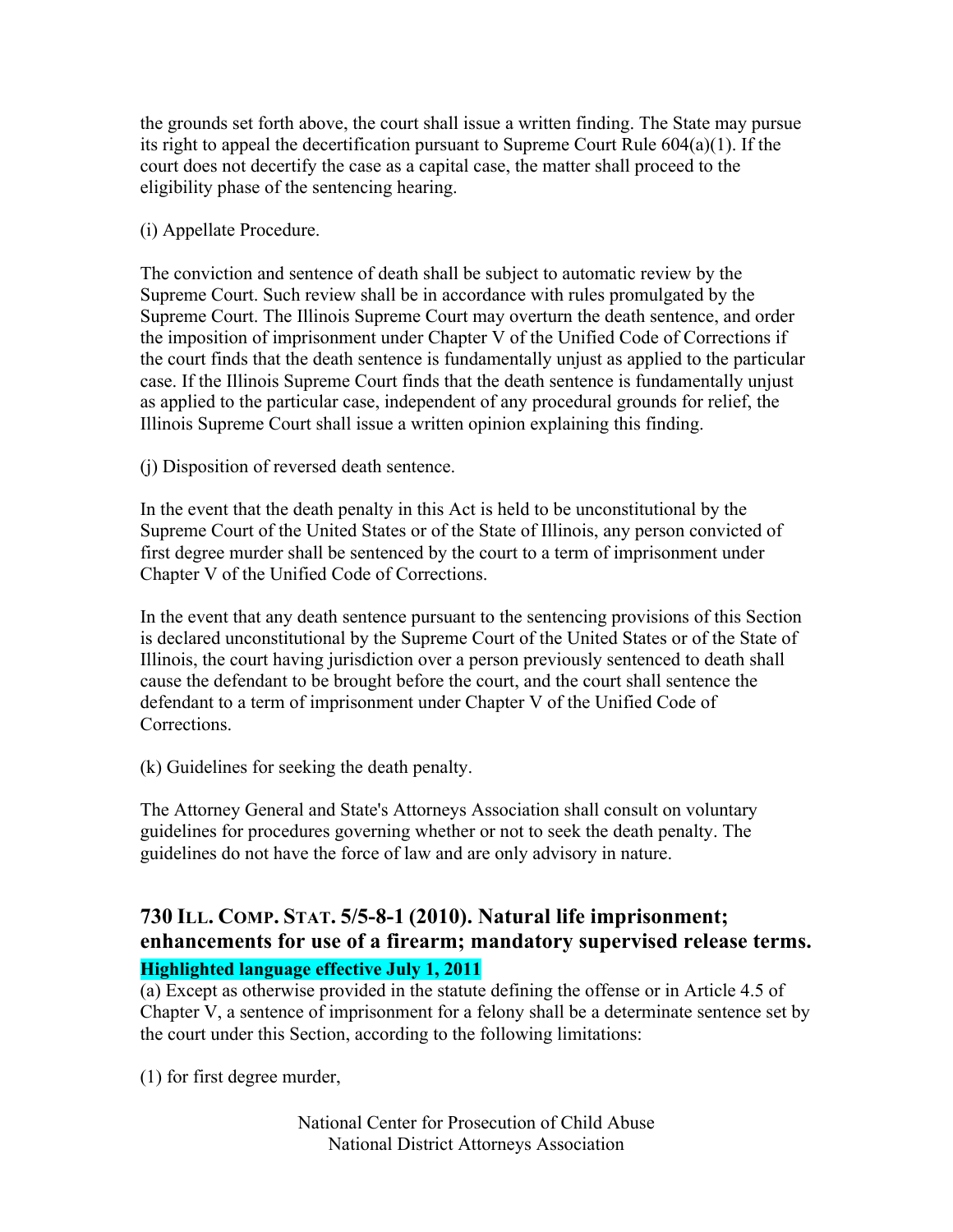the grounds set forth above, the court shall issue a written finding. The State may pursue its right to appeal the decertification pursuant to Supreme Court Rule 604(a)(1). If the court does not decertify the case as a capital case, the matter shall proceed to the eligibility phase of the sentencing hearing.

(i) Appellate Procedure.

The conviction and sentence of death shall be subject to automatic review by the Supreme Court. Such review shall be in accordance with rules promulgated by the Supreme Court. The Illinois Supreme Court may overturn the death sentence, and order the imposition of imprisonment under Chapter V of the Unified Code of Corrections if the court finds that the death sentence is fundamentally unjust as applied to the particular case. If the Illinois Supreme Court finds that the death sentence is fundamentally unjust as applied to the particular case, independent of any procedural grounds for relief, the Illinois Supreme Court shall issue a written opinion explaining this finding.

(j) Disposition of reversed death sentence.

In the event that the death penalty in this Act is held to be unconstitutional by the Supreme Court of the United States or of the State of Illinois, any person convicted of first degree murder shall be sentenced by the court to a term of imprisonment under Chapter V of the Unified Code of Corrections.

In the event that any death sentence pursuant to the sentencing provisions of this Section is declared unconstitutional by the Supreme Court of the United States or of the State of Illinois, the court having jurisdiction over a person previously sentenced to death shall cause the defendant to be brought before the court, and the court shall sentence the defendant to a term of imprisonment under Chapter V of the Unified Code of Corrections.

(k) Guidelines for seeking the death penalty.

The Attorney General and State's Attorneys Association shall consult on voluntary guidelines for procedures governing whether or not to seek the death penalty. The guidelines do not have the force of law and are only advisory in nature.

## 730 Ill. Comp. Stat. 5/5-8-1 (2010). Natural life imprisonment; enhancements for use of a firearm; mandatory supervised release terms.

**Highlighted language effective July 1, 2011**

(a) Except as otherwise provided in the statute defining the offense or in Article 4.5 of Chapter V, a sentence of imprisonment for a felony shall be a determinate sentence set by the court under this Section, according to the following limitations:

(1) for first degree murder,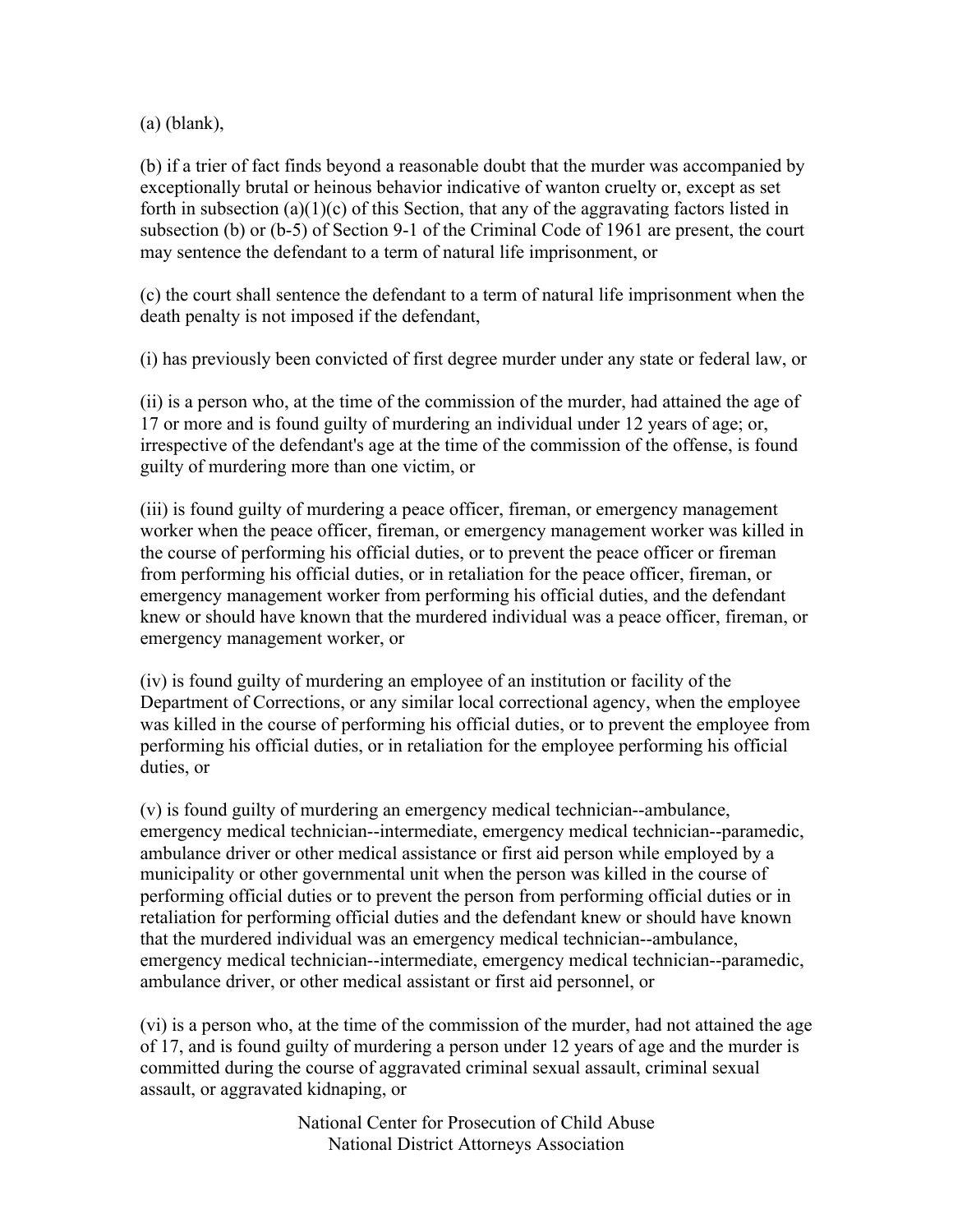(a) (blank),

(b) if a trier of fact finds beyond a reasonable doubt that the murder was accompanied by exceptionally brutal or heinous behavior indicative of wanton cruelty or, except as set forth in subsection (a)(1)(c) of this Section, that any of the aggravating factors listed in subsection (b) or (b-5) of Section 9-1 of the Criminal Code of 1961 are present, the court may sentence the defendant to a term of natural life imprisonment, or

(c) the court shall sentence the defendant to a term of natural life imprisonment when the death penalty is not imposed if the defendant,

(i) has previously been convicted of first degree murder under any state or federal law, or

(ii) is a person who, at the time of the commission of the murder, had attained the age of 17 or more and is found guilty of murdering an individual under 12 years of age; or, irrespective of the defendant's age at the time of the commission of the offense, is found guilty of murdering more than one victim, or

(iii) is found guilty of murdering a peace officer, fireman, or emergency management worker when the peace officer, fireman, or emergency management worker was killed in the course of performing his official duties, or to prevent the peace officer or fireman from performing his official duties, or in retaliation for the peace officer, fireman, or emergency management worker from performing his official duties, and the defendant knew or should have known that the murdered individual was a peace officer, fireman, or emergency management worker, or

(iv) is found guilty of murdering an employee of an institution or facility of the Department of Corrections, or any similar local correctional agency, when the employee was killed in the course of performing his official duties, or to prevent the employee from performing his official duties, or in retaliation for the employee performing his official duties, or

(v) is found guilty of murdering an emergency medical technician--ambulance, emergency medical technician--intermediate, emergency medical technician--paramedic, ambulance driver or other medical assistance or first aid person while employed by a municipality or other governmental unit when the person was killed in the course of performing official duties or to prevent the person from performing official duties or in retaliation for performing official duties and the defendant knew or should have known that the murdered individual was an emergency medical technician--ambulance, emergency medical technician--intermediate, emergency medical technician--paramedic, ambulance driver, or other medical assistant or first aid personnel, or

(vi) is a person who, at the time of the commission of the murder, had not attained the age of 17, and is found guilty of murdering a person under 12 years of age and the murder is committed during the course of aggravated criminal sexual assault, criminal sexual assault, or aggravated kidnaping, or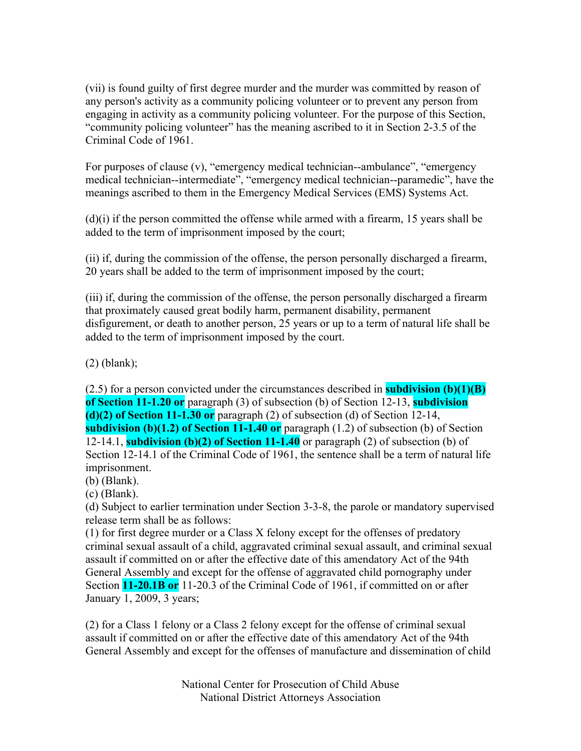(vii) is found guilty of first degree murder and the murder was committed by reason of any person's activity as a community policing volunteer or to prevent any person from engaging in activity as a community policing volunteer. For the purpose of this Section, "community policing volunteer" has the meaning ascribed to it in Section 2-3.5 of the Criminal Code of 1961.

For purposes of clause (v), "emergency medical technician--ambulance", "emergency medical technician--intermediate", "emergency medical technician--paramedic", have the meanings ascribed to them in the Emergency Medical Services (EMS) Systems Act.

(d)(i) if the person committed the offense while armed with a firearm, 15 years shall be added to the term of imprisonment imposed by the court;

(ii) if, during the commission of the offense, the person personally discharged a firearm, 20 years shall be added to the term of imprisonment imposed by the court;

(iii) if, during the commission of the offense, the person personally discharged a firearm that proximately caused great bodily harm, permanent disability, permanent disfigurement, or death to another person, 25 years or up to a term of natural life shall be added to the term of imprisonment imposed by the court.

(2) (blank);

(2.5) for a person convicted under the circumstances described in **subdivision (b)(1)(B) of Section 11-1.20 or** paragraph (3) of subsection (b) of Section 12-13, **subdivision (d)(2) of Section 11-1.30 or** paragraph (2) of subsection (d) of Section 12-14, **subdivision (b)(1.2) of Section 11-1.40 or** paragraph (1.2) of subsection (b) of Section 12-14.1, **subdivision (b)(2) of Section 11-1.40** or paragraph (2) of subsection (b) of Section 12-14.1 of the Criminal Code of 1961, the sentence shall be a term of natural life imprisonment.
(b) (Blank).
(c) (Blank).
(d) Subject to earlier termination under Section 3-3-8, the parole or mandatory supervised release term shall be as follows:
(1) for first degree murder or a Class X felony except for the offenses of predatory criminal sexual assault of a child, aggravated criminal sexual assault, and criminal sexual assault if committed on or after the effective date of this amendatory Act of the 94th General Assembly and except for the offense of aggravated child pornography under Section **11-20.1B or** 11-20.3 of the Criminal Code of 1961, if committed on or after January 1, 2009, 3 years;

(2) for a Class 1 felony or a Class 2 felony except for the offense of criminal sexual assault if committed on or after the effective date of this amendatory Act of the 94th General Assembly and except for the offenses of manufacture and dissemination of child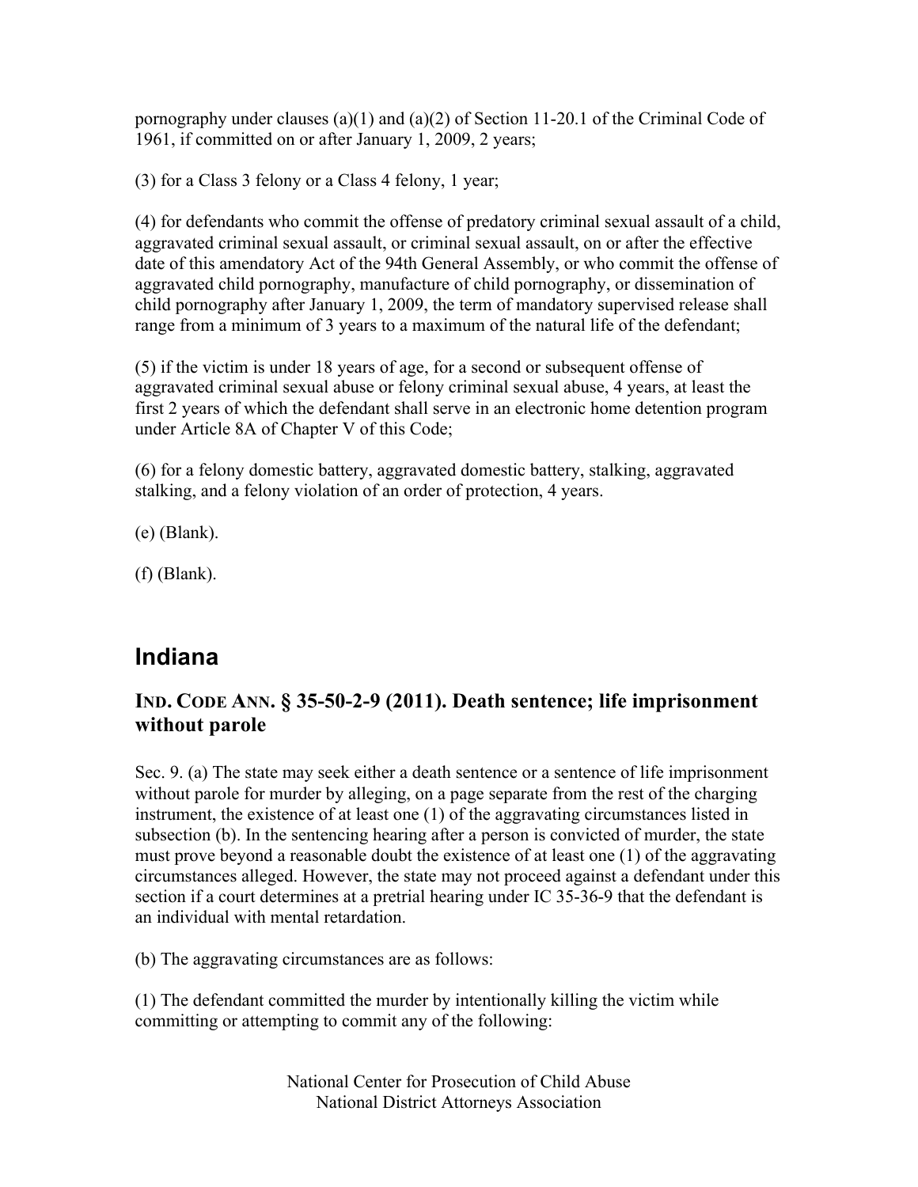pornography under clauses (a)(1) and (a)(2) of Section 11-20.1 of the Criminal Code of 1961, if committed on or after January 1, 2009, 2 years;

(3) for a Class 3 felony or a Class 4 felony, 1 year;

(4) for defendants who commit the offense of predatory criminal sexual assault of a child, aggravated criminal sexual assault, or criminal sexual assault, on or after the effective date of this amendatory Act of the 94th General Assembly, or who commit the offense of aggravated child pornography, manufacture of child pornography, or dissemination of child pornography after January 1, 2009, the term of mandatory supervised release shall range from a minimum of 3 years to a maximum of the natural life of the defendant;

(5) if the victim is under 18 years of age, for a second or subsequent offense of aggravated criminal sexual abuse or felony criminal sexual abuse, 4 years, at least the first 2 years of which the defendant shall serve in an electronic home detention program under Article 8A of Chapter V of this Code;

(6) for a felony domestic battery, aggravated domestic battery, stalking, aggravated stalking, and a felony violation of an order of protection, 4 years.

(e) (Blank).

(f) (Blank).

## Indiana

### IND. CODE ANN. § 35-50-2-9 (2011). Death sentence; life imprisonment without parole

Sec. 9. (a) The state may seek either a death sentence or a sentence of life imprisonment without parole for murder by alleging, on a page separate from the rest of the charging instrument, the existence of at least one (1) of the aggravating circumstances listed in subsection (b). In the sentencing hearing after a person is convicted of murder, the state must prove beyond a reasonable doubt the existence of at least one (1) of the aggravating circumstances alleged. However, the state may not proceed against a defendant under this section if a court determines at a pretrial hearing under IC 35-36-9 that the defendant is an individual with mental retardation.

(b) The aggravating circumstances are as follows:

(1) The defendant committed the murder by intentionally killing the victim while committing or attempting to commit any of the following: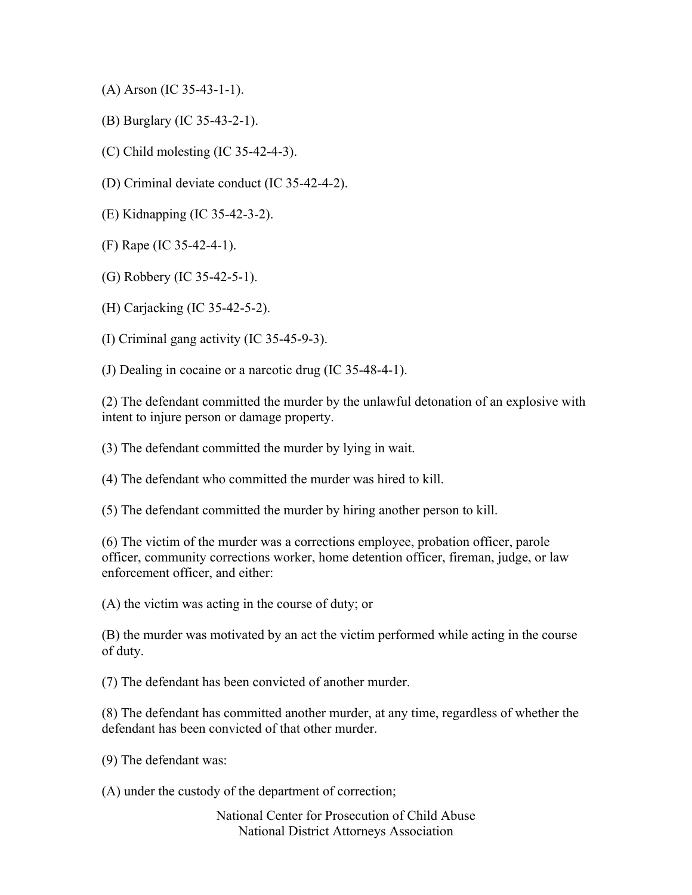(A) Arson (IC 35-43-1-1).

(B) Burglary (IC 35-43-2-1).

(C) Child molesting (IC 35-42-4-3).

(D) Criminal deviate conduct (IC 35-42-4-2).

(E) Kidnapping (IC 35-42-3-2).

(F) Rape (IC 35-42-4-1).

(G) Robbery (IC 35-42-5-1).

(H) Carjacking (IC 35-42-5-2).

(I) Criminal gang activity (IC 35-45-9-3).

(J) Dealing in cocaine or a narcotic drug (IC 35-48-4-1).

(2) The defendant committed the murder by the unlawful detonation of an explosive with intent to injure person or damage property.

(3) The defendant committed the murder by lying in wait.

(4) The defendant who committed the murder was hired to kill.

(5) The defendant committed the murder by hiring another person to kill.

(6) The victim of the murder was a corrections employee, probation officer, parole officer, community corrections worker, home detention officer, fireman, judge, or law enforcement officer, and either:

(A) the victim was acting in the course of duty; or

(B) the murder was motivated by an act the victim performed while acting in the course of duty.

(7) The defendant has been convicted of another murder.

(8) The defendant has committed another murder, at any time, regardless of whether the defendant has been convicted of that other murder.

(9) The defendant was:

(A) under the custody of the department of correction;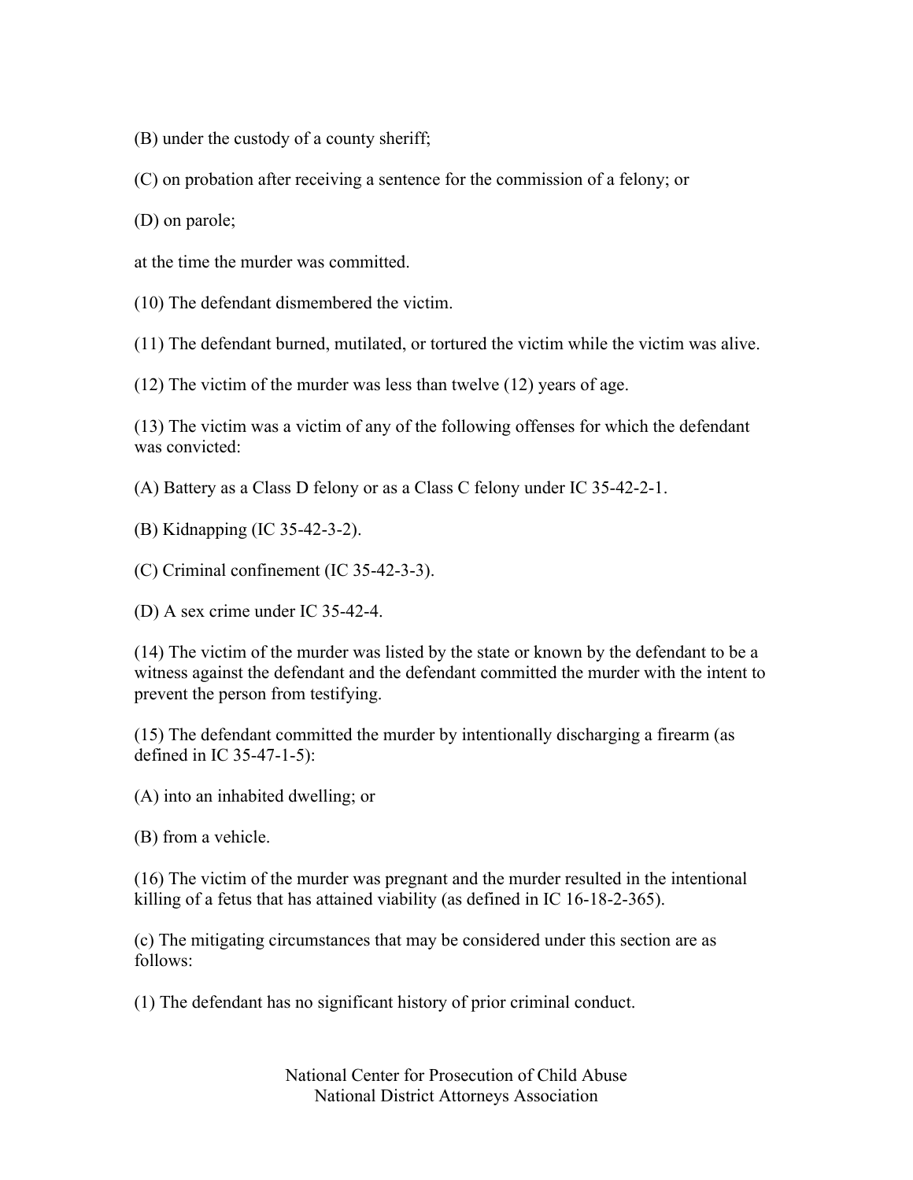(B) under the custody of a county sheriff;

(C) on probation after receiving a sentence for the commission of a felony; or

(D) on parole;

at the time the murder was committed.

(10) The defendant dismembered the victim.

(11) The defendant burned, mutilated, or tortured the victim while the victim was alive.

(12) The victim of the murder was less than twelve (12) years of age.

(13) The victim was a victim of any of the following offenses for which the defendant was convicted:

(A) Battery as a Class D felony or as a Class C felony under IC 35-42-2-1.

(B) Kidnapping (IC 35-42-3-2).

(C) Criminal confinement (IC 35-42-3-3).

(D) A sex crime under IC 35-42-4.

(14) The victim of the murder was listed by the state or known by the defendant to be a witness against the defendant and the defendant committed the murder with the intent to prevent the person from testifying.

(15) The defendant committed the murder by intentionally discharging a firearm (as defined in IC 35-47-1-5):

(A) into an inhabited dwelling; or

(B) from a vehicle.

(16) The victim of the murder was pregnant and the murder resulted in the intentional killing of a fetus that has attained viability (as defined in IC 16-18-2-365).

(c) The mitigating circumstances that may be considered under this section are as follows:

(1) The defendant has no significant history of prior criminal conduct.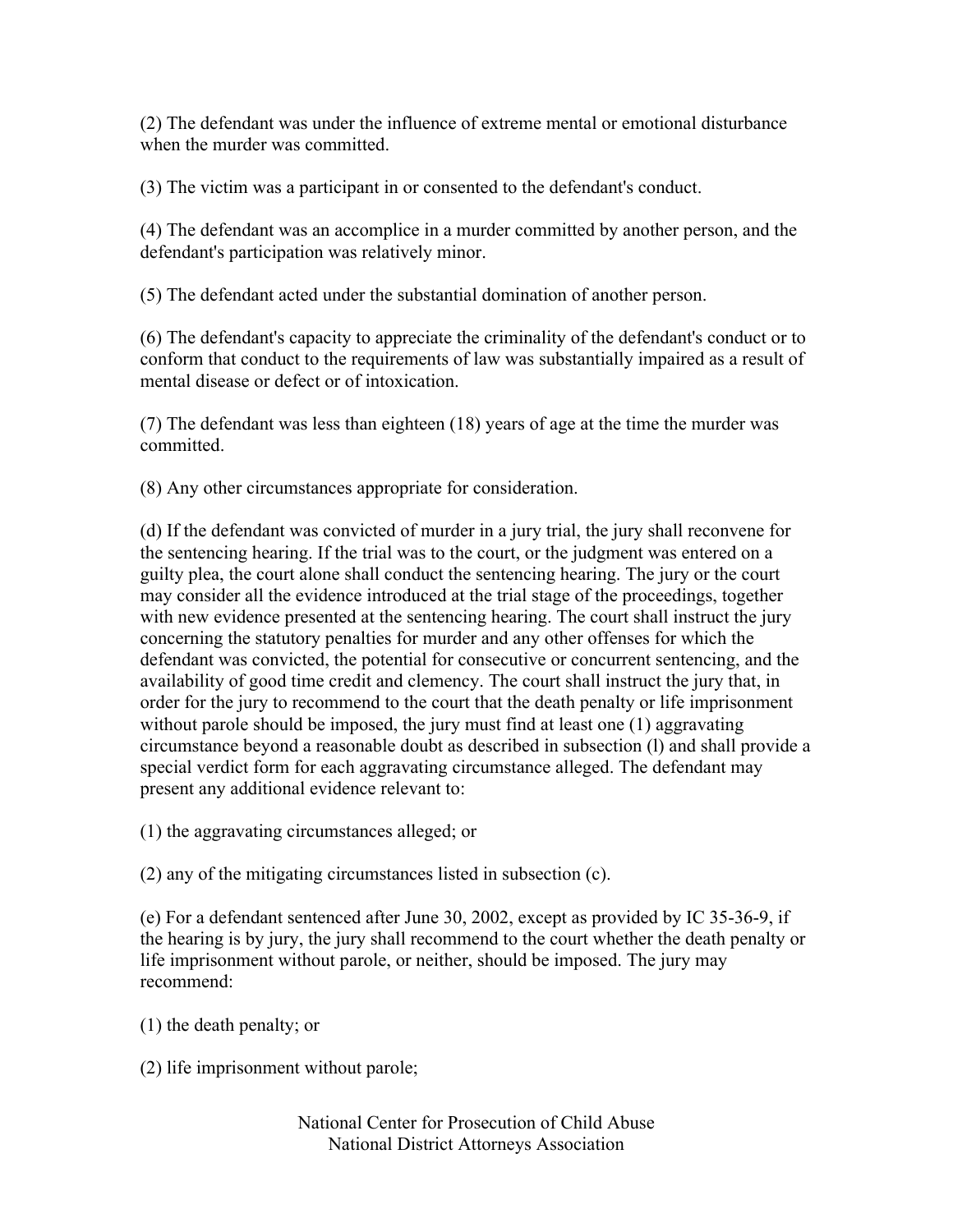(2) The defendant was under the influence of extreme mental or emotional disturbance when the murder was committed.

(3) The victim was a participant in or consented to the defendant's conduct.

(4) The defendant was an accomplice in a murder committed by another person, and the defendant's participation was relatively minor.

(5) The defendant acted under the substantial domination of another person.

(6) The defendant's capacity to appreciate the criminality of the defendant's conduct or to conform that conduct to the requirements of law was substantially impaired as a result of mental disease or defect or of intoxication.

(7) The defendant was less than eighteen (18) years of age at the time the murder was committed.

(8) Any other circumstances appropriate for consideration.

(d) If the defendant was convicted of murder in a jury trial, the jury shall reconvene for the sentencing hearing. If the trial was to the court, or the judgment was entered on a guilty plea, the court alone shall conduct the sentencing hearing. The jury or the court may consider all the evidence introduced at the trial stage of the proceedings, together with new evidence presented at the sentencing hearing. The court shall instruct the jury concerning the statutory penalties for murder and any other offenses for which the defendant was convicted, the potential for consecutive or concurrent sentencing, and the availability of good time credit and clemency. The court shall instruct the jury that, in order for the jury to recommend to the court that the death penalty or life imprisonment without parole should be imposed, the jury must find at least one (1) aggravating circumstance beyond a reasonable doubt as described in subsection (l) and shall provide a special verdict form for each aggravating circumstance alleged. The defendant may present any additional evidence relevant to:

(1) the aggravating circumstances alleged; or

(2) any of the mitigating circumstances listed in subsection (c).

(e) For a defendant sentenced after June 30, 2002, except as provided by IC 35-36-9, if the hearing is by jury, the jury shall recommend to the court whether the death penalty or life imprisonment without parole, or neither, should be imposed. The jury may recommend:

(1) the death penalty; or

(2) life imprisonment without parole;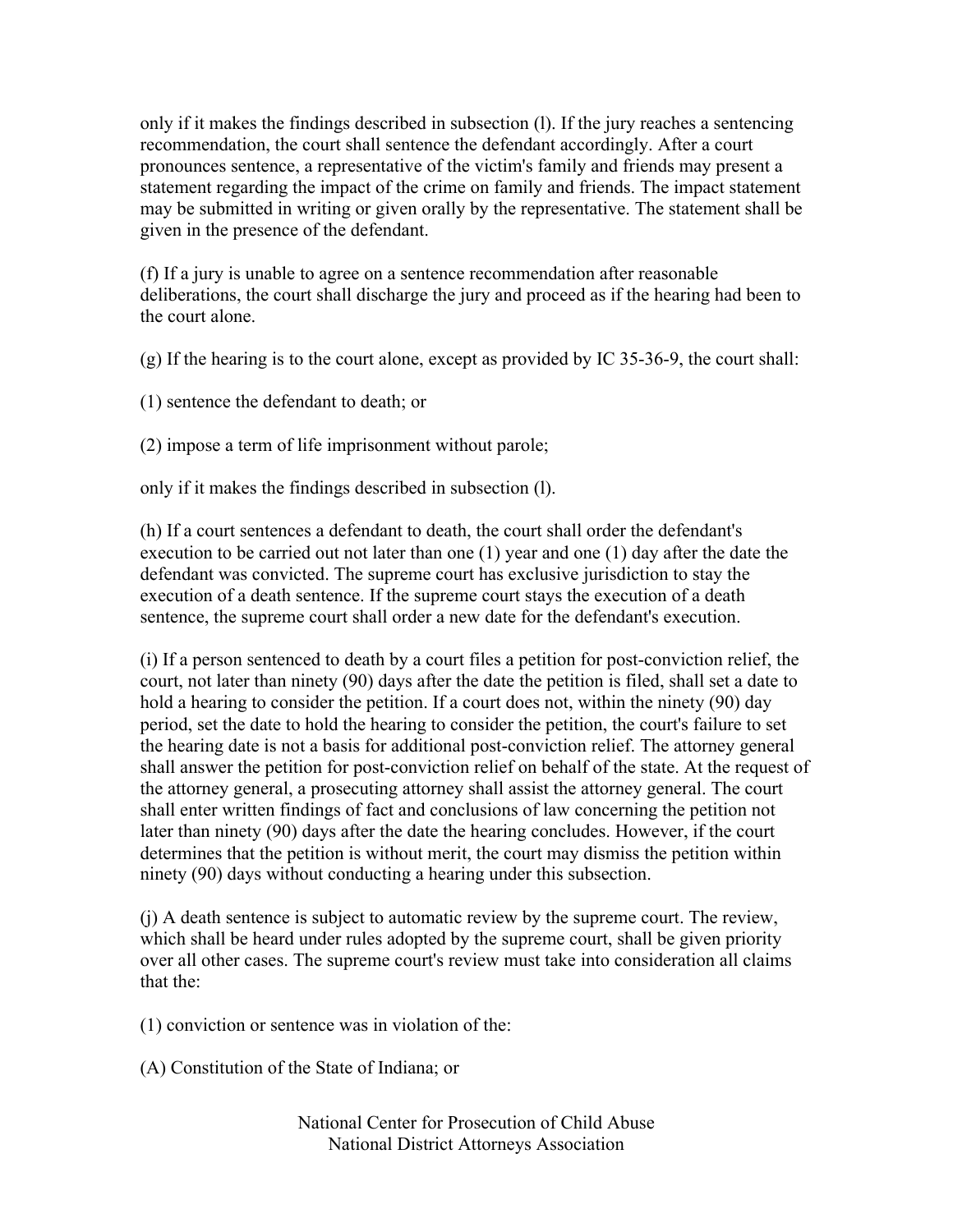only if it makes the findings described in subsection (l). If the jury reaches a sentencing recommendation, the court shall sentence the defendant accordingly. After a court pronounces sentence, a representative of the victim's family and friends may present a statement regarding the impact of the crime on family and friends. The impact statement may be submitted in writing or given orally by the representative. The statement shall be given in the presence of the defendant.

(f) If a jury is unable to agree on a sentence recommendation after reasonable deliberations, the court shall discharge the jury and proceed as if the hearing had been to the court alone.

(g) If the hearing is to the court alone, except as provided by IC 35-36-9, the court shall:

(1) sentence the defendant to death; or

(2) impose a term of life imprisonment without parole;

only if it makes the findings described in subsection (l).

(h) If a court sentences a defendant to death, the court shall order the defendant's execution to be carried out not later than one (1) year and one (1) day after the date the defendant was convicted. The supreme court has exclusive jurisdiction to stay the execution of a death sentence. If the supreme court stays the execution of a death sentence, the supreme court shall order a new date for the defendant's execution.

(i) If a person sentenced to death by a court files a petition for post-conviction relief, the court, not later than ninety (90) days after the date the petition is filed, shall set a date to hold a hearing to consider the petition. If a court does not, within the ninety (90) day period, set the date to hold the hearing to consider the petition, the court's failure to set the hearing date is not a basis for additional post-conviction relief. The attorney general shall answer the petition for post-conviction relief on behalf of the state. At the request of the attorney general, a prosecuting attorney shall assist the attorney general. The court shall enter written findings of fact and conclusions of law concerning the petition not later than ninety (90) days after the date the hearing concludes. However, if the court determines that the petition is without merit, the court may dismiss the petition within ninety (90) days without conducting a hearing under this subsection.

(j) A death sentence is subject to automatic review by the supreme court. The review, which shall be heard under rules adopted by the supreme court, shall be given priority over all other cases. The supreme court's review must take into consideration all claims that the:

(1) conviction or sentence was in violation of the:

(A) Constitution of the State of Indiana; or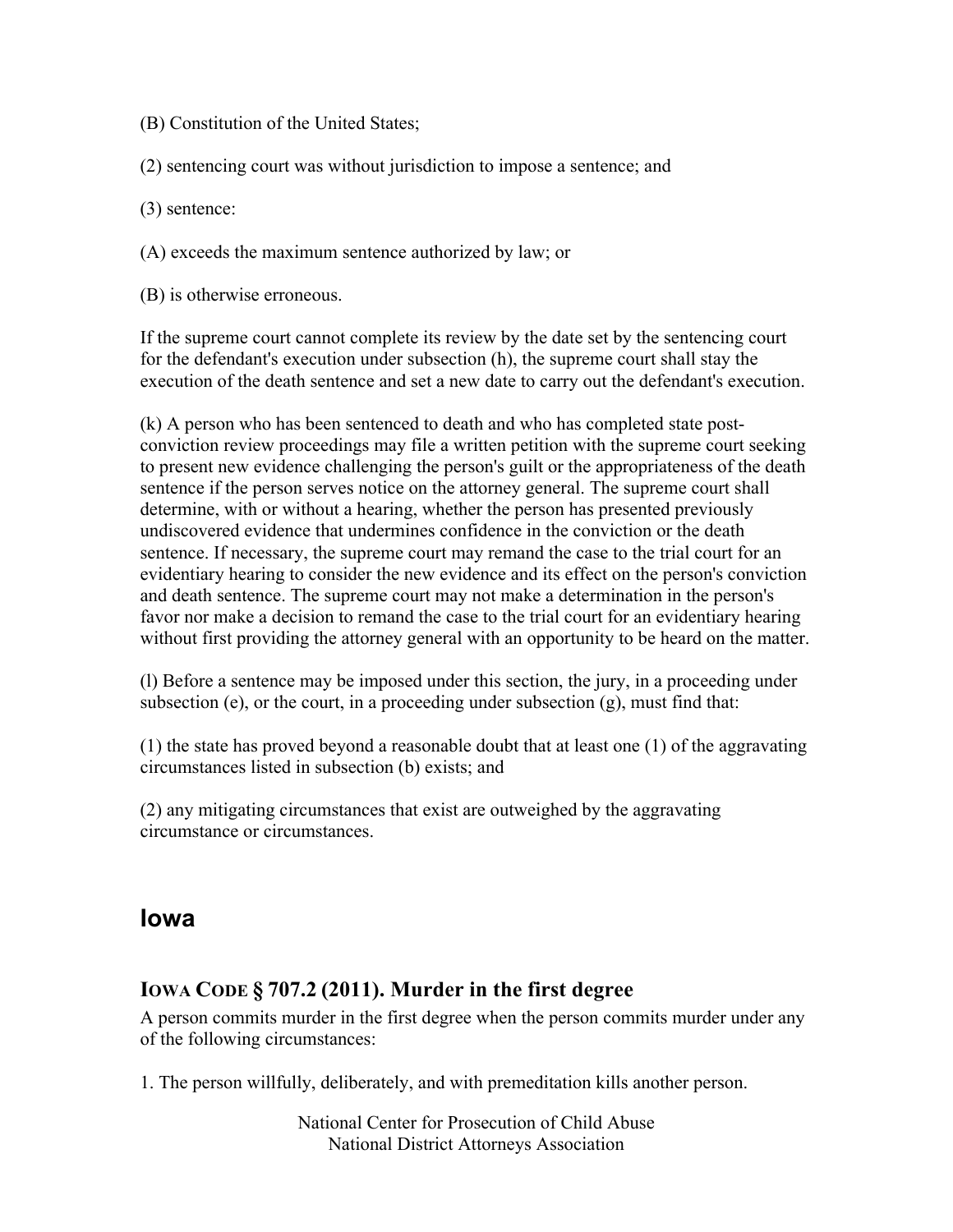(B) Constitution of the United States;

(2) sentencing court was without jurisdiction to impose a sentence; and

(3) sentence:

(A) exceeds the maximum sentence authorized by law; or

(B) is otherwise erroneous.

If the supreme court cannot complete its review by the date set by the sentencing court for the defendant's execution under subsection (h), the supreme court shall stay the execution of the death sentence and set a new date to carry out the defendant's execution.

(k) A person who has been sentenced to death and who has completed state post-conviction review proceedings may file a written petition with the supreme court seeking to present new evidence challenging the person's guilt or the appropriateness of the death sentence if the person serves notice on the attorney general. The supreme court shall determine, with or without a hearing, whether the person has presented previously undiscovered evidence that undermines confidence in the conviction or the death sentence. If necessary, the supreme court may remand the case to the trial court for an evidentiary hearing to consider the new evidence and its effect on the person's conviction and death sentence. The supreme court may not make a determination in the person's favor nor make a decision to remand the case to the trial court for an evidentiary hearing without first providing the attorney general with an opportunity to be heard on the matter.

(l) Before a sentence may be imposed under this section, the jury, in a proceeding under subsection (e), or the court, in a proceeding under subsection (g), must find that:

(1) the state has proved beyond a reasonable doubt that at least one (1) of the aggravating circumstances listed in subsection (b) exists; and

(2) any mitigating circumstances that exist are outweighed by the aggravating circumstance or circumstances.

## Iowa

### IOWA CODE § 707.2 (2011). Murder in the first degree

A person commits murder in the first degree when the person commits murder under any of the following circumstances:

1. The person willfully, deliberately, and with premeditation kills another person.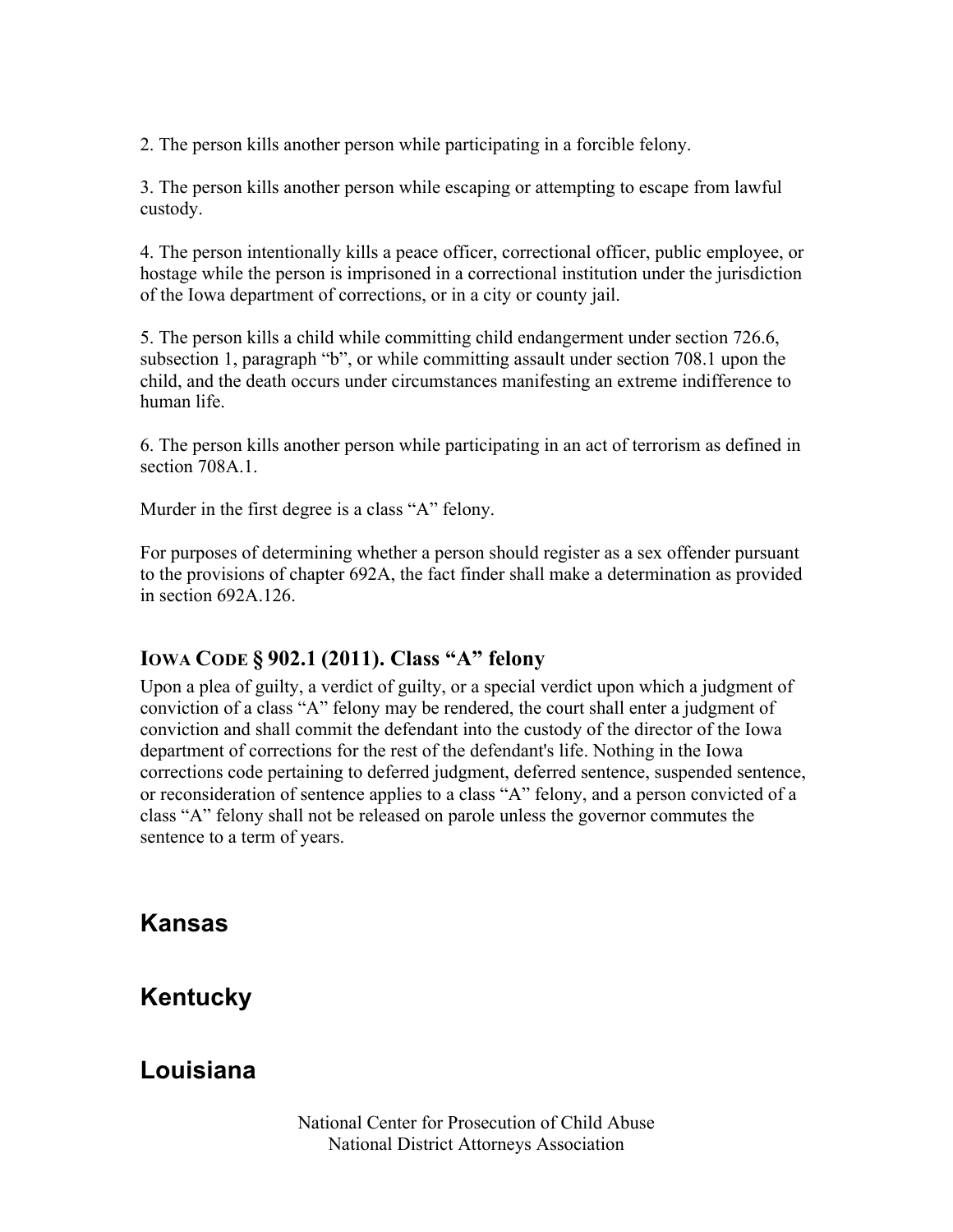2. The person kills another person while participating in a forcible felony.

3. The person kills another person while escaping or attempting to escape from lawful custody.

4. The person intentionally kills a peace officer, correctional officer, public employee, or hostage while the person is imprisoned in a correctional institution under the jurisdiction of the Iowa department of corrections, or in a city or county jail.

5. The person kills a child while committing child endangerment under section 726.6, subsection 1, paragraph "b", or while committing assault under section 708.1 upon the child, and the death occurs under circumstances manifesting an extreme indifference to human life.

6. The person kills another person while participating in an act of terrorism as defined in section 708A.1.

Murder in the first degree is a class "A" felony.

For purposes of determining whether a person should register as a sex offender pursuant to the provisions of chapter 692A, the fact finder shall make a determination as provided in section 692A.126.

### IOWA CODE § 902.1 (2011). Class "A" felony

Upon a plea of guilty, a verdict of guilty, or a special verdict upon which a judgment of conviction of a class "A" felony may be rendered, the court shall enter a judgment of conviction and shall commit the defendant into the custody of the director of the Iowa department of corrections for the rest of the defendant's life. Nothing in the Iowa corrections code pertaining to deferred judgment, deferred sentence, suspended sentence, or reconsideration of sentence applies to a class "A" felony, and a person convicted of a class "A" felony shall not be released on parole unless the governor commutes the sentence to a term of years.

## Kansas

## Kentucky

## Louisiana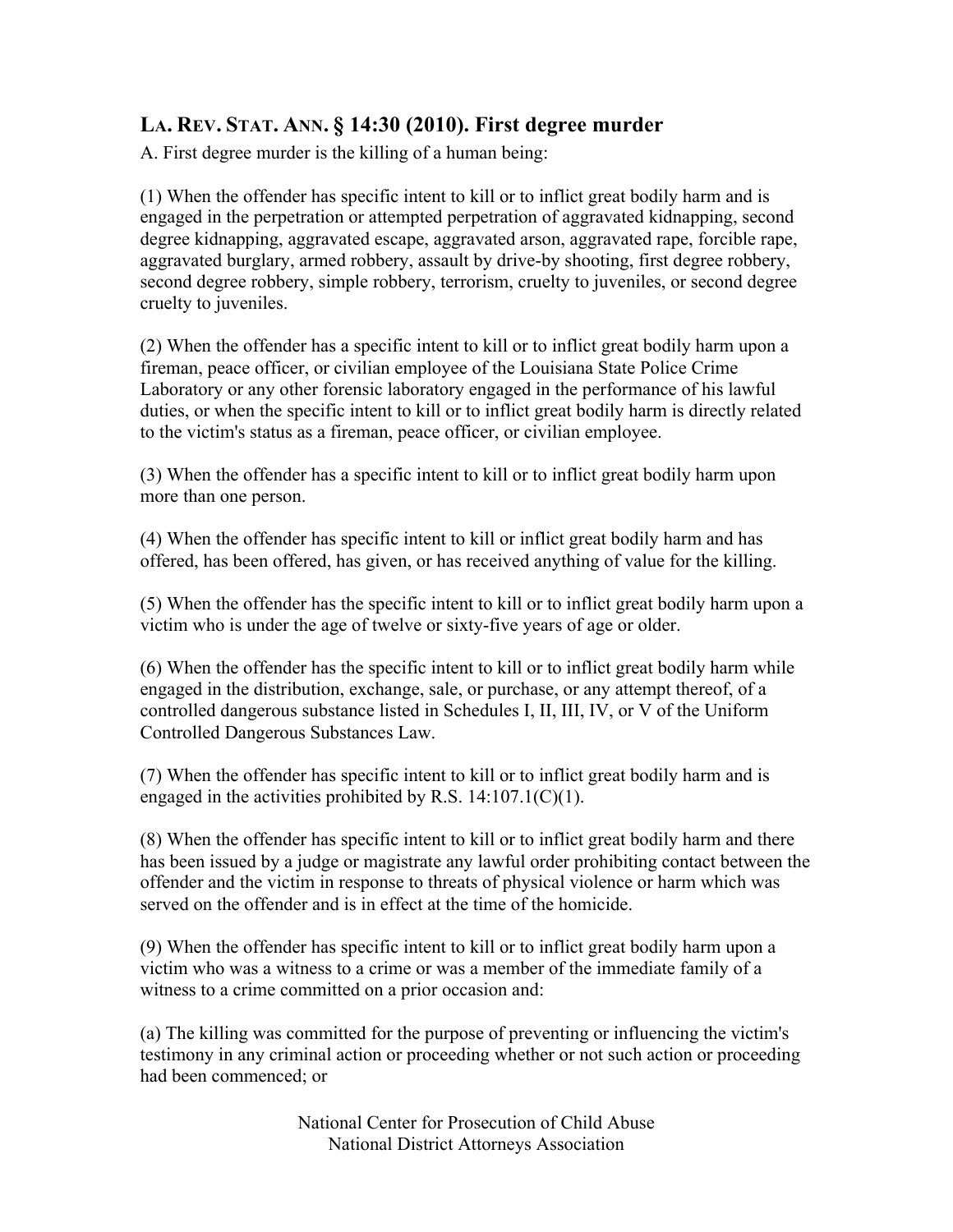## LA. REV. STAT. ANN. § 14:30 (2010). First degree murder

A. First degree murder is the killing of a human being:

(1) When the offender has specific intent to kill or to inflict great bodily harm and is engaged in the perpetration or attempted perpetration of aggravated kidnapping, second degree kidnapping, aggravated escape, aggravated arson, aggravated rape, forcible rape, aggravated burglary, armed robbery, assault by drive-by shooting, first degree robbery, second degree robbery, simple robbery, terrorism, cruelty to juveniles, or second degree cruelty to juveniles.

(2) When the offender has a specific intent to kill or to inflict great bodily harm upon a fireman, peace officer, or civilian employee of the Louisiana State Police Crime Laboratory or any other forensic laboratory engaged in the performance of his lawful duties, or when the specific intent to kill or to inflict great bodily harm is directly related to the victim's status as a fireman, peace officer, or civilian employee.

(3) When the offender has a specific intent to kill or to inflict great bodily harm upon more than one person.

(4) When the offender has specific intent to kill or inflict great bodily harm and has offered, has been offered, has given, or has received anything of value for the killing.

(5) When the offender has the specific intent to kill or to inflict great bodily harm upon a victim who is under the age of twelve or sixty-five years of age or older.

(6) When the offender has the specific intent to kill or to inflict great bodily harm while engaged in the distribution, exchange, sale, or purchase, or any attempt thereof, of a controlled dangerous substance listed in Schedules I, II, III, IV, or V of the Uniform Controlled Dangerous Substances Law.

(7) When the offender has specific intent to kill or to inflict great bodily harm and is engaged in the activities prohibited by R.S. 14:107.1(C)(1).

(8) When the offender has specific intent to kill or to inflict great bodily harm and there has been issued by a judge or magistrate any lawful order prohibiting contact between the offender and the victim in response to threats of physical violence or harm which was served on the offender and is in effect at the time of the homicide.

(9) When the offender has specific intent to kill or to inflict great bodily harm upon a victim who was a witness to a crime or was a member of the immediate family of a witness to a crime committed on a prior occasion and:

(a) The killing was committed for the purpose of preventing or influencing the victim's testimony in any criminal action or proceeding whether or not such action or proceeding had been commenced; or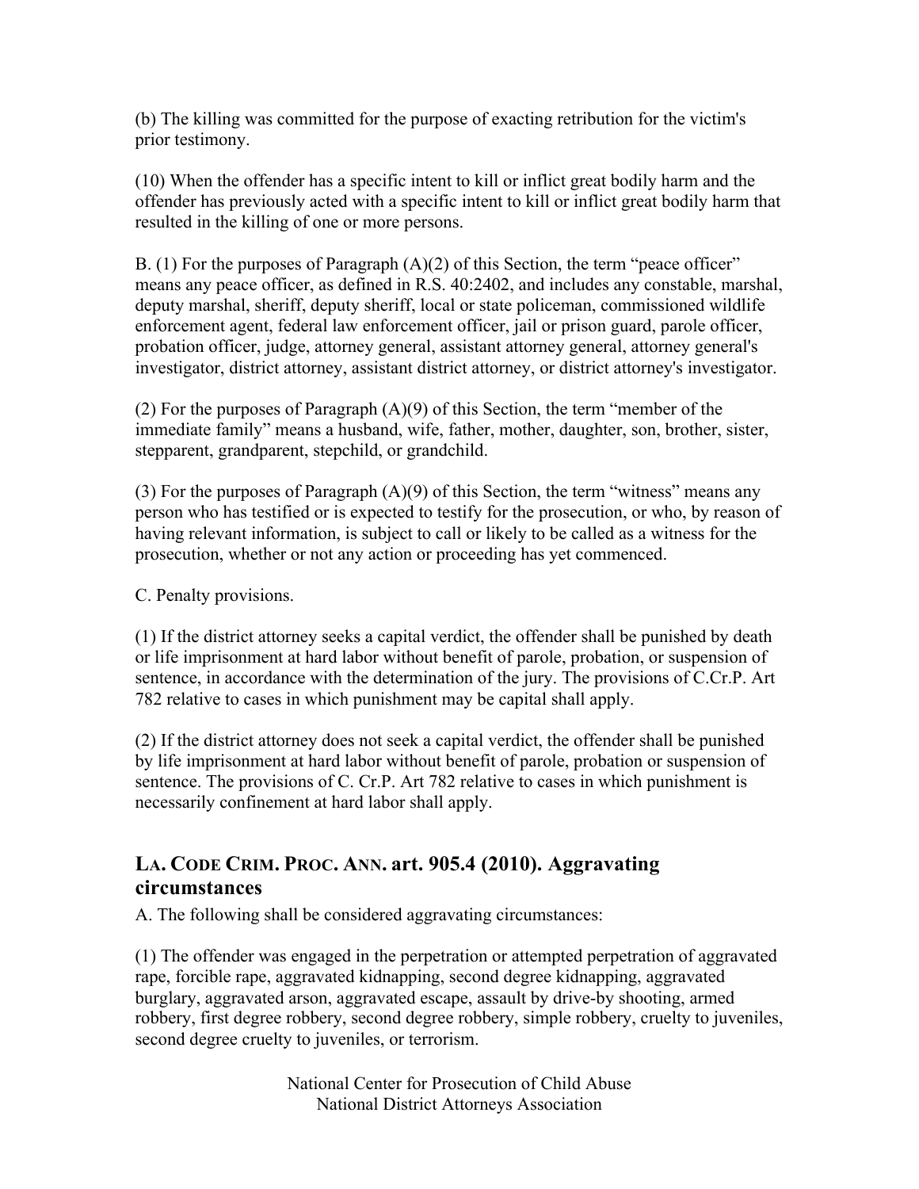(b) The killing was committed for the purpose of exacting retribution for the victim's prior testimony.

(10) When the offender has a specific intent to kill or inflict great bodily harm and the offender has previously acted with a specific intent to kill or inflict great bodily harm that resulted in the killing of one or more persons.

B. (1) For the purposes of Paragraph (A)(2) of this Section, the term "peace officer" means any peace officer, as defined in R.S. 40:2402, and includes any constable, marshal, deputy marshal, sheriff, deputy sheriff, local or state policeman, commissioned wildlife enforcement agent, federal law enforcement officer, jail or prison guard, parole officer, probation officer, judge, attorney general, assistant attorney general, attorney general's investigator, district attorney, assistant district attorney, or district attorney's investigator.

(2) For the purposes of Paragraph (A)(9) of this Section, the term "member of the immediate family" means a husband, wife, father, mother, daughter, son, brother, sister, stepparent, grandparent, stepchild, or grandchild.

(3) For the purposes of Paragraph (A)(9) of this Section, the term "witness" means any person who has testified or is expected to testify for the prosecution, or who, by reason of having relevant information, is subject to call or likely to be called as a witness for the prosecution, whether or not any action or proceeding has yet commenced.

C. Penalty provisions.

(1) If the district attorney seeks a capital verdict, the offender shall be punished by death or life imprisonment at hard labor without benefit of parole, probation, or suspension of sentence, in accordance with the determination of the jury. The provisions of C.Cr.P. Art 782 relative to cases in which punishment may be capital shall apply.

(2) If the district attorney does not seek a capital verdict, the offender shall be punished by life imprisonment at hard labor without benefit of parole, probation or suspension of sentence. The provisions of C. Cr.P. Art 782 relative to cases in which punishment is necessarily confinement at hard labor shall apply.

## LA. CODE CRIM. PROC. ANN. art. 905.4 (2010). Aggravating circumstances

A. The following shall be considered aggravating circumstances:

(1) The offender was engaged in the perpetration or attempted perpetration of aggravated rape, forcible rape, aggravated kidnapping, second degree kidnapping, aggravated burglary, aggravated arson, aggravated escape, assault by drive-by shooting, armed robbery, first degree robbery, second degree robbery, simple robbery, cruelty to juveniles, second degree cruelty to juveniles, or terrorism.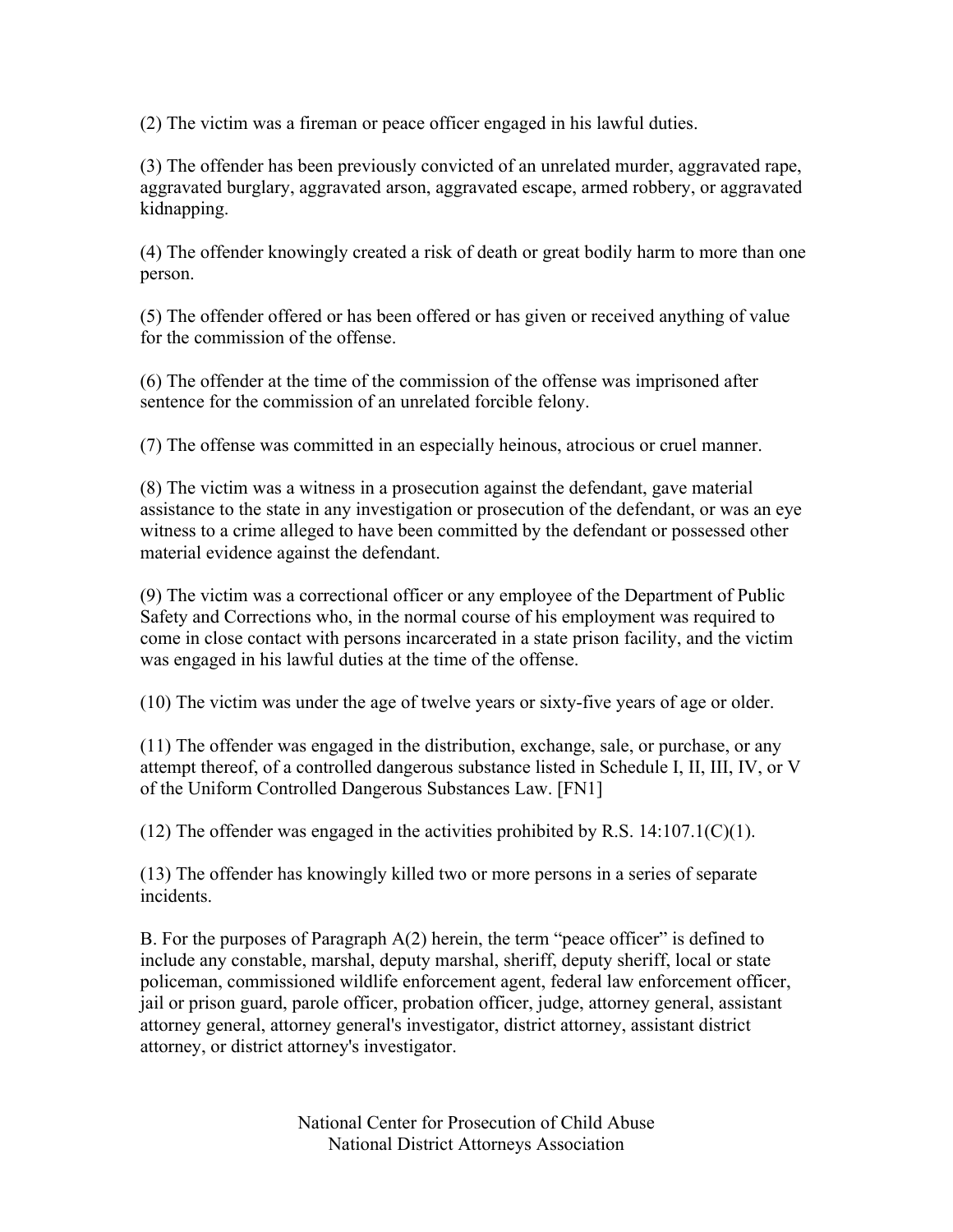(2) The victim was a fireman or peace officer engaged in his lawful duties.

(3) The offender has been previously convicted of an unrelated murder, aggravated rape, aggravated burglary, aggravated arson, aggravated escape, armed robbery, or aggravated kidnapping.

(4) The offender knowingly created a risk of death or great bodily harm to more than one person.

(5) The offender offered or has been offered or has given or received anything of value for the commission of the offense.

(6) The offender at the time of the commission of the offense was imprisoned after sentence for the commission of an unrelated forcible felony.

(7) The offense was committed in an especially heinous, atrocious or cruel manner.

(8) The victim was a witness in a prosecution against the defendant, gave material assistance to the state in any investigation or prosecution of the defendant, or was an eye witness to a crime alleged to have been committed by the defendant or possessed other material evidence against the defendant.

(9) The victim was a correctional officer or any employee of the Department of Public Safety and Corrections who, in the normal course of his employment was required to come in close contact with persons incarcerated in a state prison facility, and the victim was engaged in his lawful duties at the time of the offense.

(10) The victim was under the age of twelve years or sixty-five years of age or older.

(11) The offender was engaged in the distribution, exchange, sale, or purchase, or any attempt thereof, of a controlled dangerous substance listed in Schedule I, II, III, IV, or V of the Uniform Controlled Dangerous Substances Law. [FN1]

(12) The offender was engaged in the activities prohibited by R.S. 14:107.1(C)(1).

(13) The offender has knowingly killed two or more persons in a series of separate incidents.

B. For the purposes of Paragraph A(2) herein, the term "peace officer" is defined to include any constable, marshal, deputy marshal, sheriff, deputy sheriff, local or state policeman, commissioned wildlife enforcement agent, federal law enforcement officer, jail or prison guard, parole officer, probation officer, judge, attorney general, assistant attorney general, attorney general's investigator, district attorney, assistant district attorney, or district attorney's investigator.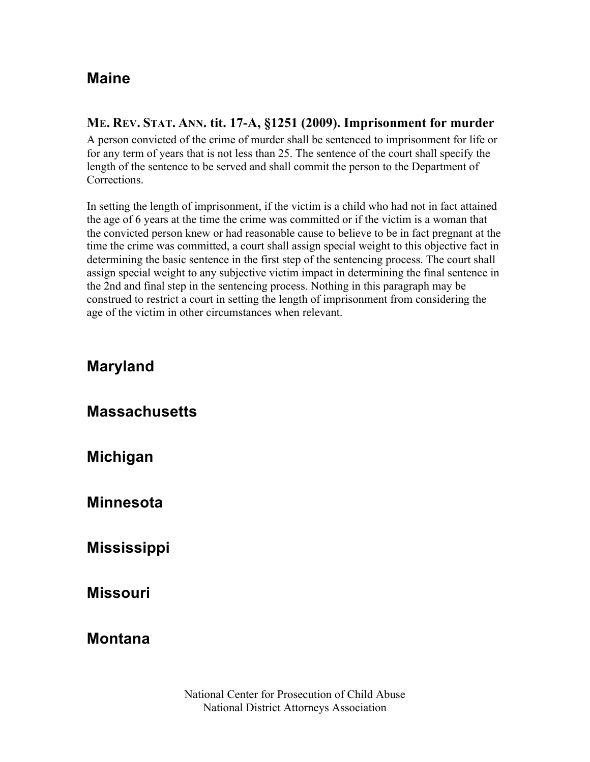## Maine

### ME. REV. STAT. ANN. tit. 17-A, §1251 (2009). Imprisonment for murder

A person convicted of the crime of murder shall be sentenced to imprisonment for life or for any term of years that is not less than 25. The sentence of the court shall specify the length of the sentence to be served and shall commit the person to the Department of Corrections.

In setting the length of imprisonment, if the victim is a child who had not in fact attained the age of 6 years at the time the crime was committed or if the victim is a woman that the convicted person knew or had reasonable cause to believe to be in fact pregnant at the time the crime was committed, a court shall assign special weight to this objective fact in determining the basic sentence in the first step of the sentencing process. The court shall assign special weight to any subjective victim impact in determining the final sentence in the 2nd and final step in the sentencing process. Nothing in this paragraph may be construed to restrict a court in setting the length of imprisonment from considering the age of the victim in other circumstances when relevant.

## Maryland

## Massachusetts

## Michigan

## Minnesota

## Mississippi

## Missouri

## Montana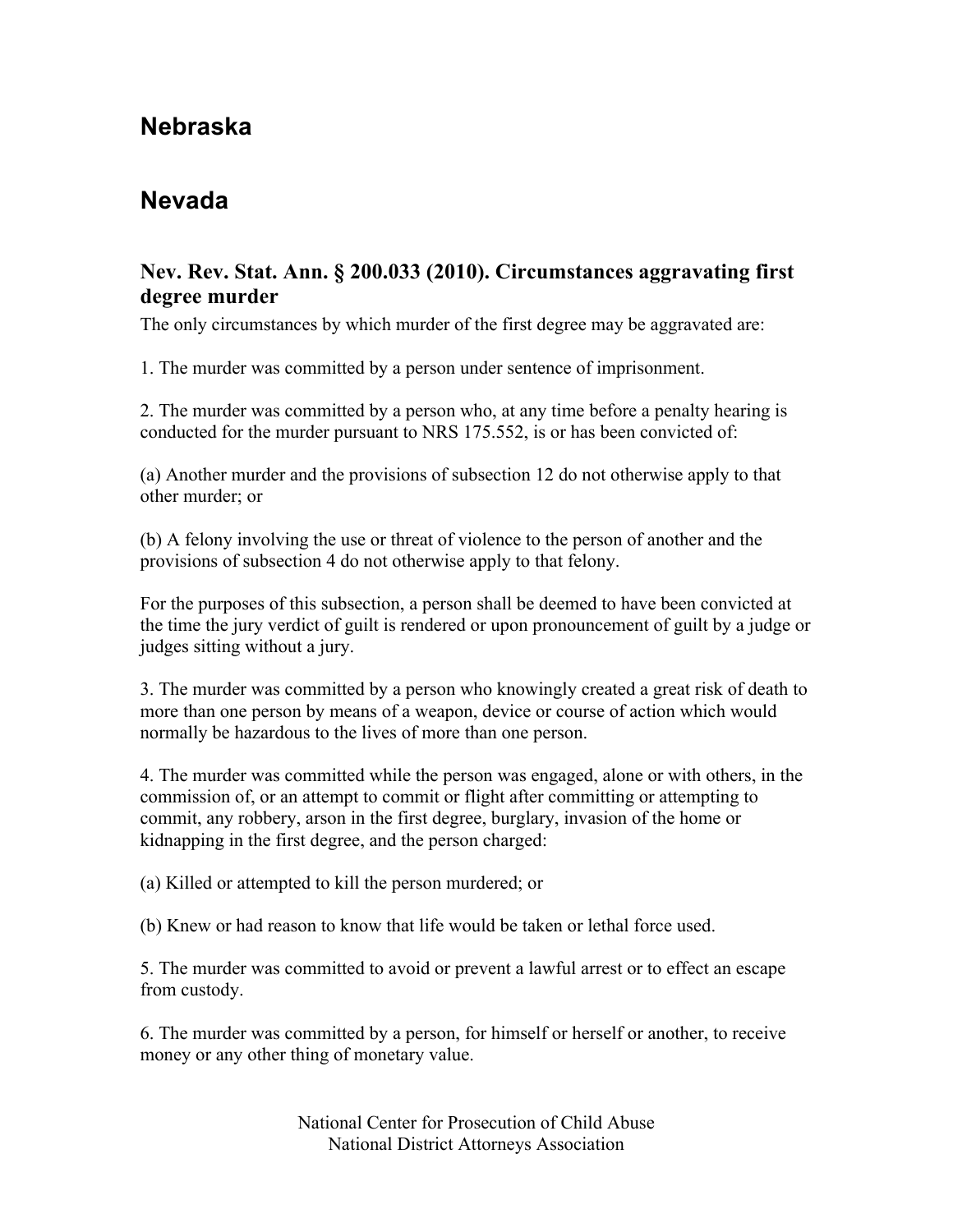## Nebraska

## Nevada

### Nev. Rev. Stat. Ann. § 200.033 (2010). Circumstances aggravating first degree murder

The only circumstances by which murder of the first degree may be aggravated are:

1. The murder was committed by a person under sentence of imprisonment.

2. The murder was committed by a person who, at any time before a penalty hearing is conducted for the murder pursuant to NRS 175.552, is or has been convicted of:

(a) Another murder and the provisions of subsection 12 do not otherwise apply to that other murder; or

(b) A felony involving the use or threat of violence to the person of another and the provisions of subsection 4 do not otherwise apply to that felony.

For the purposes of this subsection, a person shall be deemed to have been convicted at the time the jury verdict of guilt is rendered or upon pronouncement of guilt by a judge or judges sitting without a jury.

3. The murder was committed by a person who knowingly created a great risk of death to more than one person by means of a weapon, device or course of action which would normally be hazardous to the lives of more than one person.

4. The murder was committed while the person was engaged, alone or with others, in the commission of, or an attempt to commit or flight after committing or attempting to commit, any robbery, arson in the first degree, burglary, invasion of the home or kidnapping in the first degree, and the person charged:

(a) Killed or attempted to kill the person murdered; or

(b) Knew or had reason to know that life would be taken or lethal force used.

5. The murder was committed to avoid or prevent a lawful arrest or to effect an escape from custody.

6. The murder was committed by a person, for himself or herself or another, to receive money or any other thing of monetary value.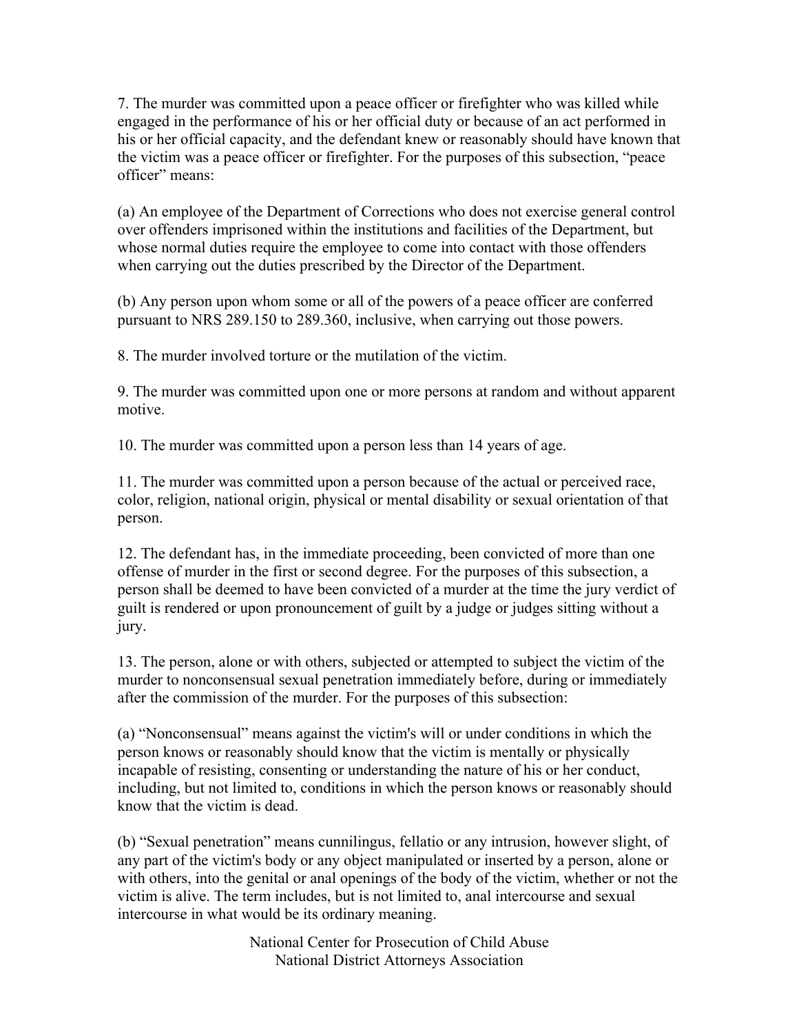7. The murder was committed upon a peace officer or firefighter who was killed while engaged in the performance of his or her official duty or because of an act performed in his or her official capacity, and the defendant knew or reasonably should have known that the victim was a peace officer or firefighter. For the purposes of this subsection, "peace officer" means:

(a) An employee of the Department of Corrections who does not exercise general control over offenders imprisoned within the institutions and facilities of the Department, but whose normal duties require the employee to come into contact with those offenders when carrying out the duties prescribed by the Director of the Department.

(b) Any person upon whom some or all of the powers of a peace officer are conferred pursuant to NRS 289.150 to 289.360, inclusive, when carrying out those powers.

8. The murder involved torture or the mutilation of the victim.

9. The murder was committed upon one or more persons at random and without apparent motive.

10. The murder was committed upon a person less than 14 years of age.

11. The murder was committed upon a person because of the actual or perceived race, color, religion, national origin, physical or mental disability or sexual orientation of that person.

12. The defendant has, in the immediate proceeding, been convicted of more than one offense of murder in the first or second degree. For the purposes of this subsection, a person shall be deemed to have been convicted of a murder at the time the jury verdict of guilt is rendered or upon pronouncement of guilt by a judge or judges sitting without a jury.

13. The person, alone or with others, subjected or attempted to subject the victim of the murder to nonconsensual sexual penetration immediately before, during or immediately after the commission of the murder. For the purposes of this subsection:

(a) "Nonconsensual" means against the victim's will or under conditions in which the person knows or reasonably should know that the victim is mentally or physically incapable of resisting, consenting or understanding the nature of his or her conduct, including, but not limited to, conditions in which the person knows or reasonably should know that the victim is dead.

(b) "Sexual penetration" means cunnilingus, fellatio or any intrusion, however slight, of any part of the victim's body or any object manipulated or inserted by a person, alone or with others, into the genital or anal openings of the body of the victim, whether or not the victim is alive. The term includes, but is not limited to, anal intercourse and sexual intercourse in what would be its ordinary meaning.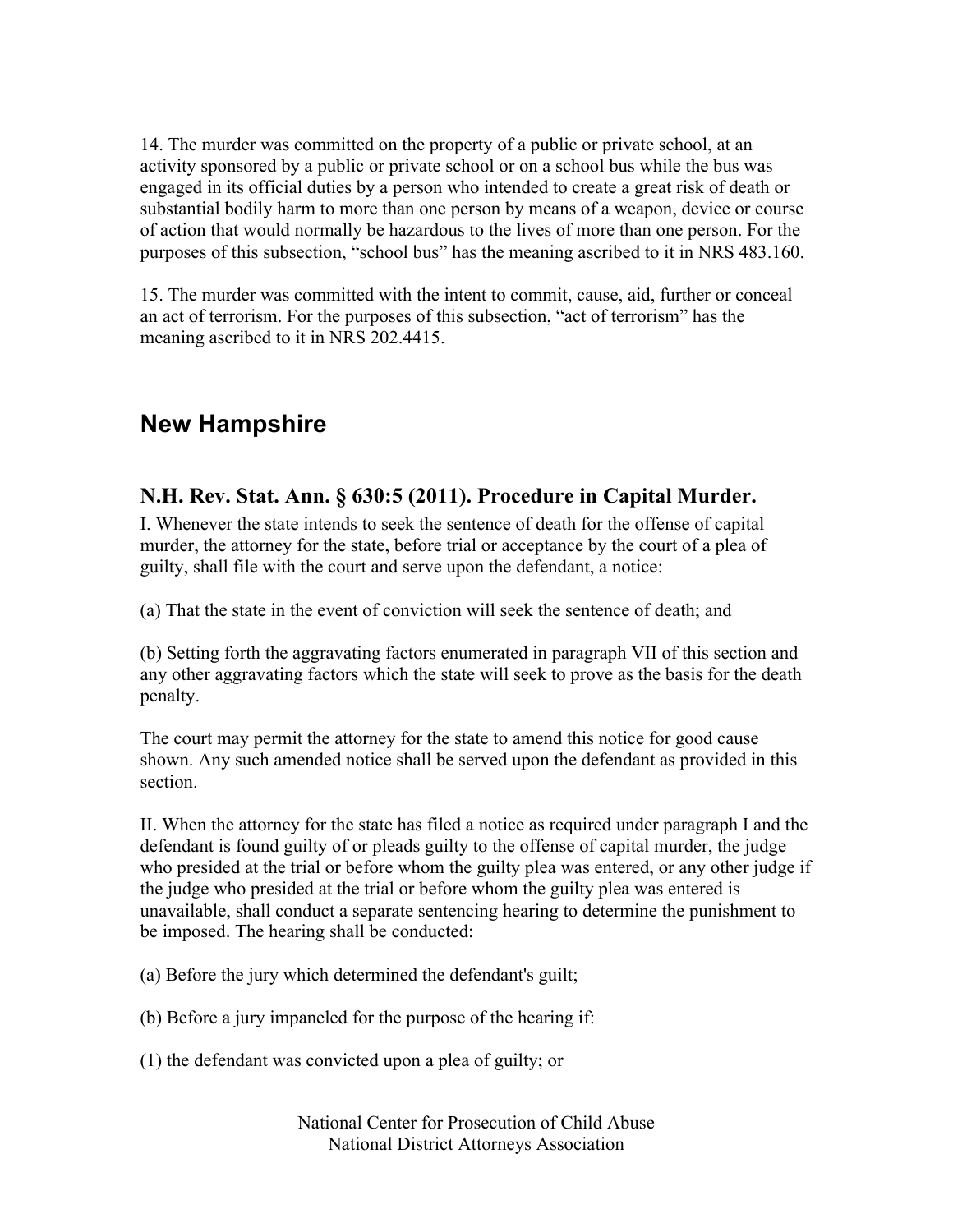14. The murder was committed on the property of a public or private school, at an activity sponsored by a public or private school or on a school bus while the bus was engaged in its official duties by a person who intended to create a great risk of death or substantial bodily harm to more than one person by means of a weapon, device or course of action that would normally be hazardous to the lives of more than one person. For the purposes of this subsection, "school bus" has the meaning ascribed to it in NRS 483.160.

15. The murder was committed with the intent to commit, cause, aid, further or conceal an act of terrorism. For the purposes of this subsection, "act of terrorism" has the meaning ascribed to it in NRS 202.4415.

## New Hampshire

### N.H. Rev. Stat. Ann. § 630:5 (2011). Procedure in Capital Murder.

I. Whenever the state intends to seek the sentence of death for the offense of capital murder, the attorney for the state, before trial or acceptance by the court of a plea of guilty, shall file with the court and serve upon the defendant, a notice:

(a) That the state in the event of conviction will seek the sentence of death; and

(b) Setting forth the aggravating factors enumerated in paragraph VII of this section and any other aggravating factors which the state will seek to prove as the basis for the death penalty.

The court may permit the attorney for the state to amend this notice for good cause shown. Any such amended notice shall be served upon the defendant as provided in this section.

II. When the attorney for the state has filed a notice as required under paragraph I and the defendant is found guilty of or pleads guilty to the offense of capital murder, the judge who presided at the trial or before whom the guilty plea was entered, or any other judge if the judge who presided at the trial or before whom the guilty plea was entered is unavailable, shall conduct a separate sentencing hearing to determine the punishment to be imposed. The hearing shall be conducted:

(a) Before the jury which determined the defendant's guilt;

(b) Before a jury impaneled for the purpose of the hearing if:

(1) the defendant was convicted upon a plea of guilty; or

National Center for Prosecution of Child Abuse
National District Attorneys Association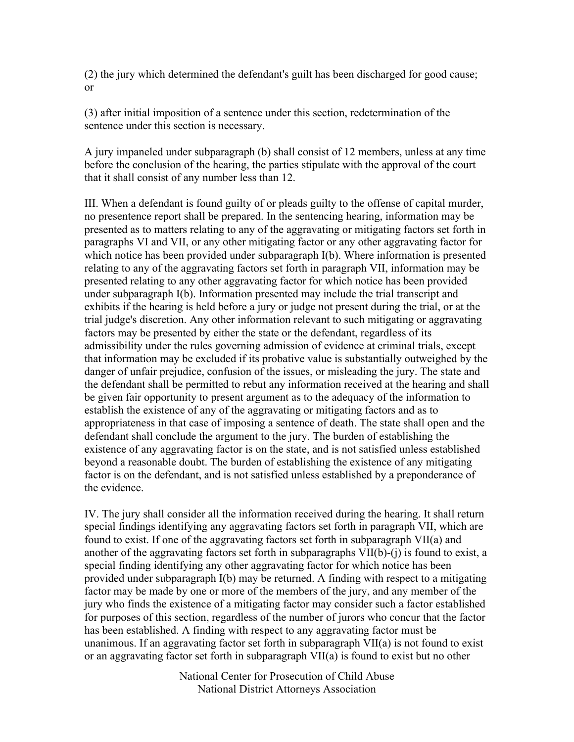(2) the jury which determined the defendant's guilt has been discharged for good cause; or

(3) after initial imposition of a sentence under this section, redetermination of the sentence under this section is necessary.

A jury impaneled under subparagraph (b) shall consist of 12 members, unless at any time before the conclusion of the hearing, the parties stipulate with the approval of the court that it shall consist of any number less than 12.

III. When a defendant is found guilty of or pleads guilty to the offense of capital murder, no presentence report shall be prepared. In the sentencing hearing, information may be presented as to matters relating to any of the aggravating or mitigating factors set forth in paragraphs VI and VII, or any other mitigating factor or any other aggravating factor for which notice has been provided under subparagraph I(b). Where information is presented relating to any of the aggravating factors set forth in paragraph VII, information may be presented relating to any other aggravating factor for which notice has been provided under subparagraph I(b). Information presented may include the trial transcript and exhibits if the hearing is held before a jury or judge not present during the trial, or at the trial judge's discretion. Any other information relevant to such mitigating or aggravating factors may be presented by either the state or the defendant, regardless of its admissibility under the rules governing admission of evidence at criminal trials, except that information may be excluded if its probative value is substantially outweighed by the danger of unfair prejudice, confusion of the issues, or misleading the jury. The state and the defendant shall be permitted to rebut any information received at the hearing and shall be given fair opportunity to present argument as to the adequacy of the information to establish the existence of any of the aggravating or mitigating factors and as to appropriateness in that case of imposing a sentence of death. The state shall open and the defendant shall conclude the argument to the jury. The burden of establishing the existence of any aggravating factor is on the state, and is not satisfied unless established beyond a reasonable doubt. The burden of establishing the existence of any mitigating factor is on the defendant, and is not satisfied unless established by a preponderance of the evidence.

IV. The jury shall consider all the information received during the hearing. It shall return special findings identifying any aggravating factors set forth in paragraph VII, which are found to exist. If one of the aggravating factors set forth in subparagraph VII(a) and another of the aggravating factors set forth in subparagraphs VII(b)-(j) is found to exist, a special finding identifying any other aggravating factor for which notice has been provided under subparagraph I(b) may be returned. A finding with respect to a mitigating factor may be made by one or more of the members of the jury, and any member of the jury who finds the existence of a mitigating factor may consider such a factor established for purposes of this section, regardless of the number of jurors who concur that the factor has been established. A finding with respect to any aggravating factor must be unanimous. If an aggravating factor set forth in subparagraph VII(a) is not found to exist or an aggravating factor set forth in subparagraph VII(a) is found to exist but no other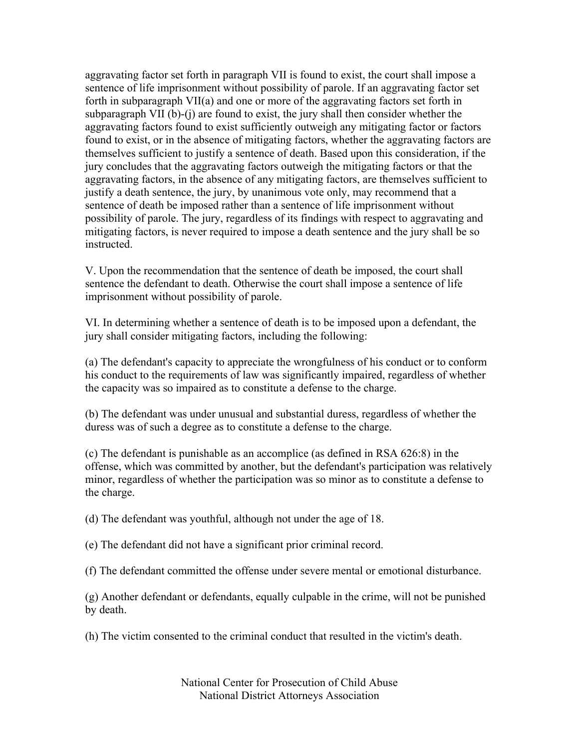aggravating factor set forth in paragraph VII is found to exist, the court shall impose a sentence of life imprisonment without possibility of parole. If an aggravating factor set forth in subparagraph VII(a) and one or more of the aggravating factors set forth in subparagraph VII (b)-(j) are found to exist, the jury shall then consider whether the aggravating factors found to exist sufficiently outweigh any mitigating factor or factors found to exist, or in the absence of mitigating factors, whether the aggravating factors are themselves sufficient to justify a sentence of death. Based upon this consideration, if the jury concludes that the aggravating factors outweigh the mitigating factors or that the aggravating factors, in the absence of any mitigating factors, are themselves sufficient to justify a death sentence, the jury, by unanimous vote only, may recommend that a sentence of death be imposed rather than a sentence of life imprisonment without possibility of parole. The jury, regardless of its findings with respect to aggravating and mitigating factors, is never required to impose a death sentence and the jury shall be so instructed.

V. Upon the recommendation that the sentence of death be imposed, the court shall sentence the defendant to death. Otherwise the court shall impose a sentence of life imprisonment without possibility of parole.

VI. In determining whether a sentence of death is to be imposed upon a defendant, the jury shall consider mitigating factors, including the following:

(a) The defendant's capacity to appreciate the wrongfulness of his conduct or to conform his conduct to the requirements of law was significantly impaired, regardless of whether the capacity was so impaired as to constitute a defense to the charge.

(b) The defendant was under unusual and substantial duress, regardless of whether the duress was of such a degree as to constitute a defense to the charge.

(c) The defendant is punishable as an accomplice (as defined in RSA 626:8) in the offense, which was committed by another, but the defendant's participation was relatively minor, regardless of whether the participation was so minor as to constitute a defense to the charge.

(d) The defendant was youthful, although not under the age of 18.

(e) The defendant did not have a significant prior criminal record.

(f) The defendant committed the offense under severe mental or emotional disturbance.

(g) Another defendant or defendants, equally culpable in the crime, will not be punished by death.

(h) The victim consented to the criminal conduct that resulted in the victim's death.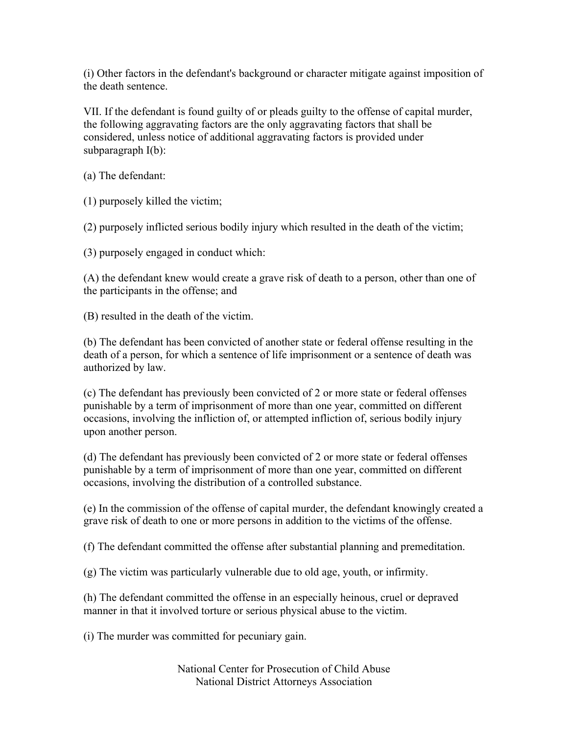(i) Other factors in the defendant's background or character mitigate against imposition of the death sentence.

VII. If the defendant is found guilty of or pleads guilty to the offense of capital murder, the following aggravating factors are the only aggravating factors that shall be considered, unless notice of additional aggravating factors is provided under subparagraph I(b):

(a) The defendant:

(1) purposely killed the victim;

(2) purposely inflicted serious bodily injury which resulted in the death of the victim;

(3) purposely engaged in conduct which:

(A) the defendant knew would create a grave risk of death to a person, other than one of the participants in the offense; and

(B) resulted in the death of the victim.

(b) The defendant has been convicted of another state or federal offense resulting in the death of a person, for which a sentence of life imprisonment or a sentence of death was authorized by law.

(c) The defendant has previously been convicted of 2 or more state or federal offenses punishable by a term of imprisonment of more than one year, committed on different occasions, involving the infliction of, or attempted infliction of, serious bodily injury upon another person.

(d) The defendant has previously been convicted of 2 or more state or federal offenses punishable by a term of imprisonment of more than one year, committed on different occasions, involving the distribution of a controlled substance.

(e) In the commission of the offense of capital murder, the defendant knowingly created a grave risk of death to one or more persons in addition to the victims of the offense.

(f) The defendant committed the offense after substantial planning and premeditation.

(g) The victim was particularly vulnerable due to old age, youth, or infirmity.

(h) The defendant committed the offense in an especially heinous, cruel or depraved manner in that it involved torture or serious physical abuse to the victim.

(i) The murder was committed for pecuniary gain.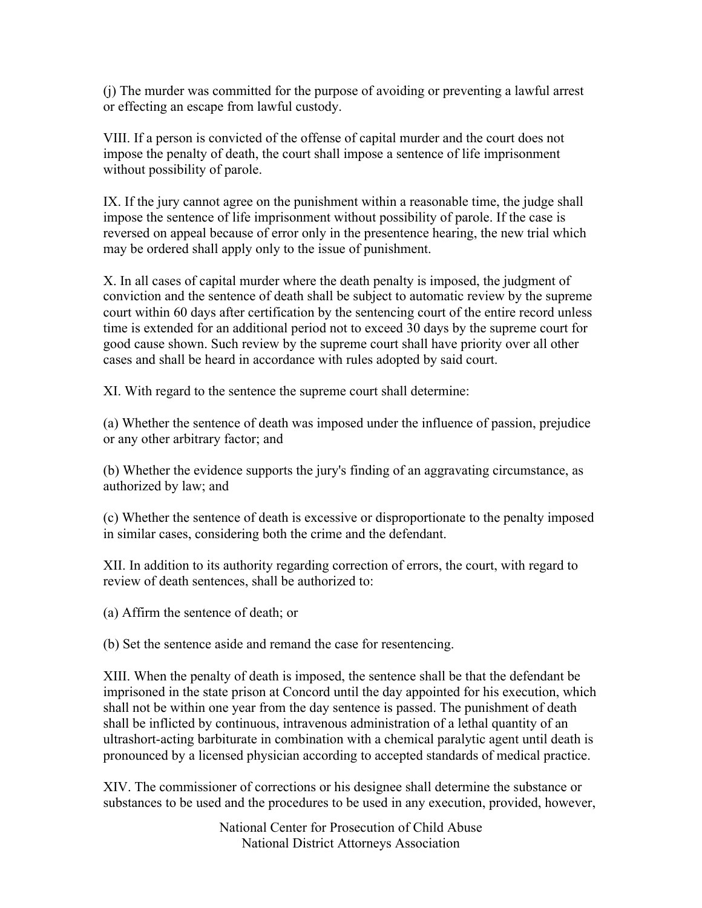(j) The murder was committed for the purpose of avoiding or preventing a lawful arrest or effecting an escape from lawful custody.

VIII. If a person is convicted of the offense of capital murder and the court does not impose the penalty of death, the court shall impose a sentence of life imprisonment without possibility of parole.

IX. If the jury cannot agree on the punishment within a reasonable time, the judge shall impose the sentence of life imprisonment without possibility of parole. If the case is reversed on appeal because of error only in the presentence hearing, the new trial which may be ordered shall apply only to the issue of punishment.

X. In all cases of capital murder where the death penalty is imposed, the judgment of conviction and the sentence of death shall be subject to automatic review by the supreme court within 60 days after certification by the sentencing court of the entire record unless time is extended for an additional period not to exceed 30 days by the supreme court for good cause shown. Such review by the supreme court shall have priority over all other cases and shall be heard in accordance with rules adopted by said court.

XI. With regard to the sentence the supreme court shall determine:

(a) Whether the sentence of death was imposed under the influence of passion, prejudice or any other arbitrary factor; and

(b) Whether the evidence supports the jury's finding of an aggravating circumstance, as authorized by law; and

(c) Whether the sentence of death is excessive or disproportionate to the penalty imposed in similar cases, considering both the crime and the defendant.

XII. In addition to its authority regarding correction of errors, the court, with regard to review of death sentences, shall be authorized to:

(a) Affirm the sentence of death; or

(b) Set the sentence aside and remand the case for resentencing.

XIII. When the penalty of death is imposed, the sentence shall be that the defendant be imprisoned in the state prison at Concord until the day appointed for his execution, which shall not be within one year from the day sentence is passed. The punishment of death shall be inflicted by continuous, intravenous administration of a lethal quantity of an ultrashort-acting barbiturate in combination with a chemical paralytic agent until death is pronounced by a licensed physician according to accepted standards of medical practice.

XIV. The commissioner of corrections or his designee shall determine the substance or substances to be used and the procedures to be used in any execution, provided, however,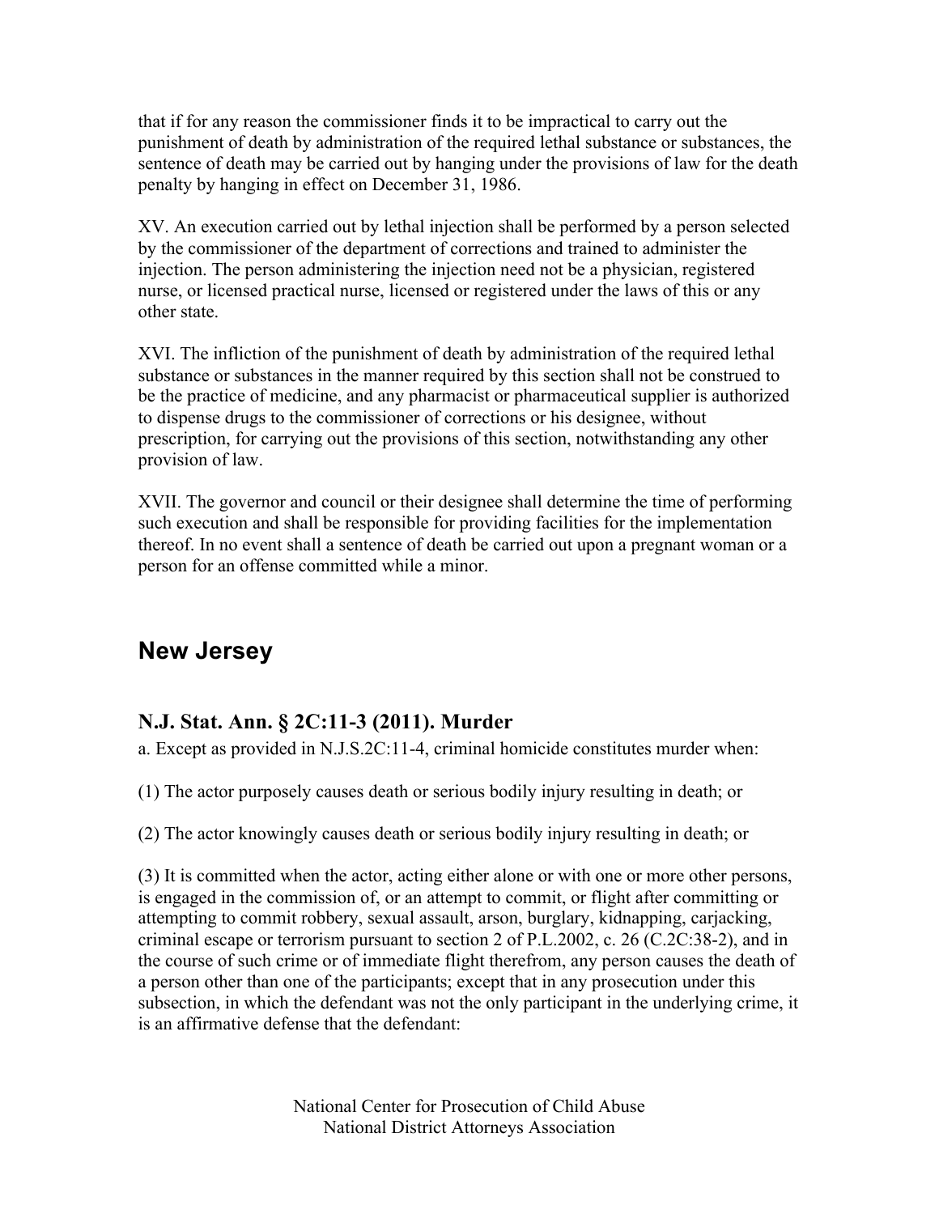that if for any reason the commissioner finds it to be impractical to carry out the punishment of death by administration of the required lethal substance or substances, the sentence of death may be carried out by hanging under the provisions of law for the death penalty by hanging in effect on December 31, 1986.

XV. An execution carried out by lethal injection shall be performed by a person selected by the commissioner of the department of corrections and trained to administer the injection. The person administering the injection need not be a physician, registered nurse, or licensed practical nurse, licensed or registered under the laws of this or any other state.

XVI. The infliction of the punishment of death by administration of the required lethal substance or substances in the manner required by this section shall not be construed to be the practice of medicine, and any pharmacist or pharmaceutical supplier is authorized to dispense drugs to the commissioner of corrections or his designee, without prescription, for carrying out the provisions of this section, notwithstanding any other provision of law.

XVII. The governor and council or their designee shall determine the time of performing such execution and shall be responsible for providing facilities for the implementation thereof. In no event shall a sentence of death be carried out upon a pregnant woman or a person for an offense committed while a minor.

## New Jersey

### N.J. Stat. Ann. § 2C:11-3 (2011). Murder

a. Except as provided in N.J.S.2C:11-4, criminal homicide constitutes murder when:

(1) The actor purposely causes death or serious bodily injury resulting in death; or

(2) The actor knowingly causes death or serious bodily injury resulting in death; or

(3) It is committed when the actor, acting either alone or with one or more other persons, is engaged in the commission of, or an attempt to commit, or flight after committing or attempting to commit robbery, sexual assault, arson, burglary, kidnapping, carjacking, criminal escape or terrorism pursuant to section 2 of P.L.2002, c. 26 (C.2C:38-2), and in the course of such crime or of immediate flight therefrom, any person causes the death of a person other than one of the participants; except that in any prosecution under this subsection, in which the defendant was not the only participant in the underlying crime, it is an affirmative defense that the defendant: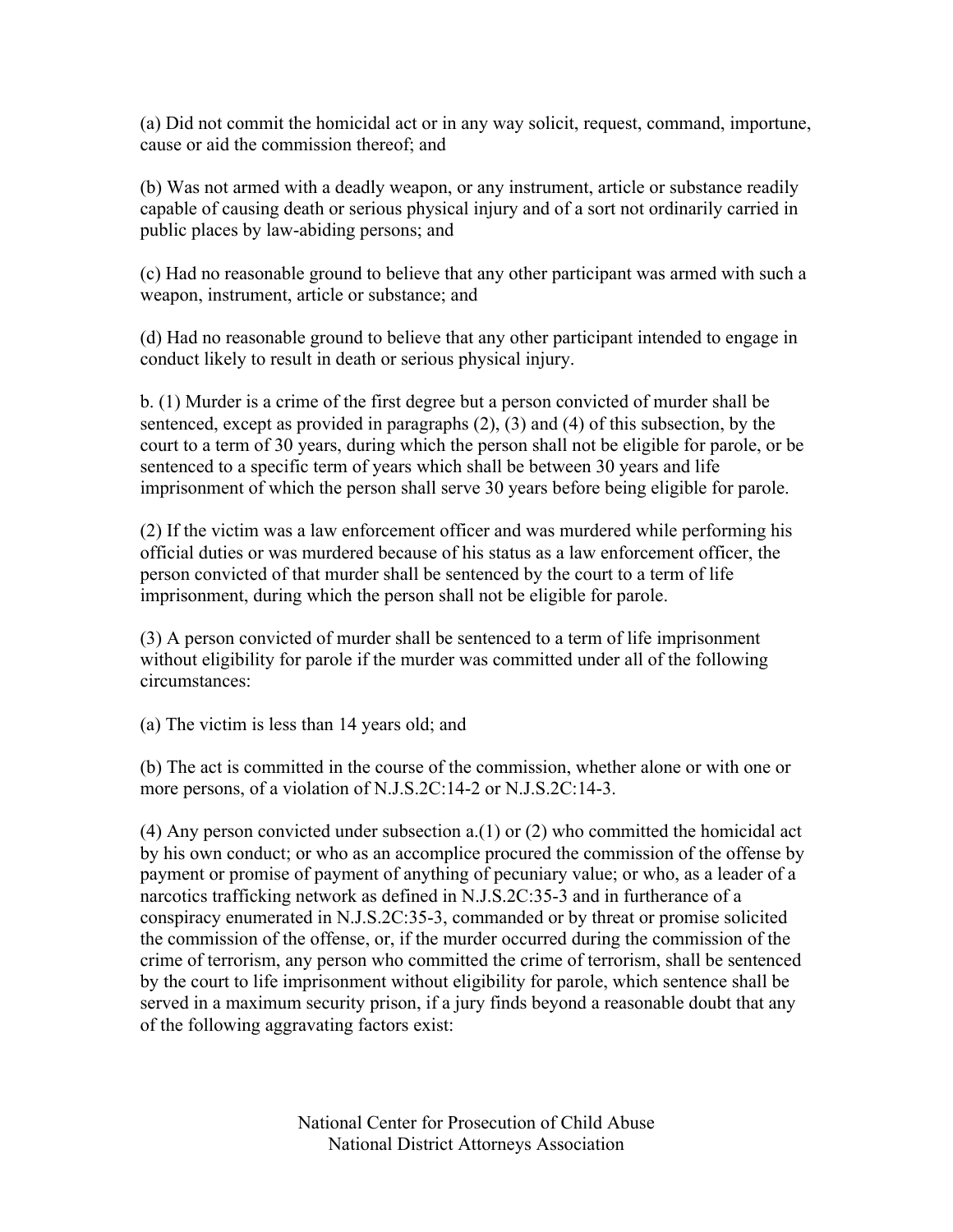(a) Did not commit the homicidal act or in any way solicit, request, command, importune, cause or aid the commission thereof; and

(b) Was not armed with a deadly weapon, or any instrument, article or substance readily capable of causing death or serious physical injury and of a sort not ordinarily carried in public places by law-abiding persons; and

(c) Had no reasonable ground to believe that any other participant was armed with such a weapon, instrument, article or substance; and

(d) Had no reasonable ground to believe that any other participant intended to engage in conduct likely to result in death or serious physical injury.

b. (1) Murder is a crime of the first degree but a person convicted of murder shall be sentenced, except as provided in paragraphs (2), (3) and (4) of this subsection, by the court to a term of 30 years, during which the person shall not be eligible for parole, or be sentenced to a specific term of years which shall be between 30 years and life imprisonment of which the person shall serve 30 years before being eligible for parole.

(2) If the victim was a law enforcement officer and was murdered while performing his official duties or was murdered because of his status as a law enforcement officer, the person convicted of that murder shall be sentenced by the court to a term of life imprisonment, during which the person shall not be eligible for parole.

(3) A person convicted of murder shall be sentenced to a term of life imprisonment without eligibility for parole if the murder was committed under all of the following circumstances:

(a) The victim is less than 14 years old; and

(b) The act is committed in the course of the commission, whether alone or with one or more persons, of a violation of N.J.S.2C:14-2 or N.J.S.2C:14-3.

(4) Any person convicted under subsection a.(1) or (2) who committed the homicidal act by his own conduct; or who as an accomplice procured the commission of the offense by payment or promise of payment of anything of pecuniary value; or who, as a leader of a narcotics trafficking network as defined in N.J.S.2C:35-3 and in furtherance of a conspiracy enumerated in N.J.S.2C:35-3, commanded or by threat or promise solicited the commission of the offense, or, if the murder occurred during the commission of the crime of terrorism, any person who committed the crime of terrorism, shall be sentenced by the court to life imprisonment without eligibility for parole, which sentence shall be served in a maximum security prison, if a jury finds beyond a reasonable doubt that any of the following aggravating factors exist: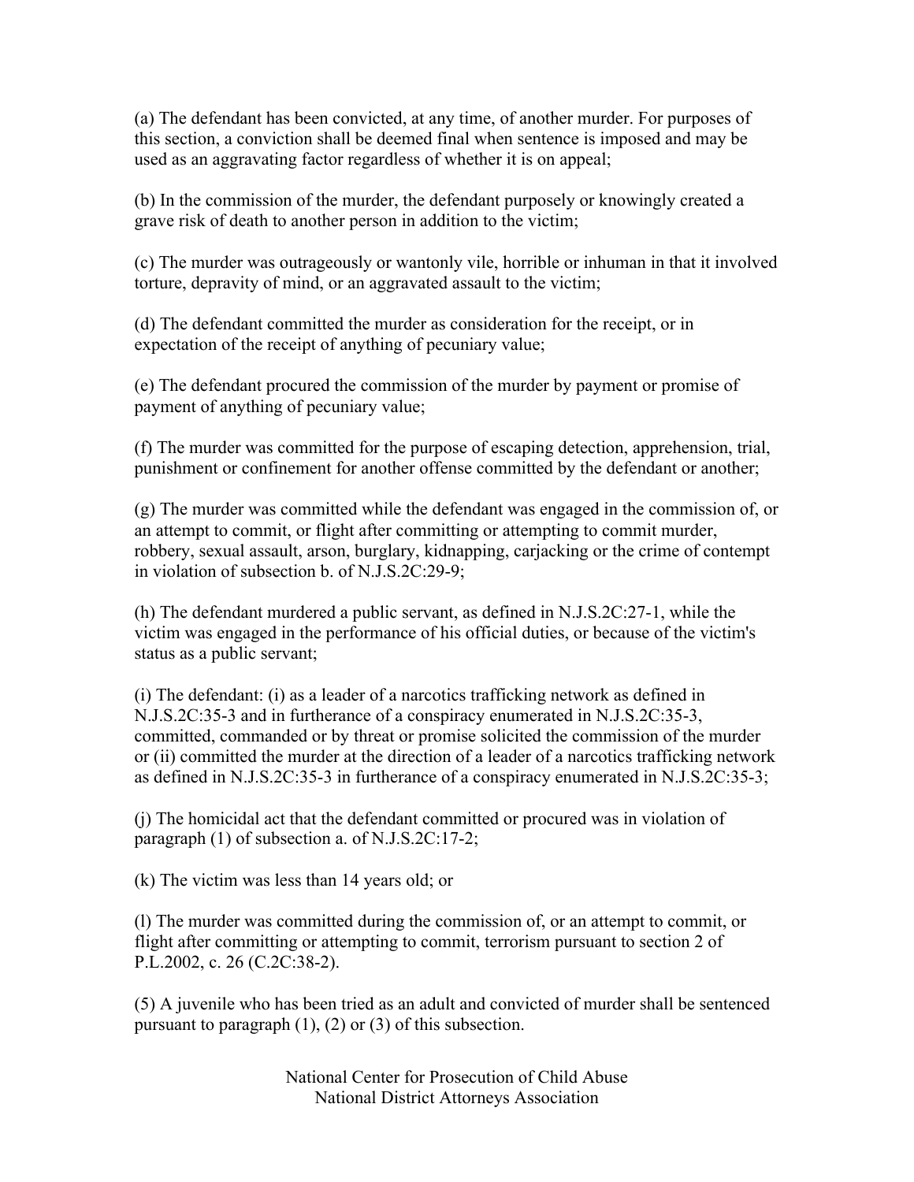(a) The defendant has been convicted, at any time, of another murder. For purposes of this section, a conviction shall be deemed final when sentence is imposed and may be used as an aggravating factor regardless of whether it is on appeal;

(b) In the commission of the murder, the defendant purposely or knowingly created a grave risk of death to another person in addition to the victim;

(c) The murder was outrageously or wantonly vile, horrible or inhuman in that it involved torture, depravity of mind, or an aggravated assault to the victim;

(d) The defendant committed the murder as consideration for the receipt, or in expectation of the receipt of anything of pecuniary value;

(e) The defendant procured the commission of the murder by payment or promise of payment of anything of pecuniary value;

(f) The murder was committed for the purpose of escaping detection, apprehension, trial, punishment or confinement for another offense committed by the defendant or another;

(g) The murder was committed while the defendant was engaged in the commission of, or an attempt to commit, or flight after committing or attempting to commit murder, robbery, sexual assault, arson, burglary, kidnapping, carjacking or the crime of contempt in violation of subsection b. of N.J.S.2C:29-9;

(h) The defendant murdered a public servant, as defined in N.J.S.2C:27-1, while the victim was engaged in the performance of his official duties, or because of the victim's status as a public servant;

(i) The defendant: (i) as a leader of a narcotics trafficking network as defined in N.J.S.2C:35-3 and in furtherance of a conspiracy enumerated in N.J.S.2C:35-3, committed, commanded or by threat or promise solicited the commission of the murder or (ii) committed the murder at the direction of a leader of a narcotics trafficking network as defined in N.J.S.2C:35-3 in furtherance of a conspiracy enumerated in N.J.S.2C:35-3;

(j) The homicidal act that the defendant committed or procured was in violation of paragraph (1) of subsection a. of N.J.S.2C:17-2;

(k) The victim was less than 14 years old; or

(l) The murder was committed during the commission of, or an attempt to commit, or flight after committing or attempting to commit, terrorism pursuant to section 2 of P.L.2002, c. 26 (C.2C:38-2).

(5) A juvenile who has been tried as an adult and convicted of murder shall be sentenced pursuant to paragraph (1), (2) or (3) of this subsection.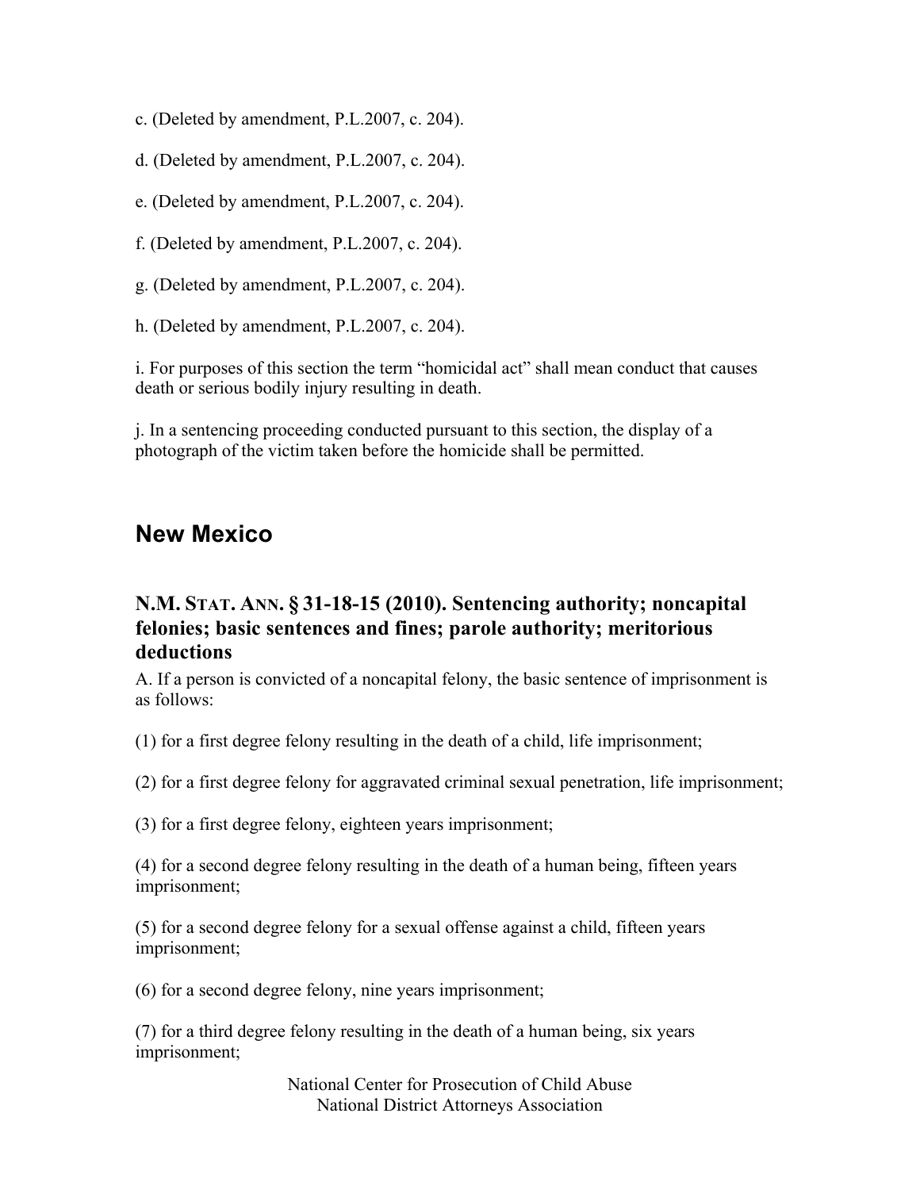c. (Deleted by amendment, P.L.2007, c. 204).

d. (Deleted by amendment, P.L.2007, c. 204).

e. (Deleted by amendment, P.L.2007, c. 204).

f. (Deleted by amendment, P.L.2007, c. 204).

g. (Deleted by amendment, P.L.2007, c. 204).

h. (Deleted by amendment, P.L.2007, c. 204).

i. For purposes of this section the term "homicidal act" shall mean conduct that causes death or serious bodily injury resulting in death.

j. In a sentencing proceeding conducted pursuant to this section, the display of a photograph of the victim taken before the homicide shall be permitted.

## New Mexico

### N.M. Stat. Ann. § 31-18-15 (2010). Sentencing authority; noncapital felonies; basic sentences and fines; parole authority; meritorious deductions

A. If a person is convicted of a noncapital felony, the basic sentence of imprisonment is as follows:

(1) for a first degree felony resulting in the death of a child, life imprisonment;

(2) for a first degree felony for aggravated criminal sexual penetration, life imprisonment;

(3) for a first degree felony, eighteen years imprisonment;

(4) for a second degree felony resulting in the death of a human being, fifteen years imprisonment;

(5) for a second degree felony for a sexual offense against a child, fifteen years imprisonment;

(6) for a second degree felony, nine years imprisonment;

(7) for a third degree felony resulting in the death of a human being, six years imprisonment;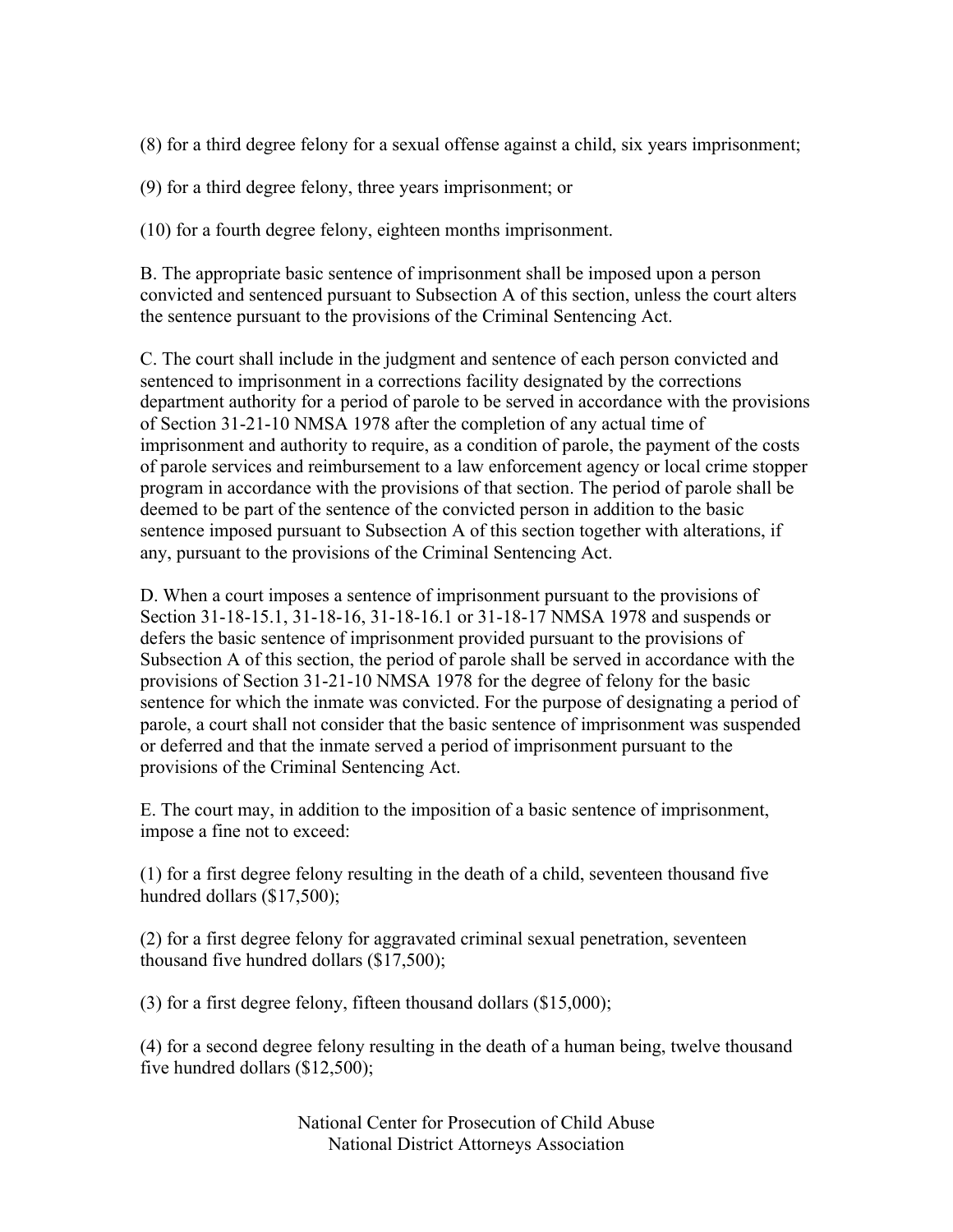(8) for a third degree felony for a sexual offense against a child, six years imprisonment;

(9) for a third degree felony, three years imprisonment; or

(10) for a fourth degree felony, eighteen months imprisonment.

B. The appropriate basic sentence of imprisonment shall be imposed upon a person convicted and sentenced pursuant to Subsection A of this section, unless the court alters the sentence pursuant to the provisions of the Criminal Sentencing Act.

C. The court shall include in the judgment and sentence of each person convicted and sentenced to imprisonment in a corrections facility designated by the corrections department authority for a period of parole to be served in accordance with the provisions of Section 31-21-10 NMSA 1978 after the completion of any actual time of imprisonment and authority to require, as a condition of parole, the payment of the costs of parole services and reimbursement to a law enforcement agency or local crime stopper program in accordance with the provisions of that section. The period of parole shall be deemed to be part of the sentence of the convicted person in addition to the basic sentence imposed pursuant to Subsection A of this section together with alterations, if any, pursuant to the provisions of the Criminal Sentencing Act.

D. When a court imposes a sentence of imprisonment pursuant to the provisions of Section 31-18-15.1, 31-18-16, 31-18-16.1 or 31-18-17 NMSA 1978 and suspends or defers the basic sentence of imprisonment provided pursuant to the provisions of Subsection A of this section, the period of parole shall be served in accordance with the provisions of Section 31-21-10 NMSA 1978 for the degree of felony for the basic sentence for which the inmate was convicted. For the purpose of designating a period of parole, a court shall not consider that the basic sentence of imprisonment was suspended or deferred and that the inmate served a period of imprisonment pursuant to the provisions of the Criminal Sentencing Act.

E. The court may, in addition to the imposition of a basic sentence of imprisonment, impose a fine not to exceed:

(1) for a first degree felony resulting in the death of a child, seventeen thousand five hundred dollars ($17,500);

(2) for a first degree felony for aggravated criminal sexual penetration, seventeen thousand five hundred dollars ($17,500);

(3) for a first degree felony, fifteen thousand dollars ($15,000);

(4) for a second degree felony resulting in the death of a human being, twelve thousand five hundred dollars ($12,500);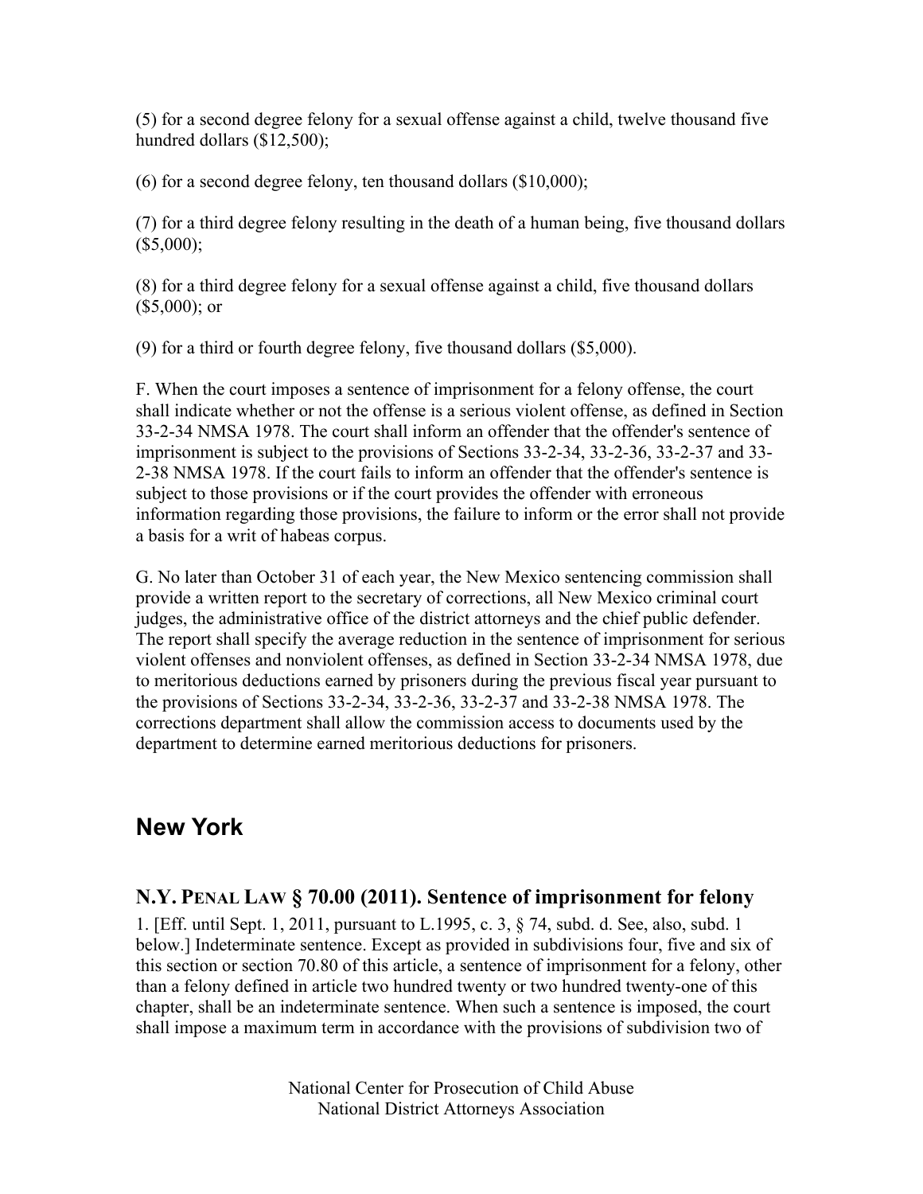(5) for a second degree felony for a sexual offense against a child, twelve thousand five hundred dollars ($12,500);

(6) for a second degree felony, ten thousand dollars ($10,000);

(7) for a third degree felony resulting in the death of a human being, five thousand dollars ($5,000);

(8) for a third degree felony for a sexual offense against a child, five thousand dollars ($5,000); or

(9) for a third or fourth degree felony, five thousand dollars ($5,000).

F. When the court imposes a sentence of imprisonment for a felony offense, the court shall indicate whether or not the offense is a serious violent offense, as defined in Section 33-2-34 NMSA 1978. The court shall inform an offender that the offender's sentence of imprisonment is subject to the provisions of Sections 33-2-34, 33-2-36, 33-2-37 and 33-2-38 NMSA 1978. If the court fails to inform an offender that the offender's sentence is subject to those provisions or if the court provides the offender with erroneous information regarding those provisions, the failure to inform or the error shall not provide a basis for a writ of habeas corpus.

G. No later than October 31 of each year, the New Mexico sentencing commission shall provide a written report to the secretary of corrections, all New Mexico criminal court judges, the administrative office of the district attorneys and the chief public defender. The report shall specify the average reduction in the sentence of imprisonment for serious violent offenses and nonviolent offenses, as defined in Section 33-2-34 NMSA 1978, due to meritorious deductions earned by prisoners during the previous fiscal year pursuant to the provisions of Sections 33-2-34, 33-2-36, 33-2-37 and 33-2-38 NMSA 1978. The corrections department shall allow the commission access to documents used by the department to determine earned meritorious deductions for prisoners.

## New York

### N.Y. Penal Law § 70.00 (2011). Sentence of imprisonment for felony

1. [Eff. until Sept. 1, 2011, pursuant to L.1995, c. 3, § 74, subd. d. See, also, subd. 1 below.] Indeterminate sentence. Except as provided in subdivisions four, five and six of this section or section 70.80 of this article, a sentence of imprisonment for a felony, other than a felony defined in article two hundred twenty or two hundred twenty-one of this chapter, shall be an indeterminate sentence. When such a sentence is imposed, the court shall impose a maximum term in accordance with the provisions of subdivision two of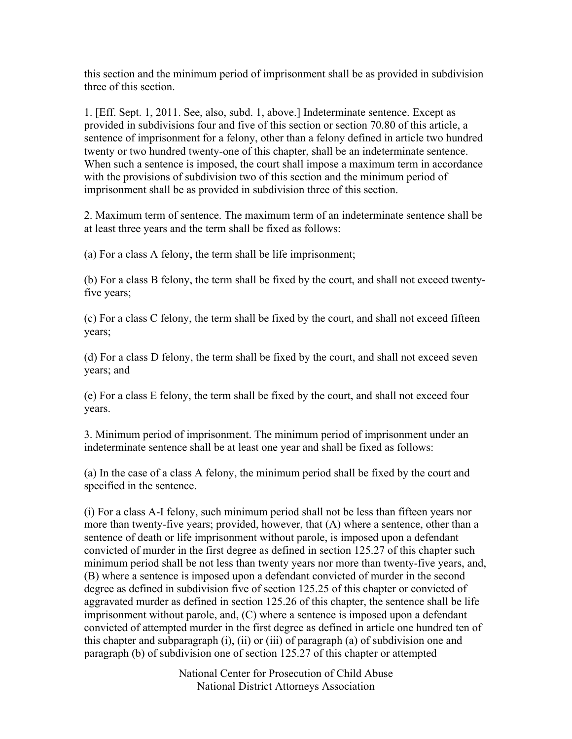this section and the minimum period of imprisonment shall be as provided in subdivision three of this section.

1. [Eff. Sept. 1, 2011. See, also, subd. 1, above.] Indeterminate sentence. Except as provided in subdivisions four and five of this section or section 70.80 of this article, a sentence of imprisonment for a felony, other than a felony defined in article two hundred twenty or two hundred twenty-one of this chapter, shall be an indeterminate sentence. When such a sentence is imposed, the court shall impose a maximum term in accordance with the provisions of subdivision two of this section and the minimum period of imprisonment shall be as provided in subdivision three of this section.

2. Maximum term of sentence. The maximum term of an indeterminate sentence shall be at least three years and the term shall be fixed as follows:

(a) For a class A felony, the term shall be life imprisonment;

(b) For a class B felony, the term shall be fixed by the court, and shall not exceed twenty-five years;

(c) For a class C felony, the term shall be fixed by the court, and shall not exceed fifteen years;

(d) For a class D felony, the term shall be fixed by the court, and shall not exceed seven years; and

(e) For a class E felony, the term shall be fixed by the court, and shall not exceed four years.

3. Minimum period of imprisonment. The minimum period of imprisonment under an indeterminate sentence shall be at least one year and shall be fixed as follows:

(a) In the case of a class A felony, the minimum period shall be fixed by the court and specified in the sentence.

(i) For a class A-I felony, such minimum period shall not be less than fifteen years nor more than twenty-five years; provided, however, that (A) where a sentence, other than a sentence of death or life imprisonment without parole, is imposed upon a defendant convicted of murder in the first degree as defined in section 125.27 of this chapter such minimum period shall be not less than twenty years nor more than twenty-five years, and, (B) where a sentence is imposed upon a defendant convicted of murder in the second degree as defined in subdivision five of section 125.25 of this chapter or convicted of aggravated murder as defined in section 125.26 of this chapter, the sentence shall be life imprisonment without parole, and, (C) where a sentence is imposed upon a defendant convicted of attempted murder in the first degree as defined in article one hundred ten of this chapter and subparagraph (i), (ii) or (iii) of paragraph (a) of subdivision one and paragraph (b) of subdivision one of section 125.27 of this chapter or attempted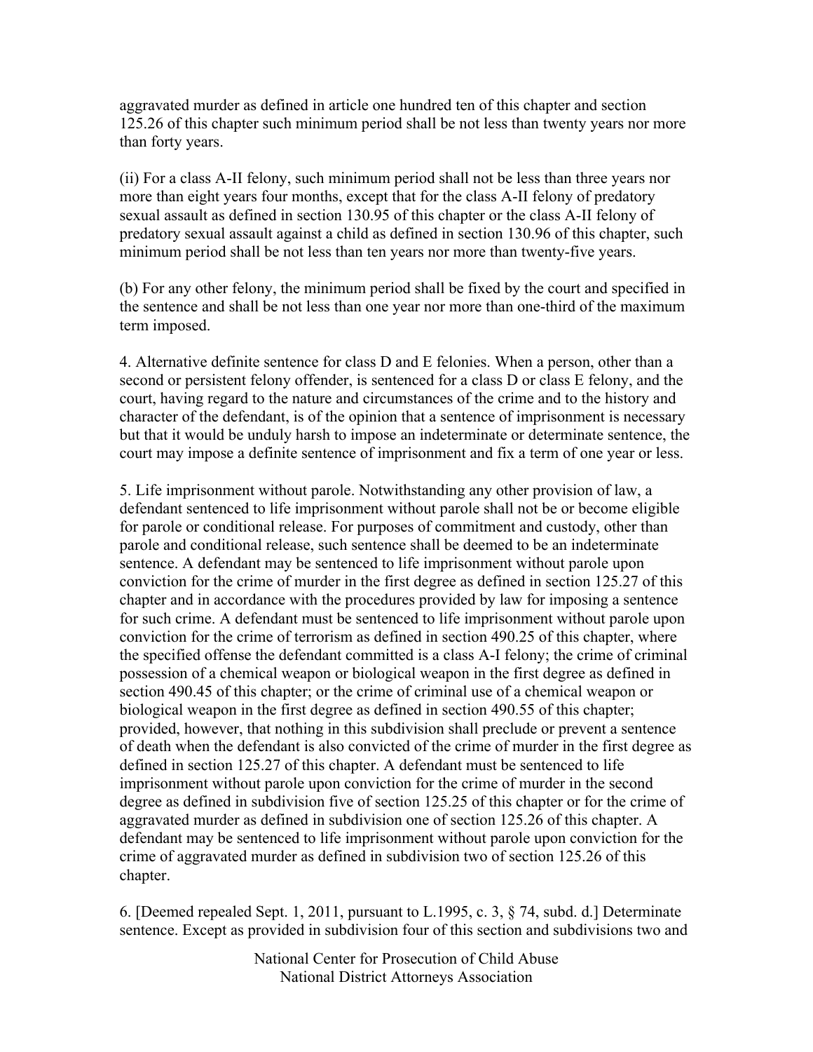aggravated murder as defined in article one hundred ten of this chapter and section 125.26 of this chapter such minimum period shall be not less than twenty years nor more than forty years.

(ii) For a class A-II felony, such minimum period shall not be less than three years nor more than eight years four months, except that for the class A-II felony of predatory sexual assault as defined in section 130.95 of this chapter or the class A-II felony of predatory sexual assault against a child as defined in section 130.96 of this chapter, such minimum period shall be not less than ten years nor more than twenty-five years.

(b) For any other felony, the minimum period shall be fixed by the court and specified in the sentence and shall be not less than one year nor more than one-third of the maximum term imposed.

4. Alternative definite sentence for class D and E felonies. When a person, other than a second or persistent felony offender, is sentenced for a class D or class E felony, and the court, having regard to the nature and circumstances of the crime and to the history and character of the defendant, is of the opinion that a sentence of imprisonment is necessary but that it would be unduly harsh to impose an indeterminate or determinate sentence, the court may impose a definite sentence of imprisonment and fix a term of one year or less.

5. Life imprisonment without parole. Notwithstanding any other provision of law, a defendant sentenced to life imprisonment without parole shall not be or become eligible for parole or conditional release. For purposes of commitment and custody, other than parole and conditional release, such sentence shall be deemed to be an indeterminate sentence. A defendant may be sentenced to life imprisonment without parole upon conviction for the crime of murder in the first degree as defined in section 125.27 of this chapter and in accordance with the procedures provided by law for imposing a sentence for such crime. A defendant must be sentenced to life imprisonment without parole upon conviction for the crime of terrorism as defined in section 490.25 of this chapter, where the specified offense the defendant committed is a class A-I felony; the crime of criminal possession of a chemical weapon or biological weapon in the first degree as defined in section 490.45 of this chapter; or the crime of criminal use of a chemical weapon or biological weapon in the first degree as defined in section 490.55 of this chapter; provided, however, that nothing in this subdivision shall preclude or prevent a sentence of death when the defendant is also convicted of the crime of murder in the first degree as defined in section 125.27 of this chapter. A defendant must be sentenced to life imprisonment without parole upon conviction for the crime of murder in the second degree as defined in subdivision five of section 125.25 of this chapter or for the crime of aggravated murder as defined in subdivision one of section 125.26 of this chapter. A defendant may be sentenced to life imprisonment without parole upon conviction for the crime of aggravated murder as defined in subdivision two of section 125.26 of this chapter.

6. [Deemed repealed Sept. 1, 2011, pursuant to L.1995, c. 3, § 74, subd. d.] Determinate sentence. Except as provided in subdivision four of this section and subdivisions two and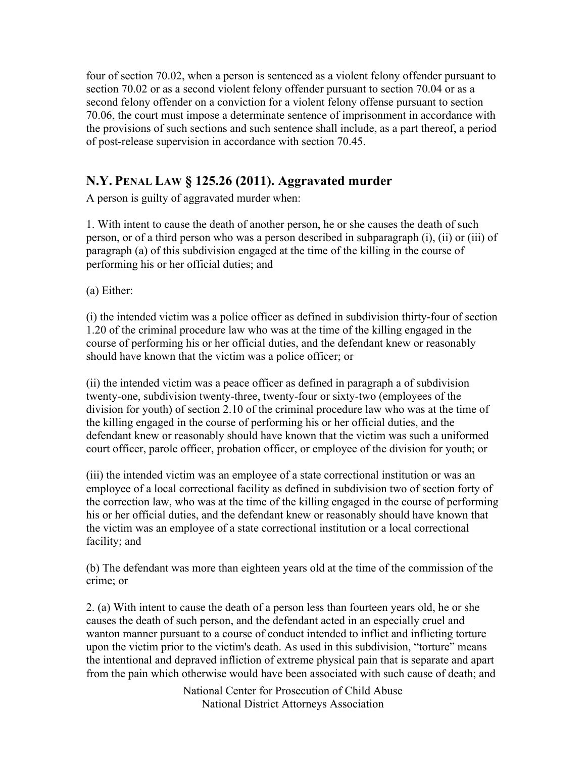four of section 70.02, when a person is sentenced as a violent felony offender pursuant to section 70.02 or as a second violent felony offender pursuant to section 70.04 or as a second felony offender on a conviction for a violent felony offense pursuant to section 70.06, the court must impose a determinate sentence of imprisonment in accordance with the provisions of such sections and such sentence shall include, as a part thereof, a period of post-release supervision in accordance with section 70.45.

## N.Y. Penal Law § 125.26 (2011). Aggravated murder

A person is guilty of aggravated murder when:

1. With intent to cause the death of another person, he or she causes the death of such person, or of a third person who was a person described in subparagraph (i), (ii) or (iii) of paragraph (a) of this subdivision engaged at the time of the killing in the course of performing his or her official duties; and

(a) Either:

(i) the intended victim was a police officer as defined in subdivision thirty-four of section 1.20 of the criminal procedure law who was at the time of the killing engaged in the course of performing his or her official duties, and the defendant knew or reasonably should have known that the victim was a police officer; or

(ii) the intended victim was a peace officer as defined in paragraph a of subdivision twenty-one, subdivision twenty-three, twenty-four or sixty-two (employees of the division for youth) of section 2.10 of the criminal procedure law who was at the time of the killing engaged in the course of performing his or her official duties, and the defendant knew or reasonably should have known that the victim was such a uniformed court officer, parole officer, probation officer, or employee of the division for youth; or

(iii) the intended victim was an employee of a state correctional institution or was an employee of a local correctional facility as defined in subdivision two of section forty of the correction law, who was at the time of the killing engaged in the course of performing his or her official duties, and the defendant knew or reasonably should have known that the victim was an employee of a state correctional institution or a local correctional facility; and

(b) The defendant was more than eighteen years old at the time of the commission of the crime; or

2. (a) With intent to cause the death of a person less than fourteen years old, he or she causes the death of such person, and the defendant acted in an especially cruel and wanton manner pursuant to a course of conduct intended to inflict and inflicting torture upon the victim prior to the victim's death. As used in this subdivision, "torture" means the intentional and depraved infliction of extreme physical pain that is separate and apart from the pain which otherwise would have been associated with such cause of death; and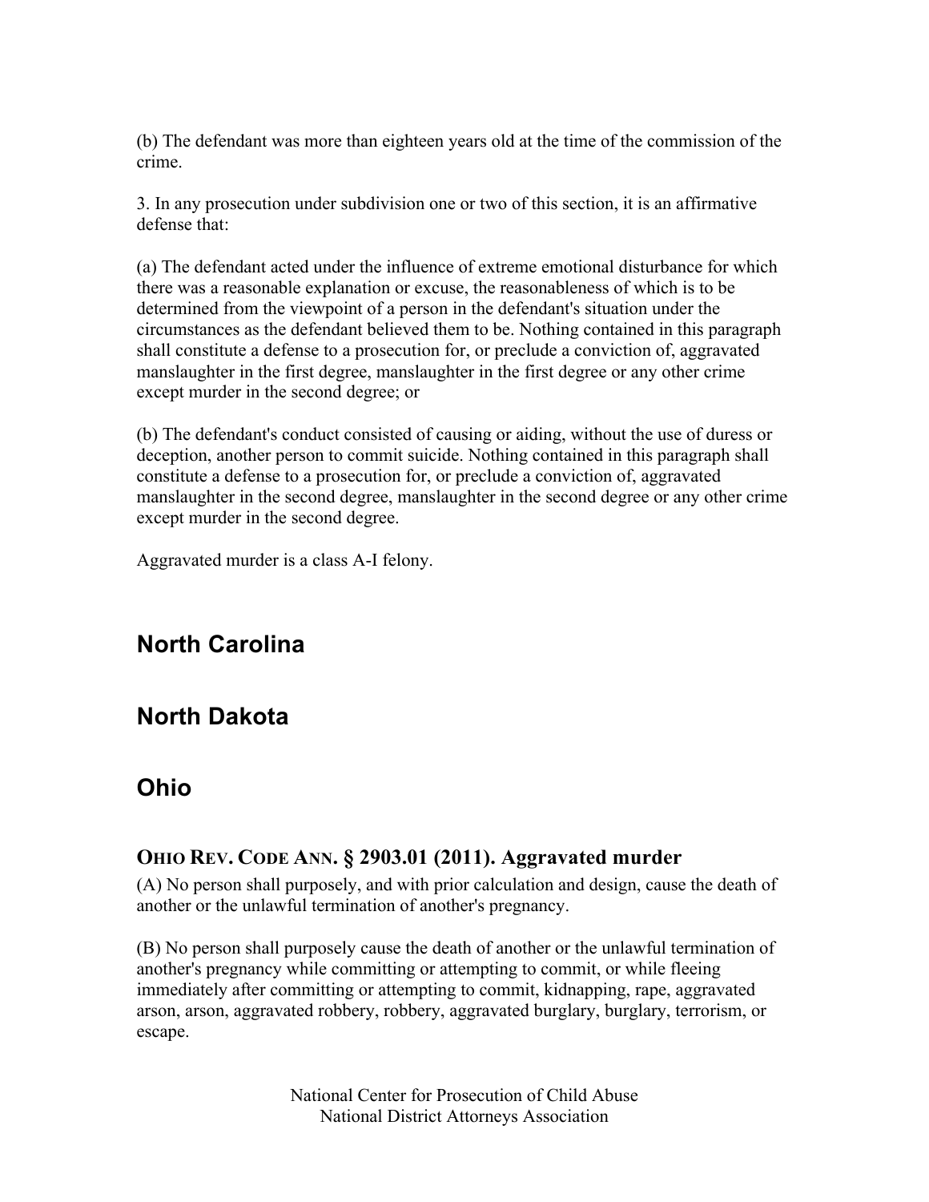(b) The defendant was more than eighteen years old at the time of the commission of the crime.

3. In any prosecution under subdivision one or two of this section, it is an affirmative defense that:

(a) The defendant acted under the influence of extreme emotional disturbance for which there was a reasonable explanation or excuse, the reasonableness of which is to be determined from the viewpoint of a person in the defendant's situation under the circumstances as the defendant believed them to be. Nothing contained in this paragraph shall constitute a defense to a prosecution for, or preclude a conviction of, aggravated manslaughter in the first degree, manslaughter in the first degree or any other crime except murder in the second degree; or

(b) The defendant's conduct consisted of causing or aiding, without the use of duress or deception, another person to commit suicide. Nothing contained in this paragraph shall constitute a defense to a prosecution for, or preclude a conviction of, aggravated manslaughter in the second degree, manslaughter in the second degree or any other crime except murder in the second degree.

Aggravated murder is a class A-I felony.

## North Carolina

## North Dakota

## Ohio

### OHIO REV. CODE ANN. § 2903.01 (2011). Aggravated murder

(A) No person shall purposely, and with prior calculation and design, cause the death of another or the unlawful termination of another's pregnancy.

(B) No person shall purposely cause the death of another or the unlawful termination of another's pregnancy while committing or attempting to commit, or while fleeing immediately after committing or attempting to commit, kidnapping, rape, aggravated arson, arson, aggravated robbery, robbery, aggravated burglary, burglary, terrorism, or escape.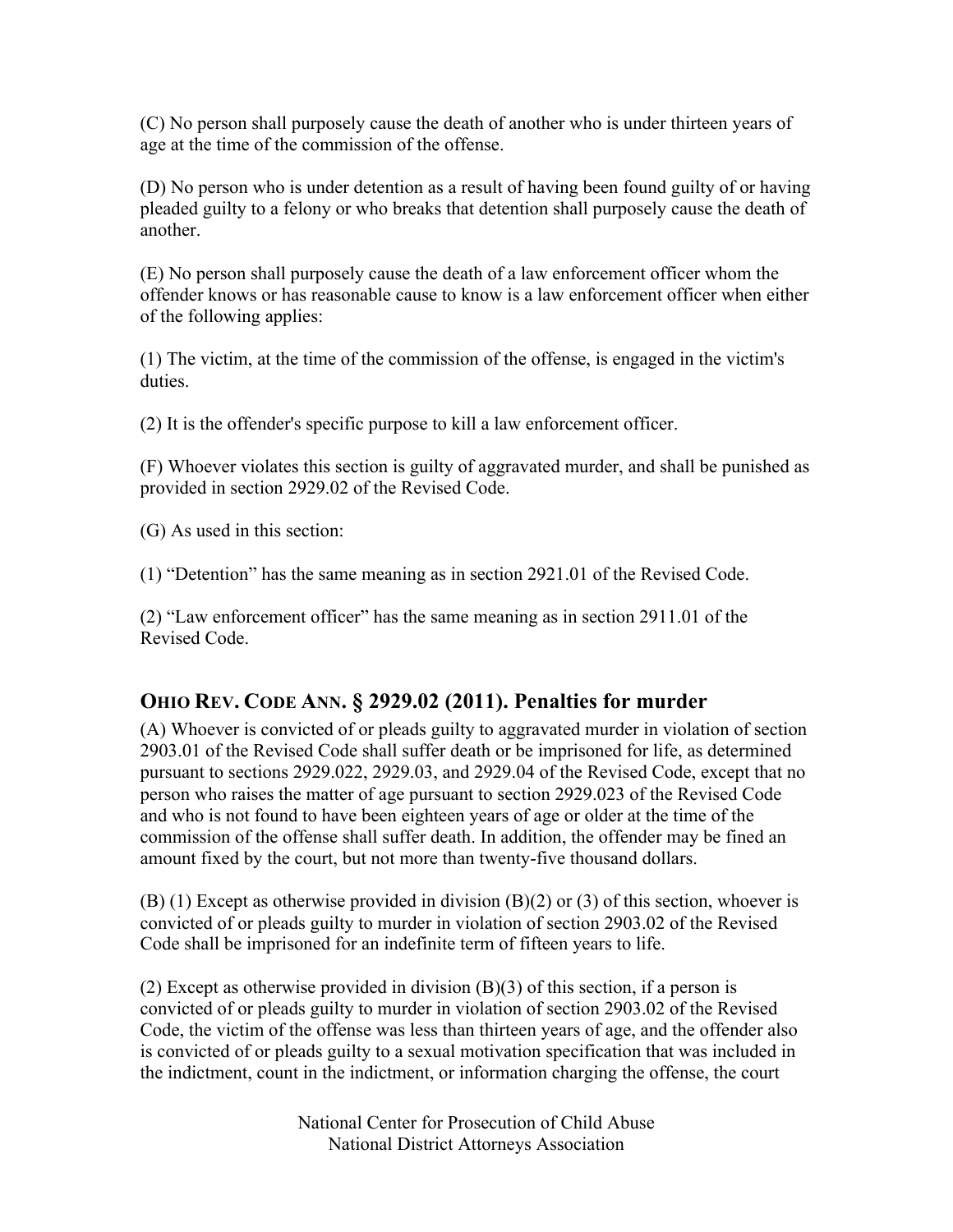(C) No person shall purposely cause the death of another who is under thirteen years of age at the time of the commission of the offense.

(D) No person who is under detention as a result of having been found guilty of or having pleaded guilty to a felony or who breaks that detention shall purposely cause the death of another.

(E) No person shall purposely cause the death of a law enforcement officer whom the offender knows or has reasonable cause to know is a law enforcement officer when either of the following applies:

(1) The victim, at the time of the commission of the offense, is engaged in the victim's duties.

(2) It is the offender's specific purpose to kill a law enforcement officer.

(F) Whoever violates this section is guilty of aggravated murder, and shall be punished as provided in section 2929.02 of the Revised Code.

(G) As used in this section:

(1) "Detention" has the same meaning as in section 2921.01 of the Revised Code.

(2) "Law enforcement officer" has the same meaning as in section 2911.01 of the Revised Code.

## OHIO REV. CODE ANN. § 2929.02 (2011). Penalties for murder

(A) Whoever is convicted of or pleads guilty to aggravated murder in violation of section 2903.01 of the Revised Code shall suffer death or be imprisoned for life, as determined pursuant to sections 2929.022, 2929.03, and 2929.04 of the Revised Code, except that no person who raises the matter of age pursuant to section 2929.023 of the Revised Code and who is not found to have been eighteen years of age or older at the time of the commission of the offense shall suffer death. In addition, the offender may be fined an amount fixed by the court, but not more than twenty-five thousand dollars.

(B) (1) Except as otherwise provided in division (B)(2) or (3) of this section, whoever is convicted of or pleads guilty to murder in violation of section 2903.02 of the Revised Code shall be imprisoned for an indefinite term of fifteen years to life.

(2) Except as otherwise provided in division (B)(3) of this section, if a person is convicted of or pleads guilty to murder in violation of section 2903.02 of the Revised Code, the victim of the offense was less than thirteen years of age, and the offender also is convicted of or pleads guilty to a sexual motivation specification that was included in the indictment, count in the indictment, or information charging the offense, the court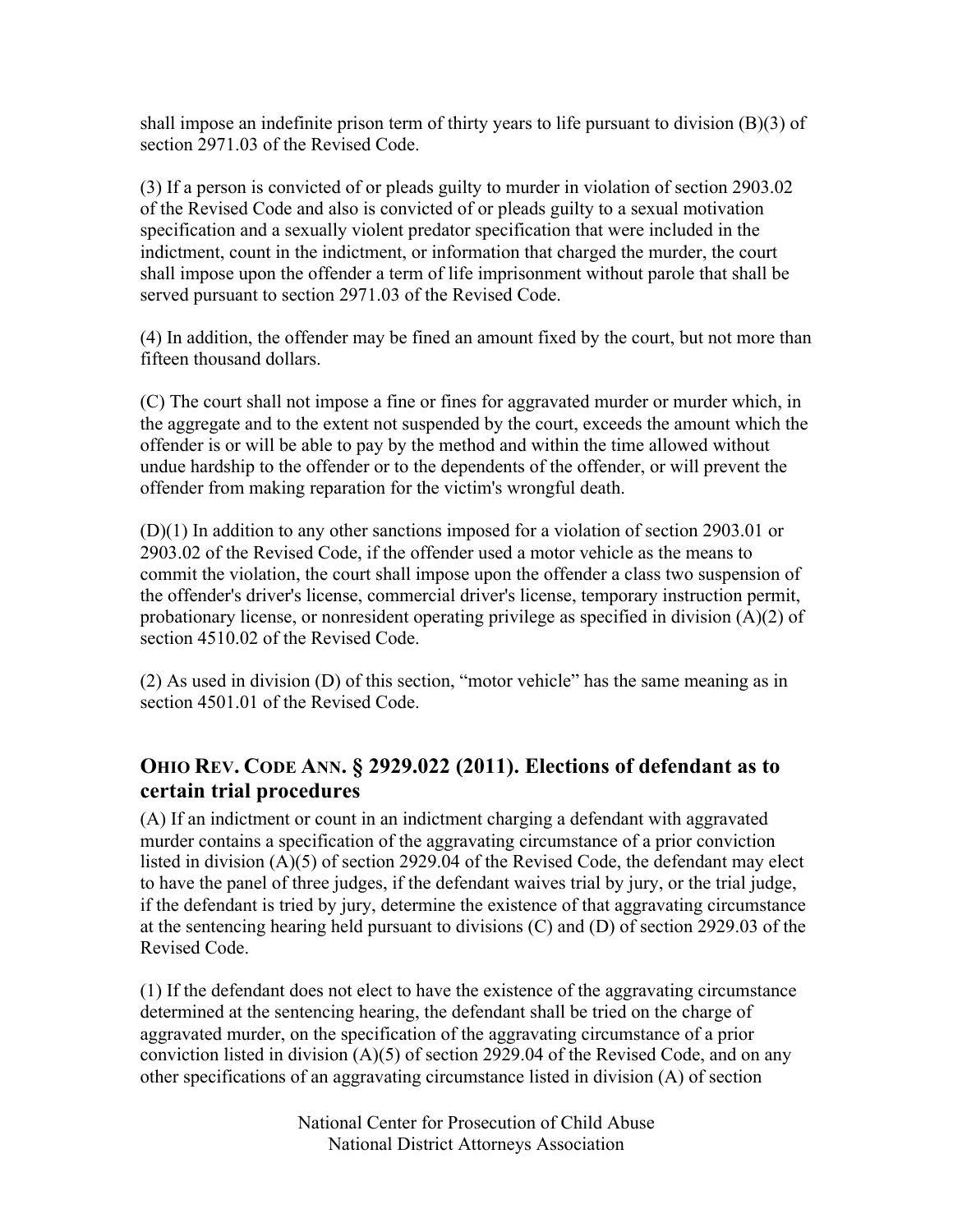shall impose an indefinite prison term of thirty years to life pursuant to division (B)(3) of section 2971.03 of the Revised Code.

(3) If a person is convicted of or pleads guilty to murder in violation of section 2903.02 of the Revised Code and also is convicted of or pleads guilty to a sexual motivation specification and a sexually violent predator specification that were included in the indictment, count in the indictment, or information that charged the murder, the court shall impose upon the offender a term of life imprisonment without parole that shall be served pursuant to section 2971.03 of the Revised Code.

(4) In addition, the offender may be fined an amount fixed by the court, but not more than fifteen thousand dollars.

(C) The court shall not impose a fine or fines for aggravated murder or murder which, in the aggregate and to the extent not suspended by the court, exceeds the amount which the offender is or will be able to pay by the method and within the time allowed without undue hardship to the offender or to the dependents of the offender, or will prevent the offender from making reparation for the victim's wrongful death.

(D)(1) In addition to any other sanctions imposed for a violation of section 2903.01 or 2903.02 of the Revised Code, if the offender used a motor vehicle as the means to commit the violation, the court shall impose upon the offender a class two suspension of the offender's driver's license, commercial driver's license, temporary instruction permit, probationary license, or nonresident operating privilege as specified in division (A)(2) of section 4510.02 of the Revised Code.

(2) As used in division (D) of this section, "motor vehicle" has the same meaning as in section 4501.01 of the Revised Code.

## OHIO REV. CODE ANN. § 2929.022 (2011). Elections of defendant as to certain trial procedures

(A) If an indictment or count in an indictment charging a defendant with aggravated murder contains a specification of the aggravating circumstance of a prior conviction listed in division (A)(5) of section 2929.04 of the Revised Code, the defendant may elect to have the panel of three judges, if the defendant waives trial by jury, or the trial judge, if the defendant is tried by jury, determine the existence of that aggravating circumstance at the sentencing hearing held pursuant to divisions (C) and (D) of section 2929.03 of the Revised Code.

(1) If the defendant does not elect to have the existence of the aggravating circumstance determined at the sentencing hearing, the defendant shall be tried on the charge of aggravated murder, on the specification of the aggravating circumstance of a prior conviction listed in division (A)(5) of section 2929.04 of the Revised Code, and on any other specifications of an aggravating circumstance listed in division (A) of section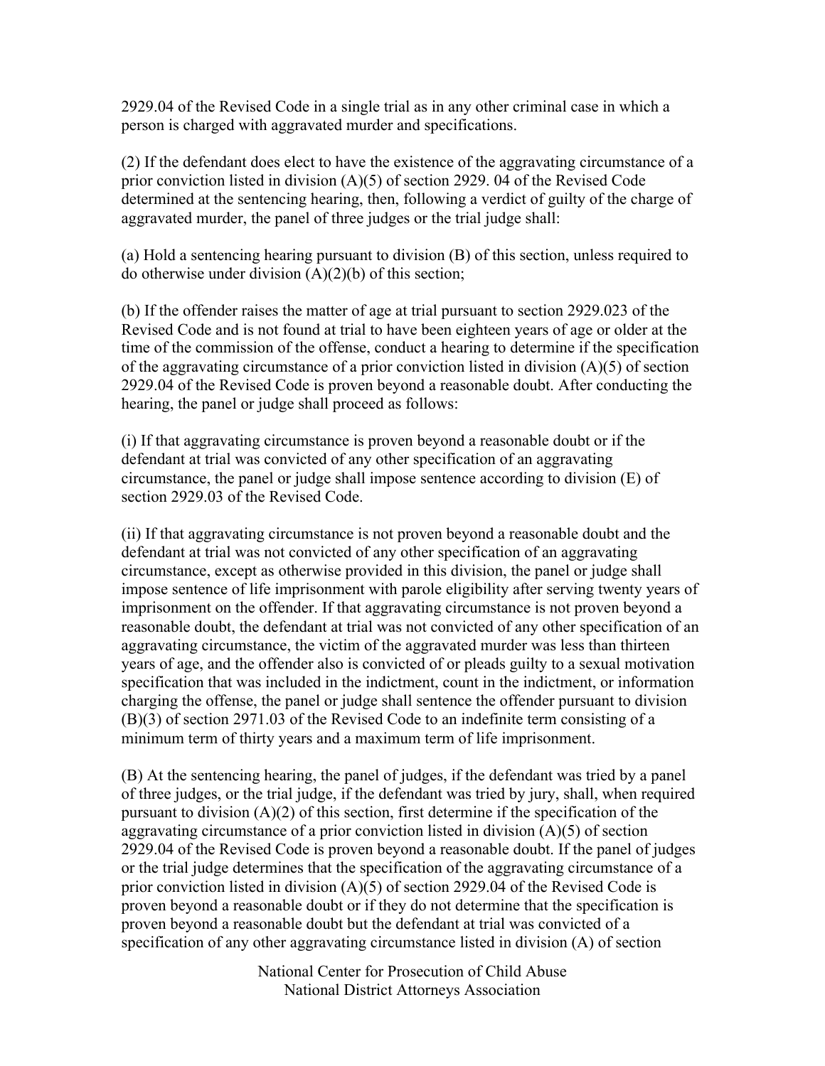2929.04 of the Revised Code in a single trial as in any other criminal case in which a person is charged with aggravated murder and specifications.

(2) If the defendant does elect to have the existence of the aggravating circumstance of a prior conviction listed in division (A)(5) of section 2929. 04 of the Revised Code determined at the sentencing hearing, then, following a verdict of guilty of the charge of aggravated murder, the panel of three judges or the trial judge shall:

(a) Hold a sentencing hearing pursuant to division (B) of this section, unless required to do otherwise under division (A)(2)(b) of this section;

(b) If the offender raises the matter of age at trial pursuant to section 2929.023 of the Revised Code and is not found at trial to have been eighteen years of age or older at the time of the commission of the offense, conduct a hearing to determine if the specification of the aggravating circumstance of a prior conviction listed in division (A)(5) of section 2929.04 of the Revised Code is proven beyond a reasonable doubt. After conducting the hearing, the panel or judge shall proceed as follows:

(i) If that aggravating circumstance is proven beyond a reasonable doubt or if the defendant at trial was convicted of any other specification of an aggravating circumstance, the panel or judge shall impose sentence according to division (E) of section 2929.03 of the Revised Code.

(ii) If that aggravating circumstance is not proven beyond a reasonable doubt and the defendant at trial was not convicted of any other specification of an aggravating circumstance, except as otherwise provided in this division, the panel or judge shall impose sentence of life imprisonment with parole eligibility after serving twenty years of imprisonment on the offender. If that aggravating circumstance is not proven beyond a reasonable doubt, the defendant at trial was not convicted of any other specification of an aggravating circumstance, the victim of the aggravated murder was less than thirteen years of age, and the offender also is convicted of or pleads guilty to a sexual motivation specification that was included in the indictment, count in the indictment, or information charging the offense, the panel or judge shall sentence the offender pursuant to division (B)(3) of section 2971.03 of the Revised Code to an indefinite term consisting of a minimum term of thirty years and a maximum term of life imprisonment.

(B) At the sentencing hearing, the panel of judges, if the defendant was tried by a panel of three judges, or the trial judge, if the defendant was tried by jury, shall, when required pursuant to division (A)(2) of this section, first determine if the specification of the aggravating circumstance of a prior conviction listed in division (A)(5) of section 2929.04 of the Revised Code is proven beyond a reasonable doubt. If the panel of judges or the trial judge determines that the specification of the aggravating circumstance of a prior conviction listed in division (A)(5) of section 2929.04 of the Revised Code is proven beyond a reasonable doubt or if they do not determine that the specification is proven beyond a reasonable doubt but the defendant at trial was convicted of a specification of any other aggravating circumstance listed in division (A) of section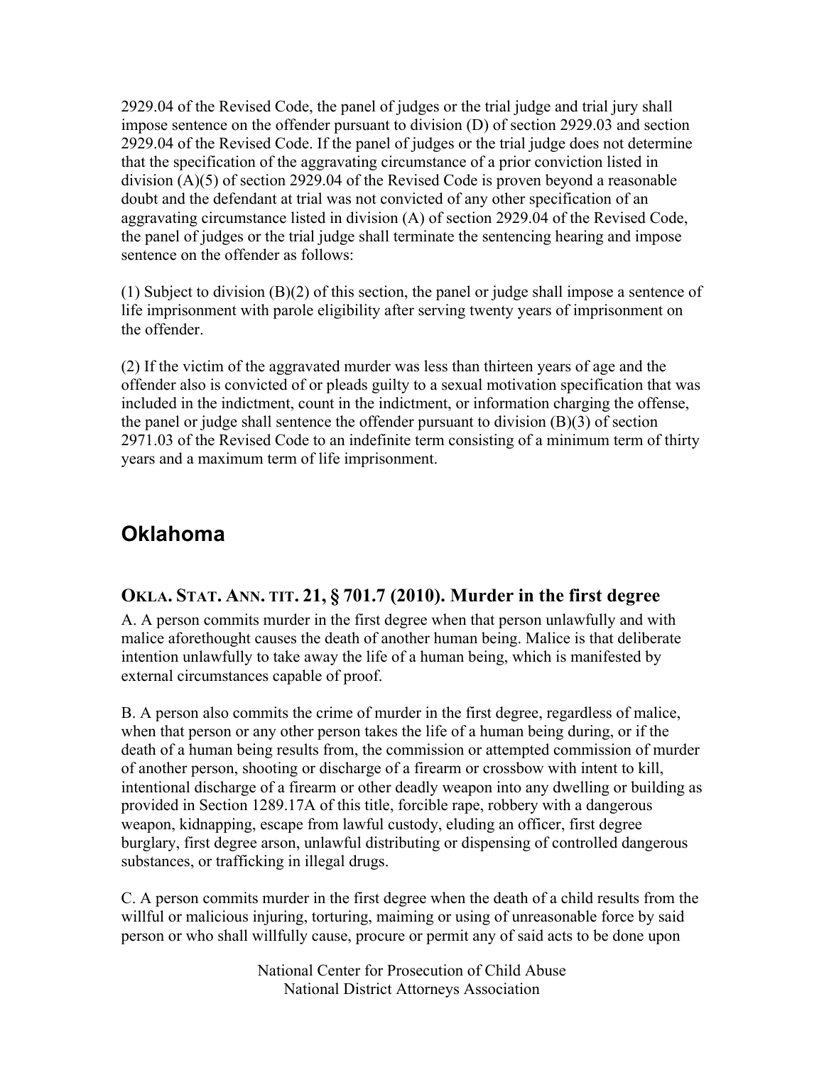2929.04 of the Revised Code, the panel of judges or the trial judge and trial jury shall impose sentence on the offender pursuant to division (D) of section 2929.03 and section 2929.04 of the Revised Code. If the panel of judges or the trial judge does not determine that the specification of the aggravating circumstance of a prior conviction listed in division (A)(5) of section 2929.04 of the Revised Code is proven beyond a reasonable doubt and the defendant at trial was not convicted of any other specification of an aggravating circumstance listed in division (A) of section 2929.04 of the Revised Code, the panel of judges or the trial judge shall terminate the sentencing hearing and impose sentence on the offender as follows:

(1) Subject to division (B)(2) of this section, the panel or judge shall impose a sentence of life imprisonment with parole eligibility after serving twenty years of imprisonment on the offender.

(2) If the victim of the aggravated murder was less than thirteen years of age and the offender also is convicted of or pleads guilty to a sexual motivation specification that was included in the indictment, count in the indictment, or information charging the offense, the panel or judge shall sentence the offender pursuant to division (B)(3) of section 2971.03 of the Revised Code to an indefinite term consisting of a minimum term of thirty years and a maximum term of life imprisonment.

## Oklahoma

### OKLA. STAT. ANN. TIT. 21, § 701.7 (2010). Murder in the first degree

A. A person commits murder in the first degree when that person unlawfully and with malice aforethought causes the death of another human being. Malice is that deliberate intention unlawfully to take away the life of a human being, which is manifested by external circumstances capable of proof.

B. A person also commits the crime of murder in the first degree, regardless of malice, when that person or any other person takes the life of a human being during, or if the death of a human being results from, the commission or attempted commission of murder of another person, shooting or discharge of a firearm or crossbow with intent to kill, intentional discharge of a firearm or other deadly weapon into any dwelling or building as provided in Section 1289.17A of this title, forcible rape, robbery with a dangerous weapon, kidnapping, escape from lawful custody, eluding an officer, first degree burglary, first degree arson, unlawful distributing or dispensing of controlled dangerous substances, or trafficking in illegal drugs.

C. A person commits murder in the first degree when the death of a child results from the willful or malicious injuring, torturing, maiming or using of unreasonable force by said person or who shall willfully cause, procure or permit any of said acts to be done upon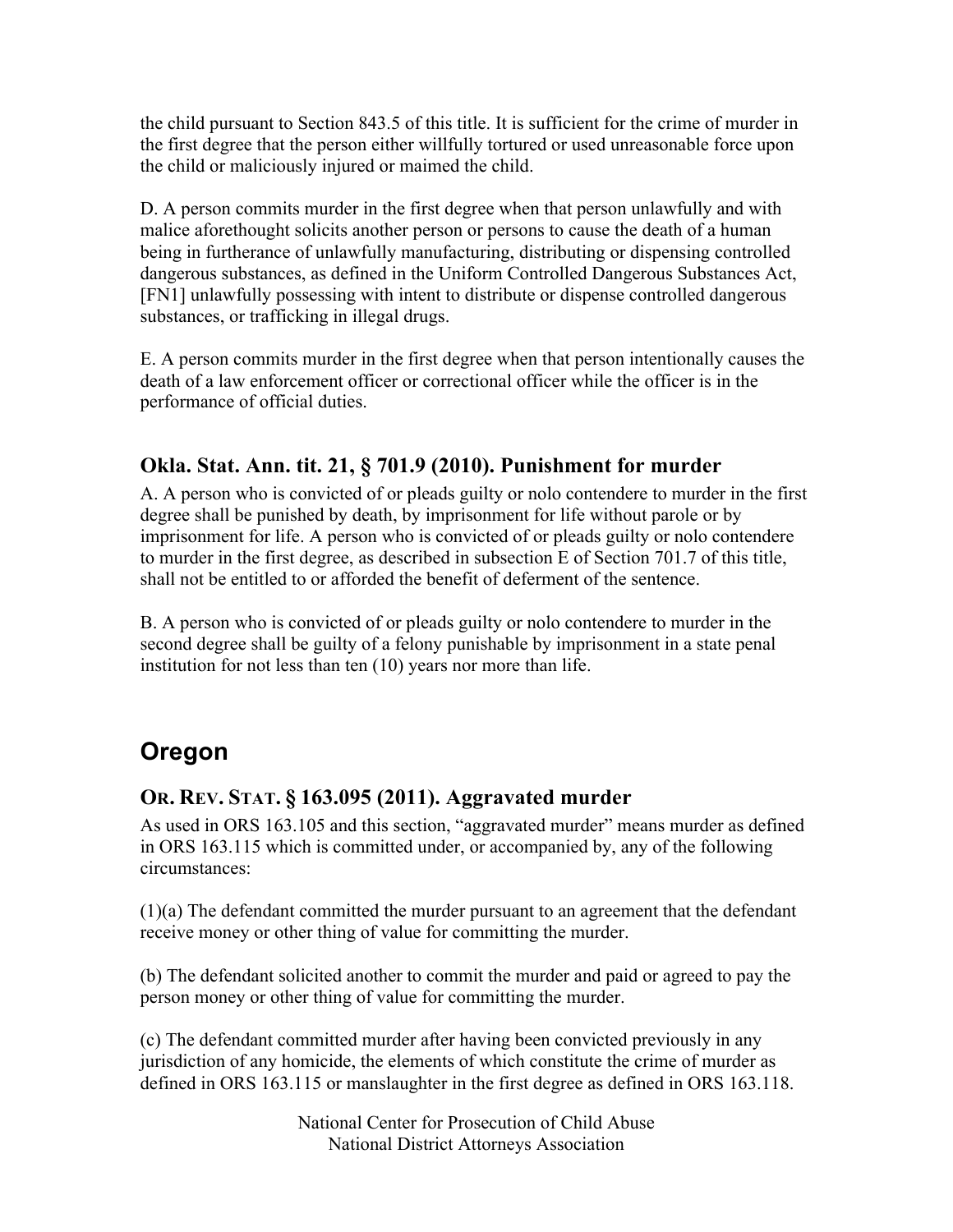the child pursuant to Section 843.5 of this title. It is sufficient for the crime of murder in the first degree that the person either willfully tortured or used unreasonable force upon the child or maliciously injured or maimed the child.

D. A person commits murder in the first degree when that person unlawfully and with malice aforethought solicits another person or persons to cause the death of a human being in furtherance of unlawfully manufacturing, distributing or dispensing controlled dangerous substances, as defined in the Uniform Controlled Dangerous Substances Act, [FN1] unlawfully possessing with intent to distribute or dispense controlled dangerous substances, or trafficking in illegal drugs.

E. A person commits murder in the first degree when that person intentionally causes the death of a law enforcement officer or correctional officer while the officer is in the performance of official duties.

### Okla. Stat. Ann. tit. 21, § 701.9 (2010). Punishment for murder

A. A person who is convicted of or pleads guilty or nolo contendere to murder in the first degree shall be punished by death, by imprisonment for life without parole or by imprisonment for life. A person who is convicted of or pleads guilty or nolo contendere to murder in the first degree, as described in subsection E of Section 701.7 of this title, shall not be entitled to or afforded the benefit of deferment of the sentence.

B. A person who is convicted of or pleads guilty or nolo contendere to murder in the second degree shall be guilty of a felony punishable by imprisonment in a state penal institution for not less than ten (10) years nor more than life.

## Oregon

### OR. REV. STAT. § 163.095 (2011). Aggravated murder

As used in ORS 163.105 and this section, "aggravated murder" means murder as defined in ORS 163.115 which is committed under, or accompanied by, any of the following circumstances:

(1)(a) The defendant committed the murder pursuant to an agreement that the defendant receive money or other thing of value for committing the murder.

(b) The defendant solicited another to commit the murder and paid or agreed to pay the person money or other thing of value for committing the murder.

(c) The defendant committed murder after having been convicted previously in any jurisdiction of any homicide, the elements of which constitute the crime of murder as defined in ORS 163.115 or manslaughter in the first degree as defined in ORS 163.118.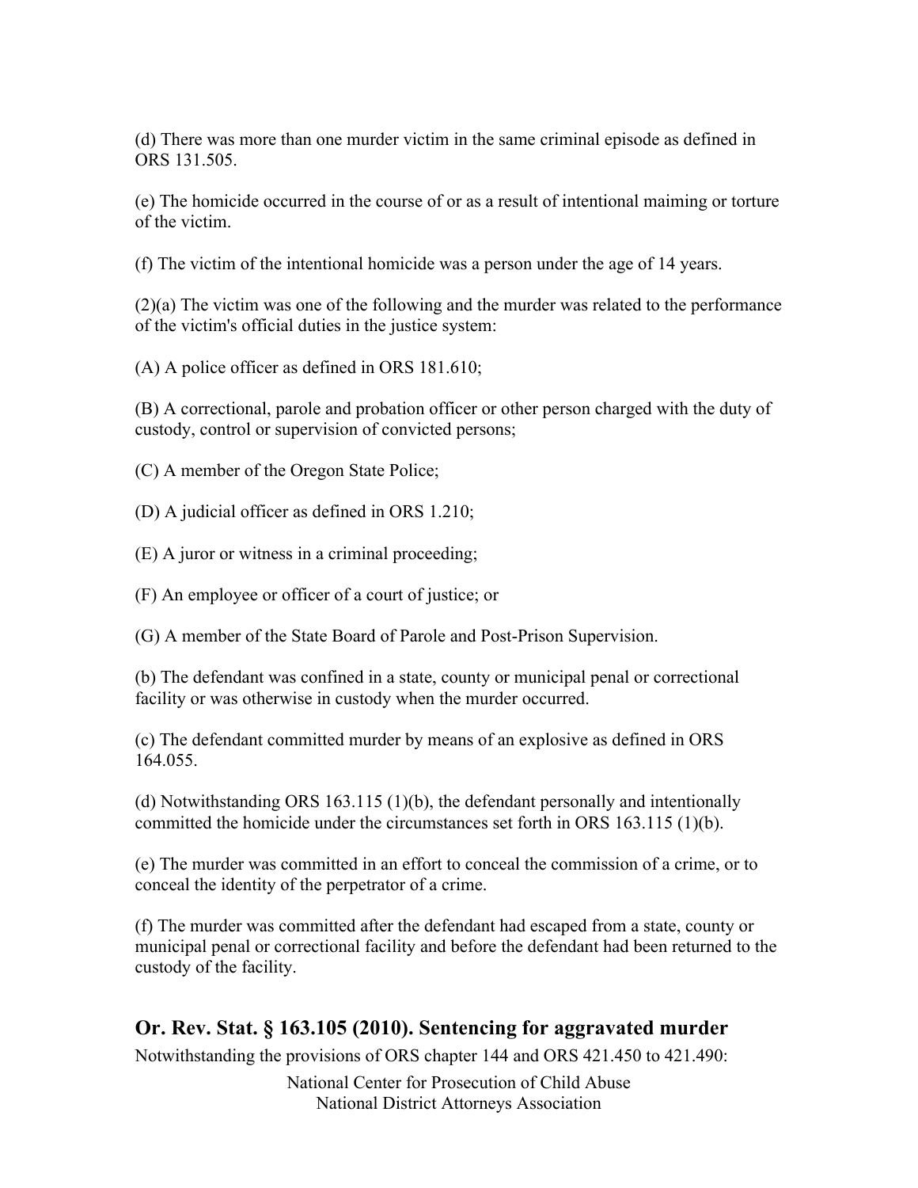(d) There was more than one murder victim in the same criminal episode as defined in ORS 131.505.

(e) The homicide occurred in the course of or as a result of intentional maiming or torture of the victim.

(f) The victim of the intentional homicide was a person under the age of 14 years.

(2)(a) The victim was one of the following and the murder was related to the performance of the victim's official duties in the justice system:

(A) A police officer as defined in ORS 181.610;

(B) A correctional, parole and probation officer or other person charged with the duty of custody, control or supervision of convicted persons;

(C) A member of the Oregon State Police;

(D) A judicial officer as defined in ORS 1.210;

(E) A juror or witness in a criminal proceeding;

(F) An employee or officer of a court of justice; or

(G) A member of the State Board of Parole and Post-Prison Supervision.

(b) The defendant was confined in a state, county or municipal penal or correctional facility or was otherwise in custody when the murder occurred.

(c) The defendant committed murder by means of an explosive as defined in ORS 164.055.

(d) Notwithstanding ORS 163.115 (1)(b), the defendant personally and intentionally committed the homicide under the circumstances set forth in ORS 163.115 (1)(b).

(e) The murder was committed in an effort to conceal the commission of a crime, or to conceal the identity of the perpetrator of a crime.

(f) The murder was committed after the defendant had escaped from a state, county or municipal penal or correctional facility and before the defendant had been returned to the custody of the facility.

## Or. Rev. Stat. § 163.105 (2010). Sentencing for aggravated murder

Notwithstanding the provisions of ORS chapter 144 and ORS 421.450 to 421.490: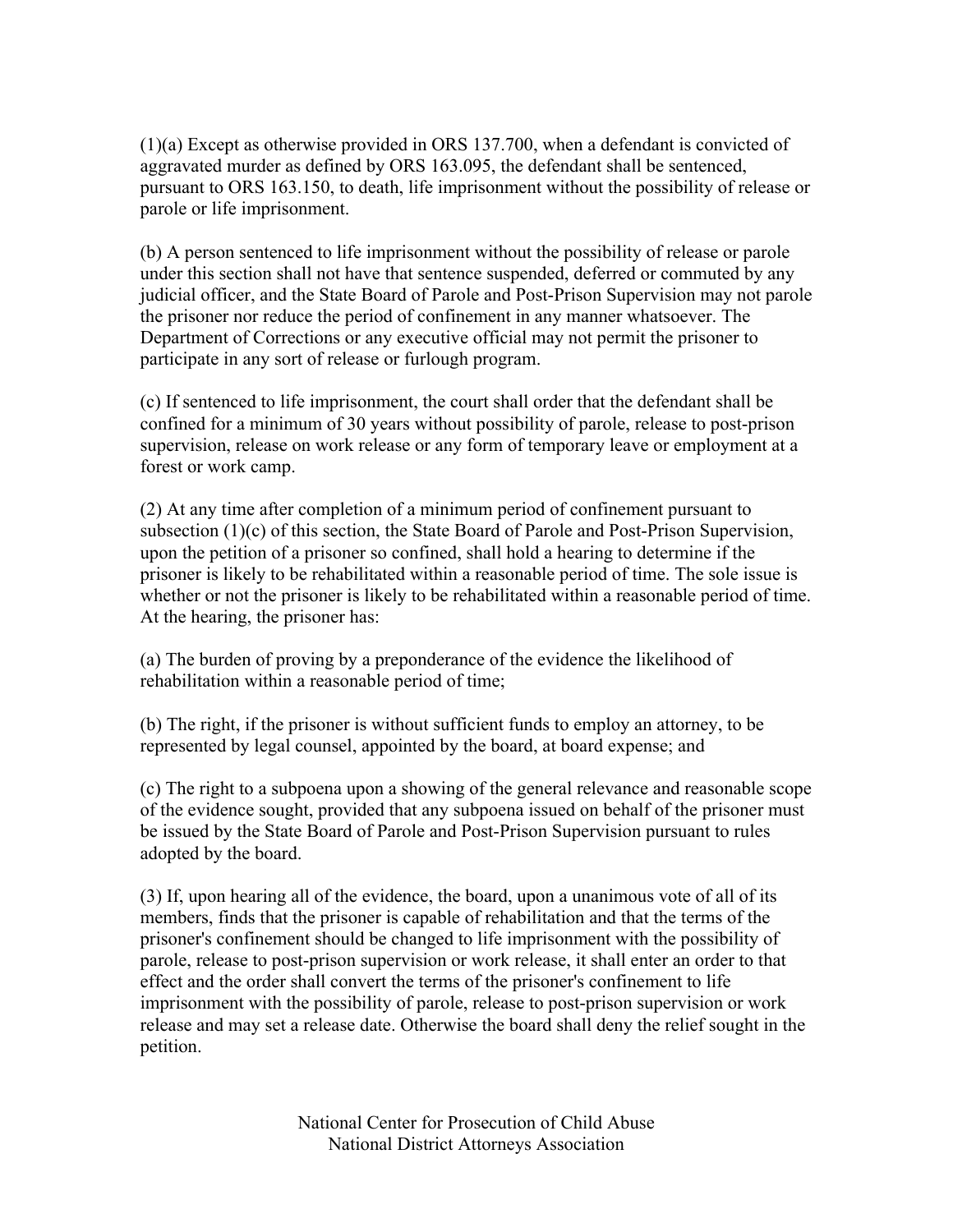(1)(a) Except as otherwise provided in ORS 137.700, when a defendant is convicted of aggravated murder as defined by ORS 163.095, the defendant shall be sentenced, pursuant to ORS 163.150, to death, life imprisonment without the possibility of release or parole or life imprisonment.

(b) A person sentenced to life imprisonment without the possibility of release or parole under this section shall not have that sentence suspended, deferred or commuted by any judicial officer, and the State Board of Parole and Post-Prison Supervision may not parole the prisoner nor reduce the period of confinement in any manner whatsoever. The Department of Corrections or any executive official may not permit the prisoner to participate in any sort of release or furlough program.

(c) If sentenced to life imprisonment, the court shall order that the defendant shall be confined for a minimum of 30 years without possibility of parole, release to post-prison supervision, release on work release or any form of temporary leave or employment at a forest or work camp.

(2) At any time after completion of a minimum period of confinement pursuant to subsection (1)(c) of this section, the State Board of Parole and Post-Prison Supervision, upon the petition of a prisoner so confined, shall hold a hearing to determine if the prisoner is likely to be rehabilitated within a reasonable period of time. The sole issue is whether or not the prisoner is likely to be rehabilitated within a reasonable period of time. At the hearing, the prisoner has:

(a) The burden of proving by a preponderance of the evidence the likelihood of rehabilitation within a reasonable period of time;

(b) The right, if the prisoner is without sufficient funds to employ an attorney, to be represented by legal counsel, appointed by the board, at board expense; and

(c) The right to a subpoena upon a showing of the general relevance and reasonable scope of the evidence sought, provided that any subpoena issued on behalf of the prisoner must be issued by the State Board of Parole and Post-Prison Supervision pursuant to rules adopted by the board.

(3) If, upon hearing all of the evidence, the board, upon a unanimous vote of all of its members, finds that the prisoner is capable of rehabilitation and that the terms of the prisoner's confinement should be changed to life imprisonment with the possibility of parole, release to post-prison supervision or work release, it shall enter an order to that effect and the order shall convert the terms of the prisoner's confinement to life imprisonment with the possibility of parole, release to post-prison supervision or work release and may set a release date. Otherwise the board shall deny the relief sought in the petition.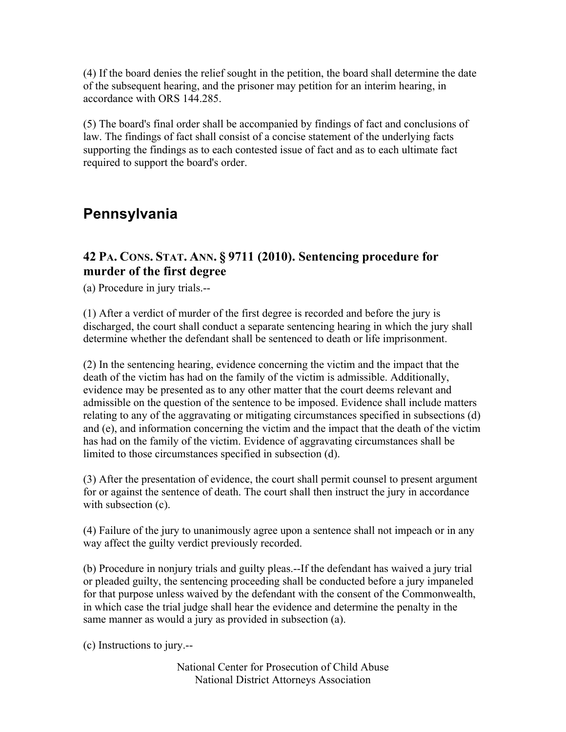(4) If the board denies the relief sought in the petition, the board shall determine the date of the subsequent hearing, and the prisoner may petition for an interim hearing, in accordance with ORS 144.285.

(5) The board's final order shall be accompanied by findings of fact and conclusions of law. The findings of fact shall consist of a concise statement of the underlying facts supporting the findings as to each contested issue of fact and as to each ultimate fact required to support the board's order.

## Pennsylvania

### 42 PA. CONS. STAT. ANN. § 9711 (2010). Sentencing procedure for murder of the first degree

(a) Procedure in jury trials.--

(1) After a verdict of murder of the first degree is recorded and before the jury is discharged, the court shall conduct a separate sentencing hearing in which the jury shall determine whether the defendant shall be sentenced to death or life imprisonment.

(2) In the sentencing hearing, evidence concerning the victim and the impact that the death of the victim has had on the family of the victim is admissible. Additionally, evidence may be presented as to any other matter that the court deems relevant and admissible on the question of the sentence to be imposed. Evidence shall include matters relating to any of the aggravating or mitigating circumstances specified in subsections (d) and (e), and information concerning the victim and the impact that the death of the victim has had on the family of the victim. Evidence of aggravating circumstances shall be limited to those circumstances specified in subsection (d).

(3) After the presentation of evidence, the court shall permit counsel to present argument for or against the sentence of death. The court shall then instruct the jury in accordance with subsection (c).

(4) Failure of the jury to unanimously agree upon a sentence shall not impeach or in any way affect the guilty verdict previously recorded.

(b) Procedure in nonjury trials and guilty pleas.--If the defendant has waived a jury trial or pleaded guilty, the sentencing proceeding shall be conducted before a jury impaneled for that purpose unless waived by the defendant with the consent of the Commonwealth, in which case the trial judge shall hear the evidence and determine the penalty in the same manner as would a jury as provided in subsection (a).

(c) Instructions to jury.--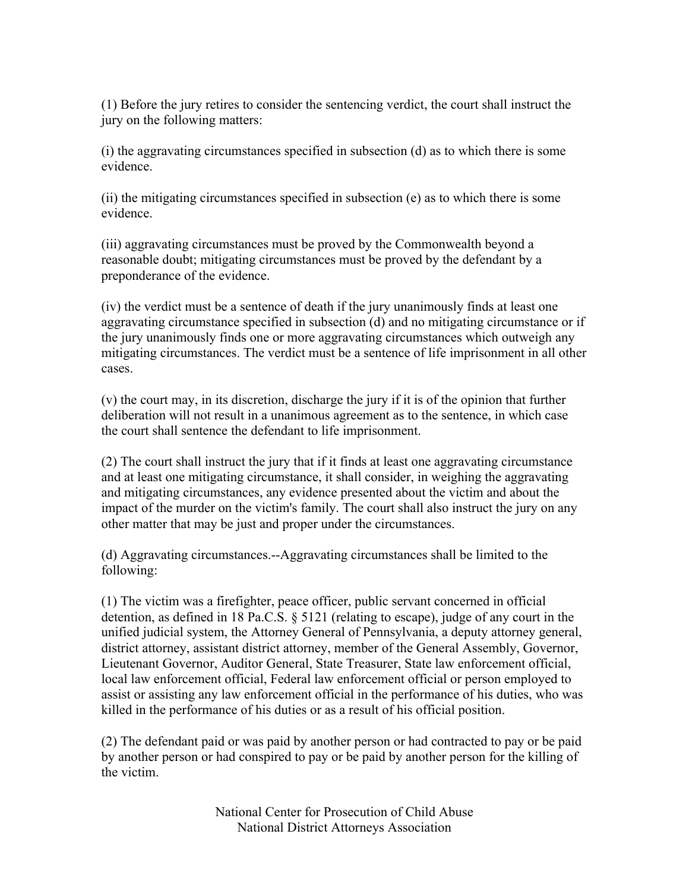(1) Before the jury retires to consider the sentencing verdict, the court shall instruct the jury on the following matters:

(i) the aggravating circumstances specified in subsection (d) as to which there is some evidence.

(ii) the mitigating circumstances specified in subsection (e) as to which there is some evidence.

(iii) aggravating circumstances must be proved by the Commonwealth beyond a reasonable doubt; mitigating circumstances must be proved by the defendant by a preponderance of the evidence.

(iv) the verdict must be a sentence of death if the jury unanimously finds at least one aggravating circumstance specified in subsection (d) and no mitigating circumstance or if the jury unanimously finds one or more aggravating circumstances which outweigh any mitigating circumstances. The verdict must be a sentence of life imprisonment in all other cases.

(v) the court may, in its discretion, discharge the jury if it is of the opinion that further deliberation will not result in a unanimous agreement as to the sentence, in which case the court shall sentence the defendant to life imprisonment.

(2) The court shall instruct the jury that if it finds at least one aggravating circumstance and at least one mitigating circumstance, it shall consider, in weighing the aggravating and mitigating circumstances, any evidence presented about the victim and about the impact of the murder on the victim's family. The court shall also instruct the jury on any other matter that may be just and proper under the circumstances.

(d) Aggravating circumstances.--Aggravating circumstances shall be limited to the following:

(1) The victim was a firefighter, peace officer, public servant concerned in official detention, as defined in 18 Pa.C.S. § 5121 (relating to escape), judge of any court in the unified judicial system, the Attorney General of Pennsylvania, a deputy attorney general, district attorney, assistant district attorney, member of the General Assembly, Governor, Lieutenant Governor, Auditor General, State Treasurer, State law enforcement official, local law enforcement official, Federal law enforcement official or person employed to assist or assisting any law enforcement official in the performance of his duties, who was killed in the performance of his duties or as a result of his official position.

(2) The defendant paid or was paid by another person or had contracted to pay or be paid by another person or had conspired to pay or be paid by another person for the killing of the victim.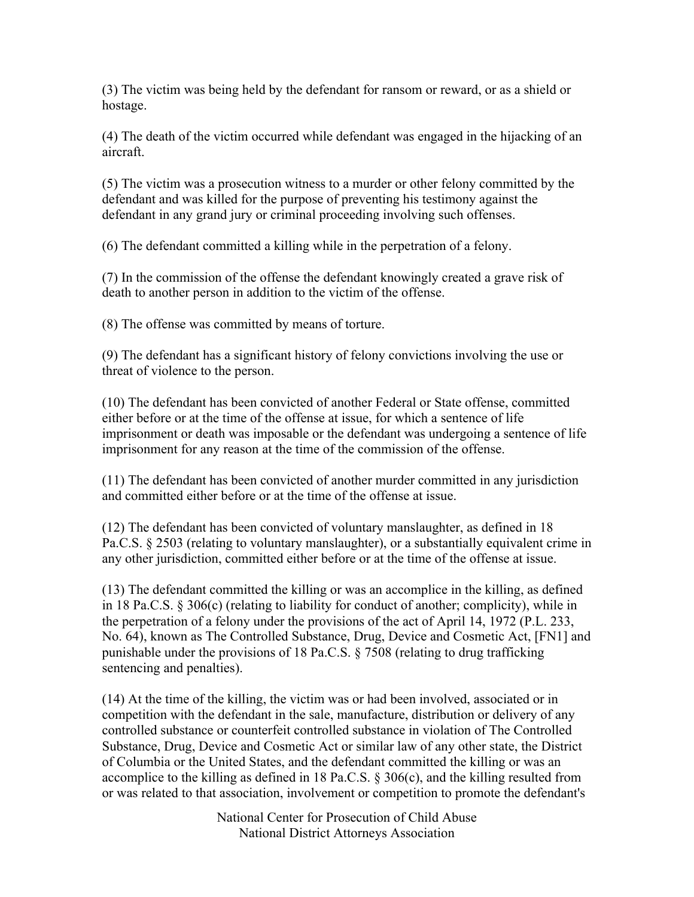(3) The victim was being held by the defendant for ransom or reward, or as a shield or hostage.

(4) The death of the victim occurred while defendant was engaged in the hijacking of an aircraft.

(5) The victim was a prosecution witness to a murder or other felony committed by the defendant and was killed for the purpose of preventing his testimony against the defendant in any grand jury or criminal proceeding involving such offenses.

(6) The defendant committed a killing while in the perpetration of a felony.

(7) In the commission of the offense the defendant knowingly created a grave risk of death to another person in addition to the victim of the offense.

(8) The offense was committed by means of torture.

(9) The defendant has a significant history of felony convictions involving the use or threat of violence to the person.

(10) The defendant has been convicted of another Federal or State offense, committed either before or at the time of the offense at issue, for which a sentence of life imprisonment or death was imposable or the defendant was undergoing a sentence of life imprisonment for any reason at the time of the commission of the offense.

(11) The defendant has been convicted of another murder committed in any jurisdiction and committed either before or at the time of the offense at issue.

(12) The defendant has been convicted of voluntary manslaughter, as defined in 18 Pa.C.S. § 2503 (relating to voluntary manslaughter), or a substantially equivalent crime in any other jurisdiction, committed either before or at the time of the offense at issue.

(13) The defendant committed the killing or was an accomplice in the killing, as defined in 18 Pa.C.S. § 306(c) (relating to liability for conduct of another; complicity), while in the perpetration of a felony under the provisions of the act of April 14, 1972 (P.L. 233, No. 64), known as The Controlled Substance, Drug, Device and Cosmetic Act, [FN1] and punishable under the provisions of 18 Pa.C.S. § 7508 (relating to drug trafficking sentencing and penalties).

(14) At the time of the killing, the victim was or had been involved, associated or in competition with the defendant in the sale, manufacture, distribution or delivery of any controlled substance or counterfeit controlled substance in violation of The Controlled Substance, Drug, Device and Cosmetic Act or similar law of any other state, the District of Columbia or the United States, and the defendant committed the killing or was an accomplice to the killing as defined in 18 Pa.C.S. § 306(c), and the killing resulted from or was related to that association, involvement or competition to promote the defendant's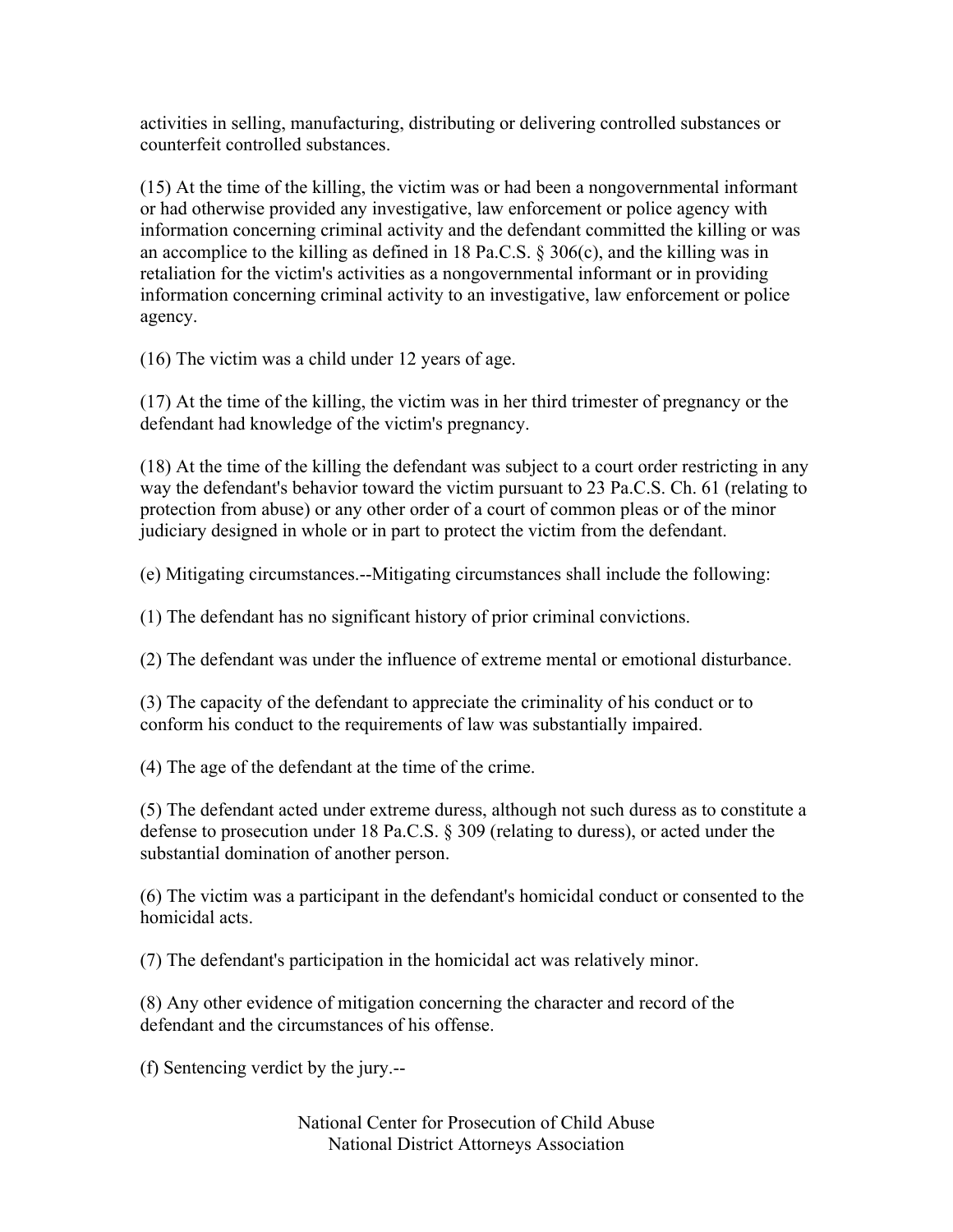activities in selling, manufacturing, distributing or delivering controlled substances or counterfeit controlled substances.

(15) At the time of the killing, the victim was or had been a nongovernmental informant or had otherwise provided any investigative, law enforcement or police agency with information concerning criminal activity and the defendant committed the killing or was an accomplice to the killing as defined in 18 Pa.C.S. § 306(c), and the killing was in retaliation for the victim's activities as a nongovernmental informant or in providing information concerning criminal activity to an investigative, law enforcement or police agency.

(16) The victim was a child under 12 years of age.

(17) At the time of the killing, the victim was in her third trimester of pregnancy or the defendant had knowledge of the victim's pregnancy.

(18) At the time of the killing the defendant was subject to a court order restricting in any way the defendant's behavior toward the victim pursuant to 23 Pa.C.S. Ch. 61 (relating to protection from abuse) or any other order of a court of common pleas or of the minor judiciary designed in whole or in part to protect the victim from the defendant.

(e) Mitigating circumstances.--Mitigating circumstances shall include the following:

(1) The defendant has no significant history of prior criminal convictions.

(2) The defendant was under the influence of extreme mental or emotional disturbance.

(3) The capacity of the defendant to appreciate the criminality of his conduct or to conform his conduct to the requirements of law was substantially impaired.

(4) The age of the defendant at the time of the crime.

(5) The defendant acted under extreme duress, although not such duress as to constitute a defense to prosecution under 18 Pa.C.S. § 309 (relating to duress), or acted under the substantial domination of another person.

(6) The victim was a participant in the defendant's homicidal conduct or consented to the homicidal acts.

(7) The defendant's participation in the homicidal act was relatively minor.

(8) Any other evidence of mitigation concerning the character and record of the defendant and the circumstances of his offense.

(f) Sentencing verdict by the jury.--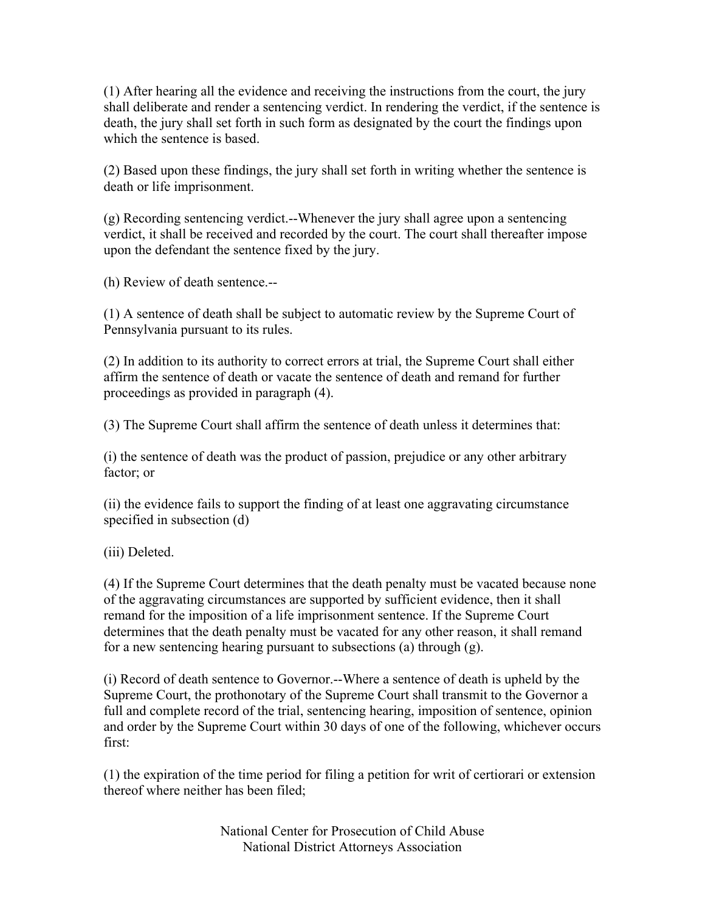(1) After hearing all the evidence and receiving the instructions from the court, the jury shall deliberate and render a sentencing verdict. In rendering the verdict, if the sentence is death, the jury shall set forth in such form as designated by the court the findings upon which the sentence is based.

(2) Based upon these findings, the jury shall set forth in writing whether the sentence is death or life imprisonment.

(g) Recording sentencing verdict.--Whenever the jury shall agree upon a sentencing verdict, it shall be received and recorded by the court. The court shall thereafter impose upon the defendant the sentence fixed by the jury.

(h) Review of death sentence.--

(1) A sentence of death shall be subject to automatic review by the Supreme Court of Pennsylvania pursuant to its rules.

(2) In addition to its authority to correct errors at trial, the Supreme Court shall either affirm the sentence of death or vacate the sentence of death and remand for further proceedings as provided in paragraph (4).

(3) The Supreme Court shall affirm the sentence of death unless it determines that:

(i) the sentence of death was the product of passion, prejudice or any other arbitrary factor; or

(ii) the evidence fails to support the finding of at least one aggravating circumstance specified in subsection (d)

(iii) Deleted.

(4) If the Supreme Court determines that the death penalty must be vacated because none of the aggravating circumstances are supported by sufficient evidence, then it shall remand for the imposition of a life imprisonment sentence. If the Supreme Court determines that the death penalty must be vacated for any other reason, it shall remand for a new sentencing hearing pursuant to subsections (a) through (g).

(i) Record of death sentence to Governor.--Where a sentence of death is upheld by the Supreme Court, the prothonotary of the Supreme Court shall transmit to the Governor a full and complete record of the trial, sentencing hearing, imposition of sentence, opinion and order by the Supreme Court within 30 days of one of the following, whichever occurs first:

(1) the expiration of the time period for filing a petition for writ of certiorari or extension thereof where neither has been filed;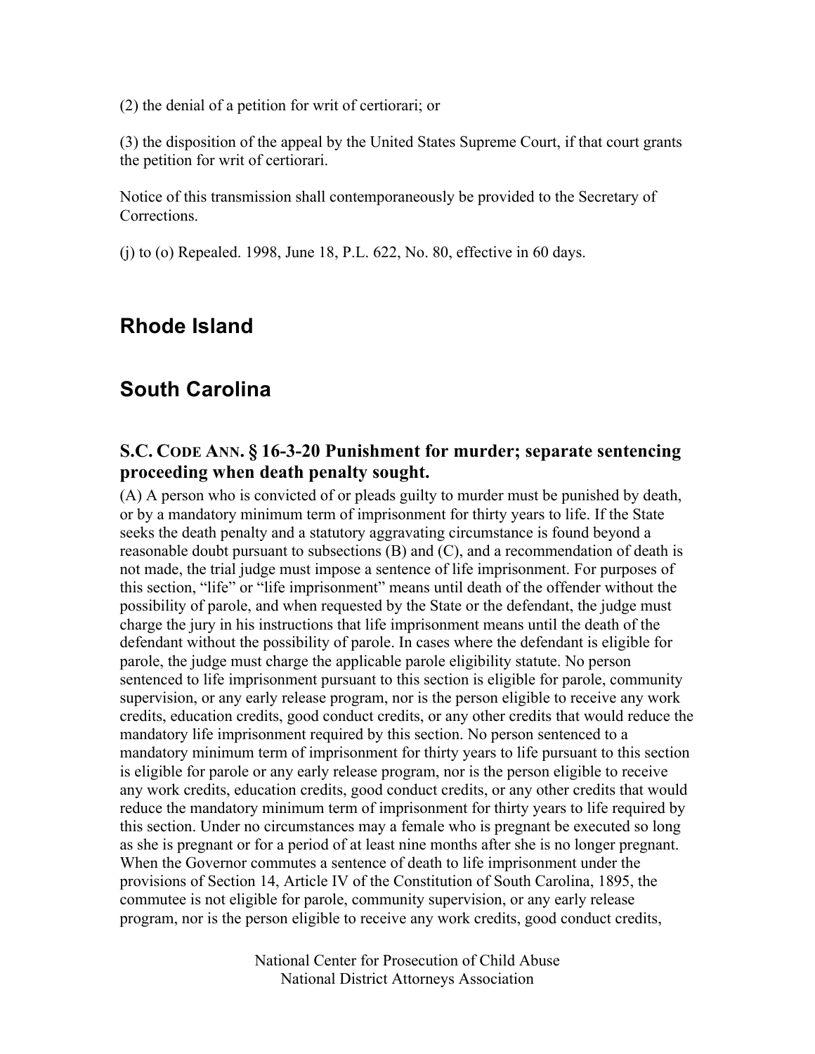(2) the denial of a petition for writ of certiorari; or

(3) the disposition of the appeal by the United States Supreme Court, if that court grants the petition for writ of certiorari.

Notice of this transmission shall contemporaneously be provided to the Secretary of Corrections.

(j) to (o) Repealed. 1998, June 18, P.L. 622, No. 80, effective in 60 days.

## Rhode Island

## South Carolina

### S.C. CODE ANN. § 16-3-20 Punishment for murder; separate sentencing proceeding when death penalty sought.

(A) A person who is convicted of or pleads guilty to murder must be punished by death, or by a mandatory minimum term of imprisonment for thirty years to life. If the State seeks the death penalty and a statutory aggravating circumstance is found beyond a reasonable doubt pursuant to subsections (B) and (C), and a recommendation of death is not made, the trial judge must impose a sentence of life imprisonment. For purposes of this section, "life" or "life imprisonment" means until death of the offender without the possibility of parole, and when requested by the State or the defendant, the judge must charge the jury in his instructions that life imprisonment means until the death of the defendant without the possibility of parole. In cases where the defendant is eligible for parole, the judge must charge the applicable parole eligibility statute. No person sentenced to life imprisonment pursuant to this section is eligible for parole, community supervision, or any early release program, nor is the person eligible to receive any work credits, education credits, good conduct credits, or any other credits that would reduce the mandatory life imprisonment required by this section. No person sentenced to a mandatory minimum term of imprisonment for thirty years to life pursuant to this section is eligible for parole or any early release program, nor is the person eligible to receive any work credits, education credits, good conduct credits, or any other credits that would reduce the mandatory minimum term of imprisonment for thirty years to life required by this section. Under no circumstances may a female who is pregnant be executed so long as she is pregnant or for a period of at least nine months after she is no longer pregnant. When the Governor commutes a sentence of death to life imprisonment under the provisions of Section 14, Article IV of the Constitution of South Carolina, 1895, the commutee is not eligible for parole, community supervision, or any early release program, nor is the person eligible to receive any work credits, good conduct credits,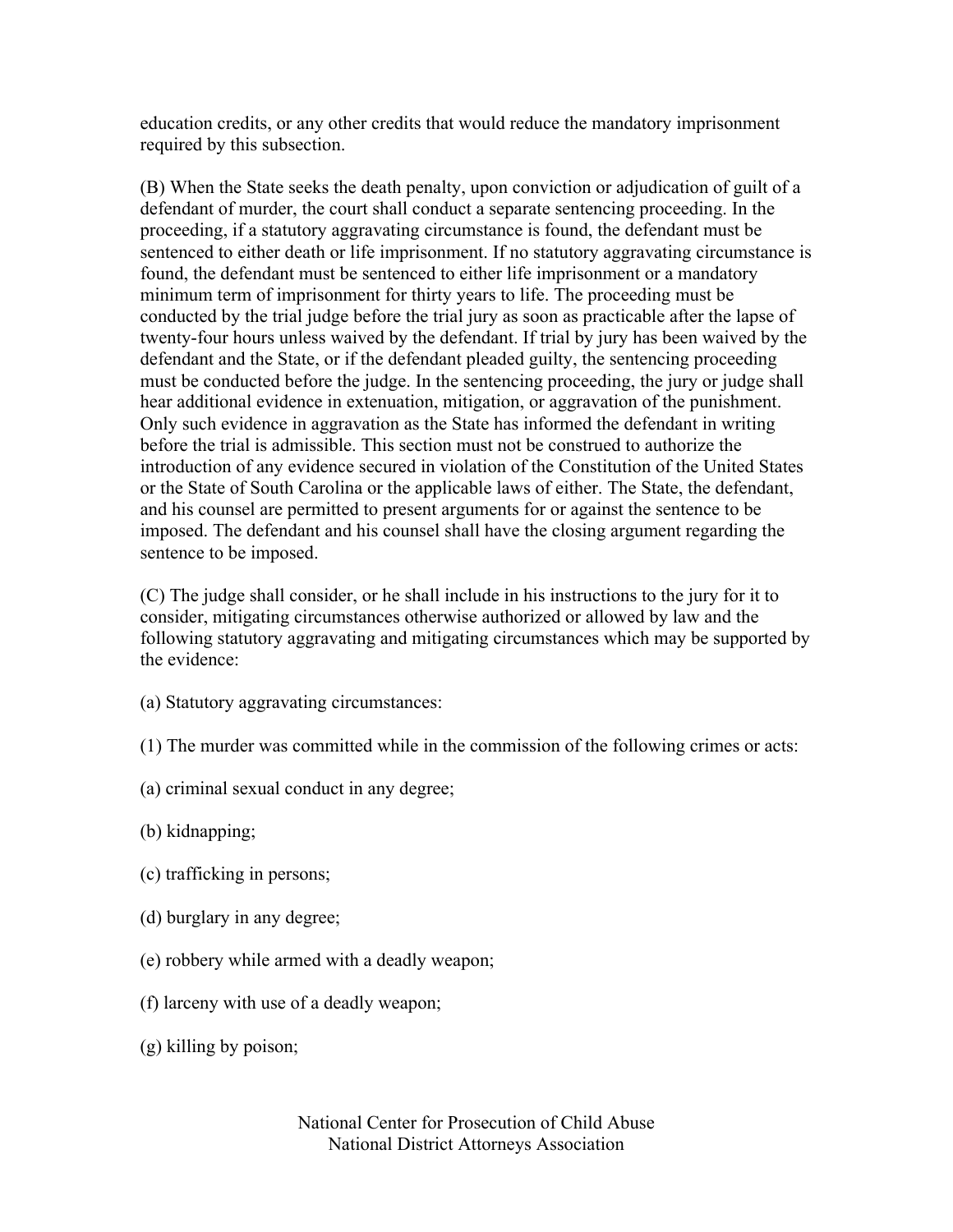education credits, or any other credits that would reduce the mandatory imprisonment required by this subsection.

(B) When the State seeks the death penalty, upon conviction or adjudication of guilt of a defendant of murder, the court shall conduct a separate sentencing proceeding. In the proceeding, if a statutory aggravating circumstance is found, the defendant must be sentenced to either death or life imprisonment. If no statutory aggravating circumstance is found, the defendant must be sentenced to either life imprisonment or a mandatory minimum term of imprisonment for thirty years to life. The proceeding must be conducted by the trial judge before the trial jury as soon as practicable after the lapse of twenty-four hours unless waived by the defendant. If trial by jury has been waived by the defendant and the State, or if the defendant pleaded guilty, the sentencing proceeding must be conducted before the judge. In the sentencing proceeding, the jury or judge shall hear additional evidence in extenuation, mitigation, or aggravation of the punishment. Only such evidence in aggravation as the State has informed the defendant in writing before the trial is admissible. This section must not be construed to authorize the introduction of any evidence secured in violation of the Constitution of the United States or the State of South Carolina or the applicable laws of either. The State, the defendant, and his counsel are permitted to present arguments for or against the sentence to be imposed. The defendant and his counsel shall have the closing argument regarding the sentence to be imposed.

(C) The judge shall consider, or he shall include in his instructions to the jury for it to consider, mitigating circumstances otherwise authorized or allowed by law and the following statutory aggravating and mitigating circumstances which may be supported by the evidence:

(a) Statutory aggravating circumstances:

(1) The murder was committed while in the commission of the following crimes or acts:

(a) criminal sexual conduct in any degree;

(b) kidnapping;

(c) trafficking in persons;

(d) burglary in any degree;

(e) robbery while armed with a deadly weapon;

(f) larceny with use of a deadly weapon;

(g) killing by poison;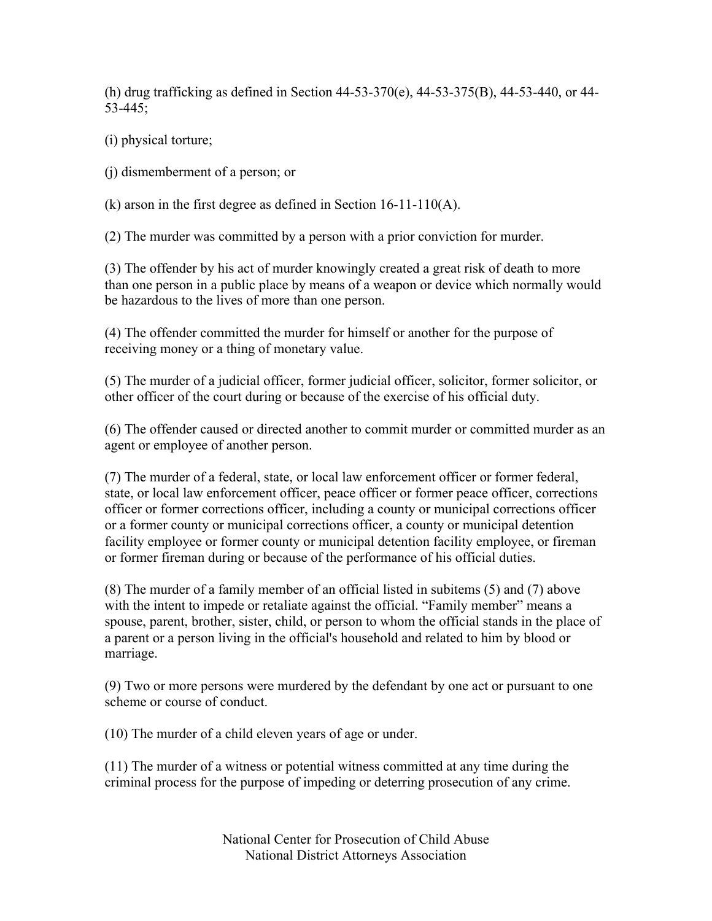(h) drug trafficking as defined in Section 44-53-370(e), 44-53-375(B), 44-53-440, or 44-53-445;

(i) physical torture;

(j) dismemberment of a person; or

(k) arson in the first degree as defined in Section 16-11-110(A).

(2) The murder was committed by a person with a prior conviction for murder.

(3) The offender by his act of murder knowingly created a great risk of death to more than one person in a public place by means of a weapon or device which normally would be hazardous to the lives of more than one person.

(4) The offender committed the murder for himself or another for the purpose of receiving money or a thing of monetary value.

(5) The murder of a judicial officer, former judicial officer, solicitor, former solicitor, or other officer of the court during or because of the exercise of his official duty.

(6) The offender caused or directed another to commit murder or committed murder as an agent or employee of another person.

(7) The murder of a federal, state, or local law enforcement officer or former federal, state, or local law enforcement officer, peace officer or former peace officer, corrections officer or former corrections officer, including a county or municipal corrections officer or a former county or municipal corrections officer, a county or municipal detention facility employee or former county or municipal detention facility employee, or fireman or former fireman during or because of the performance of his official duties.

(8) The murder of a family member of an official listed in subitems (5) and (7) above with the intent to impede or retaliate against the official. "Family member" means a spouse, parent, brother, sister, child, or person to whom the official stands in the place of a parent or a person living in the official's household and related to him by blood or marriage.

(9) Two or more persons were murdered by the defendant by one act or pursuant to one scheme or course of conduct.

(10) The murder of a child eleven years of age or under.

(11) The murder of a witness or potential witness committed at any time during the criminal process for the purpose of impeding or deterring prosecution of any crime.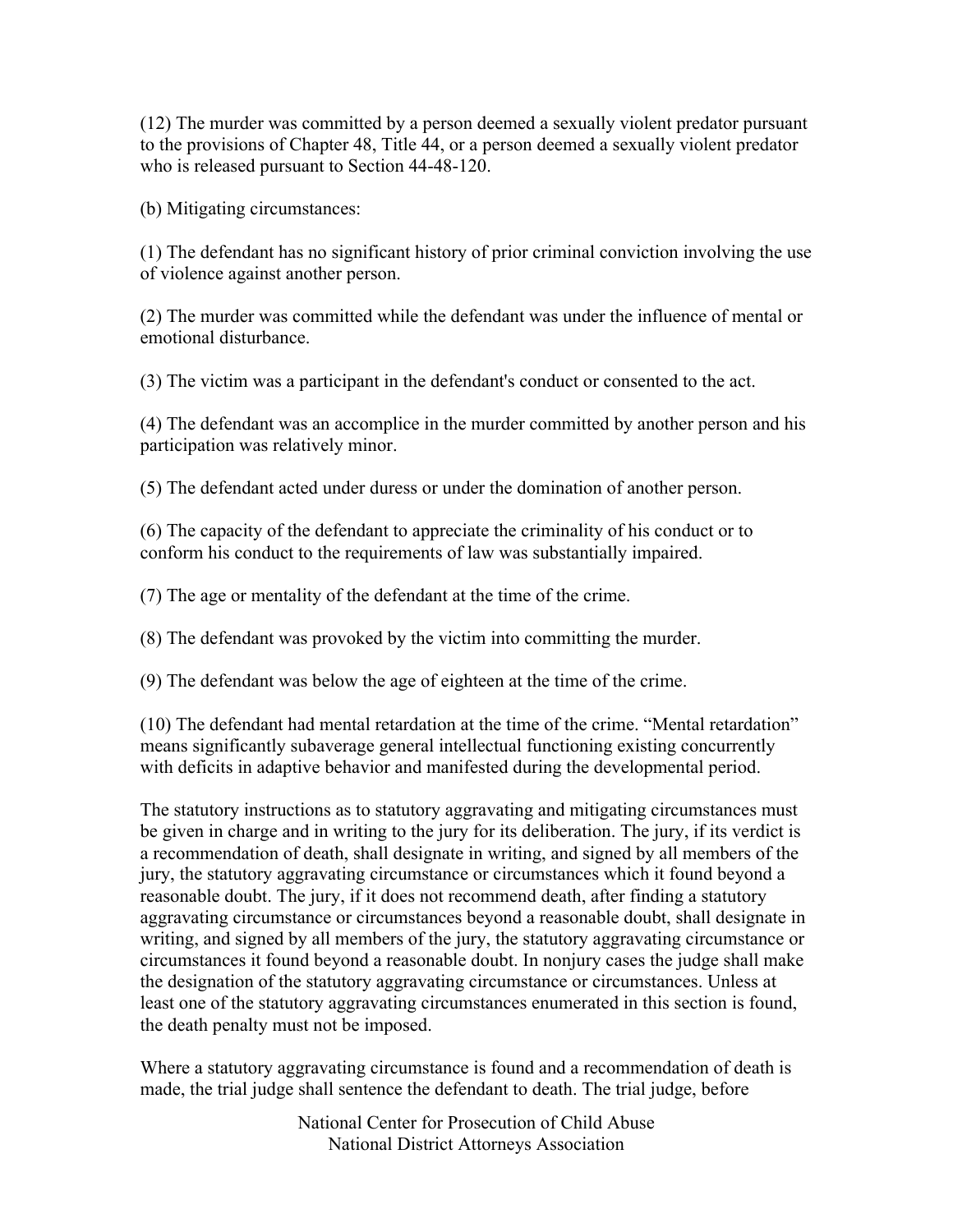(12) The murder was committed by a person deemed a sexually violent predator pursuant to the provisions of Chapter 48, Title 44, or a person deemed a sexually violent predator who is released pursuant to Section 44-48-120.

(b) Mitigating circumstances:

(1) The defendant has no significant history of prior criminal conviction involving the use of violence against another person.

(2) The murder was committed while the defendant was under the influence of mental or emotional disturbance.

(3) The victim was a participant in the defendant's conduct or consented to the act.

(4) The defendant was an accomplice in the murder committed by another person and his participation was relatively minor.

(5) The defendant acted under duress or under the domination of another person.

(6) The capacity of the defendant to appreciate the criminality of his conduct or to conform his conduct to the requirements of law was substantially impaired.

(7) The age or mentality of the defendant at the time of the crime.

(8) The defendant was provoked by the victim into committing the murder.

(9) The defendant was below the age of eighteen at the time of the crime.

(10) The defendant had mental retardation at the time of the crime. "Mental retardation" means significantly subaverage general intellectual functioning existing concurrently with deficits in adaptive behavior and manifested during the developmental period.

The statutory instructions as to statutory aggravating and mitigating circumstances must be given in charge and in writing to the jury for its deliberation. The jury, if its verdict is a recommendation of death, shall designate in writing, and signed by all members of the jury, the statutory aggravating circumstance or circumstances which it found beyond a reasonable doubt. The jury, if it does not recommend death, after finding a statutory aggravating circumstance or circumstances beyond a reasonable doubt, shall designate in writing, and signed by all members of the jury, the statutory aggravating circumstance or circumstances it found beyond a reasonable doubt. In nonjury cases the judge shall make the designation of the statutory aggravating circumstance or circumstances. Unless at least one of the statutory aggravating circumstances enumerated in this section is found, the death penalty must not be imposed.

Where a statutory aggravating circumstance is found and a recommendation of death is made, the trial judge shall sentence the defendant to death. The trial judge, before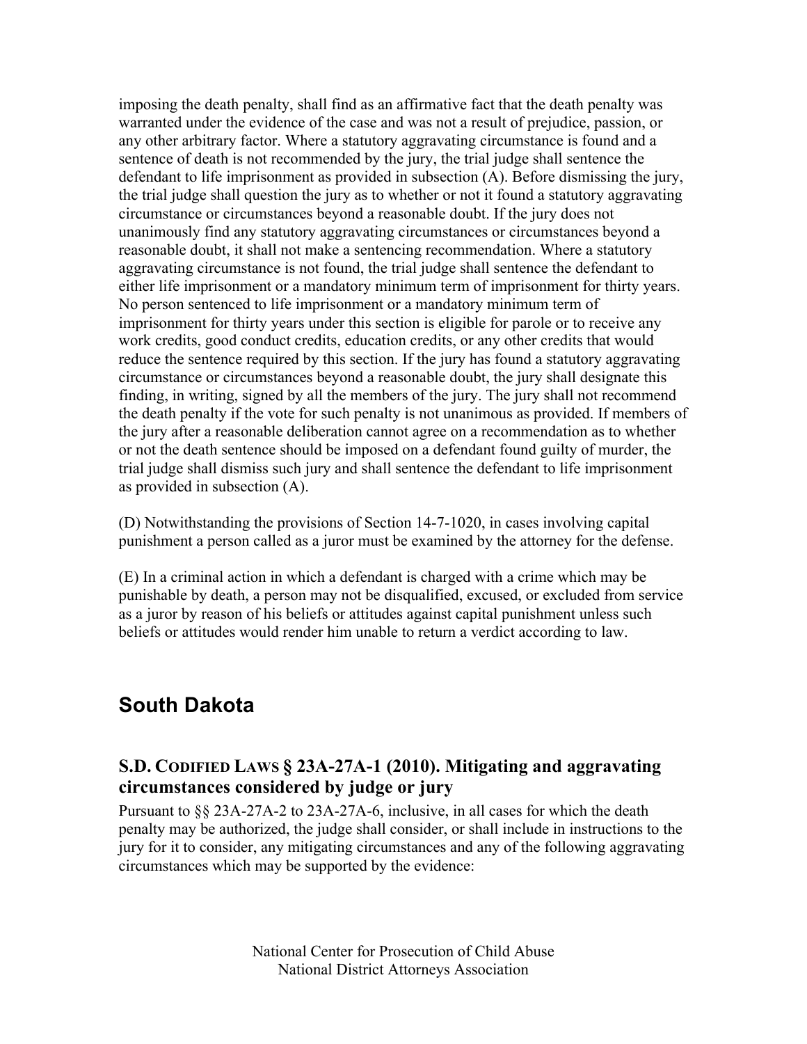imposing the death penalty, shall find as an affirmative fact that the death penalty was warranted under the evidence of the case and was not a result of prejudice, passion, or any other arbitrary factor. Where a statutory aggravating circumstance is found and a sentence of death is not recommended by the jury, the trial judge shall sentence the defendant to life imprisonment as provided in subsection (A). Before dismissing the jury, the trial judge shall question the jury as to whether or not it found a statutory aggravating circumstance or circumstances beyond a reasonable doubt. If the jury does not unanimously find any statutory aggravating circumstances or circumstances beyond a reasonable doubt, it shall not make a sentencing recommendation. Where a statutory aggravating circumstance is not found, the trial judge shall sentence the defendant to either life imprisonment or a mandatory minimum term of imprisonment for thirty years. No person sentenced to life imprisonment or a mandatory minimum term of imprisonment for thirty years under this section is eligible for parole or to receive any work credits, good conduct credits, education credits, or any other credits that would reduce the sentence required by this section. If the jury has found a statutory aggravating circumstance or circumstances beyond a reasonable doubt, the jury shall designate this finding, in writing, signed by all the members of the jury. The jury shall not recommend the death penalty if the vote for such penalty is not unanimous as provided. If members of the jury after a reasonable deliberation cannot agree on a recommendation as to whether or not the death sentence should be imposed on a defendant found guilty of murder, the trial judge shall dismiss such jury and shall sentence the defendant to life imprisonment as provided in subsection (A).

(D) Notwithstanding the provisions of Section 14-7-1020, in cases involving capital punishment a person called as a juror must be examined by the attorney for the defense.

(E) In a criminal action in which a defendant is charged with a crime which may be punishable by death, a person may not be disqualified, excused, or excluded from service as a juror by reason of his beliefs or attitudes against capital punishment unless such beliefs or attitudes would render him unable to return a verdict according to law.

## South Dakota

### S.D. Codified Laws § 23A-27A-1 (2010). Mitigating and aggravating circumstances considered by judge or jury

Pursuant to §§ 23A-27A-2 to 23A-27A-6, inclusive, in all cases for which the death penalty may be authorized, the judge shall consider, or shall include in instructions to the jury for it to consider, any mitigating circumstances and any of the following aggravating circumstances which may be supported by the evidence: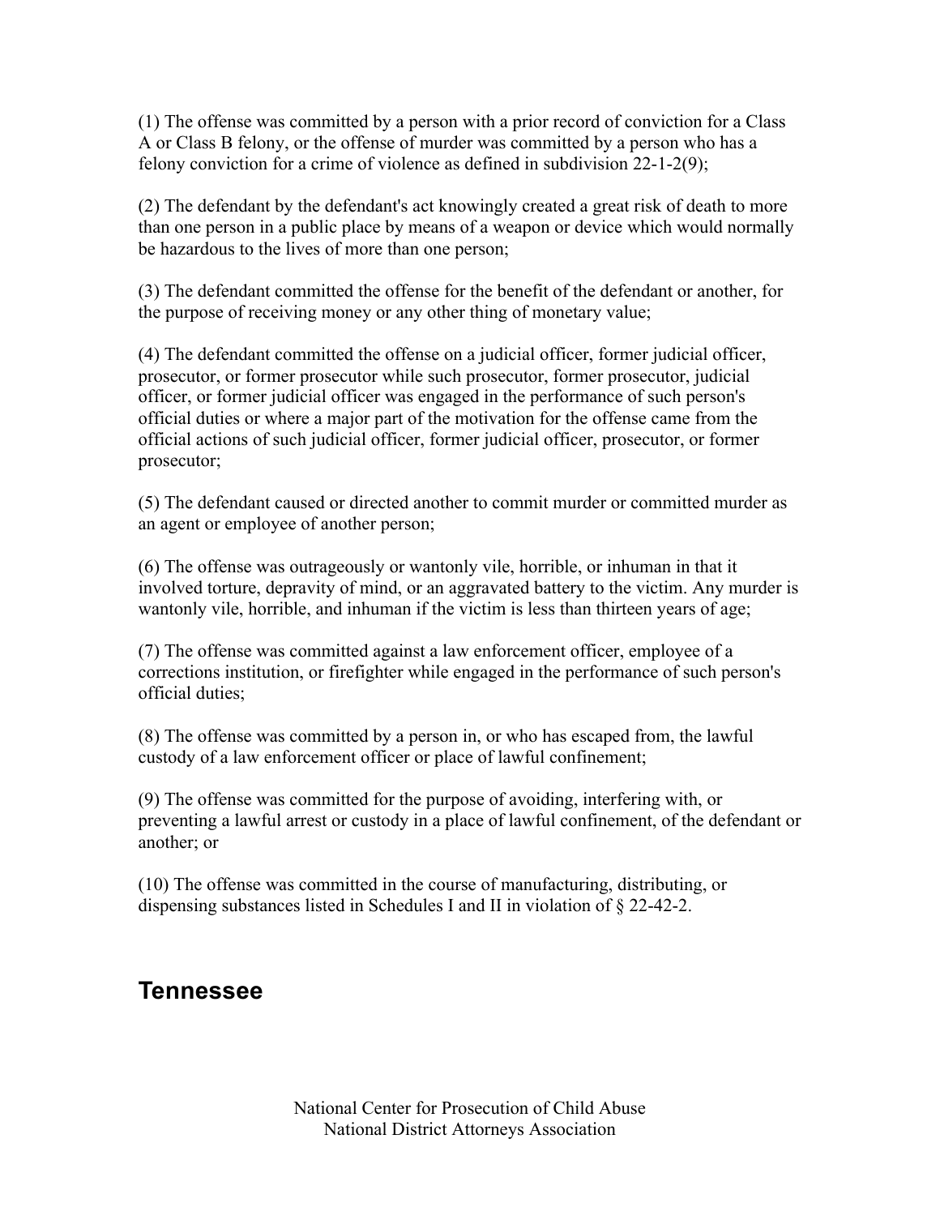(1) The offense was committed by a person with a prior record of conviction for a Class A or Class B felony, or the offense of murder was committed by a person who has a felony conviction for a crime of violence as defined in subdivision 22-1-2(9);

(2) The defendant by the defendant's act knowingly created a great risk of death to more than one person in a public place by means of a weapon or device which would normally be hazardous to the lives of more than one person;

(3) The defendant committed the offense for the benefit of the defendant or another, for the purpose of receiving money or any other thing of monetary value;

(4) The defendant committed the offense on a judicial officer, former judicial officer, prosecutor, or former prosecutor while such prosecutor, former prosecutor, judicial officer, or former judicial officer was engaged in the performance of such person's official duties or where a major part of the motivation for the offense came from the official actions of such judicial officer, former judicial officer, prosecutor, or former prosecutor;

(5) The defendant caused or directed another to commit murder or committed murder as an agent or employee of another person;

(6) The offense was outrageously or wantonly vile, horrible, or inhuman in that it involved torture, depravity of mind, or an aggravated battery to the victim. Any murder is wantonly vile, horrible, and inhuman if the victim is less than thirteen years of age;

(7) The offense was committed against a law enforcement officer, employee of a corrections institution, or firefighter while engaged in the performance of such person's official duties;

(8) The offense was committed by a person in, or who has escaped from, the lawful custody of a law enforcement officer or place of lawful confinement;

(9) The offense was committed for the purpose of avoiding, interfering with, or preventing a lawful arrest or custody in a place of lawful confinement, of the defendant or another; or

(10) The offense was committed in the course of manufacturing, distributing, or dispensing substances listed in Schedules I and II in violation of § 22-42-2.

## Tennessee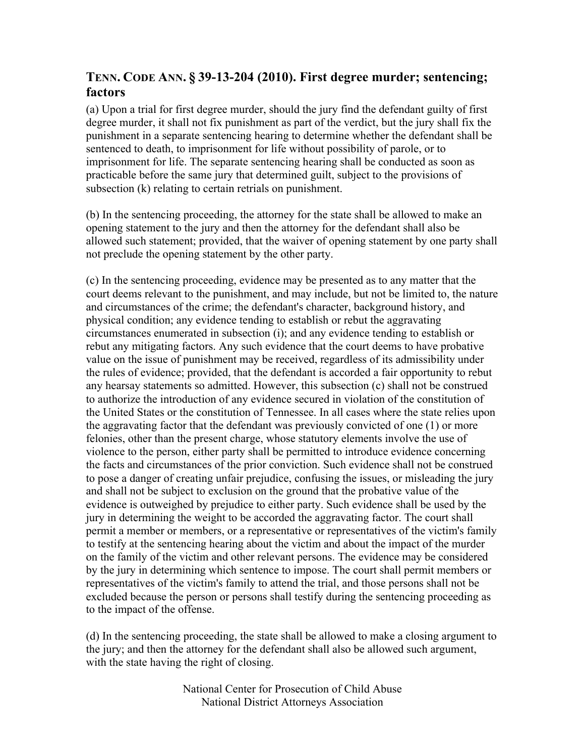## TENN. CODE ANN. § 39-13-204 (2010). First degree murder; sentencing; factors

(a) Upon a trial for first degree murder, should the jury find the defendant guilty of first degree murder, it shall not fix punishment as part of the verdict, but the jury shall fix the punishment in a separate sentencing hearing to determine whether the defendant shall be sentenced to death, to imprisonment for life without possibility of parole, or to imprisonment for life. The separate sentencing hearing shall be conducted as soon as practicable before the same jury that determined guilt, subject to the provisions of subsection (k) relating to certain retrials on punishment.

(b) In the sentencing proceeding, the attorney for the state shall be allowed to make an opening statement to the jury and then the attorney for the defendant shall also be allowed such statement; provided, that the waiver of opening statement by one party shall not preclude the opening statement by the other party.

(c) In the sentencing proceeding, evidence may be presented as to any matter that the court deems relevant to the punishment, and may include, but not be limited to, the nature and circumstances of the crime; the defendant's character, background history, and physical condition; any evidence tending to establish or rebut the aggravating circumstances enumerated in subsection (i); and any evidence tending to establish or rebut any mitigating factors. Any such evidence that the court deems to have probative value on the issue of punishment may be received, regardless of its admissibility under the rules of evidence; provided, that the defendant is accorded a fair opportunity to rebut any hearsay statements so admitted. However, this subsection (c) shall not be construed to authorize the introduction of any evidence secured in violation of the constitution of the United States or the constitution of Tennessee. In all cases where the state relies upon the aggravating factor that the defendant was previously convicted of one (1) or more felonies, other than the present charge, whose statutory elements involve the use of violence to the person, either party shall be permitted to introduce evidence concerning the facts and circumstances of the prior conviction. Such evidence shall not be construed to pose a danger of creating unfair prejudice, confusing the issues, or misleading the jury and shall not be subject to exclusion on the ground that the probative value of the evidence is outweighed by prejudice to either party. Such evidence shall be used by the jury in determining the weight to be accorded the aggravating factor. The court shall permit a member or members, or a representative or representatives of the victim's family to testify at the sentencing hearing about the victim and about the impact of the murder on the family of the victim and other relevant persons. The evidence may be considered by the jury in determining which sentence to impose. The court shall permit members or representatives of the victim's family to attend the trial, and those persons shall not be excluded because the person or persons shall testify during the sentencing proceeding as to the impact of the offense.

(d) In the sentencing proceeding, the state shall be allowed to make a closing argument to the jury; and then the attorney for the defendant shall also be allowed such argument, with the state having the right of closing.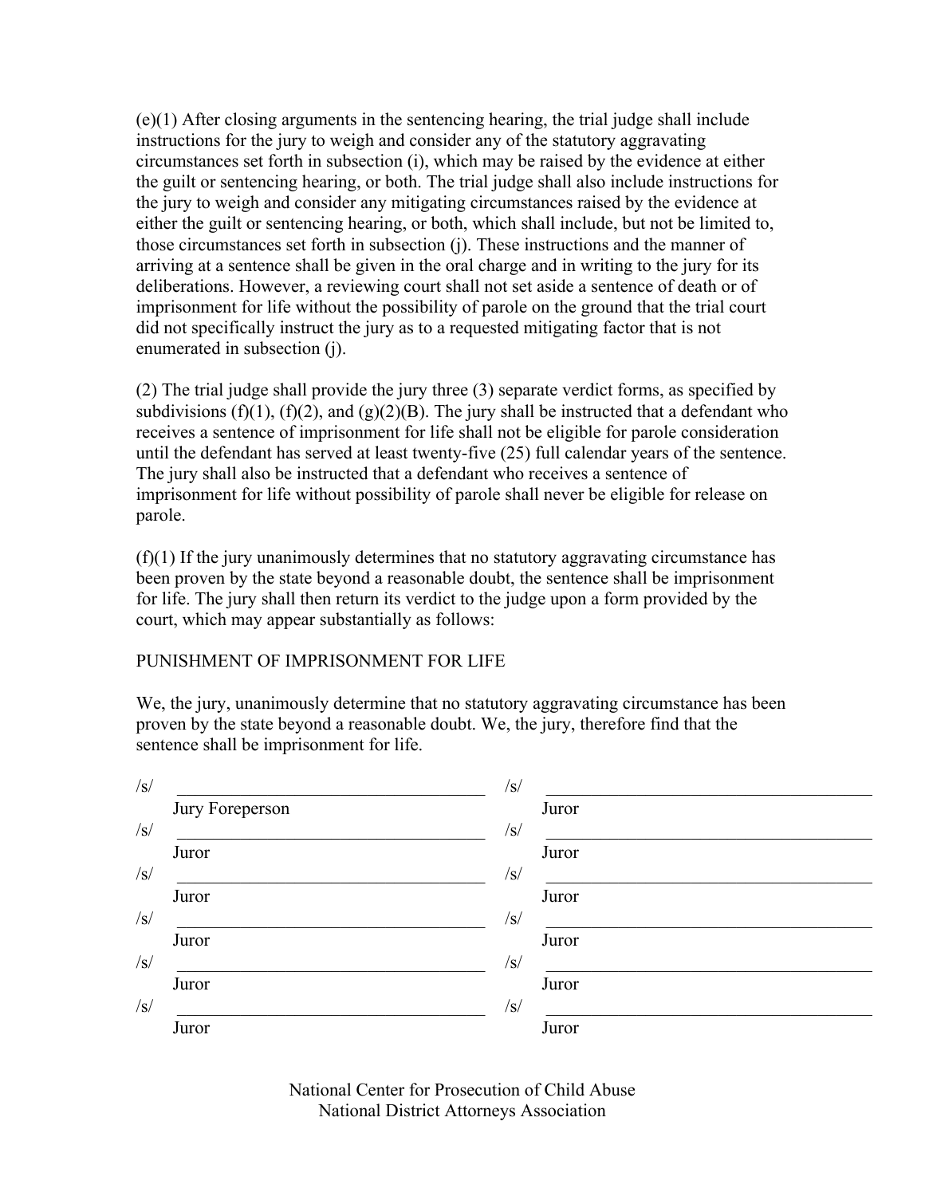(e)(1) After closing arguments in the sentencing hearing, the trial judge shall include instructions for the jury to weigh and consider any of the statutory aggravating circumstances set forth in subsection (i), which may be raised by the evidence at either the guilt or sentencing hearing, or both. The trial judge shall also include instructions for the jury to weigh and consider any mitigating circumstances raised by the evidence at either the guilt or sentencing hearing, or both, which shall include, but not be limited to, those circumstances set forth in subsection (j). These instructions and the manner of arriving at a sentence shall be given in the oral charge and in writing to the jury for its deliberations. However, a reviewing court shall not set aside a sentence of death or of imprisonment for life without the possibility of parole on the ground that the trial court did not specifically instruct the jury as to a requested mitigating factor that is not enumerated in subsection (j).

(2) The trial judge shall provide the jury three (3) separate verdict forms, as specified by subdivisions (f)(1), (f)(2), and (g)(2)(B). The jury shall be instructed that a defendant who receives a sentence of imprisonment for life shall not be eligible for parole consideration until the defendant has served at least twenty-five (25) full calendar years of the sentence. The jury shall also be instructed that a defendant who receives a sentence of imprisonment for life without possibility of parole shall never be eligible for release on parole.

(f)(1) If the jury unanimously determines that no statutory aggravating circumstance has been proven by the state beyond a reasonable doubt, the sentence shall be imprisonment for life. The jury shall then return its verdict to the judge upon a form provided by the court, which may appear substantially as follows:

PUNISHMENT OF IMPRISONMENT FOR LIFE

We, the jury, unanimously determine that no statutory aggravating circumstance has been proven by the state beyond a reasonable doubt. We, the jury, therefore find that the sentence shall be imprisonment for life.

| | |
|---|---|
| /s/ ______________________ Jury Foreperson | /s/ ______________________ Juror |
| /s/ ______________________ Juror | /s/ ______________________ Juror |
| /s/ ______________________ Juror | /s/ ______________________ Juror |
| /s/ ______________________ Juror | /s/ ______________________ Juror |
| /s/ ______________________ Juror | /s/ ______________________ Juror |
| /s/ ______________________ Juror | /s/ ______________________ Juror |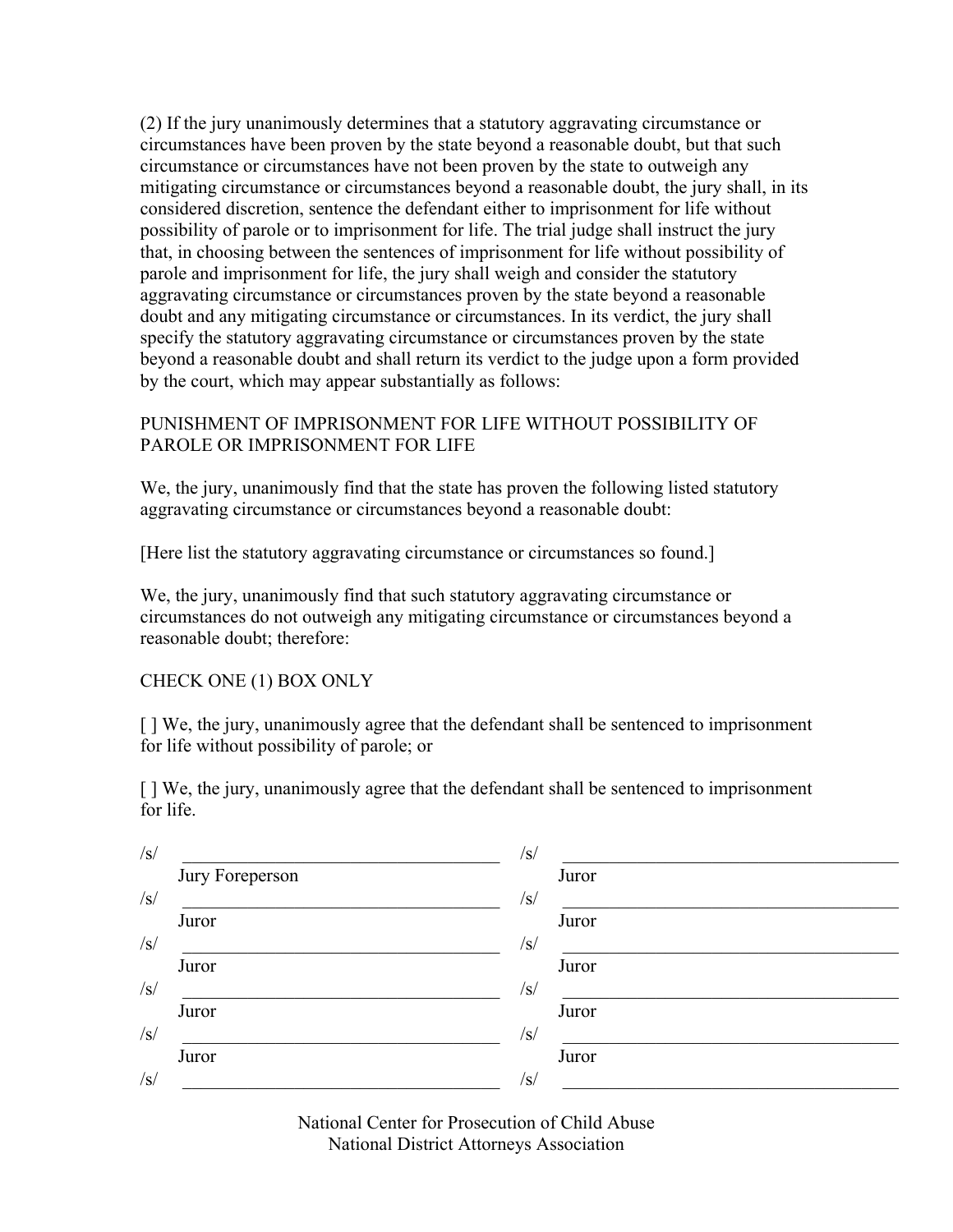(2) If the jury unanimously determines that a statutory aggravating circumstance or circumstances have been proven by the state beyond a reasonable doubt, but that such circumstance or circumstances have not been proven by the state to outweigh any mitigating circumstance or circumstances beyond a reasonable doubt, the jury shall, in its considered discretion, sentence the defendant either to imprisonment for life without possibility of parole or to imprisonment for life. The trial judge shall instruct the jury that, in choosing between the sentences of imprisonment for life without possibility of parole and imprisonment for life, the jury shall weigh and consider the statutory aggravating circumstance or circumstances proven by the state beyond a reasonable doubt and any mitigating circumstance or circumstances. In its verdict, the jury shall specify the statutory aggravating circumstance or circumstances proven by the state beyond a reasonable doubt and shall return its verdict to the judge upon a form provided by the court, which may appear substantially as follows:

PUNISHMENT OF IMPRISONMENT FOR LIFE WITHOUT POSSIBILITY OF PAROLE OR IMPRISONMENT FOR LIFE

We, the jury, unanimously find that the state has proven the following listed statutory aggravating circumstance or circumstances beyond a reasonable doubt:

[Here list the statutory aggravating circumstance or circumstances so found.]

We, the jury, unanimously find that such statutory aggravating circumstance or circumstances do not outweigh any mitigating circumstance or circumstances beyond a reasonable doubt; therefore:

CHECK ONE (1) BOX ONLY

[ ] We, the jury, unanimously agree that the defendant shall be sentenced to imprisonment for life without possibility of parole; or

[ ] We, the jury, unanimously agree that the defendant shall be sentenced to imprisonment for life.

| | |
|---|---|
| /s/ ______________________ Jury Foreperson | /s/ ______________________ Juror |
| /s/ ______________________ Juror | /s/ ______________________ Juror |
| /s/ ______________________ Juror | /s/ ______________________ Juror |
| /s/ ______________________ Juror | /s/ ______________________ Juror |
| /s/ ______________________ Juror | /s/ ______________________ Juror |
| /s/ ______________________ | /s/ ______________________ |

National Center for Prosecution of Child Abuse
National District Attorneys Association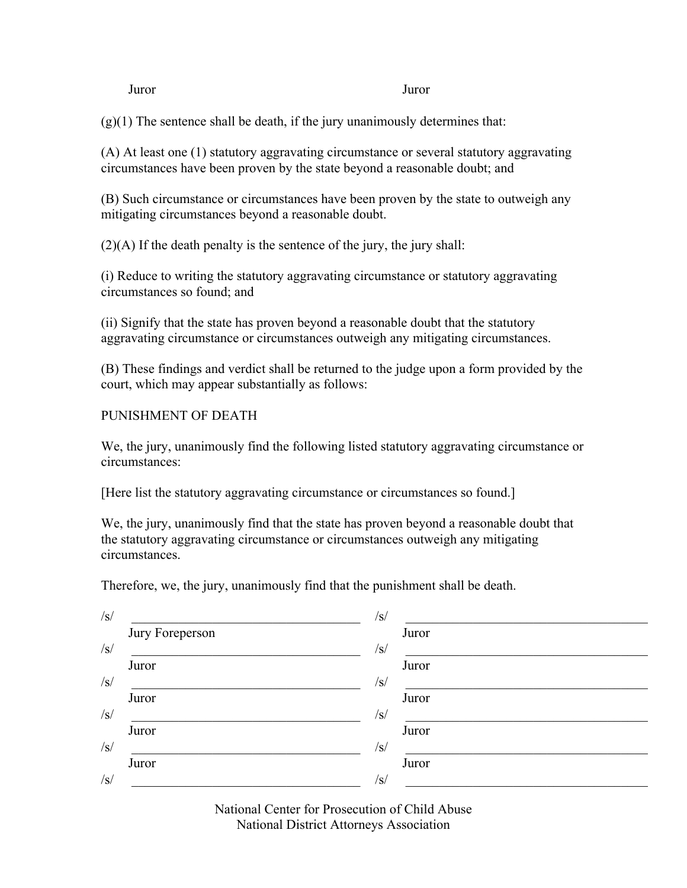Juror Juror

(g)(1) The sentence shall be death, if the jury unanimously determines that:

(A) At least one (1) statutory aggravating circumstance or several statutory aggravating circumstances have been proven by the state beyond a reasonable doubt; and

(B) Such circumstance or circumstances have been proven by the state to outweigh any mitigating circumstances beyond a reasonable doubt.

(2)(A) If the death penalty is the sentence of the jury, the jury shall:

(i) Reduce to writing the statutory aggravating circumstance or statutory aggravating circumstances so found; and

(ii) Signify that the state has proven beyond a reasonable doubt that the statutory aggravating circumstance or circumstances outweigh any mitigating circumstances.

(B) These findings and verdict shall be returned to the judge upon a form provided by the court, which may appear substantially as follows:

PUNISHMENT OF DEATH

We, the jury, unanimously find the following listed statutory aggravating circumstance or circumstances:

[Here list the statutory aggravating circumstance or circumstances so found.]

We, the jury, unanimously find that the state has proven beyond a reasonable doubt that the statutory aggravating circumstance or circumstances outweigh any mitigating circumstances.

Therefore, we, the jury, unanimously find that the punishment shall be death.

/s/ ______________________________ /s/ ______________________________
Jury Foreperson Juror
/s/ ______________________________ /s/ ______________________________
Juror Juror
/s/ ______________________________ /s/ ______________________________
Juror Juror
/s/ ______________________________ /s/ ______________________________
Juror Juror
/s/ ______________________________ /s/ ______________________________
Juror Juror
/s/ ______________________________ /s/ ______________________________

National Center for Prosecution of Child Abuse
National District Attorneys Association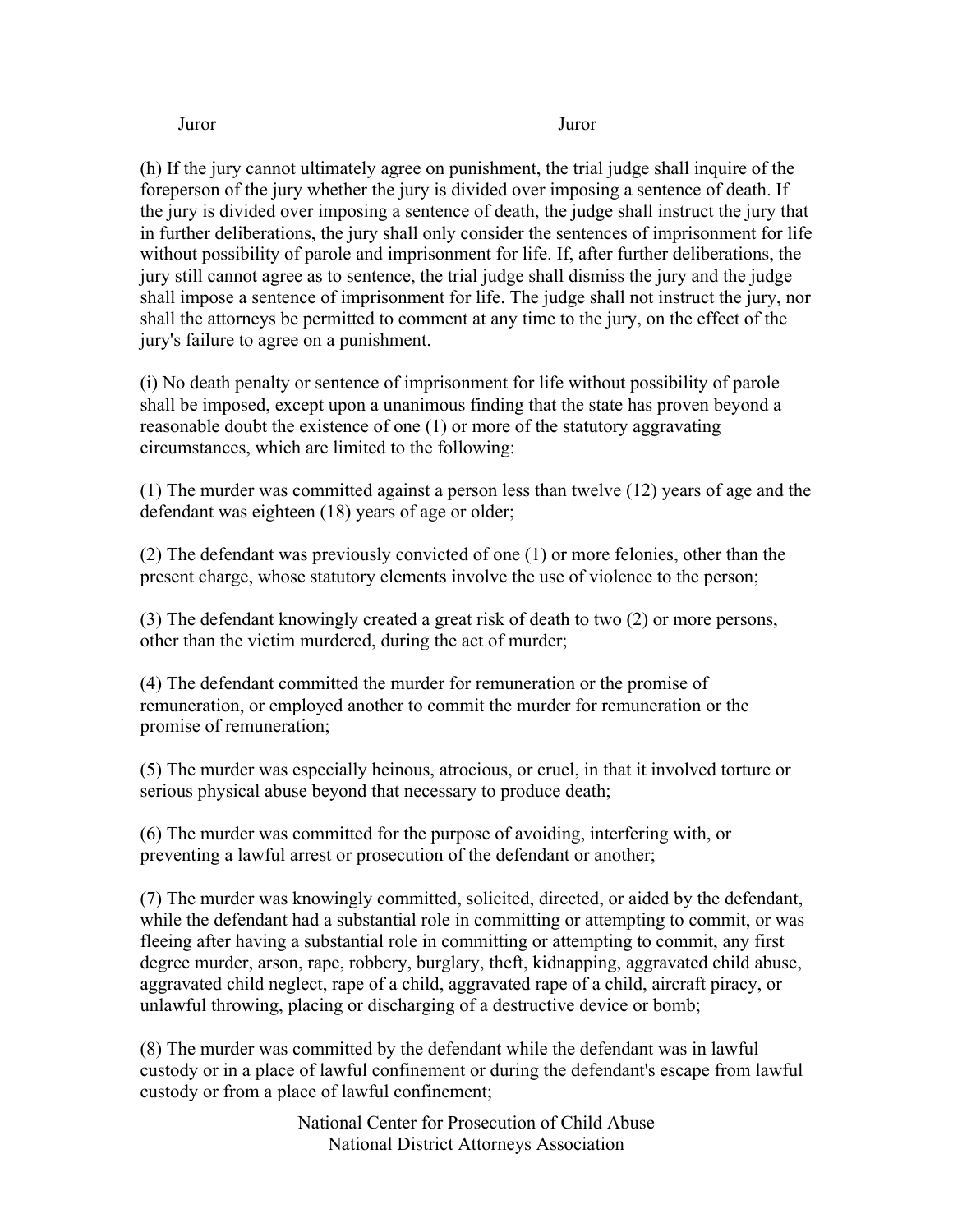Juror Juror

(h) If the jury cannot ultimately agree on punishment, the trial judge shall inquire of the foreperson of the jury whether the jury is divided over imposing a sentence of death. If the jury is divided over imposing a sentence of death, the judge shall instruct the jury that in further deliberations, the jury shall only consider the sentences of imprisonment for life without possibility of parole and imprisonment for life. If, after further deliberations, the jury still cannot agree as to sentence, the trial judge shall dismiss the jury and the judge shall impose a sentence of imprisonment for life. The judge shall not instruct the jury, nor shall the attorneys be permitted to comment at any time to the jury, on the effect of the jury's failure to agree on a punishment.

(i) No death penalty or sentence of imprisonment for life without possibility of parole shall be imposed, except upon a unanimous finding that the state has proven beyond a reasonable doubt the existence of one (1) or more of the statutory aggravating circumstances, which are limited to the following:

(1) The murder was committed against a person less than twelve (12) years of age and the defendant was eighteen (18) years of age or older;

(2) The defendant was previously convicted of one (1) or more felonies, other than the present charge, whose statutory elements involve the use of violence to the person;

(3) The defendant knowingly created a great risk of death to two (2) or more persons, other than the victim murdered, during the act of murder;

(4) The defendant committed the murder for remuneration or the promise of remuneration, or employed another to commit the murder for remuneration or the promise of remuneration;

(5) The murder was especially heinous, atrocious, or cruel, in that it involved torture or serious physical abuse beyond that necessary to produce death;

(6) The murder was committed for the purpose of avoiding, interfering with, or preventing a lawful arrest or prosecution of the defendant or another;

(7) The murder was knowingly committed, solicited, directed, or aided by the defendant, while the defendant had a substantial role in committing or attempting to commit, or was fleeing after having a substantial role in committing or attempting to commit, any first degree murder, arson, rape, robbery, burglary, theft, kidnapping, aggravated child abuse, aggravated child neglect, rape of a child, aggravated rape of a child, aircraft piracy, or unlawful throwing, placing or discharging of a destructive device or bomb;

(8) The murder was committed by the defendant while the defendant was in lawful custody or in a place of lawful confinement or during the defendant's escape from lawful custody or from a place of lawful confinement;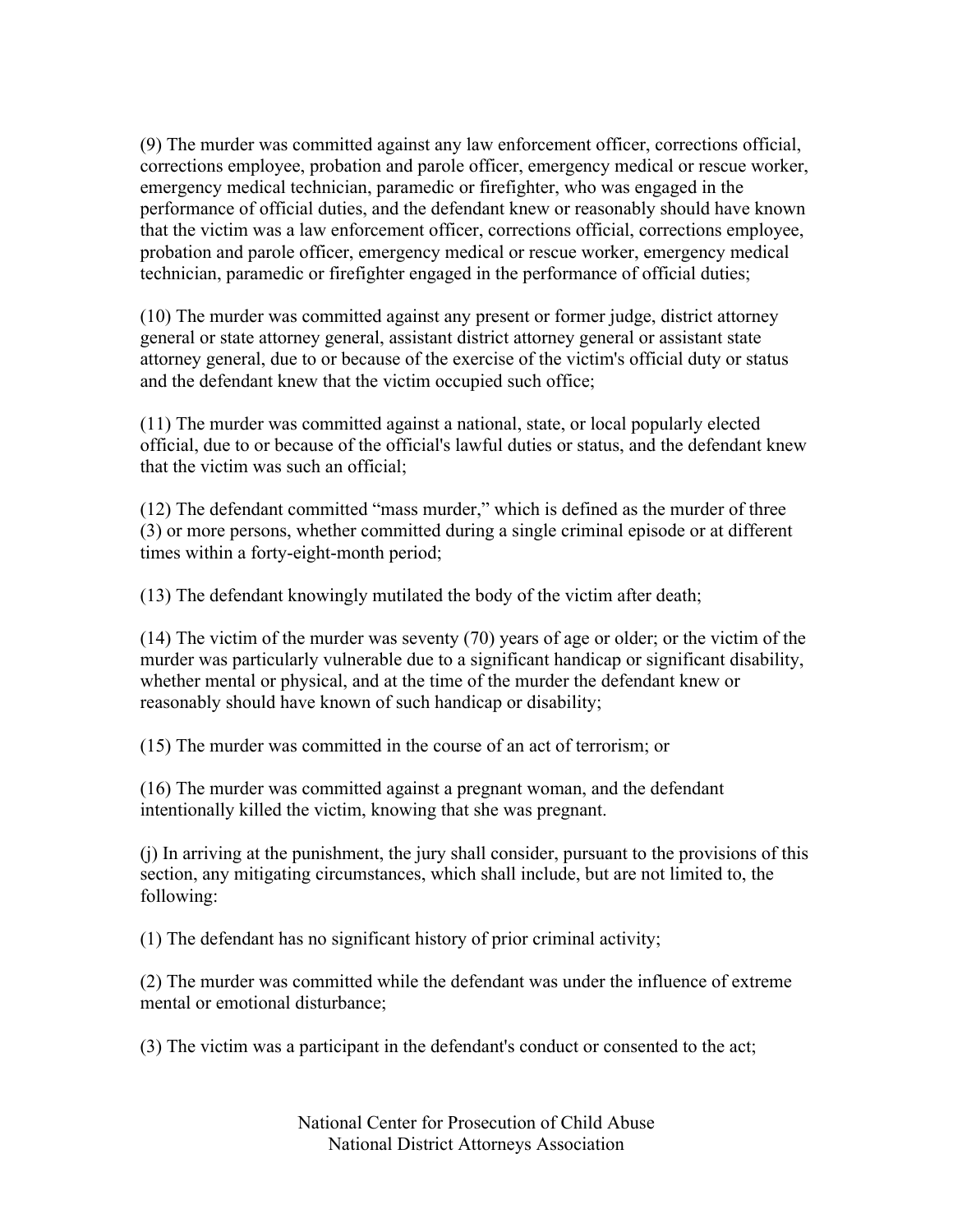(9) The murder was committed against any law enforcement officer, corrections official, corrections employee, probation and parole officer, emergency medical or rescue worker, emergency medical technician, paramedic or firefighter, who was engaged in the performance of official duties, and the defendant knew or reasonably should have known that the victim was a law enforcement officer, corrections official, corrections employee, probation and parole officer, emergency medical or rescue worker, emergency medical technician, paramedic or firefighter engaged in the performance of official duties;

(10) The murder was committed against any present or former judge, district attorney general or state attorney general, assistant district attorney general or assistant state attorney general, due to or because of the exercise of the victim's official duty or status and the defendant knew that the victim occupied such office;

(11) The murder was committed against a national, state, or local popularly elected official, due to or because of the official's lawful duties or status, and the defendant knew that the victim was such an official;

(12) The defendant committed "mass murder," which is defined as the murder of three (3) or more persons, whether committed during a single criminal episode or at different times within a forty-eight-month period;

(13) The defendant knowingly mutilated the body of the victim after death;

(14) The victim of the murder was seventy (70) years of age or older; or the victim of the murder was particularly vulnerable due to a significant handicap or significant disability, whether mental or physical, and at the time of the murder the defendant knew or reasonably should have known of such handicap or disability;

(15) The murder was committed in the course of an act of terrorism; or

(16) The murder was committed against a pregnant woman, and the defendant intentionally killed the victim, knowing that she was pregnant.

(j) In arriving at the punishment, the jury shall consider, pursuant to the provisions of this section, any mitigating circumstances, which shall include, but are not limited to, the following:

(1) The defendant has no significant history of prior criminal activity;

(2) The murder was committed while the defendant was under the influence of extreme mental or emotional disturbance;

(3) The victim was a participant in the defendant's conduct or consented to the act;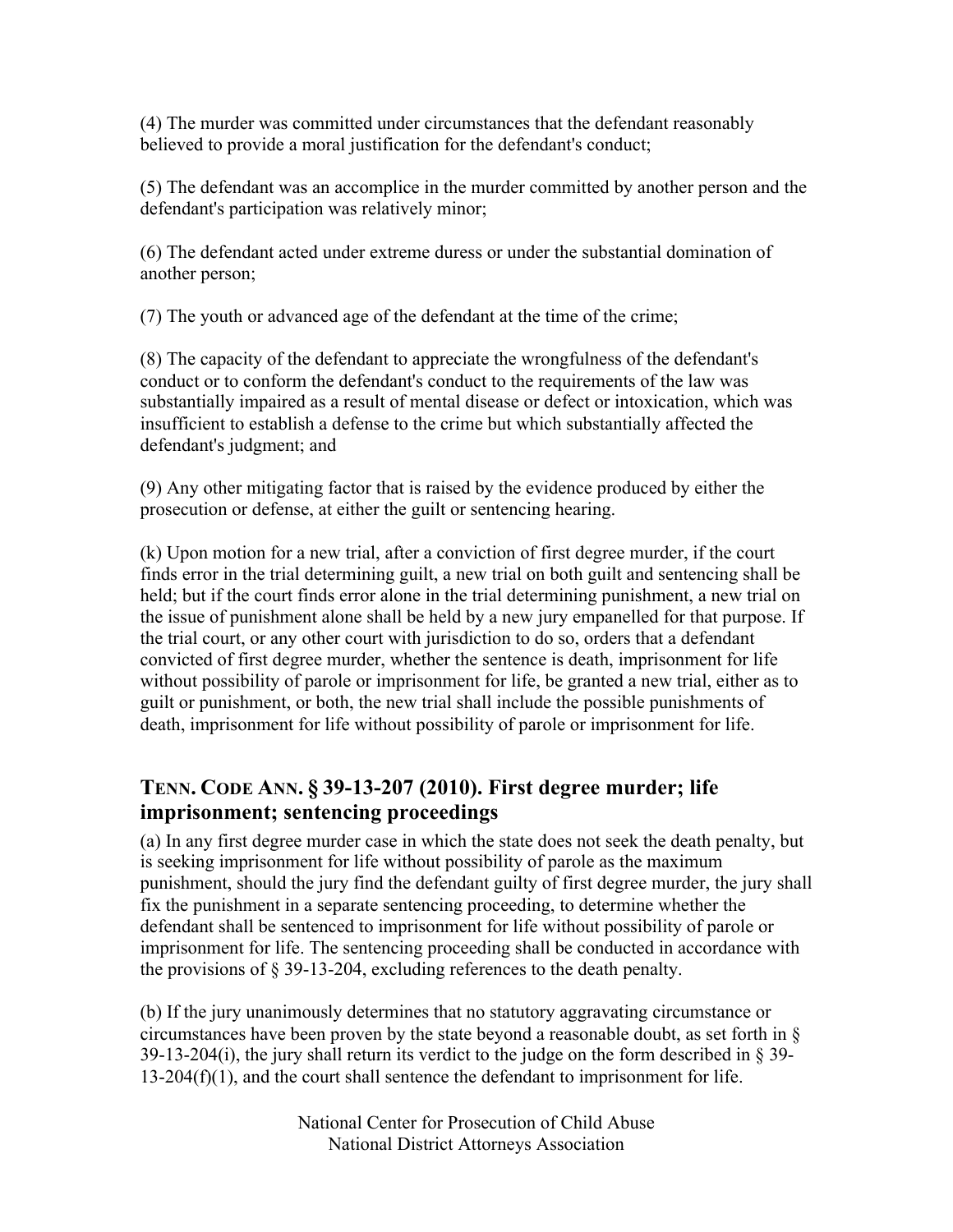(4) The murder was committed under circumstances that the defendant reasonably believed to provide a moral justification for the defendant's conduct;

(5) The defendant was an accomplice in the murder committed by another person and the defendant's participation was relatively minor;

(6) The defendant acted under extreme duress or under the substantial domination of another person;

(7) The youth or advanced age of the defendant at the time of the crime;

(8) The capacity of the defendant to appreciate the wrongfulness of the defendant's conduct or to conform the defendant's conduct to the requirements of the law was substantially impaired as a result of mental disease or defect or intoxication, which was insufficient to establish a defense to the crime but which substantially affected the defendant's judgment; and

(9) Any other mitigating factor that is raised by the evidence produced by either the prosecution or defense, at either the guilt or sentencing hearing.

(k) Upon motion for a new trial, after a conviction of first degree murder, if the court finds error in the trial determining guilt, a new trial on both guilt and sentencing shall be held; but if the court finds error alone in the trial determining punishment, a new trial on the issue of punishment alone shall be held by a new jury empanelled for that purpose. If the trial court, or any other court with jurisdiction to do so, orders that a defendant convicted of first degree murder, whether the sentence is death, imprisonment for life without possibility of parole or imprisonment for life, be granted a new trial, either as to guilt or punishment, or both, the new trial shall include the possible punishments of death, imprisonment for life without possibility of parole or imprisonment for life.

## TENN. CODE ANN. § 39-13-207 (2010). First degree murder; life imprisonment; sentencing proceedings

(a) In any first degree murder case in which the state does not seek the death penalty, but is seeking imprisonment for life without possibility of parole as the maximum punishment, should the jury find the defendant guilty of first degree murder, the jury shall fix the punishment in a separate sentencing proceeding, to determine whether the defendant shall be sentenced to imprisonment for life without possibility of parole or imprisonment for life. The sentencing proceeding shall be conducted in accordance with the provisions of § 39-13-204, excluding references to the death penalty.

(b) If the jury unanimously determines that no statutory aggravating circumstance or circumstances have been proven by the state beyond a reasonable doubt, as set forth in § 39-13-204(i), the jury shall return its verdict to the judge on the form described in § 39-13-204(f)(1), and the court shall sentence the defendant to imprisonment for life.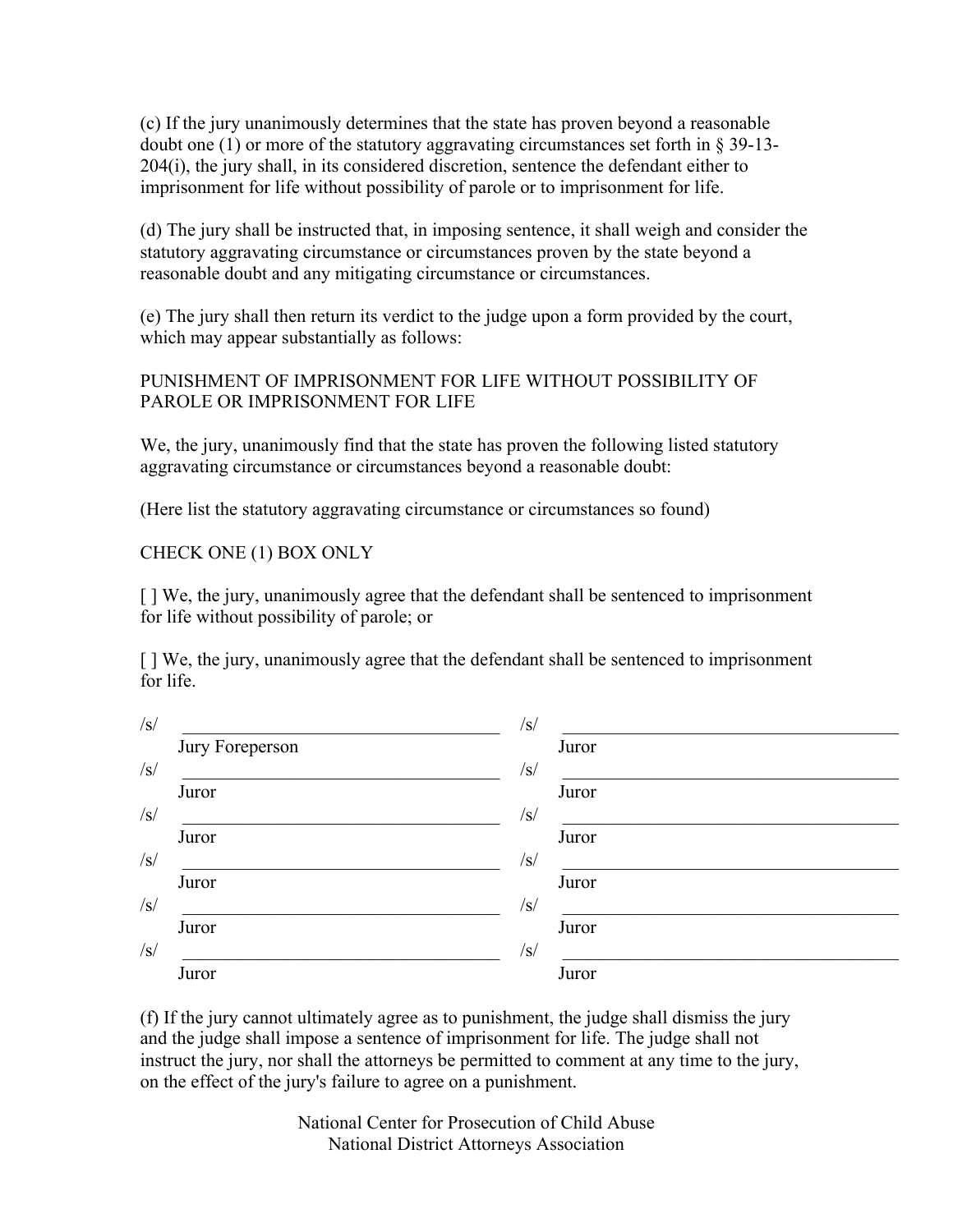(c) If the jury unanimously determines that the state has proven beyond a reasonable doubt one (1) or more of the statutory aggravating circumstances set forth in § 39-13-204(i), the jury shall, in its considered discretion, sentence the defendant either to imprisonment for life without possibility of parole or to imprisonment for life.

(d) The jury shall be instructed that, in imposing sentence, it shall weigh and consider the statutory aggravating circumstance or circumstances proven by the state beyond a reasonable doubt and any mitigating circumstance or circumstances.

(e) The jury shall then return its verdict to the judge upon a form provided by the court, which may appear substantially as follows:

PUNISHMENT OF IMPRISONMENT FOR LIFE WITHOUT POSSIBILITY OF PAROLE OR IMPRISONMENT FOR LIFE

We, the jury, unanimously find that the state has proven the following listed statutory aggravating circumstance or circumstances beyond a reasonable doubt:

(Here list the statutory aggravating circumstance or circumstances so found)

CHECK ONE (1) BOX ONLY

[ ] We, the jury, unanimously agree that the defendant shall be sentenced to imprisonment for life without possibility of parole; or

[ ] We, the jury, unanimously agree that the defendant shall be sentenced to imprisonment for life.

/s/ ______________________ Jury Foreperson        /s/ ______________________ Juror

/s/ ______________________ Juror        /s/ ______________________ Juror

/s/ ______________________ Juror        /s/ ______________________ Juror

/s/ ______________________ Juror        /s/ ______________________ Juror

/s/ ______________________ Juror        /s/ ______________________ Juror

/s/ ______________________ Juror        /s/ ______________________ Juror

(f) If the jury cannot ultimately agree as to punishment, the judge shall dismiss the jury and the judge shall impose a sentence of imprisonment for life. The judge shall not instruct the jury, nor shall the attorneys be permitted to comment at any time to the jury, on the effect of the jury's failure to agree on a punishment.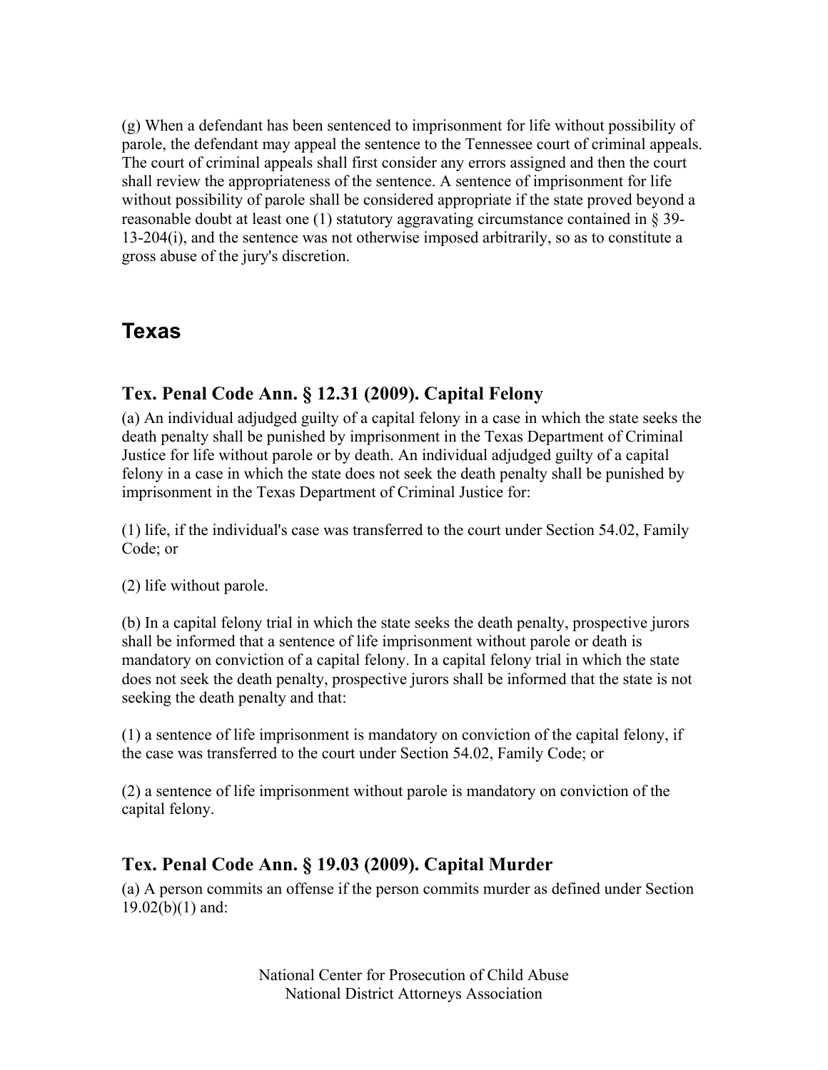(g) When a defendant has been sentenced to imprisonment for life without possibility of parole, the defendant may appeal the sentence to the Tennessee court of criminal appeals. The court of criminal appeals shall first consider any errors assigned and then the court shall review the appropriateness of the sentence. A sentence of imprisonment for life without possibility of parole shall be considered appropriate if the state proved beyond a reasonable doubt at least one (1) statutory aggravating circumstance contained in § 39-13-204(i), and the sentence was not otherwise imposed arbitrarily, so as to constitute a gross abuse of the jury's discretion.

## Texas

### Tex. Penal Code Ann. § 12.31 (2009). Capital Felony

(a) An individual adjudged guilty of a capital felony in a case in which the state seeks the death penalty shall be punished by imprisonment in the Texas Department of Criminal Justice for life without parole or by death. An individual adjudged guilty of a capital felony in a case in which the state does not seek the death penalty shall be punished by imprisonment in the Texas Department of Criminal Justice for:

(1) life, if the individual's case was transferred to the court under Section 54.02, Family Code; or

(2) life without parole.

(b) In a capital felony trial in which the state seeks the death penalty, prospective jurors shall be informed that a sentence of life imprisonment without parole or death is mandatory on conviction of a capital felony. In a capital felony trial in which the state does not seek the death penalty, prospective jurors shall be informed that the state is not seeking the death penalty and that:

(1) a sentence of life imprisonment is mandatory on conviction of the capital felony, if the case was transferred to the court under Section 54.02, Family Code; or

(2) a sentence of life imprisonment without parole is mandatory on conviction of the capital felony.

### Tex. Penal Code Ann. § 19.03 (2009). Capital Murder

(a) A person commits an offense if the person commits murder as defined under Section 19.02(b)(1) and: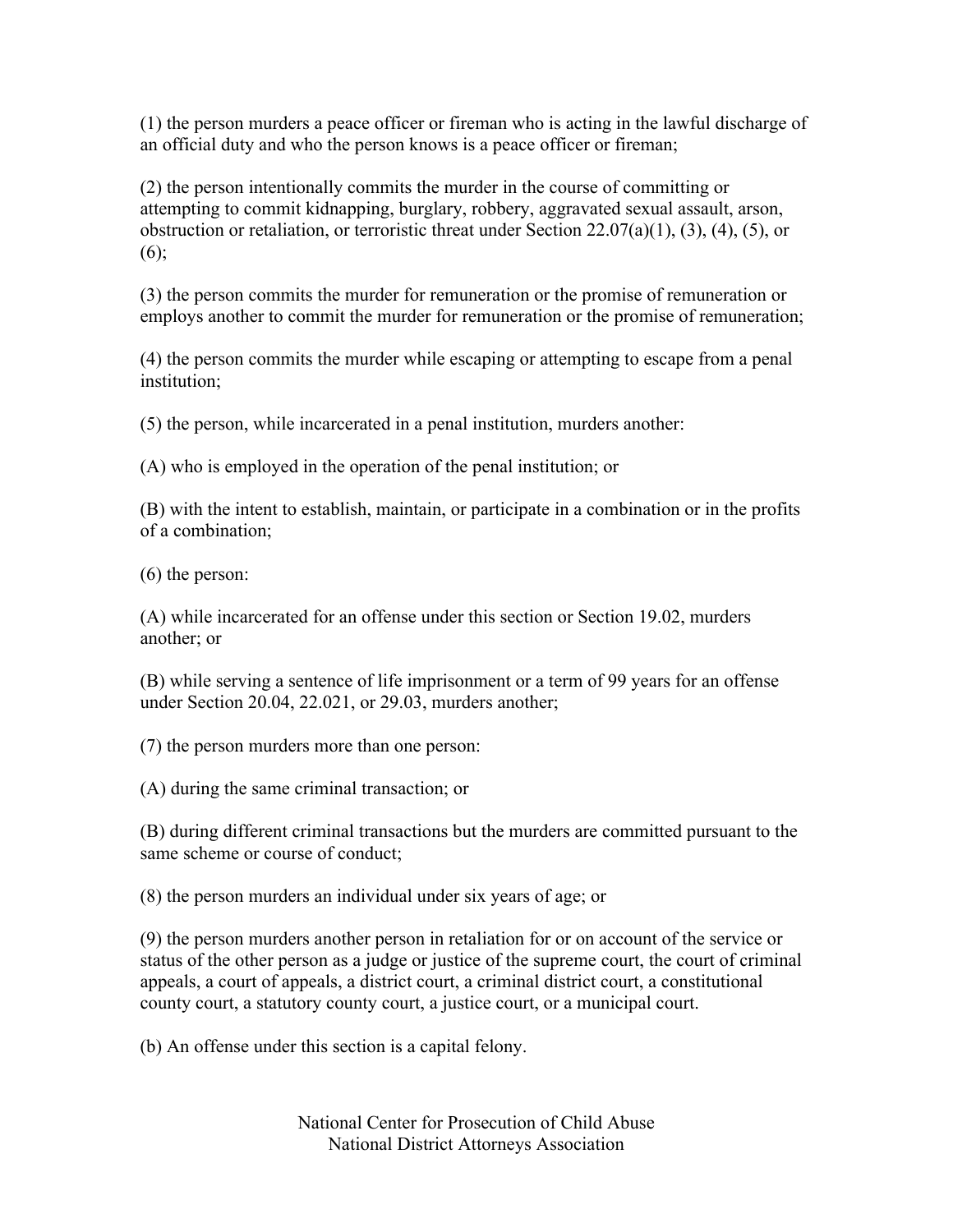(1) the person murders a peace officer or fireman who is acting in the lawful discharge of an official duty and who the person knows is a peace officer or fireman;

(2) the person intentionally commits the murder in the course of committing or attempting to commit kidnapping, burglary, robbery, aggravated sexual assault, arson, obstruction or retaliation, or terroristic threat under Section 22.07(a)(1), (3), (4), (5), or (6);

(3) the person commits the murder for remuneration or the promise of remuneration or employs another to commit the murder for remuneration or the promise of remuneration;

(4) the person commits the murder while escaping or attempting to escape from a penal institution;

(5) the person, while incarcerated in a penal institution, murders another:

(A) who is employed in the operation of the penal institution; or

(B) with the intent to establish, maintain, or participate in a combination or in the profits of a combination;

(6) the person:

(A) while incarcerated for an offense under this section or Section 19.02, murders another; or

(B) while serving a sentence of life imprisonment or a term of 99 years for an offense under Section 20.04, 22.021, or 29.03, murders another;

(7) the person murders more than one person:

(A) during the same criminal transaction; or

(B) during different criminal transactions but the murders are committed pursuant to the same scheme or course of conduct;

(8) the person murders an individual under six years of age; or

(9) the person murders another person in retaliation for or on account of the service or status of the other person as a judge or justice of the supreme court, the court of criminal appeals, a court of appeals, a district court, a criminal district court, a constitutional county court, a statutory county court, a justice court, or a municipal court.

(b) An offense under this section is a capital felony.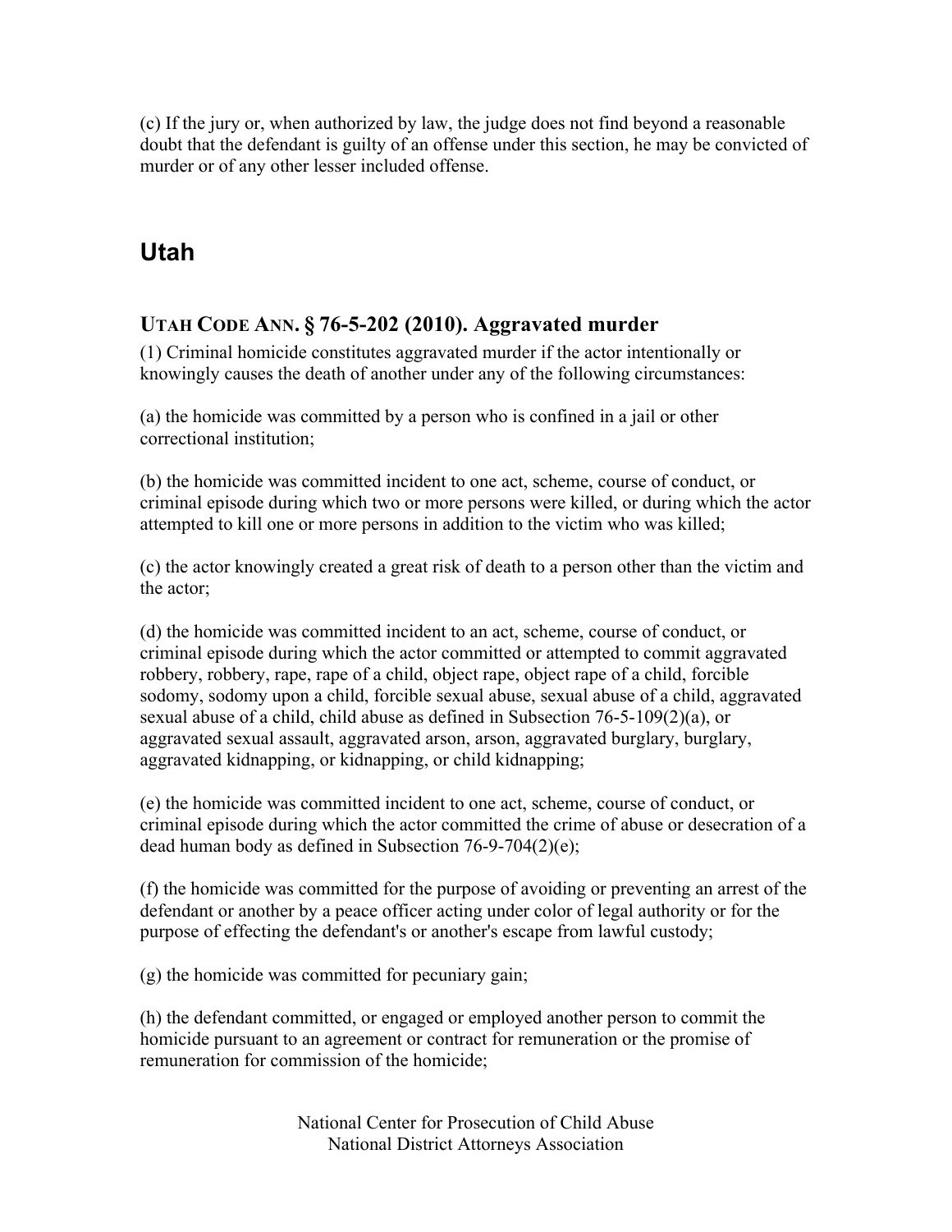(c) If the jury or, when authorized by law, the judge does not find beyond a reasonable doubt that the defendant is guilty of an offense under this section, he may be convicted of murder or of any other lesser included offense.

## Utah

### UTAH CODE ANN. § 76-5-202 (2010). Aggravated murder

(1) Criminal homicide constitutes aggravated murder if the actor intentionally or knowingly causes the death of another under any of the following circumstances:

(a) the homicide was committed by a person who is confined in a jail or other correctional institution;

(b) the homicide was committed incident to one act, scheme, course of conduct, or criminal episode during which two or more persons were killed, or during which the actor attempted to kill one or more persons in addition to the victim who was killed;

(c) the actor knowingly created a great risk of death to a person other than the victim and the actor;

(d) the homicide was committed incident to an act, scheme, course of conduct, or criminal episode during which the actor committed or attempted to commit aggravated robbery, robbery, rape, rape of a child, object rape, object rape of a child, forcible sodomy, sodomy upon a child, forcible sexual abuse, sexual abuse of a child, aggravated sexual abuse of a child, child abuse as defined in Subsection 76-5-109(2)(a), or aggravated sexual assault, aggravated arson, arson, aggravated burglary, burglary, aggravated kidnapping, or kidnapping, or child kidnapping;

(e) the homicide was committed incident to one act, scheme, course of conduct, or criminal episode during which the actor committed the crime of abuse or desecration of a dead human body as defined in Subsection 76-9-704(2)(e);

(f) the homicide was committed for the purpose of avoiding or preventing an arrest of the defendant or another by a peace officer acting under color of legal authority or for the purpose of effecting the defendant's or another's escape from lawful custody;

(g) the homicide was committed for pecuniary gain;

(h) the defendant committed, or engaged or employed another person to commit the homicide pursuant to an agreement or contract for remuneration or the promise of remuneration for commission of the homicide;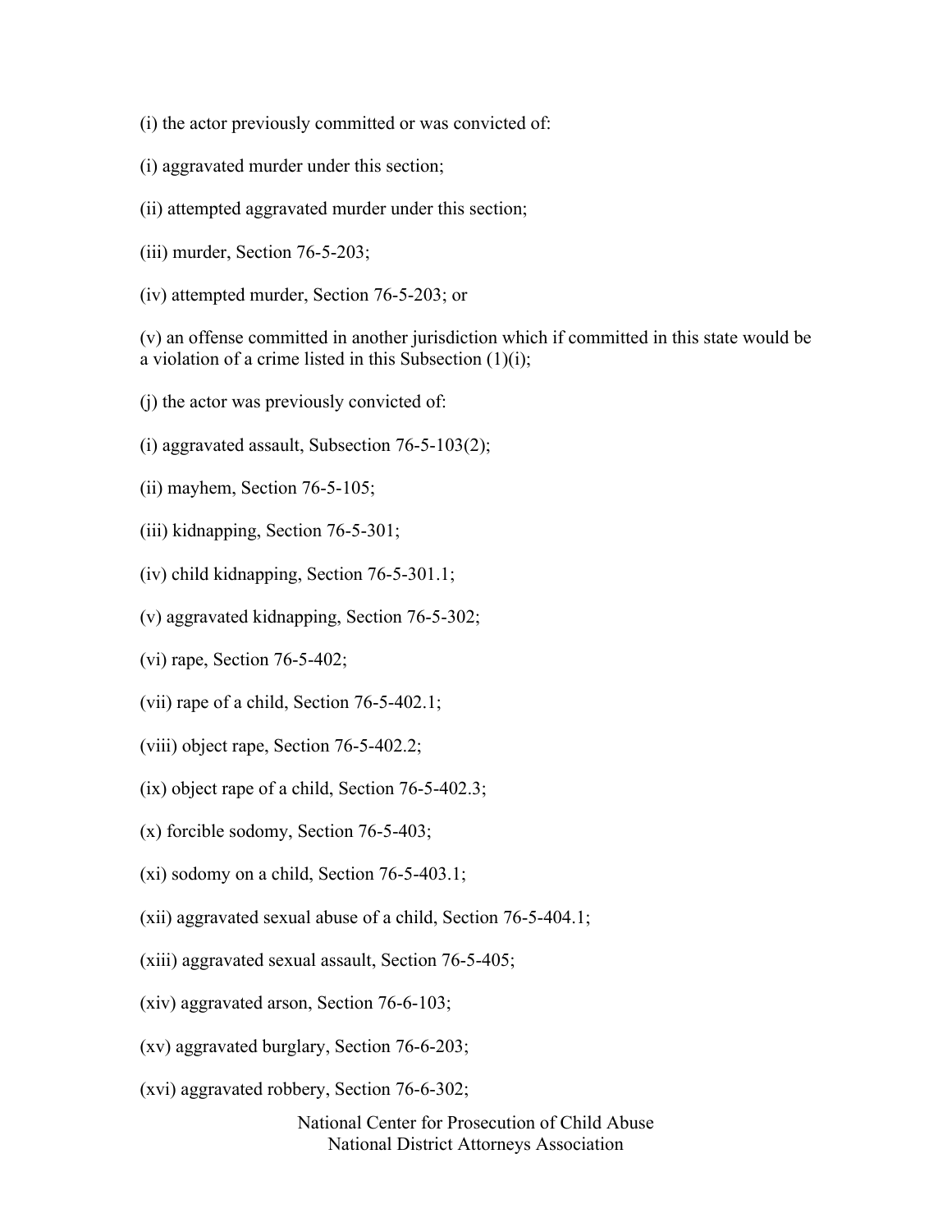(i) the actor previously committed or was convicted of:

(i) aggravated murder under this section;

(ii) attempted aggravated murder under this section;

(iii) murder, Section 76-5-203;

(iv) attempted murder, Section 76-5-203; or

(v) an offense committed in another jurisdiction which if committed in this state would be a violation of a crime listed in this Subsection (1)(i);

(j) the actor was previously convicted of:

(i) aggravated assault, Subsection 76-5-103(2);

(ii) mayhem, Section 76-5-105;

(iii) kidnapping, Section 76-5-301;

(iv) child kidnapping, Section 76-5-301.1;

(v) aggravated kidnapping, Section 76-5-302;

(vi) rape, Section 76-5-402;

(vii) rape of a child, Section 76-5-402.1;

(viii) object rape, Section 76-5-402.2;

(ix) object rape of a child, Section 76-5-402.3;

(x) forcible sodomy, Section 76-5-403;

(xi) sodomy on a child, Section 76-5-403.1;

(xii) aggravated sexual abuse of a child, Section 76-5-404.1;

(xiii) aggravated sexual assault, Section 76-5-405;

(xiv) aggravated arson, Section 76-6-103;

(xv) aggravated burglary, Section 76-6-203;

(xvi) aggravated robbery, Section 76-6-302;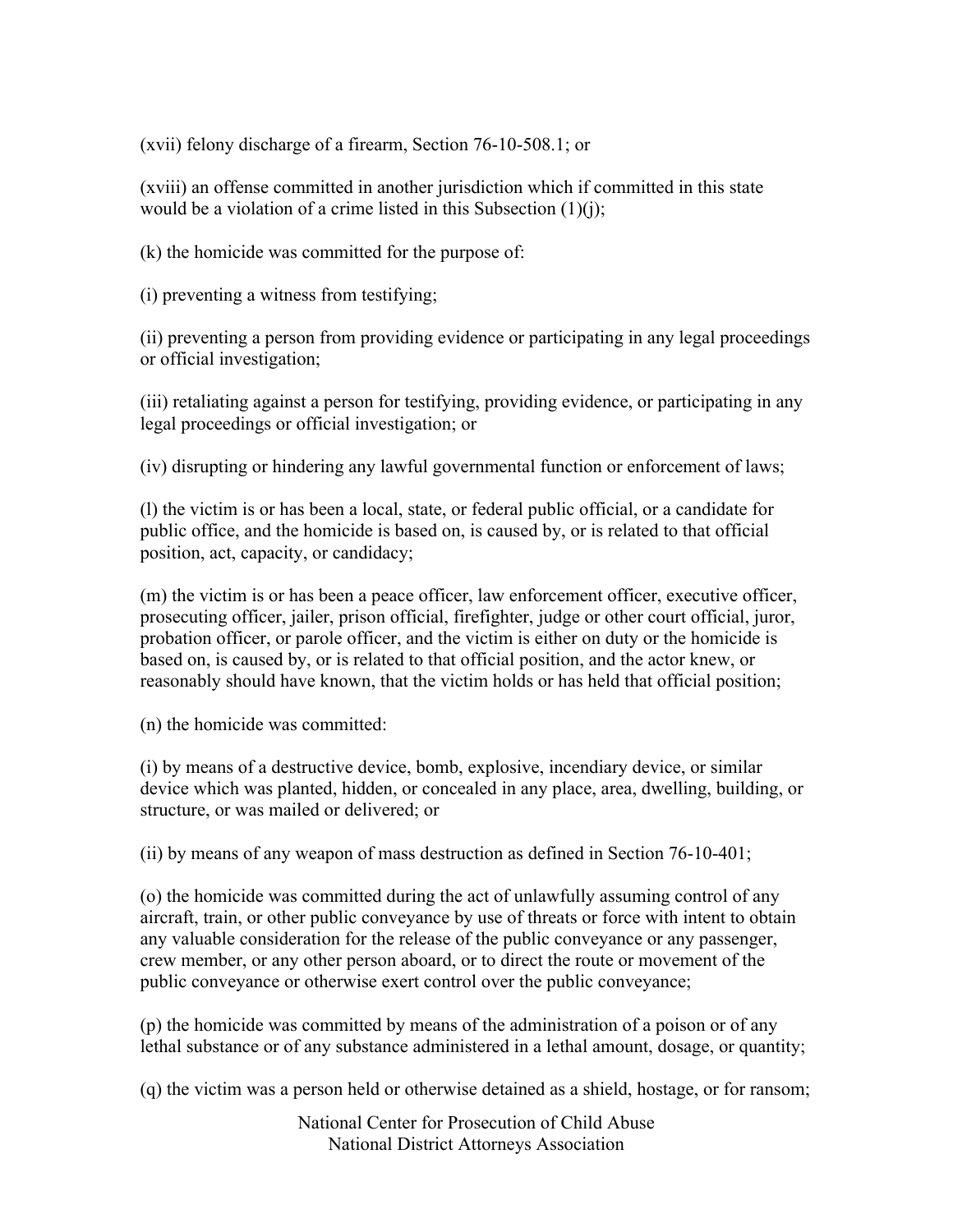(xvii) felony discharge of a firearm, Section 76-10-508.1; or

(xviii) an offense committed in another jurisdiction which if committed in this state would be a violation of a crime listed in this Subsection (1)(j);

(k) the homicide was committed for the purpose of:

(i) preventing a witness from testifying;

(ii) preventing a person from providing evidence or participating in any legal proceedings or official investigation;

(iii) retaliating against a person for testifying, providing evidence, or participating in any legal proceedings or official investigation; or

(iv) disrupting or hindering any lawful governmental function or enforcement of laws;

(l) the victim is or has been a local, state, or federal public official, or a candidate for public office, and the homicide is based on, is caused by, or is related to that official position, act, capacity, or candidacy;

(m) the victim is or has been a peace officer, law enforcement officer, executive officer, prosecuting officer, jailer, prison official, firefighter, judge or other court official, juror, probation officer, or parole officer, and the victim is either on duty or the homicide is based on, is caused by, or is related to that official position, and the actor knew, or reasonably should have known, that the victim holds or has held that official position;

(n) the homicide was committed:

(i) by means of a destructive device, bomb, explosive, incendiary device, or similar device which was planted, hidden, or concealed in any place, area, dwelling, building, or structure, or was mailed or delivered; or

(ii) by means of any weapon of mass destruction as defined in Section 76-10-401;

(o) the homicide was committed during the act of unlawfully assuming control of any aircraft, train, or other public conveyance by use of threats or force with intent to obtain any valuable consideration for the release of the public conveyance or any passenger, crew member, or any other person aboard, or to direct the route or movement of the public conveyance or otherwise exert control over the public conveyance;

(p) the homicide was committed by means of the administration of a poison or of any lethal substance or of any substance administered in a lethal amount, dosage, or quantity;

(q) the victim was a person held or otherwise detained as a shield, hostage, or for ransom;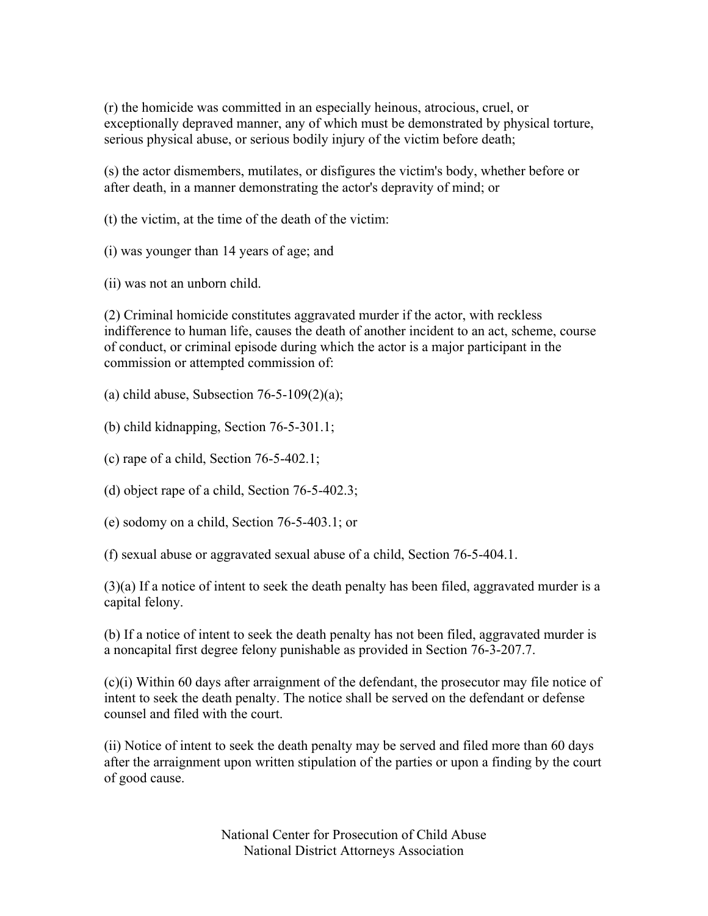(r) the homicide was committed in an especially heinous, atrocious, cruel, or exceptionally depraved manner, any of which must be demonstrated by physical torture, serious physical abuse, or serious bodily injury of the victim before death;

(s) the actor dismembers, mutilates, or disfigures the victim's body, whether before or after death, in a manner demonstrating the actor's depravity of mind; or

(t) the victim, at the time of the death of the victim:

(i) was younger than 14 years of age; and

(ii) was not an unborn child.

(2) Criminal homicide constitutes aggravated murder if the actor, with reckless indifference to human life, causes the death of another incident to an act, scheme, course of conduct, or criminal episode during which the actor is a major participant in the commission or attempted commission of:

(a) child abuse, Subsection 76-5-109(2)(a);

(b) child kidnapping, Section 76-5-301.1;

(c) rape of a child, Section 76-5-402.1;

(d) object rape of a child, Section 76-5-402.3;

(e) sodomy on a child, Section 76-5-403.1; or

(f) sexual abuse or aggravated sexual abuse of a child, Section 76-5-404.1.

(3)(a) If a notice of intent to seek the death penalty has been filed, aggravated murder is a capital felony.

(b) If a notice of intent to seek the death penalty has not been filed, aggravated murder is a noncapital first degree felony punishable as provided in Section 76-3-207.7.

(c)(i) Within 60 days after arraignment of the defendant, the prosecutor may file notice of intent to seek the death penalty. The notice shall be served on the defendant or defense counsel and filed with the court.

(ii) Notice of intent to seek the death penalty may be served and filed more than 60 days after the arraignment upon written stipulation of the parties or upon a finding by the court of good cause.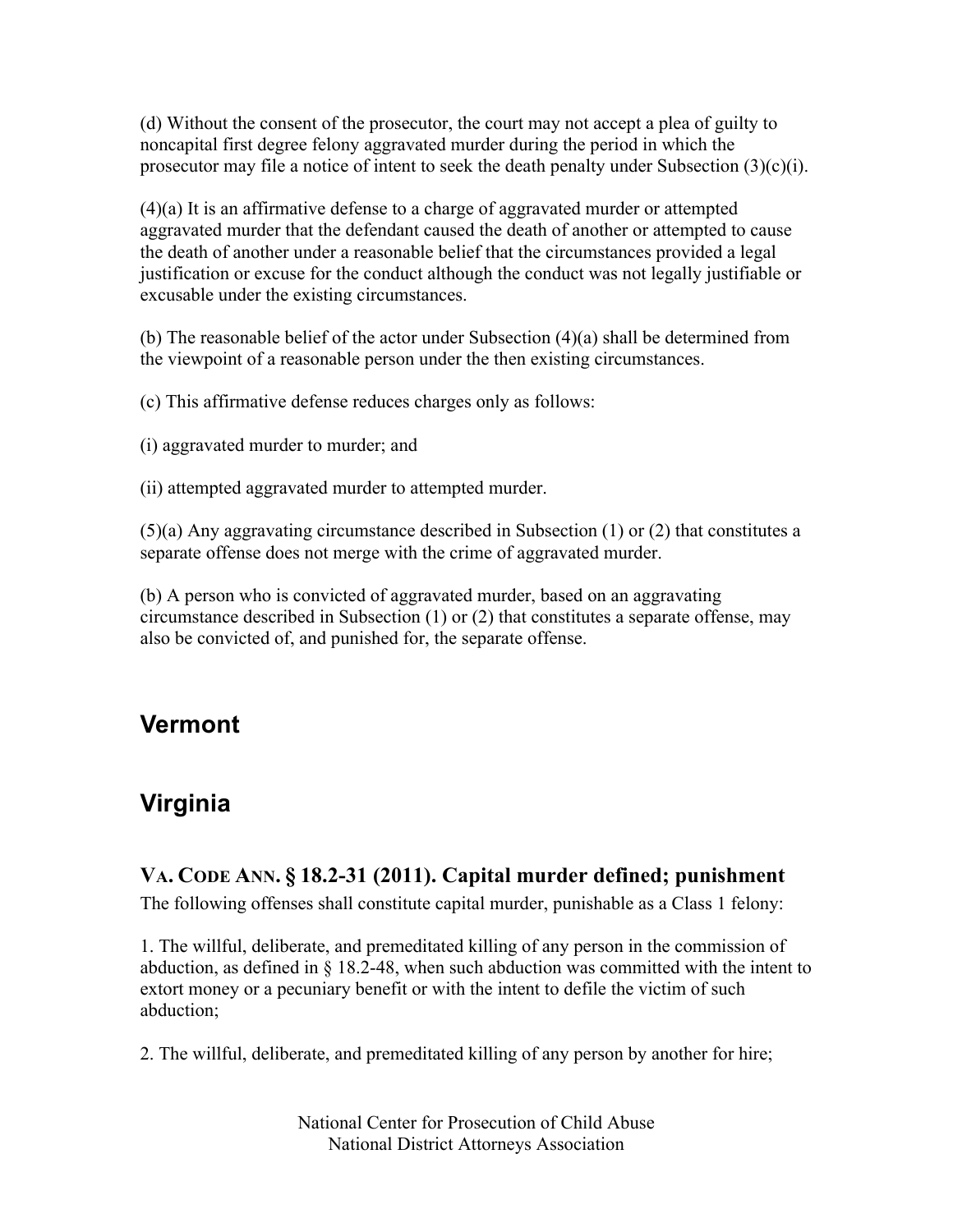(d) Without the consent of the prosecutor, the court may not accept a plea of guilty to noncapital first degree felony aggravated murder during the period in which the prosecutor may file a notice of intent to seek the death penalty under Subsection (3)(c)(i).

(4)(a) It is an affirmative defense to a charge of aggravated murder or attempted aggravated murder that the defendant caused the death of another or attempted to cause the death of another under a reasonable belief that the circumstances provided a legal justification or excuse for the conduct although the conduct was not legally justifiable or excusable under the existing circumstances.

(b) The reasonable belief of the actor under Subsection (4)(a) shall be determined from the viewpoint of a reasonable person under the then existing circumstances.

(c) This affirmative defense reduces charges only as follows:

(i) aggravated murder to murder; and

(ii) attempted aggravated murder to attempted murder.

(5)(a) Any aggravating circumstance described in Subsection (1) or (2) that constitutes a separate offense does not merge with the crime of aggravated murder.

(b) A person who is convicted of aggravated murder, based on an aggravating circumstance described in Subsection (1) or (2) that constitutes a separate offense, may also be convicted of, and punished for, the separate offense.

## Vermont

## Virginia

### VA. CODE ANN. § 18.2-31 (2011). Capital murder defined; punishment

The following offenses shall constitute capital murder, punishable as a Class 1 felony:

1. The willful, deliberate, and premeditated killing of any person in the commission of abduction, as defined in § 18.2-48, when such abduction was committed with the intent to extort money or a pecuniary benefit or with the intent to defile the victim of such abduction;

2. The willful, deliberate, and premeditated killing of any person by another for hire;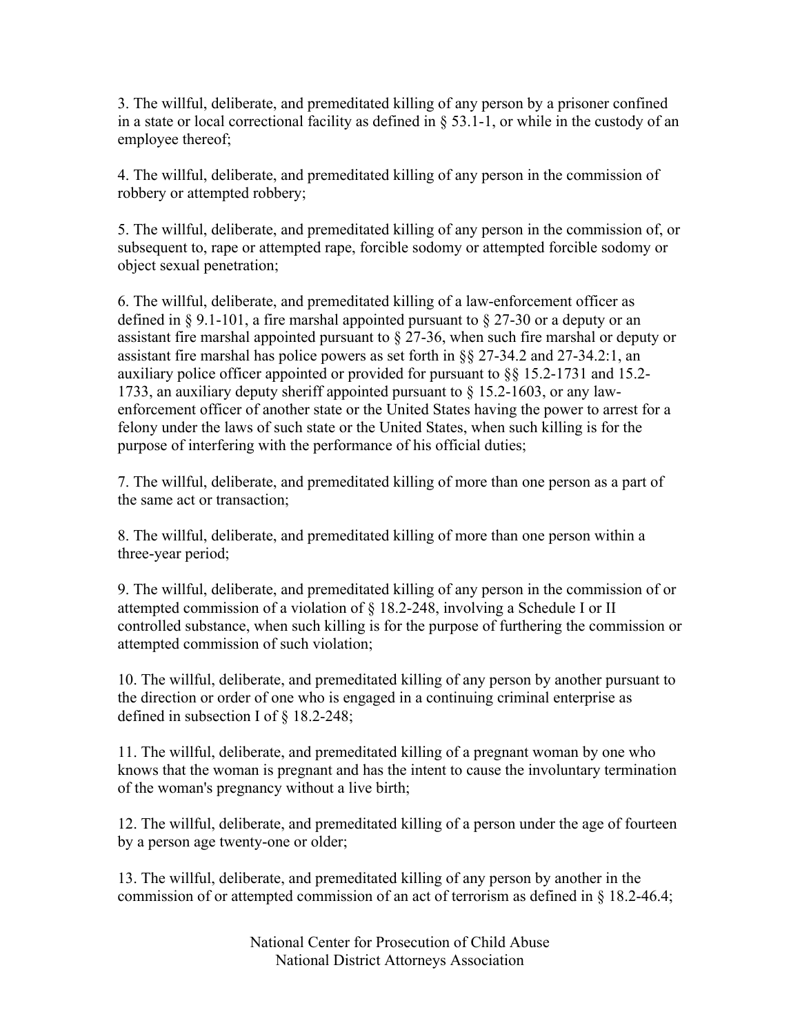3. The willful, deliberate, and premeditated killing of any person by a prisoner confined in a state or local correctional facility as defined in § 53.1-1, or while in the custody of an employee thereof;

4. The willful, deliberate, and premeditated killing of any person in the commission of robbery or attempted robbery;

5. The willful, deliberate, and premeditated killing of any person in the commission of, or subsequent to, rape or attempted rape, forcible sodomy or attempted forcible sodomy or object sexual penetration;

6. The willful, deliberate, and premeditated killing of a law-enforcement officer as defined in § 9.1-101, a fire marshal appointed pursuant to § 27-30 or a deputy or an assistant fire marshal appointed pursuant to § 27-36, when such fire marshal or deputy or assistant fire marshal has police powers as set forth in §§ 27-34.2 and 27-34.2:1, an auxiliary police officer appointed or provided for pursuant to §§ 15.2-1731 and 15.2-1733, an auxiliary deputy sheriff appointed pursuant to § 15.2-1603, or any law-enforcement officer of another state or the United States having the power to arrest for a felony under the laws of such state or the United States, when such killing is for the purpose of interfering with the performance of his official duties;

7. The willful, deliberate, and premeditated killing of more than one person as a part of the same act or transaction;

8. The willful, deliberate, and premeditated killing of more than one person within a three-year period;

9. The willful, deliberate, and premeditated killing of any person in the commission of or attempted commission of a violation of § 18.2-248, involving a Schedule I or II controlled substance, when such killing is for the purpose of furthering the commission or attempted commission of such violation;

10. The willful, deliberate, and premeditated killing of any person by another pursuant to the direction or order of one who is engaged in a continuing criminal enterprise as defined in subsection I of § 18.2-248;

11. The willful, deliberate, and premeditated killing of a pregnant woman by one who knows that the woman is pregnant and has the intent to cause the involuntary termination of the woman's pregnancy without a live birth;

12. The willful, deliberate, and premeditated killing of a person under the age of fourteen by a person age twenty-one or older;

13. The willful, deliberate, and premeditated killing of any person by another in the commission of or attempted commission of an act of terrorism as defined in § 18.2-46.4;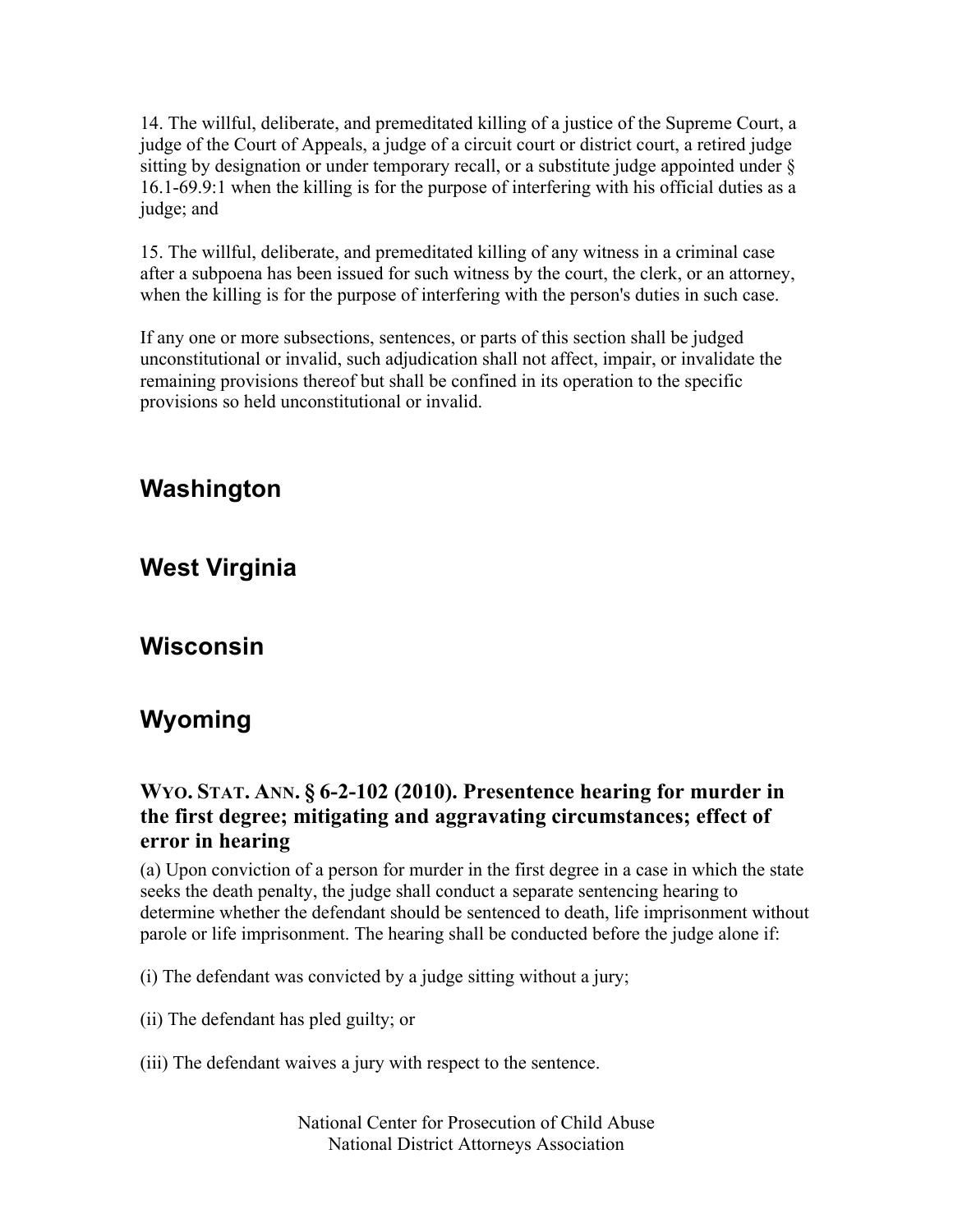14. The willful, deliberate, and premeditated killing of a justice of the Supreme Court, a judge of the Court of Appeals, a judge of a circuit court or district court, a retired judge sitting by designation or under temporary recall, or a substitute judge appointed under § 16.1-69.9:1 when the killing is for the purpose of interfering with his official duties as a judge; and

15. The willful, deliberate, and premeditated killing of any witness in a criminal case after a subpoena has been issued for such witness by the court, the clerk, or an attorney, when the killing is for the purpose of interfering with the person's duties in such case.

If any one or more subsections, sentences, or parts of this section shall be judged unconstitutional or invalid, such adjudication shall not affect, impair, or invalidate the remaining provisions thereof but shall be confined in its operation to the specific provisions so held unconstitutional or invalid.

## Washington

## West Virginia

## Wisconsin

## Wyoming

### WYO. STAT. ANN. § 6-2-102 (2010). Presentence hearing for murder in the first degree; mitigating and aggravating circumstances; effect of error in hearing

(a) Upon conviction of a person for murder in the first degree in a case in which the state seeks the death penalty, the judge shall conduct a separate sentencing hearing to determine whether the defendant should be sentenced to death, life imprisonment without parole or life imprisonment. The hearing shall be conducted before the judge alone if:

(i) The defendant was convicted by a judge sitting without a jury;

(ii) The defendant has pled guilty; or

(iii) The defendant waives a jury with respect to the sentence.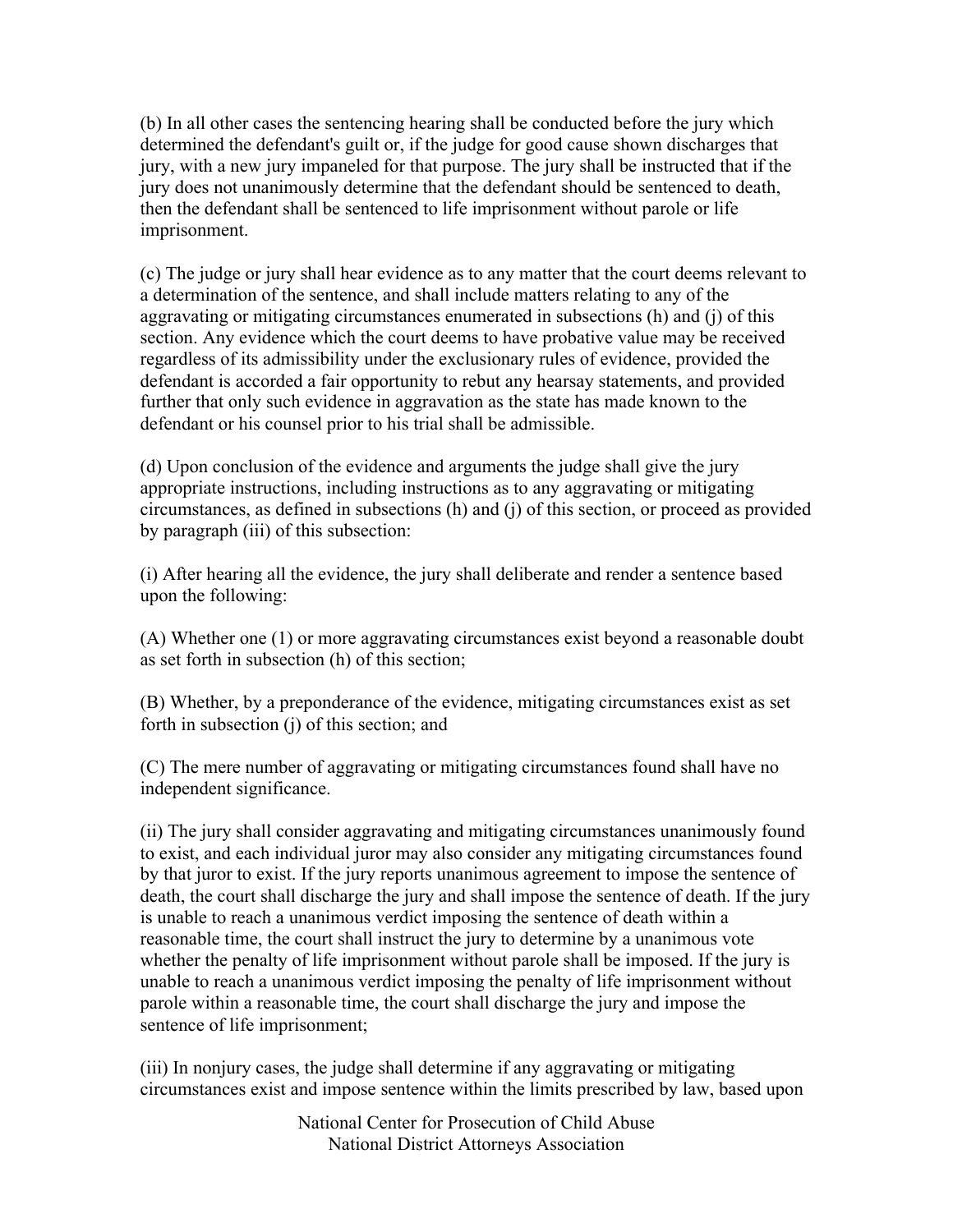(b) In all other cases the sentencing hearing shall be conducted before the jury which determined the defendant's guilt or, if the judge for good cause shown discharges that jury, with a new jury impaneled for that purpose. The jury shall be instructed that if the jury does not unanimously determine that the defendant should be sentenced to death, then the defendant shall be sentenced to life imprisonment without parole or life imprisonment.

(c) The judge or jury shall hear evidence as to any matter that the court deems relevant to a determination of the sentence, and shall include matters relating to any of the aggravating or mitigating circumstances enumerated in subsections (h) and (j) of this section. Any evidence which the court deems to have probative value may be received regardless of its admissibility under the exclusionary rules of evidence, provided the defendant is accorded a fair opportunity to rebut any hearsay statements, and provided further that only such evidence in aggravation as the state has made known to the defendant or his counsel prior to his trial shall be admissible.

(d) Upon conclusion of the evidence and arguments the judge shall give the jury appropriate instructions, including instructions as to any aggravating or mitigating circumstances, as defined in subsections (h) and (j) of this section, or proceed as provided by paragraph (iii) of this subsection:

(i) After hearing all the evidence, the jury shall deliberate and render a sentence based upon the following:

(A) Whether one (1) or more aggravating circumstances exist beyond a reasonable doubt as set forth in subsection (h) of this section;

(B) Whether, by a preponderance of the evidence, mitigating circumstances exist as set forth in subsection (j) of this section; and

(C) The mere number of aggravating or mitigating circumstances found shall have no independent significance.

(ii) The jury shall consider aggravating and mitigating circumstances unanimously found to exist, and each individual juror may also consider any mitigating circumstances found by that juror to exist. If the jury reports unanimous agreement to impose the sentence of death, the court shall discharge the jury and shall impose the sentence of death. If the jury is unable to reach a unanimous verdict imposing the sentence of death within a reasonable time, the court shall instruct the jury to determine by a unanimous vote whether the penalty of life imprisonment without parole shall be imposed. If the jury is unable to reach a unanimous verdict imposing the penalty of life imprisonment without parole within a reasonable time, the court shall discharge the jury and impose the sentence of life imprisonment;

(iii) In nonjury cases, the judge shall determine if any aggravating or mitigating circumstances exist and impose sentence within the limits prescribed by law, based upon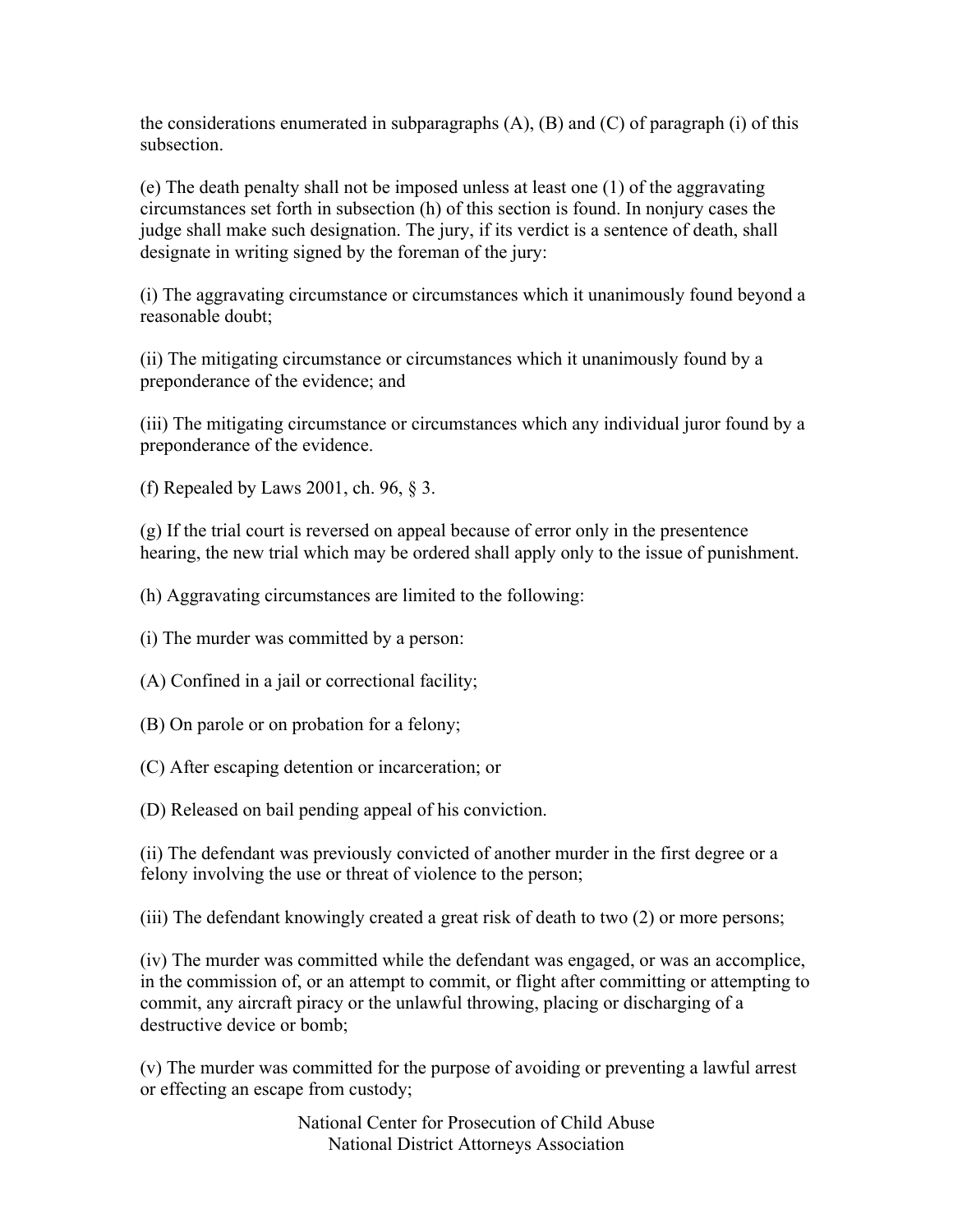the considerations enumerated in subparagraphs (A), (B) and (C) of paragraph (i) of this subsection.

(e) The death penalty shall not be imposed unless at least one (1) of the aggravating circumstances set forth in subsection (h) of this section is found. In nonjury cases the judge shall make such designation. The jury, if its verdict is a sentence of death, shall designate in writing signed by the foreman of the jury:

(i) The aggravating circumstance or circumstances which it unanimously found beyond a reasonable doubt;

(ii) The mitigating circumstance or circumstances which it unanimously found by a preponderance of the evidence; and

(iii) The mitigating circumstance or circumstances which any individual juror found by a preponderance of the evidence.

(f) Repealed by Laws 2001, ch. 96, § 3.

(g) If the trial court is reversed on appeal because of error only in the presentence hearing, the new trial which may be ordered shall apply only to the issue of punishment.

(h) Aggravating circumstances are limited to the following:

(i) The murder was committed by a person:

(A) Confined in a jail or correctional facility;

(B) On parole or on probation for a felony;

(C) After escaping detention or incarceration; or

(D) Released on bail pending appeal of his conviction.

(ii) The defendant was previously convicted of another murder in the first degree or a felony involving the use or threat of violence to the person;

(iii) The defendant knowingly created a great risk of death to two (2) or more persons;

(iv) The murder was committed while the defendant was engaged, or was an accomplice, in the commission of, or an attempt to commit, or flight after committing or attempting to commit, any aircraft piracy or the unlawful throwing, placing or discharging of a destructive device or bomb;

(v) The murder was committed for the purpose of avoiding or preventing a lawful arrest or effecting an escape from custody;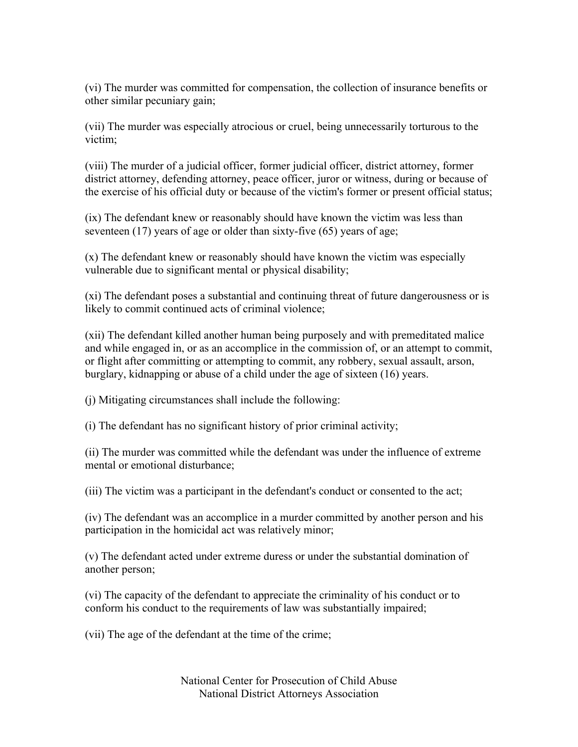(vi) The murder was committed for compensation, the collection of insurance benefits or other similar pecuniary gain;

(vii) The murder was especially atrocious or cruel, being unnecessarily torturous to the victim;

(viii) The murder of a judicial officer, former judicial officer, district attorney, former district attorney, defending attorney, peace officer, juror or witness, during or because of the exercise of his official duty or because of the victim's former or present official status;

(ix) The defendant knew or reasonably should have known the victim was less than seventeen (17) years of age or older than sixty-five (65) years of age;

(x) The defendant knew or reasonably should have known the victim was especially vulnerable due to significant mental or physical disability;

(xi) The defendant poses a substantial and continuing threat of future dangerousness or is likely to commit continued acts of criminal violence;

(xii) The defendant killed another human being purposely and with premeditated malice and while engaged in, or as an accomplice in the commission of, or an attempt to commit, or flight after committing or attempting to commit, any robbery, sexual assault, arson, burglary, kidnapping or abuse of a child under the age of sixteen (16) years.

(j) Mitigating circumstances shall include the following:

(i) The defendant has no significant history of prior criminal activity;

(ii) The murder was committed while the defendant was under the influence of extreme mental or emotional disturbance;

(iii) The victim was a participant in the defendant's conduct or consented to the act;

(iv) The defendant was an accomplice in a murder committed by another person and his participation in the homicidal act was relatively minor;

(v) The defendant acted under extreme duress or under the substantial domination of another person;

(vi) The capacity of the defendant to appreciate the criminality of his conduct or to conform his conduct to the requirements of law was substantially impaired;

(vii) The age of the defendant at the time of the crime;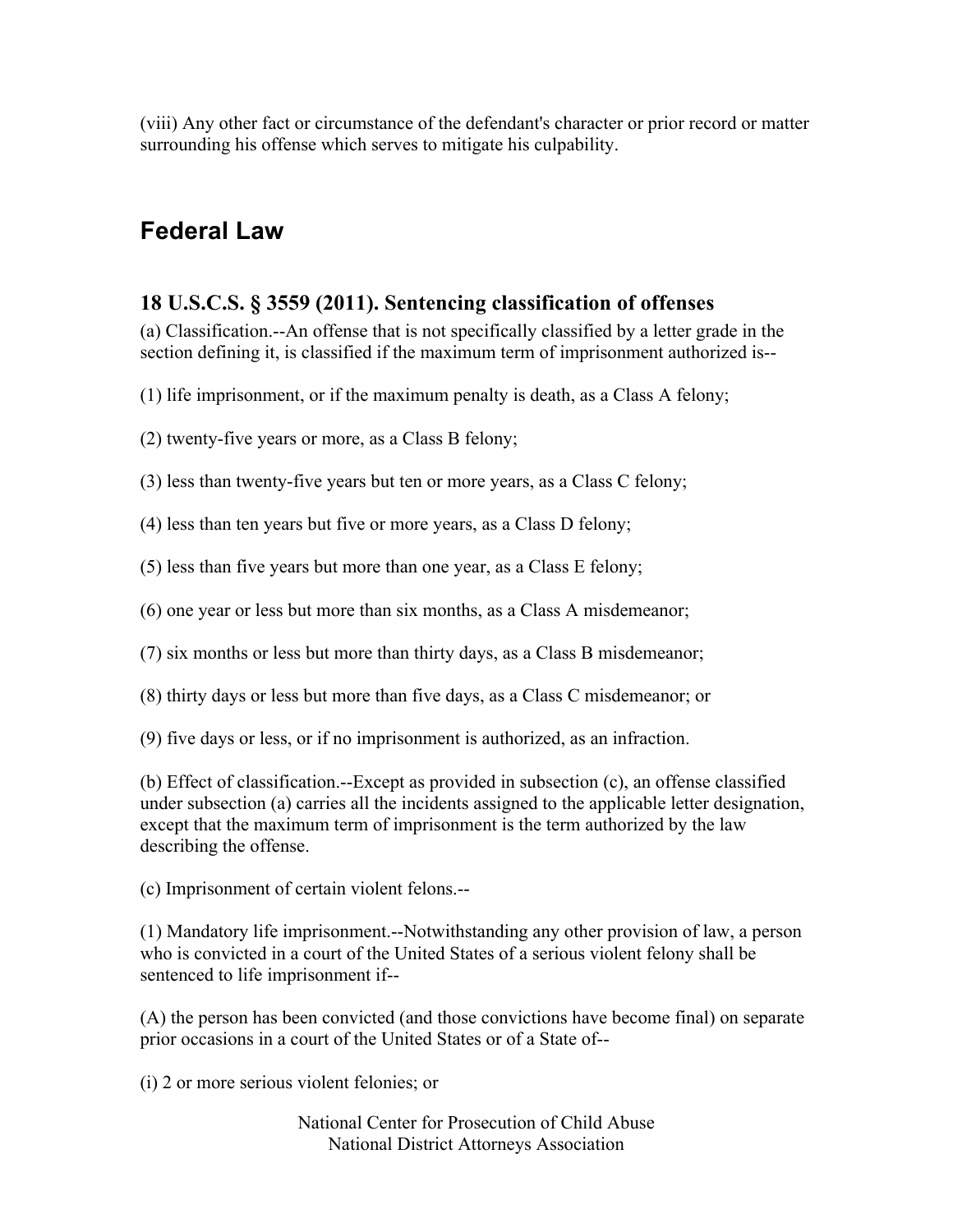(viii) Any other fact or circumstance of the defendant's character or prior record or matter surrounding his offense which serves to mitigate his culpability.

## Federal Law

### 18 U.S.C.S. § 3559 (2011). Sentencing classification of offenses

(a) Classification.--An offense that is not specifically classified by a letter grade in the section defining it, is classified if the maximum term of imprisonment authorized is--

(1) life imprisonment, or if the maximum penalty is death, as a Class A felony;

(2) twenty-five years or more, as a Class B felony;

(3) less than twenty-five years but ten or more years, as a Class C felony;

(4) less than ten years but five or more years, as a Class D felony;

(5) less than five years but more than one year, as a Class E felony;

(6) one year or less but more than six months, as a Class A misdemeanor;

(7) six months or less but more than thirty days, as a Class B misdemeanor;

(8) thirty days or less but more than five days, as a Class C misdemeanor; or

(9) five days or less, or if no imprisonment is authorized, as an infraction.

(b) Effect of classification.--Except as provided in subsection (c), an offense classified under subsection (a) carries all the incidents assigned to the applicable letter designation, except that the maximum term of imprisonment is the term authorized by the law describing the offense.

(c) Imprisonment of certain violent felons.--

(1) Mandatory life imprisonment.--Notwithstanding any other provision of law, a person who is convicted in a court of the United States of a serious violent felony shall be sentenced to life imprisonment if--

(A) the person has been convicted (and those convictions have become final) on separate prior occasions in a court of the United States or of a State of--

(i) 2 or more serious violent felonies; or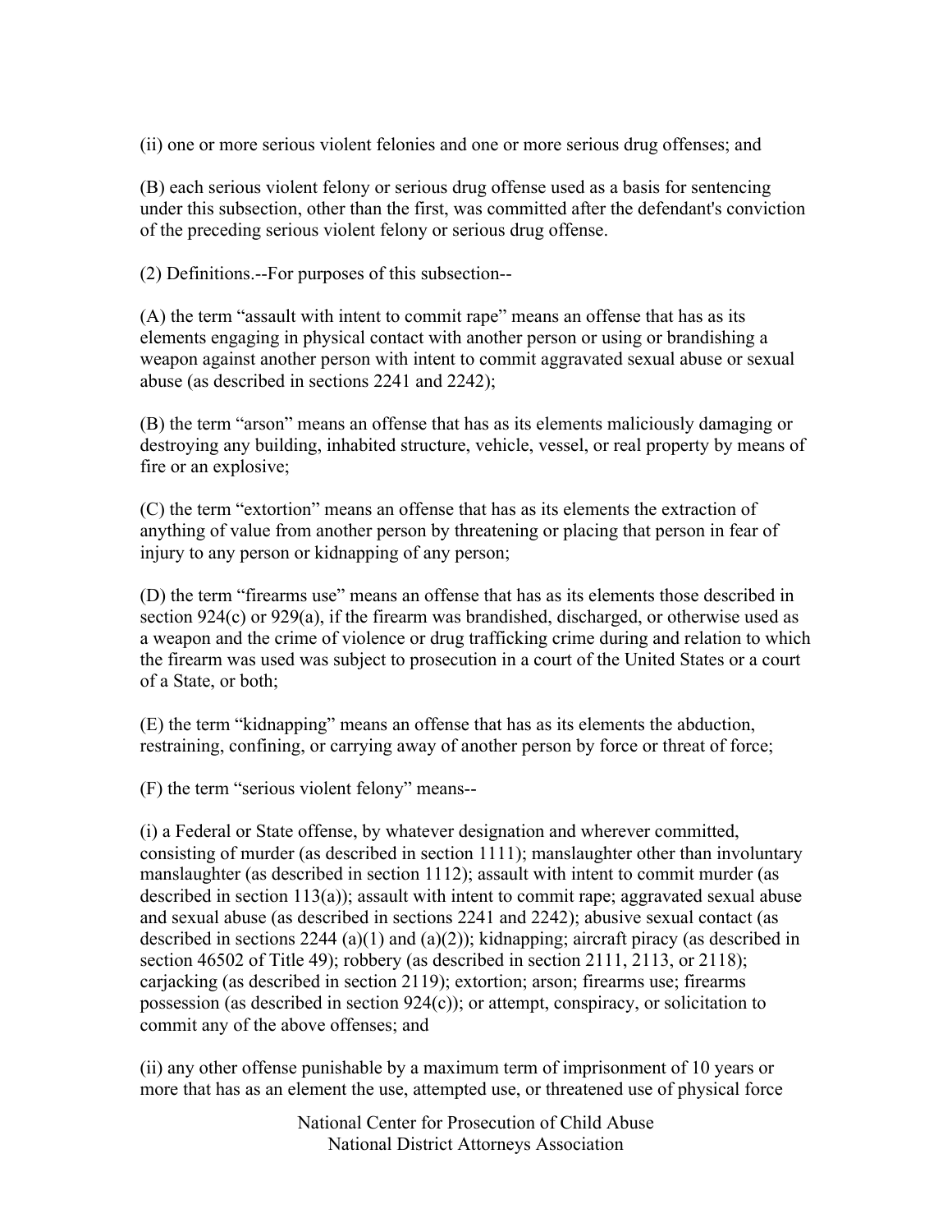(ii) one or more serious violent felonies and one or more serious drug offenses; and

(B) each serious violent felony or serious drug offense used as a basis for sentencing under this subsection, other than the first, was committed after the defendant's conviction of the preceding serious violent felony or serious drug offense.

(2) Definitions.--For purposes of this subsection--

(A) the term "assault with intent to commit rape" means an offense that has as its elements engaging in physical contact with another person or using or brandishing a weapon against another person with intent to commit aggravated sexual abuse or sexual abuse (as described in sections 2241 and 2242);

(B) the term "arson" means an offense that has as its elements maliciously damaging or destroying any building, inhabited structure, vehicle, vessel, or real property by means of fire or an explosive;

(C) the term "extortion" means an offense that has as its elements the extraction of anything of value from another person by threatening or placing that person in fear of injury to any person or kidnapping of any person;

(D) the term "firearms use" means an offense that has as its elements those described in section 924(c) or 929(a), if the firearm was brandished, discharged, or otherwise used as a weapon and the crime of violence or drug trafficking crime during and relation to which the firearm was used was subject to prosecution in a court of the United States or a court of a State, or both;

(E) the term "kidnapping" means an offense that has as its elements the abduction, restraining, confining, or carrying away of another person by force or threat of force;

(F) the term "serious violent felony" means--

(i) a Federal or State offense, by whatever designation and wherever committed, consisting of murder (as described in section 1111); manslaughter other than involuntary manslaughter (as described in section 1112); assault with intent to commit murder (as described in section 113(a)); assault with intent to commit rape; aggravated sexual abuse and sexual abuse (as described in sections 2241 and 2242); abusive sexual contact (as described in sections 2244 (a)(1) and (a)(2)); kidnapping; aircraft piracy (as described in section 46502 of Title 49); robbery (as described in section 2111, 2113, or 2118); carjacking (as described in section 2119); extortion; arson; firearms use; firearms possession (as described in section 924(c)); or attempt, conspiracy, or solicitation to commit any of the above offenses; and

(ii) any other offense punishable by a maximum term of imprisonment of 10 years or more that has as an element the use, attempted use, or threatened use of physical force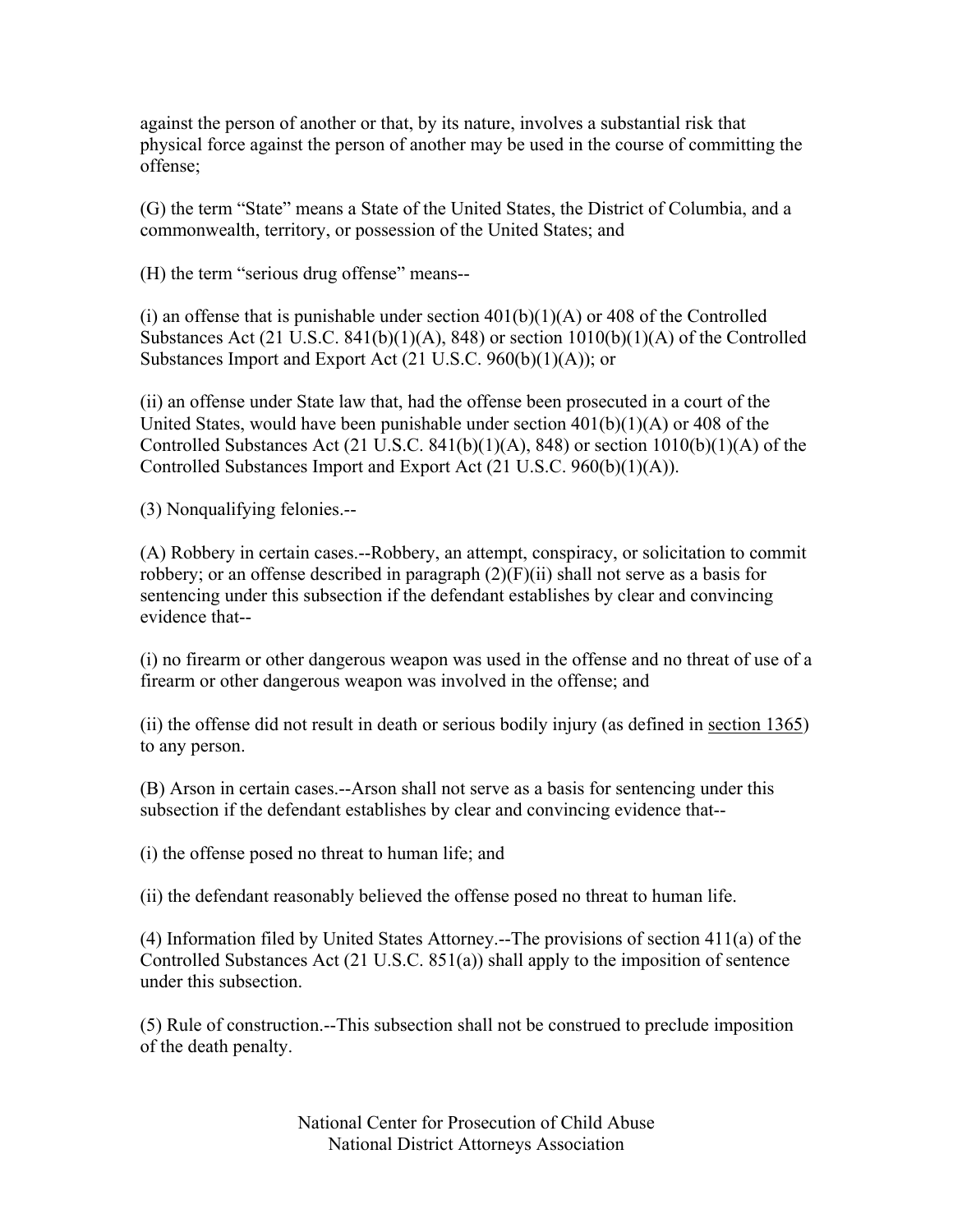against the person of another or that, by its nature, involves a substantial risk that physical force against the person of another may be used in the course of committing the offense;

(G) the term "State" means a State of the United States, the District of Columbia, and a commonwealth, territory, or possession of the United States; and

(H) the term "serious drug offense" means--

(i) an offense that is punishable under section 401(b)(1)(A) or 408 of the Controlled Substances Act (21 U.S.C. 841(b)(1)(A), 848) or section 1010(b)(1)(A) of the Controlled Substances Import and Export Act (21 U.S.C. 960(b)(1)(A)); or

(ii) an offense under State law that, had the offense been prosecuted in a court of the United States, would have been punishable under section 401(b)(1)(A) or 408 of the Controlled Substances Act (21 U.S.C. 841(b)(1)(A), 848) or section 1010(b)(1)(A) of the Controlled Substances Import and Export Act (21 U.S.C. 960(b)(1)(A)).

(3) Nonqualifying felonies.--

(A) Robbery in certain cases.--Robbery, an attempt, conspiracy, or solicitation to commit robbery; or an offense described in paragraph (2)(F)(ii) shall not serve as a basis for sentencing under this subsection if the defendant establishes by clear and convincing evidence that--

(i) no firearm or other dangerous weapon was used in the offense and no threat of use of a firearm or other dangerous weapon was involved in the offense; and

(ii) the offense did not result in death or serious bodily injury (as defined in section 1365) to any person.

(B) Arson in certain cases.--Arson shall not serve as a basis for sentencing under this subsection if the defendant establishes by clear and convincing evidence that--

(i) the offense posed no threat to human life; and

(ii) the defendant reasonably believed the offense posed no threat to human life.

(4) Information filed by United States Attorney.--The provisions of section 411(a) of the Controlled Substances Act (21 U.S.C. 851(a)) shall apply to the imposition of sentence under this subsection.

(5) Rule of construction.--This subsection shall not be construed to preclude imposition of the death penalty.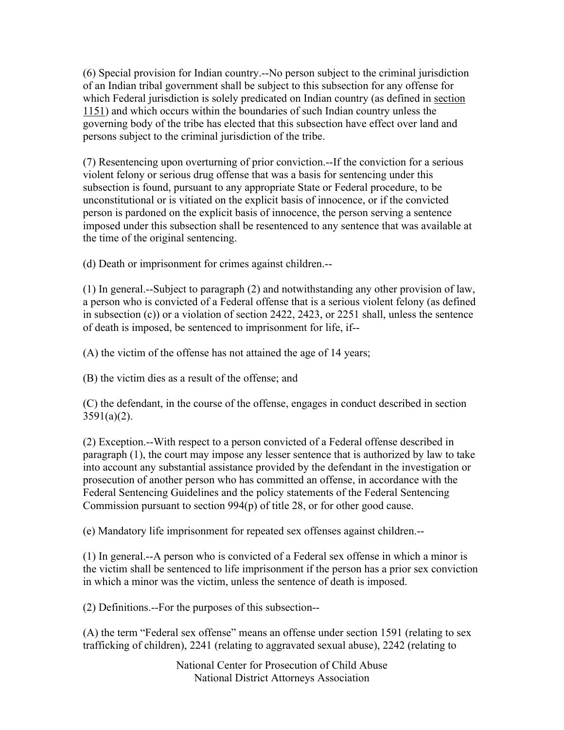(6) Special provision for Indian country.--No person subject to the criminal jurisdiction of an Indian tribal government shall be subject to this subsection for any offense for which Federal jurisdiction is solely predicated on Indian country (as defined in section 1151) and which occurs within the boundaries of such Indian country unless the governing body of the tribe has elected that this subsection have effect over land and persons subject to the criminal jurisdiction of the tribe.

(7) Resentencing upon overturning of prior conviction.--If the conviction for a serious violent felony or serious drug offense that was a basis for sentencing under this subsection is found, pursuant to any appropriate State or Federal procedure, to be unconstitutional or is vitiated on the explicit basis of innocence, or if the convicted person is pardoned on the explicit basis of innocence, the person serving a sentence imposed under this subsection shall be resentenced to any sentence that was available at the time of the original sentencing.

(d) Death or imprisonment for crimes against children.--

(1) In general.--Subject to paragraph (2) and notwithstanding any other provision of law, a person who is convicted of a Federal offense that is a serious violent felony (as defined in subsection (c)) or a violation of section 2422, 2423, or 2251 shall, unless the sentence of death is imposed, be sentenced to imprisonment for life, if--

(A) the victim of the offense has not attained the age of 14 years;

(B) the victim dies as a result of the offense; and

(C) the defendant, in the course of the offense, engages in conduct described in section 3591(a)(2).

(2) Exception.--With respect to a person convicted of a Federal offense described in paragraph (1), the court may impose any lesser sentence that is authorized by law to take into account any substantial assistance provided by the defendant in the investigation or prosecution of another person who has committed an offense, in accordance with the Federal Sentencing Guidelines and the policy statements of the Federal Sentencing Commission pursuant to section 994(p) of title 28, or for other good cause.

(e) Mandatory life imprisonment for repeated sex offenses against children.--

(1) In general.--A person who is convicted of a Federal sex offense in which a minor is the victim shall be sentenced to life imprisonment if the person has a prior sex conviction in which a minor was the victim, unless the sentence of death is imposed.

(2) Definitions.--For the purposes of this subsection--

(A) the term "Federal sex offense" means an offense under section 1591 (relating to sex trafficking of children), 2241 (relating to aggravated sexual abuse), 2242 (relating to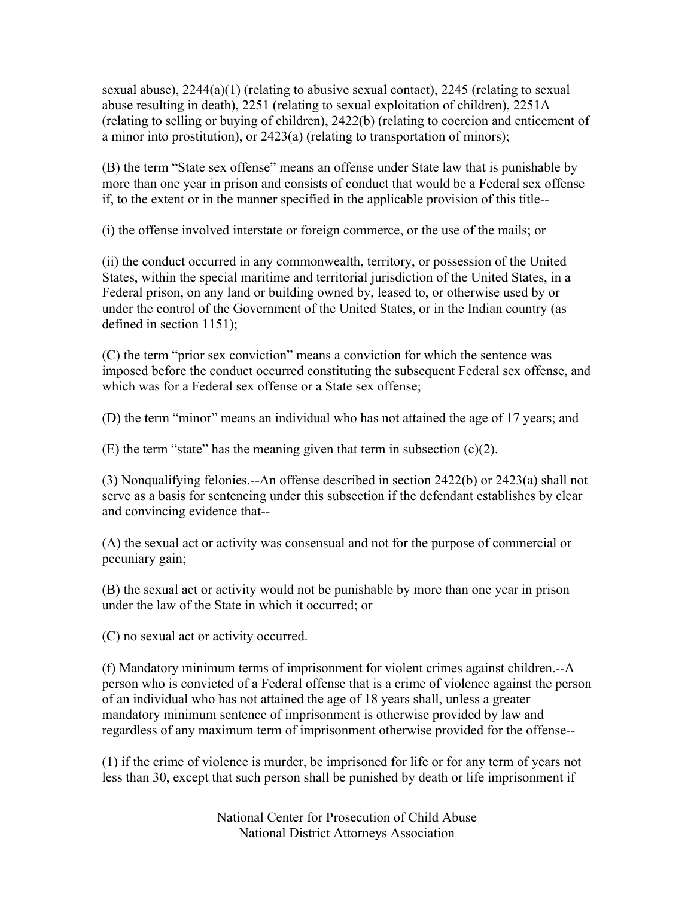sexual abuse), 2244(a)(1) (relating to abusive sexual contact), 2245 (relating to sexual abuse resulting in death), 2251 (relating to sexual exploitation of children), 2251A (relating to selling or buying of children), 2422(b) (relating to coercion and enticement of a minor into prostitution), or 2423(a) (relating to transportation of minors);

(B) the term "State sex offense" means an offense under State law that is punishable by more than one year in prison and consists of conduct that would be a Federal sex offense if, to the extent or in the manner specified in the applicable provision of this title--

(i) the offense involved interstate or foreign commerce, or the use of the mails; or

(ii) the conduct occurred in any commonwealth, territory, or possession of the United States, within the special maritime and territorial jurisdiction of the United States, in a Federal prison, on any land or building owned by, leased to, or otherwise used by or under the control of the Government of the United States, or in the Indian country (as defined in section 1151);

(C) the term "prior sex conviction" means a conviction for which the sentence was imposed before the conduct occurred constituting the subsequent Federal sex offense, and which was for a Federal sex offense or a State sex offense;

(D) the term "minor" means an individual who has not attained the age of 17 years; and

(E) the term "state" has the meaning given that term in subsection (c)(2).

(3) Nonqualifying felonies.--An offense described in section 2422(b) or 2423(a) shall not serve as a basis for sentencing under this subsection if the defendant establishes by clear and convincing evidence that--

(A) the sexual act or activity was consensual and not for the purpose of commercial or pecuniary gain;

(B) the sexual act or activity would not be punishable by more than one year in prison under the law of the State in which it occurred; or

(C) no sexual act or activity occurred.

(f) Mandatory minimum terms of imprisonment for violent crimes against children.--A person who is convicted of a Federal offense that is a crime of violence against the person of an individual who has not attained the age of 18 years shall, unless a greater mandatory minimum sentence of imprisonment is otherwise provided by law and regardless of any maximum term of imprisonment otherwise provided for the offense--

(1) if the crime of violence is murder, be imprisoned for life or for any term of years not less than 30, except that such person shall be punished by death or life imprisonment if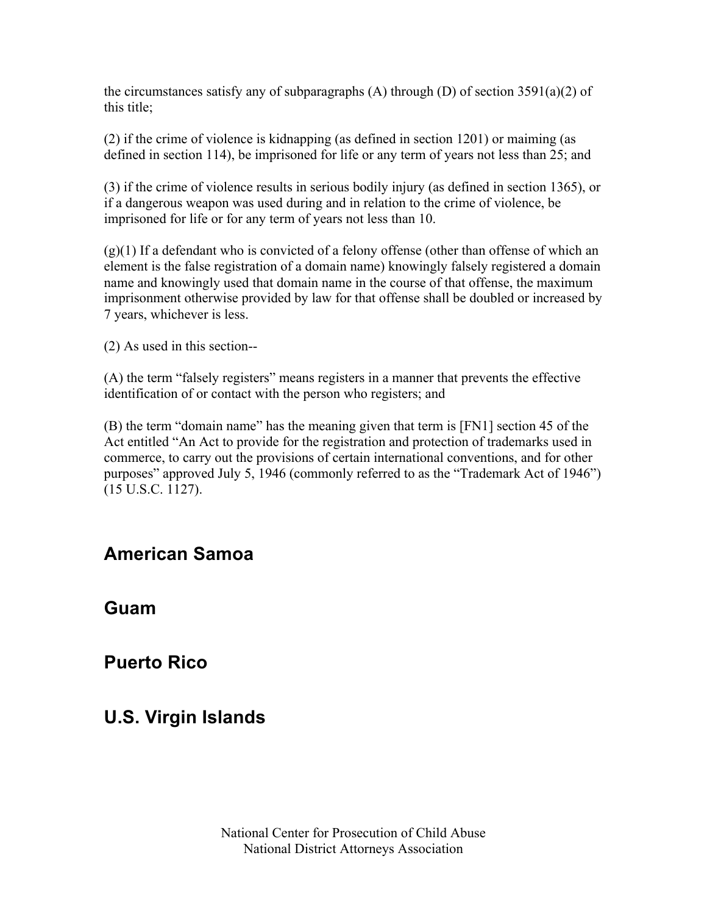the circumstances satisfy any of subparagraphs (A) through (D) of section 3591(a)(2) of this title;

(2) if the crime of violence is kidnapping (as defined in section 1201) or maiming (as defined in section 114), be imprisoned for life or any term of years not less than 25; and

(3) if the crime of violence results in serious bodily injury (as defined in section 1365), or if a dangerous weapon was used during and in relation to the crime of violence, be imprisoned for life or for any term of years not less than 10.

(g)(1) If a defendant who is convicted of a felony offense (other than offense of which an element is the false registration of a domain name) knowingly falsely registered a domain name and knowingly used that domain name in the course of that offense, the maximum imprisonment otherwise provided by law for that offense shall be doubled or increased by 7 years, whichever is less.

(2) As used in this section--

(A) the term "falsely registers" means registers in a manner that prevents the effective identification of or contact with the person who registers; and

(B) the term "domain name" has the meaning given that term is [FN1] section 45 of the Act entitled "An Act to provide for the registration and protection of trademarks used in commerce, to carry out the provisions of certain international conventions, and for other purposes" approved July 5, 1946 (commonly referred to as the "Trademark Act of 1946") (15 U.S.C. 1127).

## American Samoa

## Guam

## Puerto Rico

## U.S. Virgin Islands